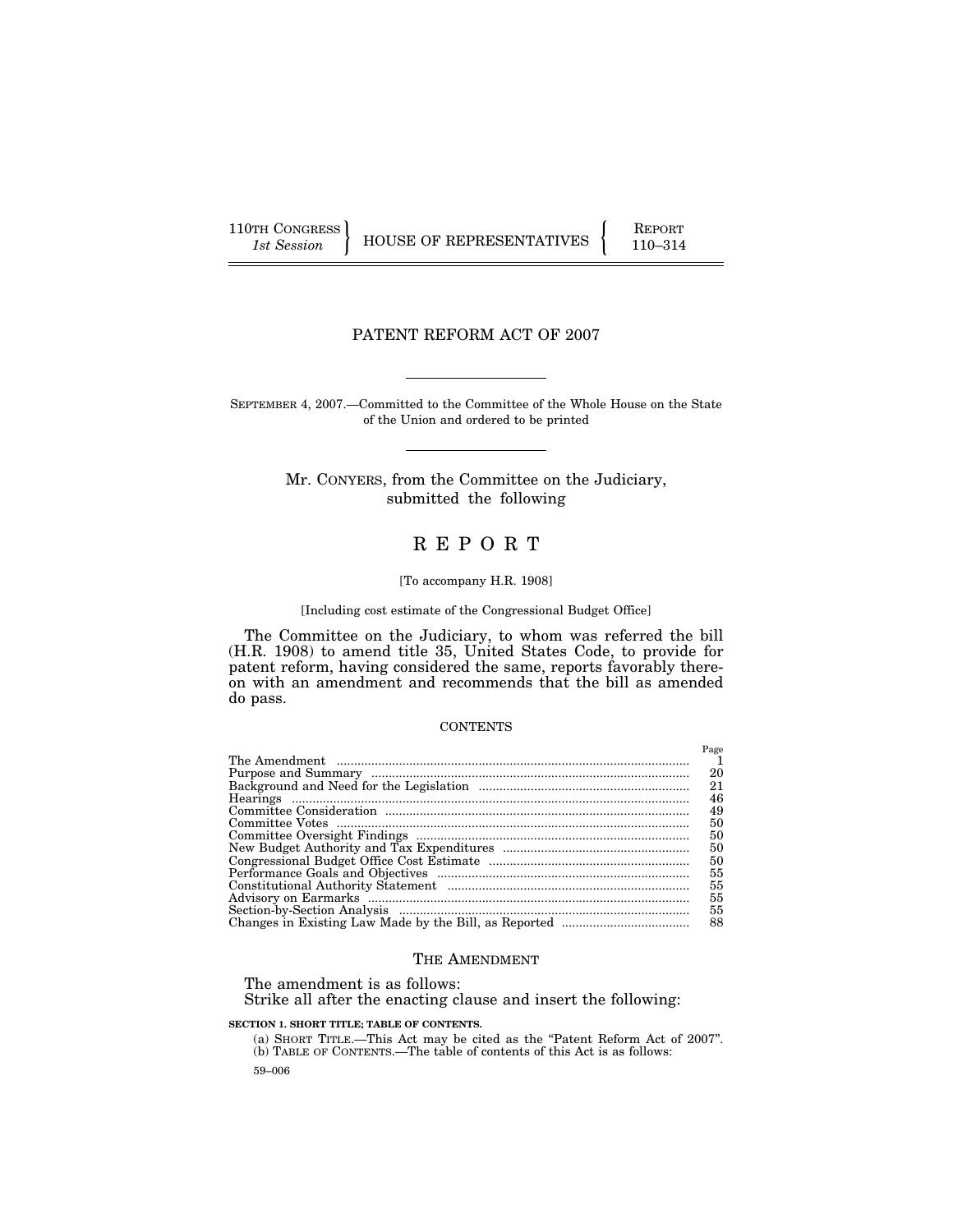110TH CONGRESS
*1st Session*

HOUSE OF REPRESENTATIVES

REPORT
110–314

# PATENT REFORM ACT OF 2007

SEPTEMBER 4, 2007.—Committed to the Committee of the Whole House on the State of the Union and ordered to be printed

Mr. CONYERS, from the Committee on the Judiciary, submitted the following

## REPORT

[To accompany H.R. 1908]

[Including cost estimate of the Congressional Budget Office]

The Committee on the Judiciary, to whom was referred the bill (H.R. 1908) to amend title 35, United States Code, to provide for patent reform, having considered the same, reports favorably thereon with an amendment and recommends that the bill as amended do pass.

### CONTENTS

| | Page |
|---|---|
| The Amendment | 1 |
| Purpose and Summary | 20 |
| Background and Need for the Legislation | 21 |
| Hearings | 46 |
| Committee Consideration | 49 |
| Committee Votes | 50 |
| Committee Oversight Findings | 50 |
| New Budget Authority and Tax Expenditures | 50 |
| Congressional Budget Office Cost Estimate | 50 |
| Performance Goals and Objectives | 55 |
| Constitutional Authority Statement | 55 |
| Advisory on Earmarks | 55 |
| Section-by-Section Analysis | 55 |
| Changes in Existing Law Made by the Bill, as Reported | 88 |

### THE AMENDMENT

The amendment is as follows:
Strike all after the enacting clause and insert the following:

**SECTION 1. SHORT TITLE; TABLE OF CONTENTS.**

(a) SHORT TITLE.—This Act may be cited as the "Patent Reform Act of 2007".
(b) TABLE OF CONTENTS.—The table of contents of this Act is as follows:

59–006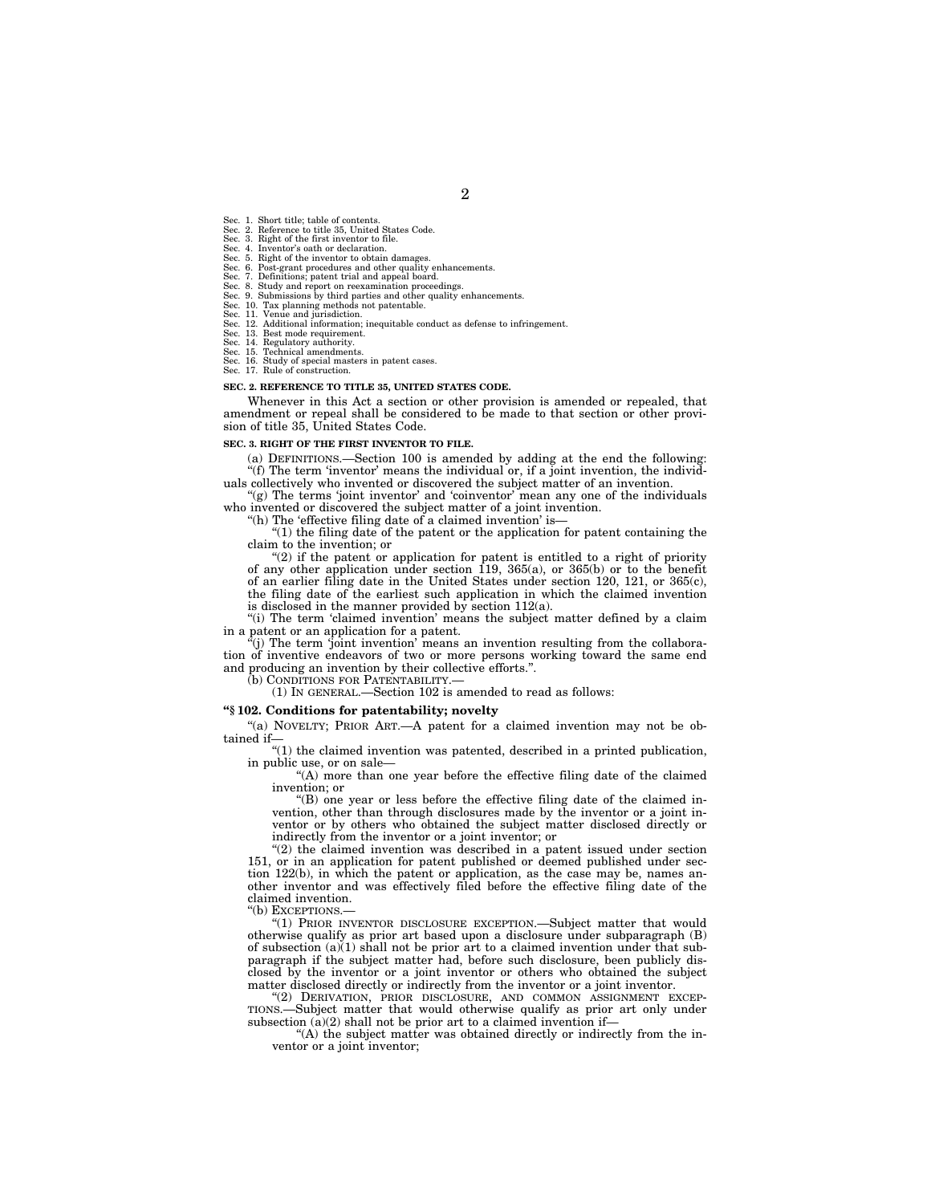Sec. 1. Short title; table of contents.
Sec. 2. Reference to title 35, United States Code.
Sec. 3. Right of the first inventor to file.
Sec. 4. Inventor's oath or declaration.
Sec. 5. Right of the inventor to obtain damages.
Sec. 6. Post-grant procedures and other quality enhancements.
Sec. 7. Definitions; patent trial and appeal board.
Sec. 8. Study and report on reexamination proceedings.
Sec. 9. Submissions by third parties and other quality enhancements.
Sec. 10. Tax planning methods not patentable.
Sec. 11. Venue and jurisdiction.
Sec. 12. Additional information; inequitable conduct as defense to infringement.
Sec. 13. Best mode requirement.
Sec. 14. Regulatory authority.
Sec. 15. Technical amendments.
Sec. 16. Study of special masters in patent cases.
Sec. 17. Rule of construction.

**SEC. 2. REFERENCE TO TITLE 35, UNITED STATES CODE.**

Whenever in this Act a section or other provision is amended or repealed, that amendment or repeal shall be considered to be made to that section or other provision of title 35, United States Code.

**SEC. 3. RIGHT OF THE FIRST INVENTOR TO FILE.**

(a) DEFINITIONS.—Section 100 is amended by adding at the end the following:

"(f) The term 'inventor' means the individual or, if a joint invention, the individuals collectively who invented or discovered the subject matter of an invention.

"(g) The terms 'joint inventor' and 'coinventor' mean any one of the individuals who invented or discovered the subject matter of a joint invention.

"(h) The 'effective filing date of a claimed invention' is—

"(1) the filing date of the patent or the application for patent containing the claim to the invention; or

"(2) if the patent or application for patent is entitled to a right of priority of any other application under section 119, 365(a), or 365(b) or to the benefit of an earlier filing date in the United States under section 120, 121, or 365(c), the filing date of the earliest such application in which the claimed invention is disclosed in the manner provided by section 112(a).

"(i) The term 'claimed invention' means the subject matter defined by a claim in a patent or an application for a patent.

"(j) The term 'joint invention' means an invention resulting from the collaboration of inventive endeavors of two or more persons working toward the same end and producing an invention by their collective efforts.".

(b) CONDITIONS FOR PATENTABILITY.—

(1) IN GENERAL.—Section 102 is amended to read as follows:

**"§ 102. Conditions for patentability; novelty**

"(a) NOVELTY; PRIOR ART.—A patent for a claimed invention may not be obtained if—

"(1) the claimed invention was patented, described in a printed publication, in public use, or on sale—

"(A) more than one year before the effective filing date of the claimed invention; or

"(B) one year or less before the effective filing date of the claimed invention, other than through disclosures made by the inventor or a joint inventor or by others who obtained the subject matter disclosed directly or indirectly from the inventor or a joint inventor; or

"(2) the claimed invention was described in a patent issued under section 151, or in an application for patent published or deemed published under section 122(b), in which the patent or application, as the case may be, names another inventor and was effectively filed before the effective filing date of the claimed invention.

"(b) EXCEPTIONS.—

"(1) PRIOR INVENTOR DISCLOSURE EXCEPTION.—Subject matter that would otherwise qualify as prior art based upon a disclosure under subparagraph (B) of subsection (a)(1) shall not be prior art to a claimed invention under that subparagraph if the subject matter had, before such disclosure, been publicly disclosed by the inventor or a joint inventor or others who obtained the subject matter disclosed directly or indirectly from the inventor or a joint inventor.

"(2) DERIVATION, PRIOR DISCLOSURE, AND COMMON ASSIGNMENT EXCEPTIONS.—Subject matter that would otherwise qualify as prior art only under subsection (a)(2) shall not be prior art to a claimed invention if—

"(A) the subject matter was obtained directly or indirectly from the inventor or a joint inventor;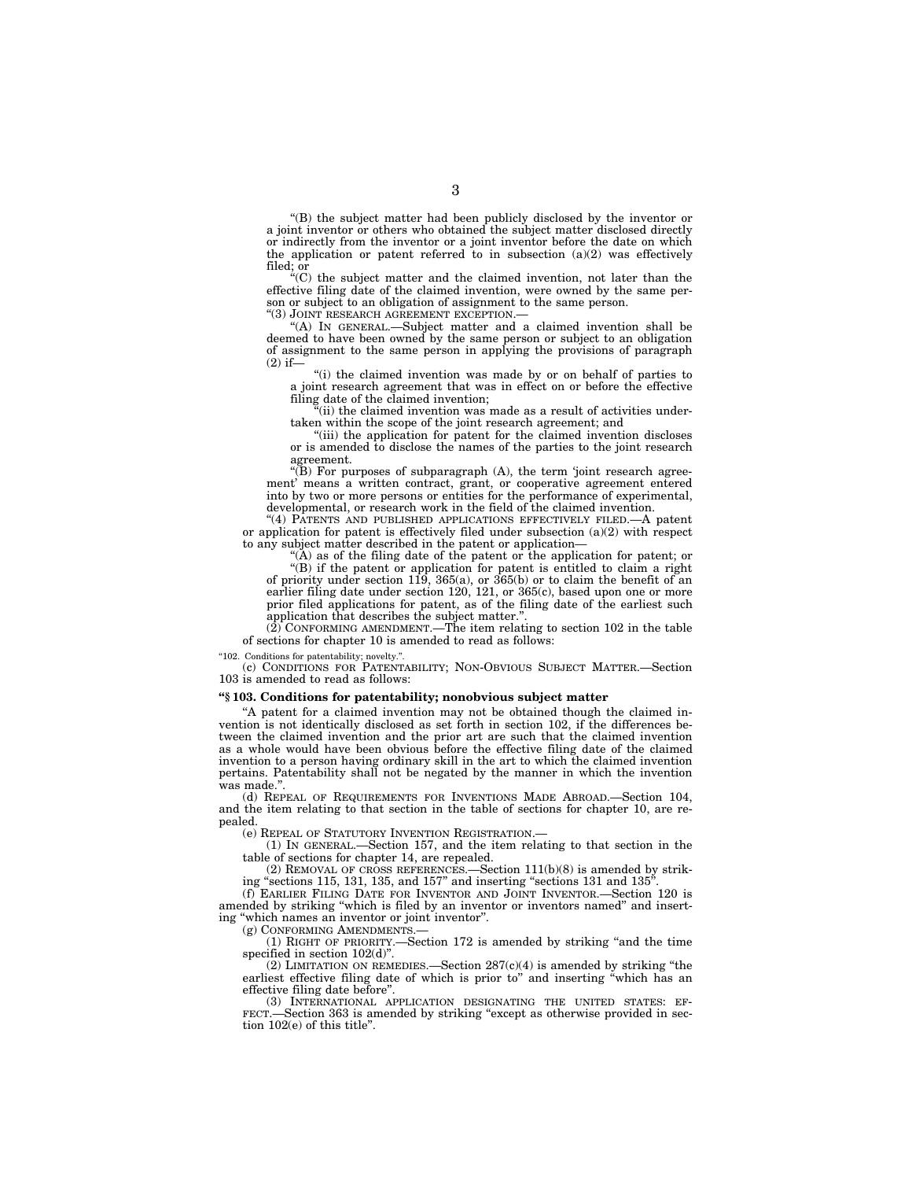"(B) the subject matter had been publicly disclosed by the inventor or a joint inventor or others who obtained the subject matter disclosed directly or indirectly from the inventor or a joint inventor before the date on which the application or patent referred to in subsection (a)(2) was effectively filed; or

"(C) the subject matter and the claimed invention, not later than the effective filing date of the claimed invention, were owned by the same person or subject to an obligation of assignment to the same person.

"(3) JOINT RESEARCH AGREEMENT EXCEPTION.—

"(A) IN GENERAL.—Subject matter and a claimed invention shall be deemed to have been owned by the same person or subject to an obligation of assignment to the same person in applying the provisions of paragraph (2) if—

"(i) the claimed invention was made by or on behalf of parties to a joint research agreement that was in effect on or before the effective filing date of the claimed invention;

"(ii) the claimed invention was made as a result of activities undertaken within the scope of the joint research agreement; and

"(iii) the application for patent for the claimed invention discloses or is amended to disclose the names of the parties to the joint research agreement.

"(B) For purposes of subparagraph (A), the term 'joint research agreement' means a written contract, grant, or cooperative agreement entered into by two or more persons or entities for the performance of experimental, developmental, or research work in the field of the claimed invention.

"(4) PATENTS AND PUBLISHED APPLICATIONS EFFECTIVELY FILED.—A patent or application for patent is effectively filed under subsection (a)(2) with respect to any subject matter described in the patent or application—

"(A) as of the filing date of the patent or the application for patent; or

"(B) if the patent or application for patent is entitled to claim a right of priority under section 119, 365(a), or 365(b) or to claim the benefit of an earlier filing date under section 120, 121, or 365(c), based upon one or more prior filed applications for patent, as of the filing date of the earliest such application that describes the subject matter.".

(2) CONFORMING AMENDMENT.—The item relating to section 102 in the table of sections for chapter 10 is amended to read as follows:

"102. Conditions for patentability; novelty.".

(c) CONDITIONS FOR PATENTABILITY; NON-OBVIOUS SUBJECT MATTER.—Section 103 is amended to read as follows:

**"§ 103. Conditions for patentability; nonobvious subject matter**

"A patent for a claimed invention may not be obtained though the claimed invention is not identically disclosed as set forth in section 102, if the differences between the claimed invention and the prior art are such that the claimed invention as a whole would have been obvious before the effective filing date of the claimed invention to a person having ordinary skill in the art to which the claimed invention pertains. Patentability shall not be negated by the manner in which the invention was made.".

(d) REPEAL OF REQUIREMENTS FOR INVENTIONS MADE ABROAD.—Section 104, and the item relating to that section in the table of sections for chapter 10, are repealed.

(e) REPEAL OF STATUTORY INVENTION REGISTRATION.—

(1) IN GENERAL.—Section 157, and the item relating to that section in the table of sections for chapter 14, are repealed.

(2) REMOVAL OF CROSS REFERENCES.—Section 111(b)(8) is amended by striking "sections 115, 131, 135, and 157" and inserting "sections 131 and 135".

(f) EARLIER FILING DATE FOR INVENTOR AND JOINT INVENTOR.—Section 120 is amended by striking "which is filed by an inventor or inventors named" and inserting "which names an inventor or joint inventor".

(g) CONFORMING AMENDMENTS.—

(1) RIGHT OF PRIORITY.—Section 172 is amended by striking "and the time specified in section 102(d)".

(2) LIMITATION ON REMEDIES.—Section 287(c)(4) is amended by striking "the earliest effective filing date of which is prior to" and inserting "which has an effective filing date before".

(3) INTERNATIONAL APPLICATION DESIGNATING THE UNITED STATES: EFFECT.—Section 363 is amended by striking "except as otherwise provided in section 102(e) of this title".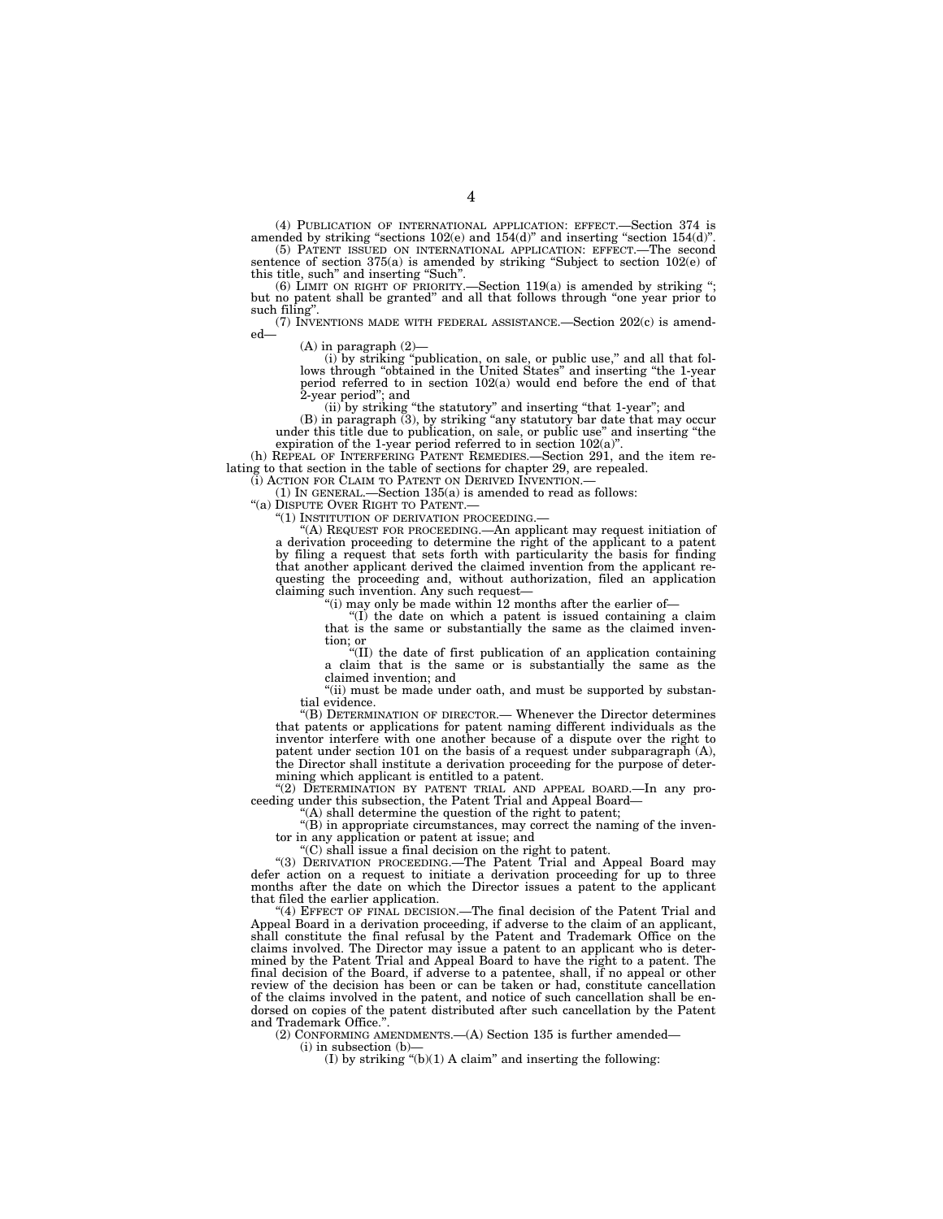(4) PUBLICATION OF INTERNATIONAL APPLICATION: EFFECT.—Section 374 is amended by striking "sections 102(e) and 154(d)" and inserting "section 154(d)".

(5) PATENT ISSUED ON INTERNATIONAL APPLICATION: EFFECT.—The second sentence of section 375(a) is amended by striking "Subject to section 102(e) of this title, such" and inserting "Such".

(6) LIMIT ON RIGHT OF PRIORITY.—Section 119(a) is amended by striking "; but no patent shall be granted" and all that follows through "one year prior to such filing".

(7) INVENTIONS MADE WITH FEDERAL ASSISTANCE.—Section 202(c) is amended—

(A) in paragraph (2)—

(i) by striking "publication, on sale, or public use," and all that follows through "obtained in the United States" and inserting "the 1-year period referred to in section 102(a) would end before the end of that 2-year period"; and

(ii) by striking "the statutory" and inserting "that 1-year"; and

(B) in paragraph (3), by striking "any statutory bar date that may occur under this title due to publication, on sale, or public use" and inserting "the expiration of the 1-year period referred to in section 102(a)".

(h) REPEAL OF INTERFERING PATENT REMEDIES.—Section 291, and the item relating to that section in the table of sections for chapter 29, are repealed.

(i) ACTION FOR CLAIM TO PATENT ON DERIVED INVENTION.—

(1) IN GENERAL.—Section 135(a) is amended to read as follows:

"(a) DISPUTE OVER RIGHT TO PATENT.—

"(1) INSTITUTION OF DERIVATION PROCEEDING.—

"(A) REQUEST FOR PROCEEDING.—An applicant may request initiation of a derivation proceeding to determine the right of the applicant to a patent by filing a request that sets forth with particularity the basis for finding that another applicant derived the claimed invention from the applicant requesting the proceeding and, without authorization, filed an application claiming such invention. Any such request—

"(i) may only be made within 12 months after the earlier of—

"(I) the date on which a patent is issued containing a claim that is the same or substantially the same as the claimed invention; or

"(II) the date of first publication of an application containing a claim that is the same or is substantially the same as the claimed invention; and

"(ii) must be made under oath, and must be supported by substantial evidence.

"(B) DETERMINATION OF DIRECTOR.— Whenever the Director determines that patents or applications for patent naming different individuals as the inventor interfere with one another because of a dispute over the right to patent under section 101 on the basis of a request under subparagraph (A), the Director shall institute a derivation proceeding for the purpose of determining which applicant is entitled to a patent.

"(2) DETERMINATION BY PATENT TRIAL AND APPEAL BOARD.—In any proceeding under this subsection, the Patent Trial and Appeal Board—

"(A) shall determine the question of the right to patent;

"(B) in appropriate circumstances, may correct the naming of the inventor in any application or patent at issue; and

"(C) shall issue a final decision on the right to patent.

"(3) DERIVATION PROCEEDING.—The Patent Trial and Appeal Board may defer action on a request to initiate a derivation proceeding for up to three months after the date on which the Director issues a patent to the applicant that filed the earlier application.

"(4) EFFECT OF FINAL DECISION.—The final decision of the Patent Trial and Appeal Board in a derivation proceeding, if adverse to the claim of an applicant, shall constitute the final refusal by the Patent and Trademark Office on the claims involved. The Director may issue a patent to an applicant who is determined by the Patent Trial and Appeal Board to have the right to a patent. The final decision of the Board, if adverse to a patentee, shall, if no appeal or other review of the decision has been or can be taken or had, constitute cancellation of the claims involved in the patent, and notice of such cancellation shall be endorsed on copies of the patent distributed after such cancellation by the Patent and Trademark Office.".

(2) CONFORMING AMENDMENTS.—(A) Section 135 is further amended—

(i) in subsection (b)—

(I) by striking "(b)(1) A claim" and inserting the following: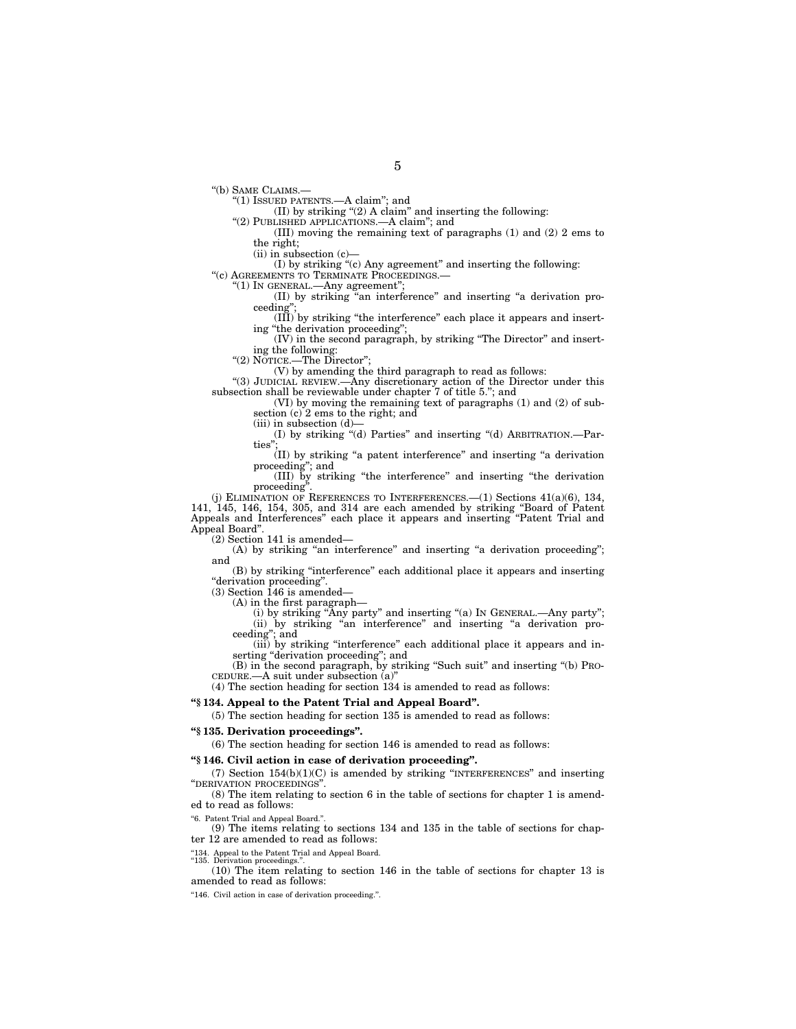"(b) SAME CLAIMS.—

"(1) ISSUED PATENTS.—A claim"; and

(II) by striking "(2) A claim" and inserting the following:

"(2) PUBLISHED APPLICATIONS.—A claim"; and

(III) moving the remaining text of paragraphs (1) and (2) 2 ems to the right;

(ii) in subsection (c)—

(I) by striking "(c) Any agreement" and inserting the following:

"(c) AGREEMENTS TO TERMINATE PROCEEDINGS.—

"(1) IN GENERAL.—Any agreement";

(II) by striking "an interference" and inserting "a derivation proceeding";

(III) by striking "the interference" each place it appears and inserting "the derivation proceeding";

(IV) in the second paragraph, by striking "The Director" and inserting the following:

"(2) NOTICE.—The Director";

(V) by amending the third paragraph to read as follows:

"(3) JUDICIAL REVIEW.—Any discretionary action of the Director under this subsection shall be reviewable under chapter 7 of title 5."; and

(VI) by moving the remaining text of paragraphs (1) and (2) of subsection (c) 2 ems to the right; and

(iii) in subsection (d)—

(I) by striking "(d) Parties" and inserting "(d) ARBITRATION.—Parties";

(II) by striking "a patent interference" and inserting "a derivation proceeding"; and

(III) by striking "the interference" and inserting "the derivation proceeding".

(j) ELIMINATION OF REFERENCES TO INTERFERENCES.—(1) Sections 41(a)(6), 134, 141, 145, 146, 154, 305, and 314 are each amended by striking "Board of Patent Appeals and Interferences" each place it appears and inserting "Patent Trial and Appeal Board".

(2) Section 141 is amended—

(A) by striking "an interference" and inserting "a derivation proceeding"; and

(B) by striking "interference" each additional place it appears and inserting "derivation proceeding".

(3) Section 146 is amended—

(A) in the first paragraph—

(i) by striking "Any party" and inserting "(a) IN GENERAL.—Any party";

(ii) by striking "an interference" and inserting "a derivation proceeding"; and

(iii) by striking "interference" each additional place it appears and inserting "derivation proceeding"; and

(B) in the second paragraph, by striking "Such suit" and inserting "(b) PROCEDURE.—A suit under subsection (a)"

(4) The section heading for section 134 is amended to read as follows:

**"§ 134. Appeal to the Patent Trial and Appeal Board".**

(5) The section heading for section 135 is amended to read as follows:

**"§ 135. Derivation proceedings".**

(6) The section heading for section 146 is amended to read as follows:

**"§ 146. Civil action in case of derivation proceeding".**

(7) Section 154(b)(1)(C) is amended by striking "INTERFERENCES" and inserting "DERIVATION PROCEEDINGS".

(8) The item relating to section 6 in the table of sections for chapter 1 is amended to read as follows:

"6. Patent Trial and Appeal Board.".

(9) The items relating to sections 134 and 135 in the table of sections for chapter 12 are amended to read as follows:

"134. Appeal to the Patent Trial and Appeal Board.
"135. Derivation proceedings.".

(10) The item relating to section 146 in the table of sections for chapter 13 is amended to read as follows:

"146. Civil action in case of derivation proceeding.".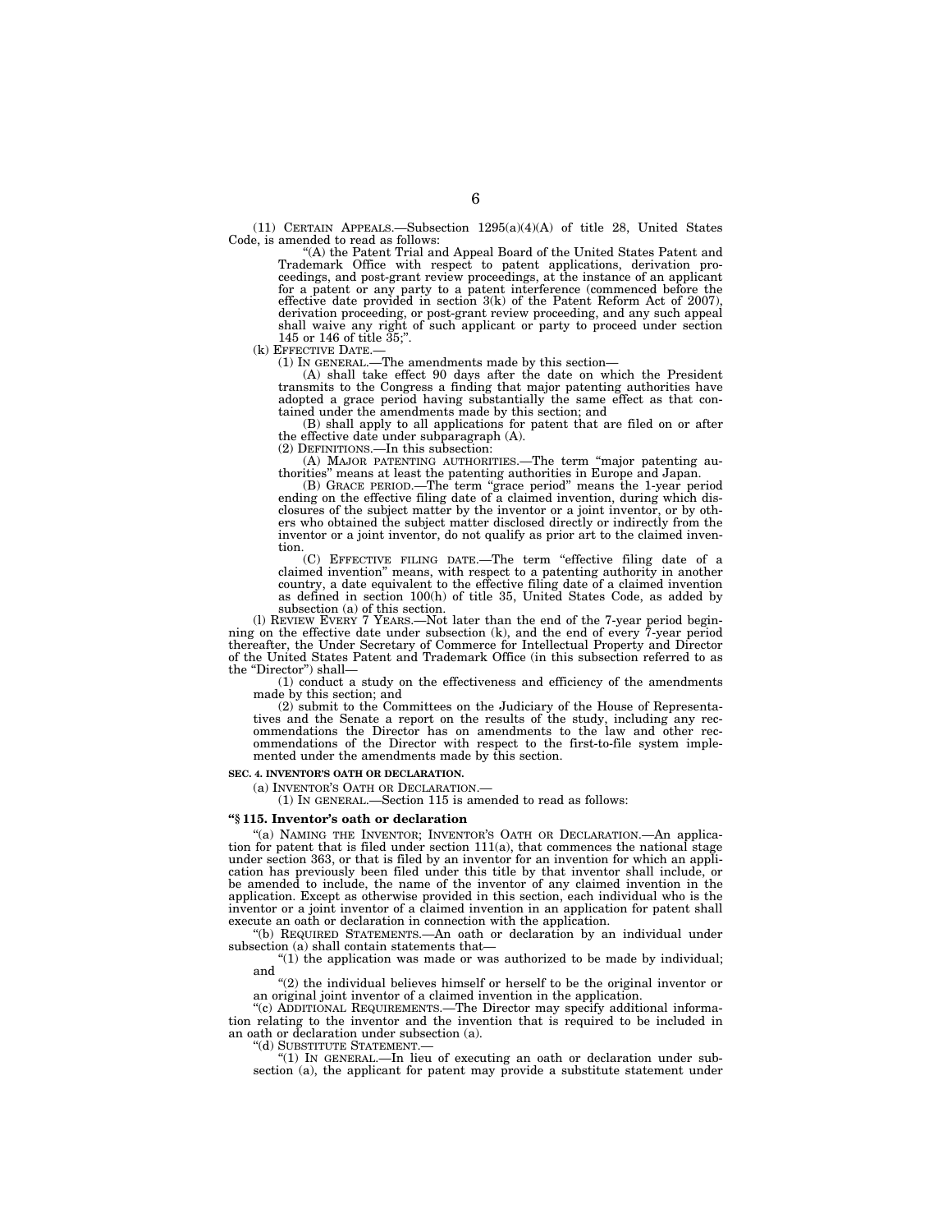(11) CERTAIN APPEALS.—Subsection 1295(a)(4)(A) of title 28, United States Code, is amended to read as follows:

"(A) the Patent Trial and Appeal Board of the United States Patent and Trademark Office with respect to patent applications, derivation proceedings, and post-grant review proceedings, at the instance of an applicant for a patent or any party to a patent interference (commenced before the effective date provided in section 3(k) of the Patent Reform Act of 2007), derivation proceeding, or post-grant review proceeding, and any such appeal shall waive any right of such applicant or party to proceed under section 145 or 146 of title 35;".

(k) EFFECTIVE DATE.—

(1) IN GENERAL.—The amendments made by this section—

(A) shall take effect 90 days after the date on which the President transmits to the Congress a finding that major patenting authorities have adopted a grace period having substantially the same effect as that contained under the amendments made by this section; and

(B) shall apply to all applications for patent that are filed on or after the effective date under subparagraph (A).

(2) DEFINITIONS.—In this subsection:

(A) MAJOR PATENTING AUTHORITIES.—The term "major patenting authorities" means at least the patenting authorities in Europe and Japan.

(B) GRACE PERIOD.—The term "grace period" means the 1-year period ending on the effective filing date of a claimed invention, during which disclosures of the subject matter by the inventor or a joint inventor, or by others who obtained the subject matter disclosed directly or indirectly from the inventor or a joint inventor, do not qualify as prior art to the claimed invention.

(C) EFFECTIVE FILING DATE.—The term "effective filing date of a claimed invention" means, with respect to a patenting authority in another country, a date equivalent to the effective filing date of a claimed invention as defined in section 100(h) of title 35, United States Code, as added by subsection (a) of this section.

(l) REVIEW EVERY 7 YEARS.—Not later than the end of the 7-year period beginning on the effective date under subsection (k), and the end of every 7-year period thereafter, the Under Secretary of Commerce for Intellectual Property and Director of the United States Patent and Trademark Office (in this subsection referred to as the "Director") shall—

(1) conduct a study on the effectiveness and efficiency of the amendments made by this section; and

(2) submit to the Committees on the Judiciary of the House of Representatives and the Senate a report on the results of the study, including any recommendations the Director has on amendments to the law and other recommendations of the Director with respect to the first-to-file system implemented under the amendments made by this section.

**SEC. 4. INVENTOR'S OATH OR DECLARATION.**

(a) INVENTOR'S OATH OR DECLARATION.—

(1) IN GENERAL.—Section 115 is amended to read as follows:

**"§ 115. Inventor's oath or declaration**

"(a) NAMING THE INVENTOR; INVENTOR'S OATH OR DECLARATION.—An application for patent that is filed under section 111(a), that commences the national stage under section 363, or that is filed by an inventor for an invention for which an application has previously been filed under this title by that inventor shall include, or be amended to include, the name of the inventor of any claimed invention in the application. Except as otherwise provided in this section, each individual who is the inventor or a joint inventor of a claimed invention in an application for patent shall execute an oath or declaration in connection with the application.

"(b) REQUIRED STATEMENTS.—An oath or declaration by an individual under subsection (a) shall contain statements that—

"(1) the application was made or was authorized to be made by individual; and

"(2) the individual believes himself or herself to be the original inventor or an original joint inventor of a claimed invention in the application.

"(c) ADDITIONAL REQUIREMENTS.—The Director may specify additional information relating to the inventor and the invention that is required to be included in an oath or declaration under subsection (a).

"(d) SUBSTITUTE STATEMENT.—

"(1) IN GENERAL.—In lieu of executing an oath or declaration under subsection (a), the applicant for patent may provide a substitute statement under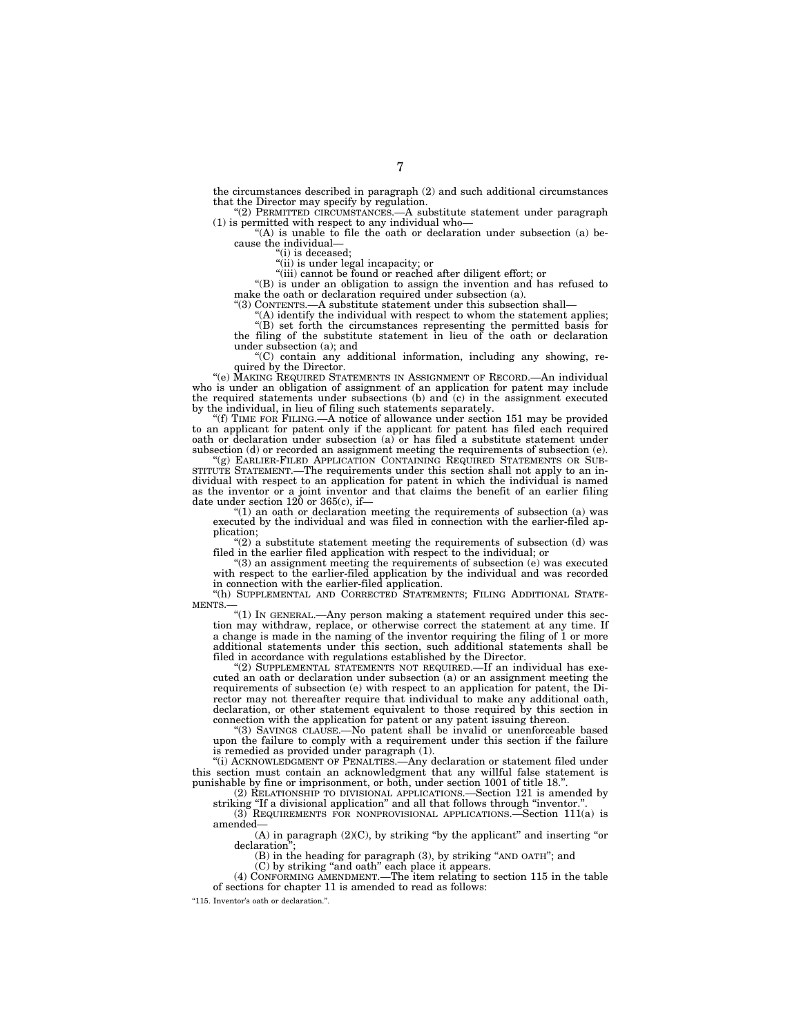the circumstances described in paragraph (2) and such additional circumstances that the Director may specify by regulation.

"(2) PERMITTED CIRCUMSTANCES.—A substitute statement under paragraph (1) is permitted with respect to any individual who—

"(A) is unable to file the oath or declaration under subsection (a) because the individual—

"(i) is deceased;

"(ii) is under legal incapacity; or

"(iii) cannot be found or reached after diligent effort; or

"(B) is under an obligation to assign the invention and has refused to make the oath or declaration required under subsection (a).

"(3) CONTENTS.—A substitute statement under this subsection shall—

"(A) identify the individual with respect to whom the statement applies;

"(B) set forth the circumstances representing the permitted basis for the filing of the substitute statement in lieu of the oath or declaration under subsection (a); and

"(C) contain any additional information, including any showing, required by the Director.

"(e) MAKING REQUIRED STATEMENTS IN ASSIGNMENT OF RECORD.—An individual who is under an obligation of assignment of an application for patent may include the required statements under subsections (b) and (c) in the assignment executed by the individual, in lieu of filing such statements separately.

"(f) TIME FOR FILING.—A notice of allowance under section 151 may be provided to an applicant for patent only if the applicant for patent has filed each required oath or declaration under subsection (a) or has filed a substitute statement under subsection (d) or recorded an assignment meeting the requirements of subsection (e).

"(g) EARLIER-FILED APPLICATION CONTAINING REQUIRED STATEMENTS OR SUBSTITUTE STATEMENT.—The requirements under this section shall not apply to an individual with respect to an application for patent in which the individual is named as the inventor or a joint inventor and that claims the benefit of an earlier filing date under section 120 or 365(c), if—

"(1) an oath or declaration meeting the requirements of subsection (a) was executed by the individual and was filed in connection with the earlier-filed application;

"(2) a substitute statement meeting the requirements of subsection (d) was filed in the earlier filed application with respect to the individual; or

"(3) an assignment meeting the requirements of subsection (e) was executed with respect to the earlier-filed application by the individual and was recorded in connection with the earlier-filed application.

"(h) SUPPLEMENTAL AND CORRECTED STATEMENTS; FILING ADDITIONAL STATEMENTS.—

"(1) IN GENERAL.—Any person making a statement required under this section may withdraw, replace, or otherwise correct the statement at any time. If a change is made in the naming of the inventor requiring the filing of 1 or more additional statements under this section, such additional statements shall be filed in accordance with regulations established by the Director.

"(2) SUPPLEMENTAL STATEMENTS NOT REQUIRED.—If an individual has executed an oath or declaration under subsection (a) or an assignment meeting the requirements of subsection (e) with respect to an application for patent, the Director may not thereafter require that individual to make any additional oath, declaration, or other statement equivalent to those required by this section in connection with the application for patent or any patent issuing thereon.

"(3) SAVINGS CLAUSE.—No patent shall be invalid or unenforceable based upon the failure to comply with a requirement under this section if the failure is remedied as provided under paragraph (1).

"(i) ACKNOWLEDGMENT OF PENALTIES.—Any declaration or statement filed under this section must contain an acknowledgment that any willful false statement is punishable by fine or imprisonment, or both, under section 1001 of title 18.".

(2) RELATIONSHIP TO DIVISIONAL APPLICATIONS.—Section 121 is amended by striking "If a divisional application" and all that follows through "inventor.".

(3) REQUIREMENTS FOR NONPROVISIONAL APPLICATIONS.—Section 111(a) is amended—

(A) in paragraph (2)(C), by striking "by the applicant" and inserting "or declaration";

(B) in the heading for paragraph (3), by striking "AND OATH"; and

(C) by striking "and oath" each place it appears.

(4) CONFORMING AMENDMENT.—The item relating to section 115 in the table of sections for chapter 11 is amended to read as follows:

"115. Inventor's oath or declaration.".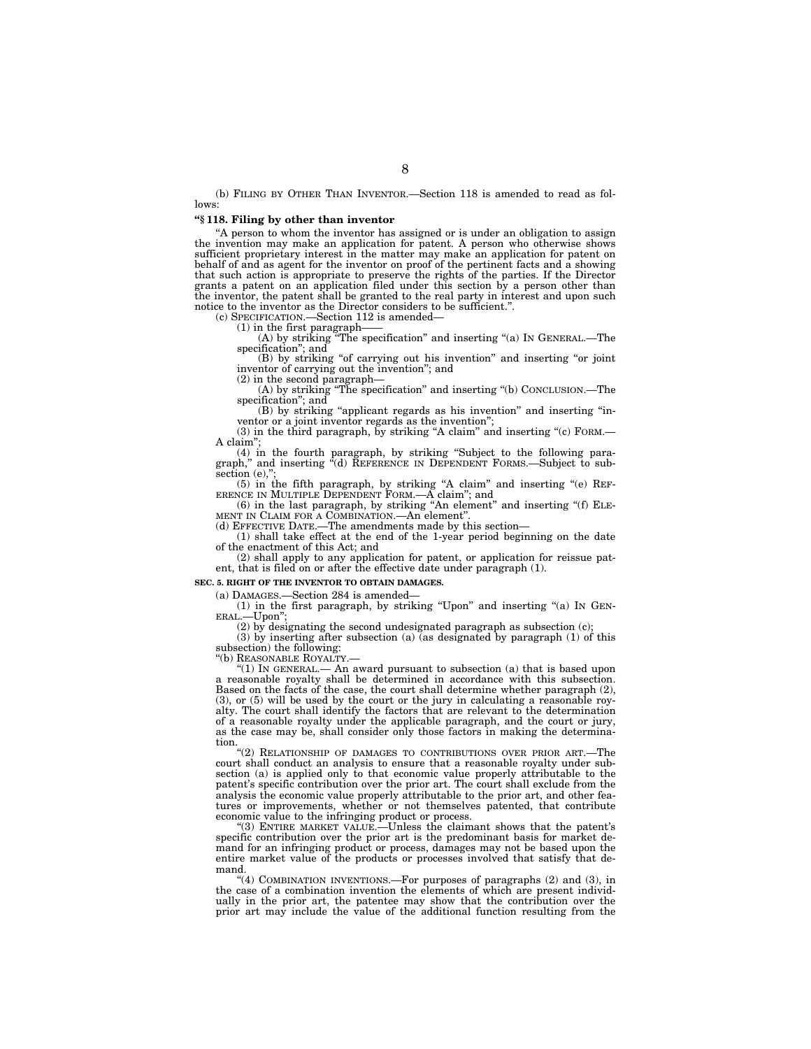(b) FILING BY OTHER THAN INVENTOR.—Section 118 is amended to read as follows:

**"§ 118. Filing by other than inventor**

"A person to whom the inventor has assigned or is under an obligation to assign the invention may make an application for patent. A person who otherwise shows sufficient proprietary interest in the matter may make an application for patent on behalf of and as agent for the inventor on proof of the pertinent facts and a showing that such action is appropriate to preserve the rights of the parties. If the Director grants a patent on an application filed under this section by a person other than the inventor, the patent shall be granted to the real party in interest and upon such notice to the inventor as the Director considers to be sufficient.".

(c) SPECIFICATION.—Section 112 is amended—

(1) in the first paragraph——

(A) by striking "The specification" and inserting "(a) IN GENERAL.—The specification"; and

(B) by striking "of carrying out his invention" and inserting "or joint inventor of carrying out the invention"; and

(2) in the second paragraph—

(A) by striking "The specification" and inserting "(b) CONCLUSION.—The specification"; and

(B) by striking "applicant regards as his invention" and inserting "inventor or a joint inventor regards as the invention";

(3) in the third paragraph, by striking "A claim" and inserting "(c) FORM.—A claim";

(4) in the fourth paragraph, by striking "Subject to the following paragraph," and inserting "(d) REFERENCE IN DEPENDENT FORMS.—Subject to subsection (e),";

(5) in the fifth paragraph, by striking "A claim" and inserting "(e) REFERENCE IN MULTIPLE DEPENDENT FORM.—A claim"; and

(6) in the last paragraph, by striking "An element" and inserting "(f) ELEMENT IN CLAIM FOR A COMBINATION.—An element".

(d) EFFECTIVE DATE.—The amendments made by this section—

(1) shall take effect at the end of the 1-year period beginning on the date of the enactment of this Act; and

(2) shall apply to any application for patent, or application for reissue patent, that is filed on or after the effective date under paragraph (1).

**SEC. 5. RIGHT OF THE INVENTOR TO OBTAIN DAMAGES.**

(a) DAMAGES.—Section 284 is amended—

(1) in the first paragraph, by striking "Upon" and inserting "(a) IN GENERAL.—Upon";

(2) by designating the second undesignated paragraph as subsection (c);

(3) by inserting after subsection (a) (as designated by paragraph (1) of this subsection) the following:

"(b) REASONABLE ROYALTY.—

"(1) IN GENERAL.— An award pursuant to subsection (a) that is based upon a reasonable royalty shall be determined in accordance with this subsection. Based on the facts of the case, the court shall determine whether paragraph (2), (3), or (5) will be used by the court or the jury in calculating a reasonable royalty. The court shall identify the factors that are relevant to the determination of a reasonable royalty under the applicable paragraph, and the court or jury, as the case may be, shall consider only those factors in making the determination.

"(2) RELATIONSHIP OF DAMAGES TO CONTRIBUTIONS OVER PRIOR ART.—The court shall conduct an analysis to ensure that a reasonable royalty under subsection (a) is applied only to that economic value properly attributable to the patent's specific contribution over the prior art. The court shall exclude from the analysis the economic value properly attributable to the prior art, and other features or improvements, whether or not themselves patented, that contribute economic value to the infringing product or process.

"(3) ENTIRE MARKET VALUE.—Unless the claimant shows that the patent's specific contribution over the prior art is the predominant basis for market demand for an infringing product or process, damages may not be based upon the entire market value of the products or processes involved that satisfy that demand.

"(4) COMBINATION INVENTIONS.—For purposes of paragraphs (2) and (3), in the case of a combination invention the elements of which are present individually in the prior art, the patentee may show that the contribution over the prior art may include the value of the additional function resulting from the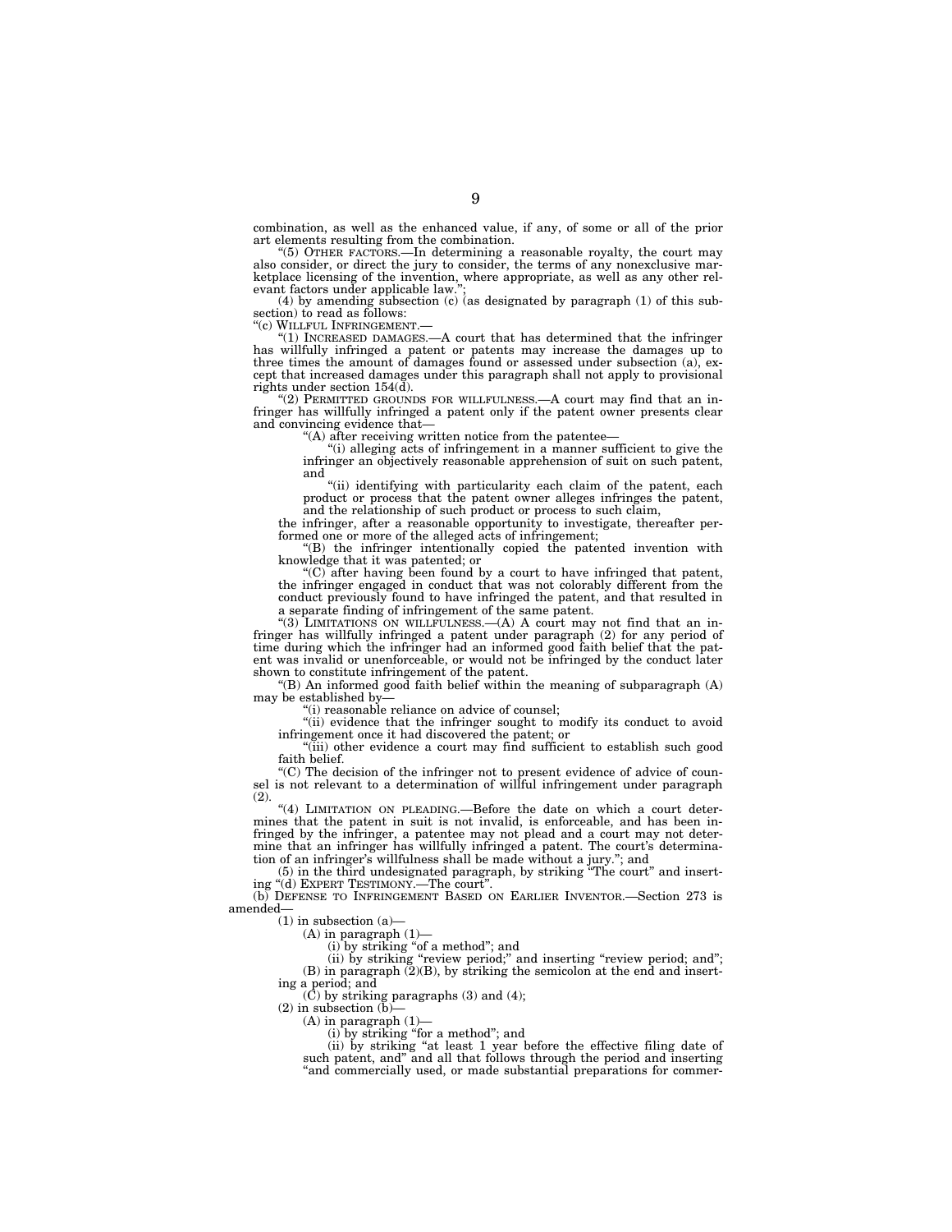combination, as well as the enhanced value, if any, of some or all of the prior art elements resulting from the combination.

"(5) OTHER FACTORS.—In determining a reasonable royalty, the court may also consider, or direct the jury to consider, the terms of any nonexclusive marketplace licensing of the invention, where appropriate, as well as any other relevant factors under applicable law.";

(4) by amending subsection (c) (as designated by paragraph (1) of this subsection) to read as follows:

"(c) WILLFUL INFRINGEMENT.—

"(1) INCREASED DAMAGES.—A court that has determined that the infringer has willfully infringed a patent or patents may increase the damages up to three times the amount of damages found or assessed under subsection (a), except that increased damages under this paragraph shall not apply to provisional rights under section 154(d).

"(2) PERMITTED GROUNDS FOR WILLFULNESS.—A court may find that an infringer has willfully infringed a patent only if the patent owner presents clear and convincing evidence that—

"(A) after receiving written notice from the patentee—

"(i) alleging acts of infringement in a manner sufficient to give the infringer an objectively reasonable apprehension of suit on such patent, and

"(ii) identifying with particularity each claim of the patent, each product or process that the patent owner alleges infringes the patent, and the relationship of such product or process to such claim,

the infringer, after a reasonable opportunity to investigate, thereafter performed one or more of the alleged acts of infringement;

"(B) the infringer intentionally copied the patented invention with knowledge that it was patented; or

"(C) after having been found by a court to have infringed that patent, the infringer engaged in conduct that was not colorably different from the conduct previously found to have infringed the patent, and that resulted in a separate finding of infringement of the same patent.

"(3) LIMITATIONS ON WILLFULNESS.—(A) A court may not find that an infringer has willfully infringed a patent under paragraph (2) for any period of time during which the infringer had an informed good faith belief that the patent was invalid or unenforceable, or would not be infringed by the conduct later shown to constitute infringement of the patent.

"(B) An informed good faith belief within the meaning of subparagraph (A) may be established by—

"(i) reasonable reliance on advice of counsel;

"(ii) evidence that the infringer sought to modify its conduct to avoid infringement once it had discovered the patent; or

"(iii) other evidence a court may find sufficient to establish such good faith belief.

"(C) The decision of the infringer not to present evidence of advice of counsel is not relevant to a determination of willful infringement under paragraph (2).

"(4) LIMITATION ON PLEADING.—Before the date on which a court determines that the patent in suit is not invalid, is enforceable, and has been infringed by the infringer, a patentee may not plead and a court may not determine that an infringer has willfully infringed a patent. The court's determination of an infringer's willfulness shall be made without a jury."; and

(5) in the third undesignated paragraph, by striking "The court" and inserting "(d) EXPERT TESTIMONY.—The court".

(b) DEFENSE TO INFRINGEMENT BASED ON EARLIER INVENTOR.—Section 273 is amended—

(1) in subsection (a)—

(A) in paragraph (1)—

(i) by striking "of a method"; and

(ii) by striking "review period;" and inserting "review period; and";

(B) in paragraph (2)(B), by striking the semicolon at the end and inserting a period; and

(C) by striking paragraphs (3) and (4);

(2) in subsection (b)—

(A) in paragraph (1)—

(i) by striking "for a method"; and

(ii) by striking "at least 1 year before the effective filing date of such patent, and" and all that follows through the period and inserting "and commercially used, or made substantial preparations for commer-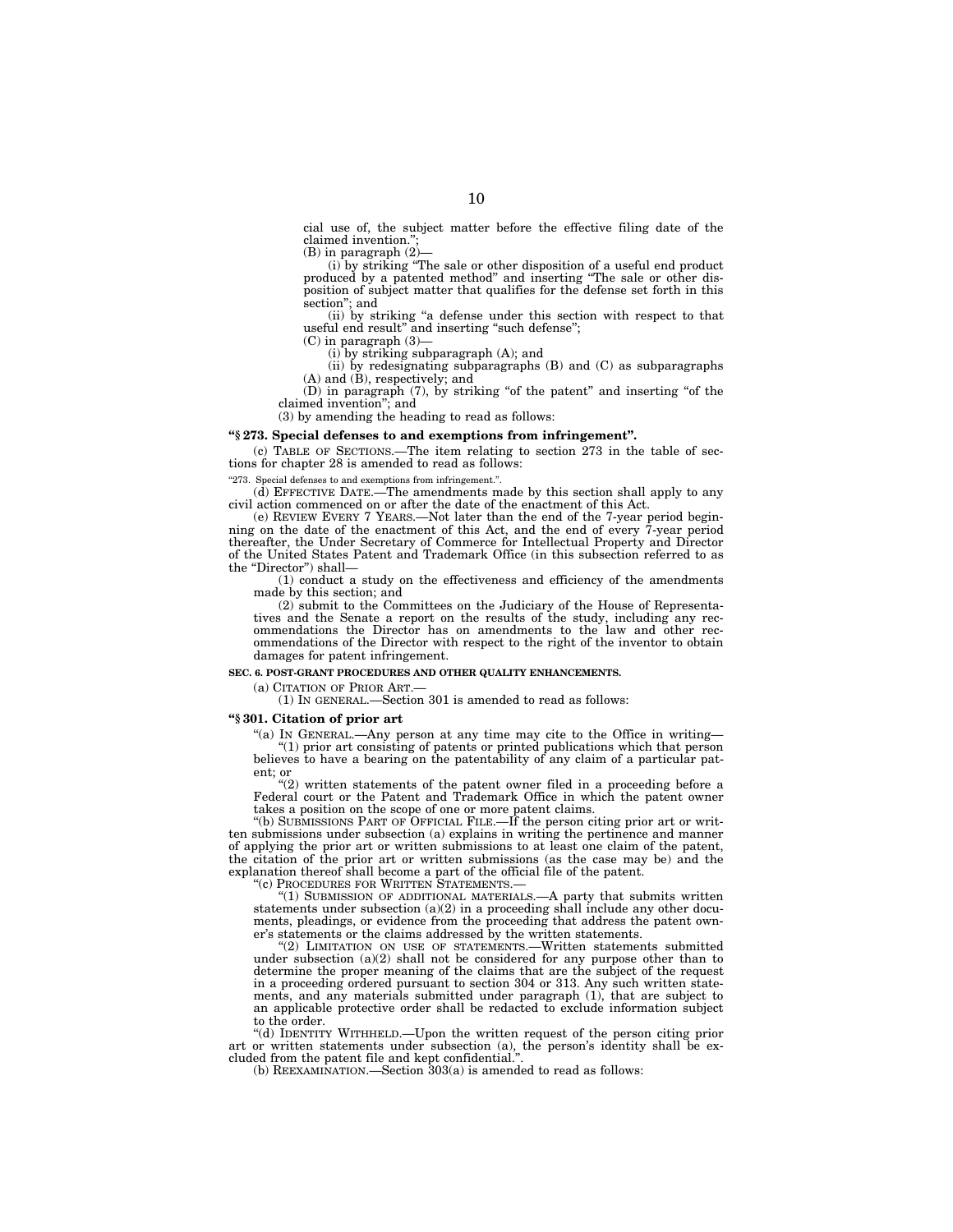cial use of, the subject matter before the effective filing date of the claimed invention.";

(B) in paragraph (2)—

(i) by striking "The sale or other disposition of a useful end product produced by a patented method" and inserting "The sale or other disposition of subject matter that qualifies for the defense set forth in this section"; and

(ii) by striking "a defense under this section with respect to that useful end result" and inserting "such defense";

(C) in paragraph (3)—

(i) by striking subparagraph (A); and

(ii) by redesignating subparagraphs (B) and (C) as subparagraphs (A) and (B), respectively; and

(D) in paragraph (7), by striking "of the patent" and inserting "of the claimed invention"; and

(3) by amending the heading to read as follows:

**"§ 273. Special defenses to and exemptions from infringement".**

(c) TABLE OF SECTIONS.—The item relating to section 273 in the table of sections for chapter 28 is amended to read as follows:

"273. Special defenses to and exemptions from infringement.".

(d) EFFECTIVE DATE.—The amendments made by this section shall apply to any civil action commenced on or after the date of the enactment of this Act.

(e) REVIEW EVERY 7 YEARS.—Not later than the end of the 7-year period beginning on the date of the enactment of this Act, and the end of every 7-year period thereafter, the Under Secretary of Commerce for Intellectual Property and Director of the United States Patent and Trademark Office (in this subsection referred to as the "Director") shall—

(1) conduct a study on the effectiveness and efficiency of the amendments made by this section; and

(2) submit to the Committees on the Judiciary of the House of Representatives and the Senate a report on the results of the study, including any recommendations the Director has on amendments to the law and other recommendations of the Director with respect to the right of the inventor to obtain damages for patent infringement.

**SEC. 6. POST-GRANT PROCEDURES AND OTHER QUALITY ENHANCEMENTS.**

(a) CITATION OF PRIOR ART.—

(1) IN GENERAL.—Section 301 is amended to read as follows:

**"§ 301. Citation of prior art**

"(a) IN GENERAL.—Any person at any time may cite to the Office in writing—

"(1) prior art consisting of patents or printed publications which that person believes to have a bearing on the patentability of any claim of a particular patent; or

"(2) written statements of the patent owner filed in a proceeding before a Federal court or the Patent and Trademark Office in which the patent owner takes a position on the scope of one or more patent claims.

"(b) SUBMISSIONS PART OF OFFICIAL FILE.—If the person citing prior art or written submissions under subsection (a) explains in writing the pertinence and manner of applying the prior art or written submissions to at least one claim of the patent, the citation of the prior art or written submissions (as the case may be) and the explanation thereof shall become a part of the official file of the patent.

"(c) PROCEDURES FOR WRITTEN STATEMENTS.—

"(1) SUBMISSION OF ADDITIONAL MATERIALS.—A party that submits written statements under subsection (a)(2) in a proceeding shall include any other documents, pleadings, or evidence from the proceeding that address the patent owner's statements or the claims addressed by the written statements.

"(2) LIMITATION ON USE OF STATEMENTS.—Written statements submitted under subsection (a)(2) shall not be considered for any purpose other than to determine the proper meaning of the claims that are the subject of the request in a proceeding ordered pursuant to section 304 or 313. Any such written statements, and any materials submitted under paragraph (1), that are subject to an applicable protective order shall be redacted to exclude information subject to the order.

"(d) IDENTITY WITHHELD.—Upon the written request of the person citing prior art or written statements under subsection (a), the person's identity shall be excluded from the patent file and kept confidential.".

(b) REEXAMINATION.—Section 303(a) is amended to read as follows: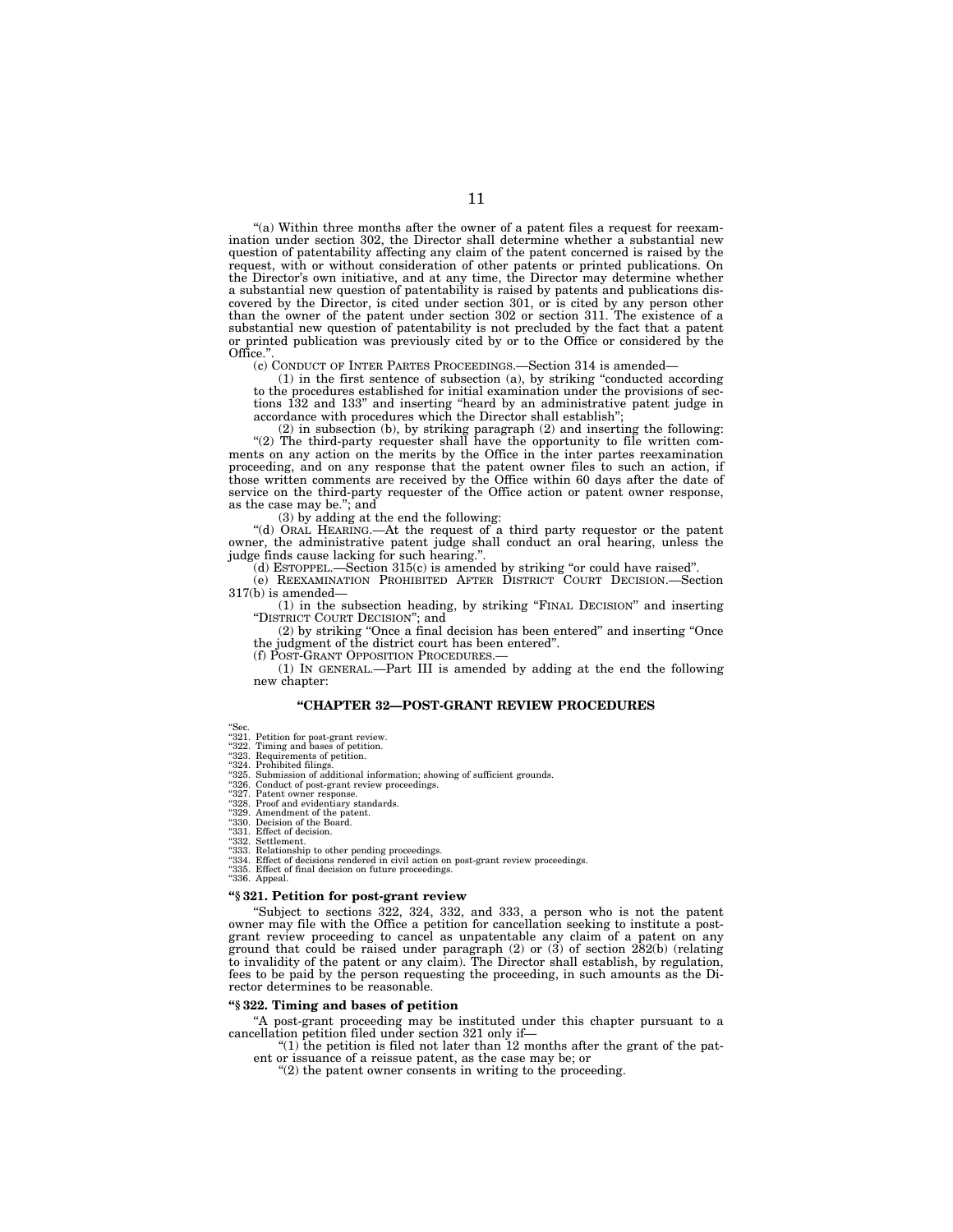"(a) Within three months after the owner of a patent files a request for reexamination under section 302, the Director shall determine whether a substantial new question of patentability affecting any claim of the patent concerned is raised by the request, with or without consideration of other patents or printed publications. On the Director's own initiative, and at any time, the Director may determine whether a substantial new question of patentability is raised by patents and publications discovered by the Director, is cited under section 301, or is cited by any person other than the owner of the patent under section 302 or section 311. The existence of a substantial new question of patentability is not precluded by the fact that a patent or printed publication was previously cited by or to the Office or considered by the Office.".

(c) CONDUCT OF INTER PARTES PROCEEDINGS.—Section 314 is amended—

(1) in the first sentence of subsection (a), by striking "conducted according to the procedures established for initial examination under the provisions of sections 132 and 133" and inserting "heard by an administrative patent judge in accordance with procedures which the Director shall establish";

(2) in subsection (b), by striking paragraph (2) and inserting the following: "(2) The third-party requester shall have the opportunity to file written comments on any action on the merits by the Office in the inter partes reexamination proceeding, and on any response that the patent owner files to such an action, if those written comments are received by the Office within 60 days after the date of service on the third-party requester of the Office action or patent owner response, as the case may be."; and

(3) by adding at the end the following:

"(d) ORAL HEARING.—At the request of a third party requestor or the patent owner, the administrative patent judge shall conduct an oral hearing, unless the judge finds cause lacking for such hearing.".

(d) ESTOPPEL.—Section 315(c) is amended by striking "or could have raised".

(e) REEXAMINATION PROHIBITED AFTER DISTRICT COURT DECISION.—Section 317(b) is amended—

(1) in the subsection heading, by striking "FINAL DECISION" and inserting "DISTRICT COURT DECISION"; and

(2) by striking "Once a final decision has been entered" and inserting "Once the judgment of the district court has been entered".

(f) POST-GRANT OPPOSITION PROCEDURES.—

(1) IN GENERAL.—Part III is amended by adding at the end the following new chapter:

### "CHAPTER 32—POST-GRANT REVIEW PROCEDURES

"Sec.
"321. Petition for post-grant review.
"322. Timing and bases of petition.
"323. Requirements of petition.
"324. Prohibited filings.
"325. Submission of additional information; showing of sufficient grounds.
"326. Conduct of post-grant review proceedings.
"327. Patent owner response.
"328. Proof and evidentiary standards.
"329. Amendment of the patent.
"330. Decision of the Board.
"331. Effect of decision.
"332. Settlement.
"333. Relationship to other pending proceedings.
"334. Effect of decisions rendered in civil action on post-grant review proceedings.
"335. Effect of final decision on future proceedings.
"336. Appeal.

**"§ 321. Petition for post-grant review**

"Subject to sections 322, 324, 332, and 333, a person who is not the patent owner may file with the Office a petition for cancellation seeking to institute a post-grant review proceeding to cancel as unpatentable any claim of a patent on any ground that could be raised under paragraph (2) or (3) of section 282(b) (relating to invalidity of the patent or any claim). The Director shall establish, by regulation, fees to be paid by the person requesting the proceeding, in such amounts as the Director determines to be reasonable.

**"§ 322. Timing and bases of petition**

"A post-grant proceeding may be instituted under this chapter pursuant to a cancellation petition filed under section 321 only if—

"(1) the petition is filed not later than 12 months after the grant of the patent or issuance of a reissue patent, as the case may be; or

"(2) the patent owner consents in writing to the proceeding.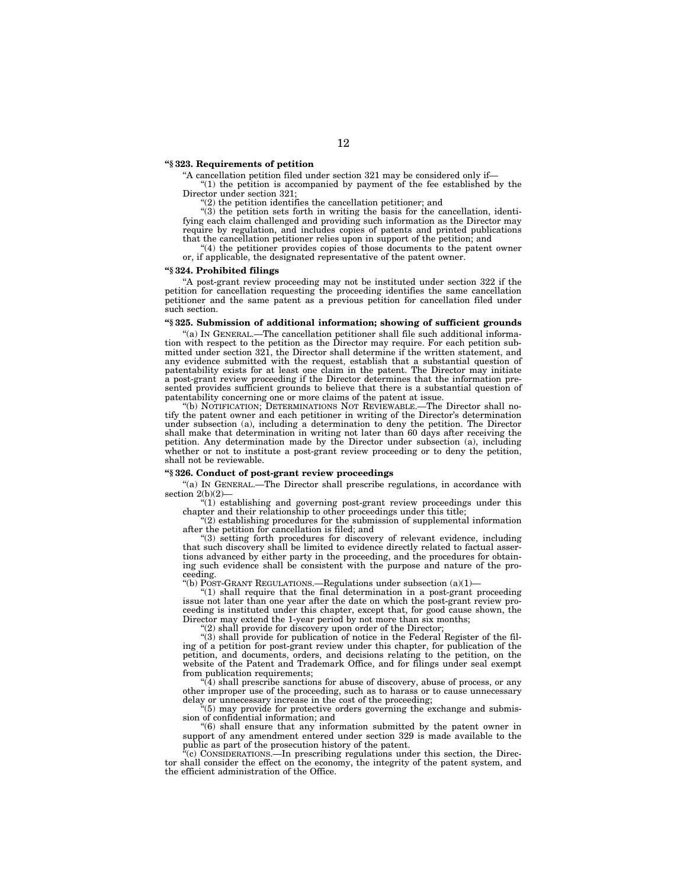**"§ 323. Requirements of petition**

"A cancellation petition filed under section 321 may be considered only if—

"(1) the petition is accompanied by payment of the fee established by the Director under section 321;

"(2) the petition identifies the cancellation petitioner; and

"(3) the petition sets forth in writing the basis for the cancellation, identifying each claim challenged and providing such information as the Director may require by regulation, and includes copies of patents and printed publications that the cancellation petitioner relies upon in support of the petition; and

"(4) the petitioner provides copies of those documents to the patent owner or, if applicable, the designated representative of the patent owner.

**"§ 324. Prohibited filings**

"A post-grant review proceeding may not be instituted under section 322 if the petition for cancellation requesting the proceeding identifies the same cancellation petitioner and the same patent as a previous petition for cancellation filed under such section.

**"§ 325. Submission of additional information; showing of sufficient grounds**

"(a) IN GENERAL.—The cancellation petitioner shall file such additional information with respect to the petition as the Director may require. For each petition submitted under section 321, the Director shall determine if the written statement, and any evidence submitted with the request, establish that a substantial question of patentability exists for at least one claim in the patent. The Director may initiate a post-grant review proceeding if the Director determines that the information presented provides sufficient grounds to believe that there is a substantial question of patentability concerning one or more claims of the patent at issue.

"(b) NOTIFICATION; DETERMINATIONS NOT REVIEWABLE.—The Director shall notify the patent owner and each petitioner in writing of the Director's determination under subsection (a), including a determination to deny the petition. The Director shall make that determination in writing not later than 60 days after receiving the petition. Any determination made by the Director under subsection (a), including whether or not to institute a post-grant review proceeding or to deny the petition, shall not be reviewable.

**"§ 326. Conduct of post-grant review proceedings**

"(a) IN GENERAL.—The Director shall prescribe regulations, in accordance with section 2(b)(2)—

"(1) establishing and governing post-grant review proceedings under this chapter and their relationship to other proceedings under this title;

"(2) establishing procedures for the submission of supplemental information after the petition for cancellation is filed; and

"(3) setting forth procedures for discovery of relevant evidence, including that such discovery shall be limited to evidence directly related to factual assertions advanced by either party in the proceeding, and the procedures for obtaining such evidence shall be consistent with the purpose and nature of the proceeding.

"(b) POST-GRANT REGULATIONS.—Regulations under subsection (a)(1)—

"(1) shall require that the final determination in a post-grant proceeding issue not later than one year after the date on which the post-grant review proceeding is instituted under this chapter, except that, for good cause shown, the Director may extend the 1-year period by not more than six months;

"(2) shall provide for discovery upon order of the Director;

"(3) shall provide for publication of notice in the Federal Register of the filing of a petition for post-grant review under this chapter, for publication of the petition, and documents, orders, and decisions relating to the petition, on the website of the Patent and Trademark Office, and for filings under seal exempt from publication requirements;

"(4) shall prescribe sanctions for abuse of discovery, abuse of process, or any other improper use of the proceeding, such as to harass or to cause unnecessary delay or unnecessary increase in the cost of the proceeding;

"(5) may provide for protective orders governing the exchange and submission of confidential information; and

"(6) shall ensure that any information submitted by the patent owner in support of any amendment entered under section 329 is made available to the public as part of the prosecution history of the patent.

"(c) CONSIDERATIONS.—In prescribing regulations under this section, the Director shall consider the effect on the economy, the integrity of the patent system, and the efficient administration of the Office.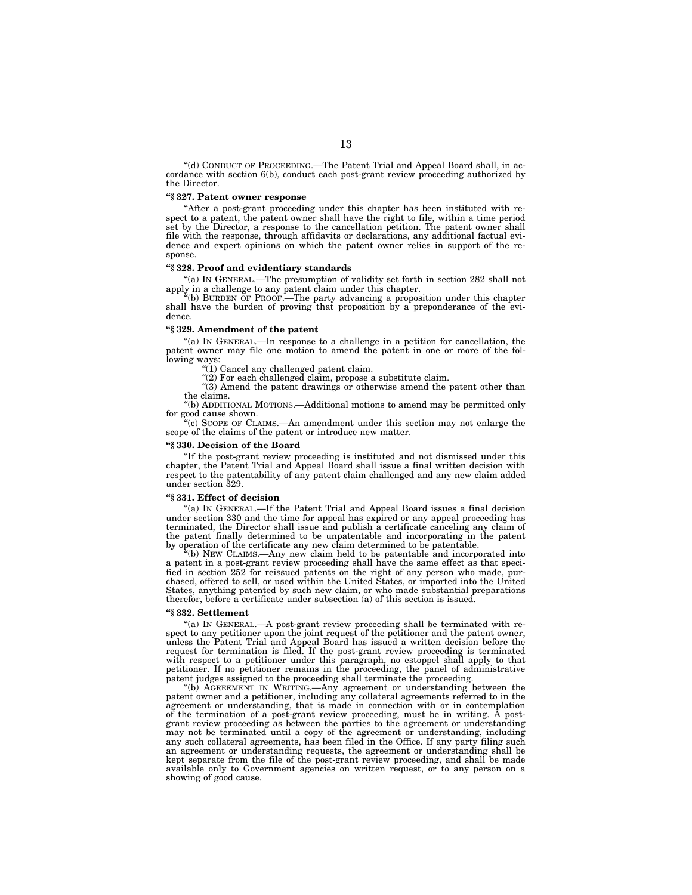"(d) CONDUCT OF PROCEEDING.—The Patent Trial and Appeal Board shall, in accordance with section 6(b), conduct each post-grant review proceeding authorized by the Director.

**"§ 327. Patent owner response**

"After a post-grant proceeding under this chapter has been instituted with respect to a patent, the patent owner shall have the right to file, within a time period set by the Director, a response to the cancellation petition. The patent owner shall file with the response, through affidavits or declarations, any additional factual evidence and expert opinions on which the patent owner relies in support of the response.

**"§ 328. Proof and evidentiary standards**

"(a) IN GENERAL.—The presumption of validity set forth in section 282 shall not apply in a challenge to any patent claim under this chapter.

"(b) BURDEN OF PROOF.—The party advancing a proposition under this chapter shall have the burden of proving that proposition by a preponderance of the evidence.

**"§ 329. Amendment of the patent**

"(a) IN GENERAL.—In response to a challenge in a petition for cancellation, the patent owner may file one motion to amend the patent in one or more of the following ways:

"(1) Cancel any challenged patent claim.

"(2) For each challenged claim, propose a substitute claim.

"(3) Amend the patent drawings or otherwise amend the patent other than the claims.

"(b) ADDITIONAL MOTIONS.—Additional motions to amend may be permitted only for good cause shown.

"(c) SCOPE OF CLAIMS.—An amendment under this section may not enlarge the scope of the claims of the patent or introduce new matter.

**"§ 330. Decision of the Board**

"If the post-grant review proceeding is instituted and not dismissed under this chapter, the Patent Trial and Appeal Board shall issue a final written decision with respect to the patentability of any patent claim challenged and any new claim added under section 329.

**"§ 331. Effect of decision**

"(a) IN GENERAL.—If the Patent Trial and Appeal Board issues a final decision under section 330 and the time for appeal has expired or any appeal proceeding has terminated, the Director shall issue and publish a certificate canceling any claim of the patent finally determined to be unpatentable and incorporating in the patent by operation of the certificate any new claim determined to be patentable.

"(b) NEW CLAIMS.—Any new claim held to be patentable and incorporated into a patent in a post-grant review proceeding shall have the same effect as that specified in section 252 for reissued patents on the right of any person who made, purchased, offered to sell, or used within the United States, or imported into the United States, anything patented by such new claim, or who made substantial preparations therefor, before a certificate under subsection (a) of this section is issued.

**"§ 332. Settlement**

"(a) IN GENERAL.—A post-grant review proceeding shall be terminated with respect to any petitioner upon the joint request of the petitioner and the patent owner, unless the Patent Trial and Appeal Board has issued a written decision before the request for termination is filed. If the post-grant review proceeding is terminated with respect to a petitioner under this paragraph, no estoppel shall apply to that petitioner. If no petitioner remains in the proceeding, the panel of administrative patent judges assigned to the proceeding shall terminate the proceeding.

"(b) AGREEMENT IN WRITING.—Any agreement or understanding between the patent owner and a petitioner, including any collateral agreements referred to in the agreement or understanding, that is made in connection with or in contemplation of the termination of a post-grant review proceeding, must be in writing. A post-grant review proceeding as between the parties to the agreement or understanding may not be terminated until a copy of the agreement or understanding, including any such collateral agreements, has been filed in the Office. If any party filing such an agreement or understanding requests, the agreement or understanding shall be kept separate from the file of the post-grant review proceeding, and shall be made available only to Government agencies on written request, or to any person on a showing of good cause.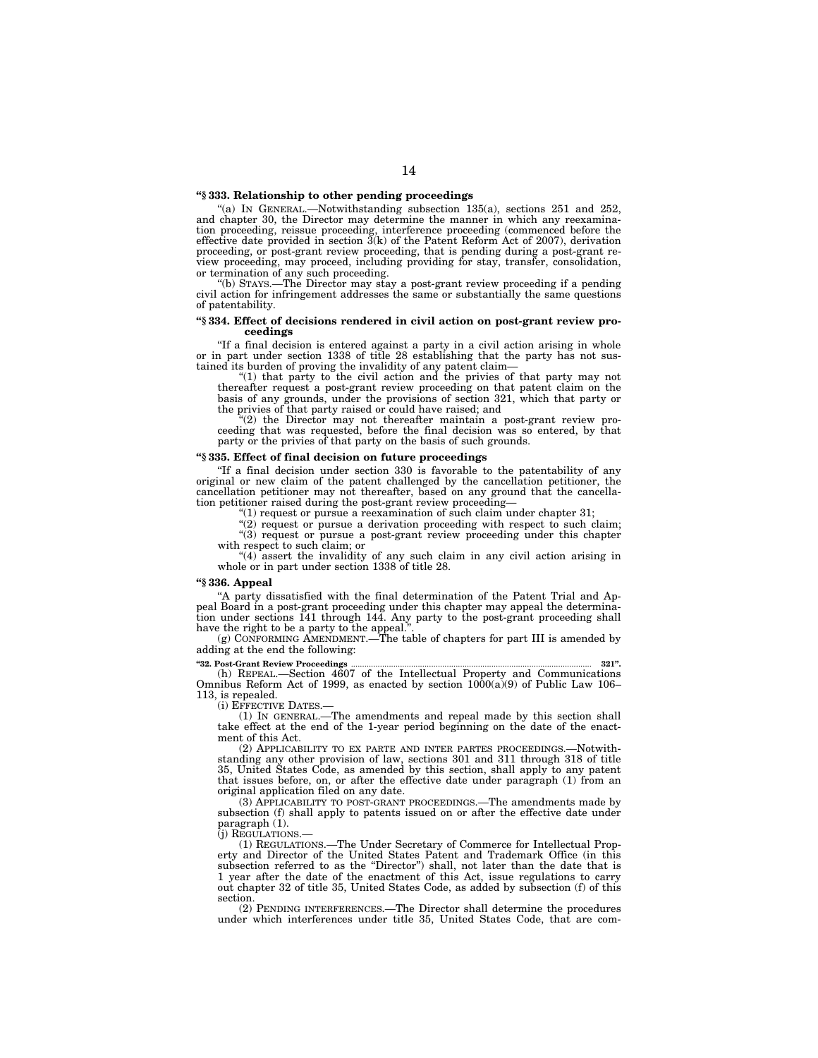**"§ 333. Relationship to other pending proceedings**

"(a) IN GENERAL.—Notwithstanding subsection 135(a), sections 251 and 252, and chapter 30, the Director may determine the manner in which any reexamination proceeding, reissue proceeding, interference proceeding (commenced before the effective date provided in section 3(k) of the Patent Reform Act of 2007), derivation proceeding, or post-grant review proceeding, that is pending during a post-grant review proceeding, may proceed, including providing for stay, transfer, consolidation, or termination of any such proceeding.

"(b) STAYS.—The Director may stay a post-grant review proceeding if a pending civil action for infringement addresses the same or substantially the same questions of patentability.

**"§ 334. Effect of decisions rendered in civil action on post-grant review proceedings**

"If a final decision is entered against a party in a civil action arising in whole or in part under section 1338 of title 28 establishing that the party has not sustained its burden of proving the invalidity of any patent claim—

"(1) that party to the civil action and the privies of that party may not thereafter request a post-grant review proceeding on that patent claim on the basis of any grounds, under the provisions of section 321, which that party or the privies of that party raised or could have raised; and

"(2) the Director may not thereafter maintain a post-grant review proceeding that was requested, before the final decision was so entered, by that party or the privies of that party on the basis of such grounds.

**"§ 335. Effect of final decision on future proceedings**

"If a final decision under section 330 is favorable to the patentability of any original or new claim of the patent challenged by the cancellation petitioner, the cancellation petitioner may not thereafter, based on any ground that the cancellation petitioner raised during the post-grant review proceeding—

"(1) request or pursue a reexamination of such claim under chapter 31;

"(2) request or pursue a derivation proceeding with respect to such claim;

"(3) request or pursue a post-grant review proceeding under this chapter with respect to such claim; or

"(4) assert the invalidity of any such claim in any civil action arising in whole or in part under section 1338 of title 28.

**"§ 336. Appeal**

"A party dissatisfied with the final determination of the Patent Trial and Appeal Board in a post-grant proceeding under this chapter may appeal the determination under sections 141 through 144. Any party to the post-grant proceeding shall have the right to be a party to the appeal.".

(g) CONFORMING AMENDMENT.—The table of chapters for part III is amended by adding at the end the following:

**"32. Post-Grant Review Proceedings .................................................. 321".**

(h) REPEAL.—Section 4607 of the Intellectual Property and Communications Omnibus Reform Act of 1999, as enacted by section 1000(a)(9) of Public Law 106–113, is repealed.

(i) EFFECTIVE DATES.—

(1) IN GENERAL.—The amendments and repeal made by this section shall take effect at the end of the 1-year period beginning on the date of the enactment of this Act.

(2) APPLICABILITY TO EX PARTE AND INTER PARTES PROCEEDINGS.—Notwithstanding any other provision of law, sections 301 and 311 through 318 of title 35, United States Code, as amended by this section, shall apply to any patent that issues before, on, or after the effective date under paragraph (1) from an original application filed on any date.

(3) APPLICABILITY TO POST-GRANT PROCEEDINGS.—The amendments made by subsection (f) shall apply to patents issued on or after the effective date under paragraph (1).

(j) REGULATIONS.—

(1) REGULATIONS.—The Under Secretary of Commerce for Intellectual Property and Director of the United States Patent and Trademark Office (in this subsection referred to as the "Director") shall, not later than the date that is 1 year after the date of the enactment of this Act, issue regulations to carry out chapter 32 of title 35, United States Code, as added by subsection (f) of this section.

(2) PENDING INTERFERENCES.—The Director shall determine the procedures under which interferences under title 35, United States Code, that are com-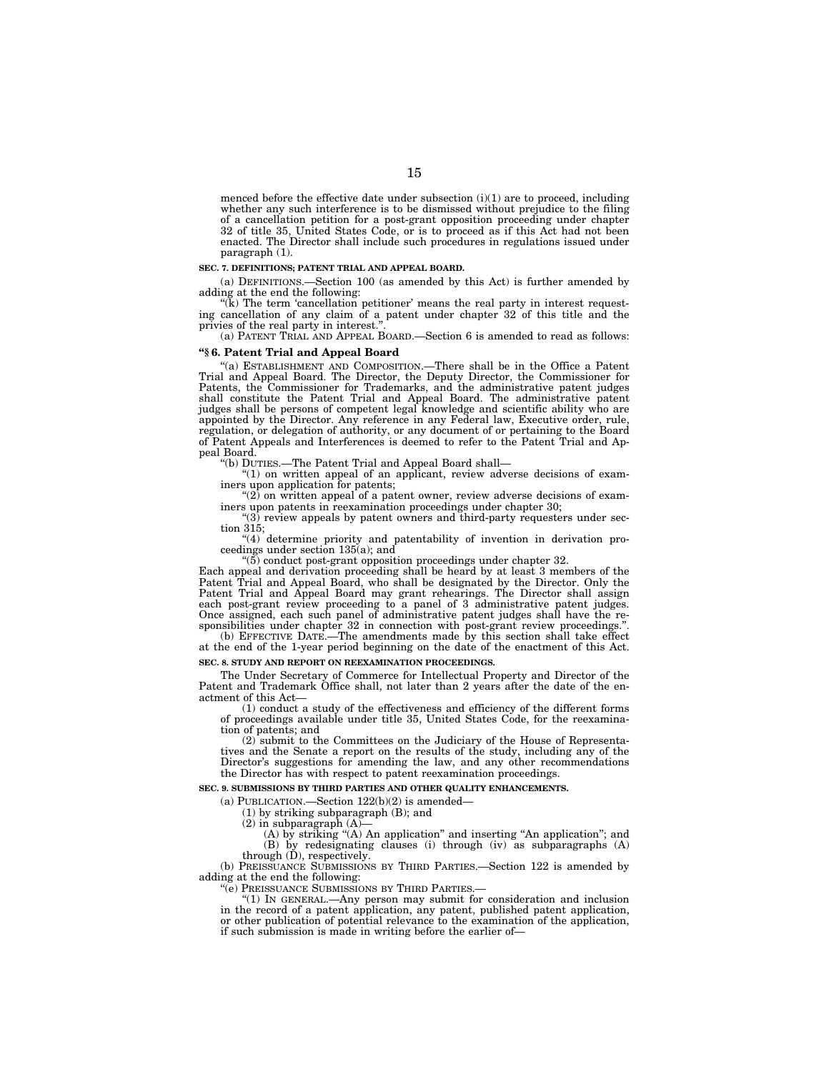menced before the effective date under subsection (i)(1) are to proceed, including whether any such interference is to be dismissed without prejudice to the filing of a cancellation petition for a post-grant opposition proceeding under chapter 32 of title 35, United States Code, or is to proceed as if this Act had not been enacted. The Director shall include such procedures in regulations issued under paragraph (1).

**SEC. 7. DEFINITIONS; PATENT TRIAL AND APPEAL BOARD.**

(a) DEFINITIONS.—Section 100 (as amended by this Act) is further amended by adding at the end the following:

"(k) The term 'cancellation petitioner' means the real party in interest requesting cancellation of any claim of a patent under chapter 32 of this title and the privies of the real party in interest.".

(a) PATENT TRIAL AND APPEAL BOARD.—Section 6 is amended to read as follows:

**"§ 6. Patent Trial and Appeal Board**

"(a) ESTABLISHMENT AND COMPOSITION.—There shall be in the Office a Patent Trial and Appeal Board. The Director, the Deputy Director, the Commissioner for Patents, the Commissioner for Trademarks, and the administrative patent judges shall constitute the Patent Trial and Appeal Board. The administrative patent judges shall be persons of competent legal knowledge and scientific ability who are appointed by the Director. Any reference in any Federal law, Executive order, rule, regulation, or delegation of authority, or any document of or pertaining to the Board of Patent Appeals and Interferences is deemed to refer to the Patent Trial and Appeal Board.

"(b) DUTIES.—The Patent Trial and Appeal Board shall—

"(1) on written appeal of an applicant, review adverse decisions of examiners upon application for patents;

"(2) on written appeal of a patent owner, review adverse decisions of examiners upon patents in reexamination proceedings under chapter 30;

"(3) review appeals by patent owners and third-party requesters under section 315;

"(4) determine priority and patentability of invention in derivation proceedings under section 135(a); and

"(5) conduct post-grant opposition proceedings under chapter 32.

Each appeal and derivation proceeding shall be heard by at least 3 members of the Patent Trial and Appeal Board, who shall be designated by the Director. Only the Patent Trial and Appeal Board may grant rehearings. The Director shall assign each post-grant review proceeding to a panel of 3 administrative patent judges. Once assigned, each such panel of administrative patent judges shall have the responsibilities under chapter 32 in connection with post-grant review proceedings.".

(b) EFFECTIVE DATE.—The amendments made by this section shall take effect at the end of the 1-year period beginning on the date of the enactment of this Act.

**SEC. 8. STUDY AND REPORT ON REEXAMINATION PROCEEDINGS.**

The Under Secretary of Commerce for Intellectual Property and Director of the Patent and Trademark Office shall, not later than 2 years after the date of the enactment of this Act—

(1) conduct a study of the effectiveness and efficiency of the different forms of proceedings available under title 35, United States Code, for the reexamination of patents; and

(2) submit to the Committees on the Judiciary of the House of Representatives and the Senate a report on the results of the study, including any of the Director's suggestions for amending the law, and any other recommendations the Director has with respect to patent reexamination proceedings.

**SEC. 9. SUBMISSIONS BY THIRD PARTIES AND OTHER QUALITY ENHANCEMENTS.**

(a) PUBLICATION.—Section 122(b)(2) is amended—

(1) by striking subparagraph (B); and

(2) in subparagraph (A)—

(A) by striking "(A) An application" and inserting "An application"; and

(B) by redesignating clauses (i) through (iv) as subparagraphs (A) through (D), respectively.

(b) PREISSUANCE SUBMISSIONS BY THIRD PARTIES.—Section 122 is amended by adding at the end the following:

"(e) PREISSUANCE SUBMISSIONS BY THIRD PARTIES.—

"(1) IN GENERAL.—Any person may submit for consideration and inclusion in the record of a patent application, any patent, published patent application, or other publication of potential relevance to the examination of the application, if such submission is made in writing before the earlier of—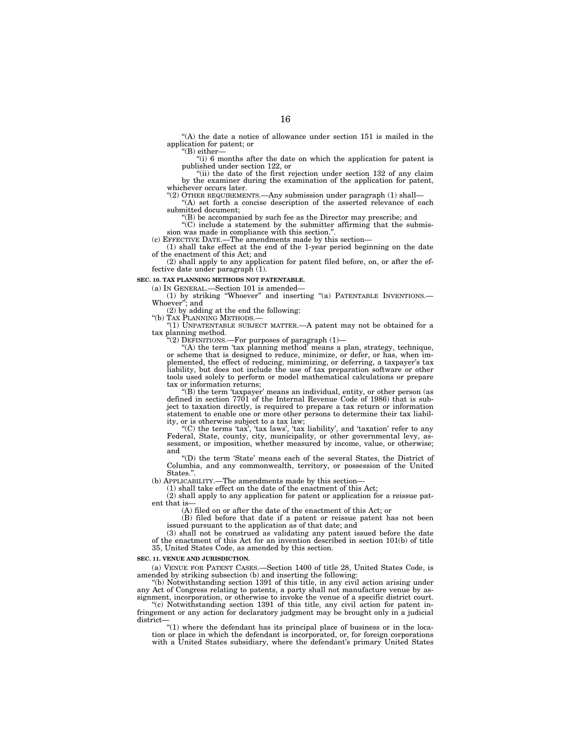"(A) the date a notice of allowance under section 151 is mailed in the application for patent; or

"(B) either—

"(i) 6 months after the date on which the application for patent is published under section 122, or

"(ii) the date of the first rejection under section 132 of any claim by the examiner during the examination of the application for patent,

whichever occurs later.

"(2) OTHER REQUIREMENTS.—Any submission under paragraph (1) shall—

"(A) set forth a concise description of the asserted relevance of each submitted document;

"(B) be accompanied by such fee as the Director may prescribe; and

"(C) include a statement by the submitter affirming that the submission was made in compliance with this section.".

(c) EFFECTIVE DATE.—The amendments made by this section—

(1) shall take effect at the end of the 1-year period beginning on the date of the enactment of this Act; and

(2) shall apply to any application for patent filed before, on, or after the effective date under paragraph (1).

**SEC. 10. TAX PLANNING METHODS NOT PATENTABLE.**

(a) IN GENERAL.—Section 101 is amended—

(1) by striking "Whoever" and inserting "(a) PATENTABLE INVENTIONS.—Whoever"; and

(2) by adding at the end the following:

"(b) TAX PLANNING METHODS.—

"(1) UNPATENTABLE SUBJECT MATTER.—A patent may not be obtained for a tax planning method.

"(2) DEFINITIONS.—For purposes of paragraph (1)—

"(A) the term 'tax planning method' means a plan, strategy, technique, or scheme that is designed to reduce, minimize, or defer, or has, when implemented, the effect of reducing, minimizing, or deferring, a taxpayer's tax liability, but does not include the use of tax preparation software or other tools used solely to perform or model mathematical calculations or prepare tax or information returns;

"(B) the term 'taxpayer' means an individual, entity, or other person (as defined in section 7701 of the Internal Revenue Code of 1986) that is subject to taxation directly, is required to prepare a tax return or information statement to enable one or more other persons to determine their tax liability, or is otherwise subject to a tax law;

"(C) the terms 'tax', 'tax laws', 'tax liability', and 'taxation' refer to any Federal, State, county, city, municipality, or other governmental levy, assessment, or imposition, whether measured by income, value, or otherwise; and

"(D) the term 'State' means each of the several States, the District of Columbia, and any commonwealth, territory, or possession of the United States.".

(b) APPLICABILITY.—The amendments made by this section—

(1) shall take effect on the date of the enactment of this Act;

(2) shall apply to any application for patent or application for a reissue patent that is—

(A) filed on or after the date of the enactment of this Act; or

(B) filed before that date if a patent or reissue patent has not been issued pursuant to the application as of that date; and

(3) shall not be construed as validating any patent issued before the date of the enactment of this Act for an invention described in section 101(b) of title 35, United States Code, as amended by this section.

**SEC. 11. VENUE AND JURISDICTION.**

(a) VENUE FOR PATENT CASES.—Section 1400 of title 28, United States Code, is amended by striking subsection (b) and inserting the following:

"(b) Notwithstanding section 1391 of this title, in any civil action arising under any Act of Congress relating to patents, a party shall not manufacture venue by assignment, incorporation, or otherwise to invoke the venue of a specific district court.

"(c) Notwithstanding section 1391 of this title, any civil action for patent infringement or any action for declaratory judgment may be brought only in a judicial district—

"(1) where the defendant has its principal place of business or in the location or place in which the defendant is incorporated, or, for foreign corporations with a United States subsidiary, where the defendant's primary United States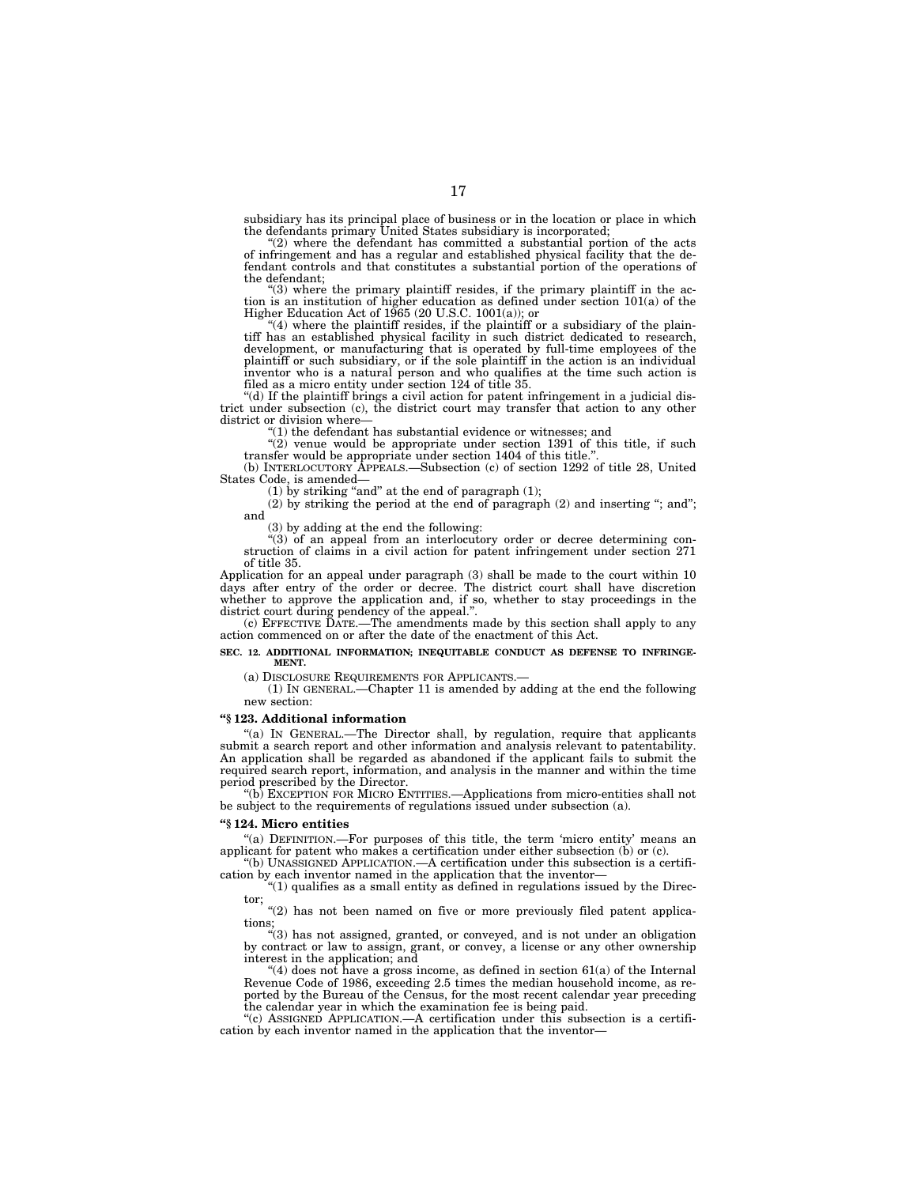subsidiary has its principal place of business or in the location or place in which the defendants primary United States subsidiary is incorporated;

"(2) where the defendant has committed a substantial portion of the acts of infringement and has a regular and established physical facility that the defendant controls and that constitutes a substantial portion of the operations of the defendant;

"(3) where the primary plaintiff resides, if the primary plaintiff in the action is an institution of higher education as defined under section 101(a) of the Higher Education Act of 1965 (20 U.S.C. 1001(a)); or

"(4) where the plaintiff resides, if the plaintiff or a subsidiary of the plaintiff has an established physical facility in such district dedicated to research, development, or manufacturing that is operated by full-time employees of the plaintiff or such subsidiary, or if the sole plaintiff in the action is an individual inventor who is a natural person and who qualifies at the time such action is filed as a micro entity under section 124 of title 35.

"(d) If the plaintiff brings a civil action for patent infringement in a judicial district under subsection (c), the district court may transfer that action to any other district or division where—

"(1) the defendant has substantial evidence or witnesses; and

"(2) venue would be appropriate under section 1391 of this title, if such transfer would be appropriate under section 1404 of this title.".

(b) INTERLOCUTORY APPEALS.—Subsection (c) of section 1292 of title 28, United States Code, is amended—

(1) by striking "and" at the end of paragraph (1);

(2) by striking the period at the end of paragraph (2) and inserting "; and"; and

(3) by adding at the end the following:

"(3) of an appeal from an interlocutory order or decree determining construction of claims in a civil action for patent infringement under section 271 of title 35.

Application for an appeal under paragraph (3) shall be made to the court within 10 days after entry of the order or decree. The district court shall have discretion whether to approve the application and, if so, whether to stay proceedings in the district court during pendency of the appeal.".

(c) EFFECTIVE DATE.—The amendments made by this section shall apply to any action commenced on or after the date of the enactment of this Act.

**SEC. 12. ADDITIONAL INFORMATION; INEQUITABLE CONDUCT AS DEFENSE TO INFRINGEMENT.**

(a) DISCLOSURE REQUIREMENTS FOR APPLICANTS.—

(1) IN GENERAL.—Chapter 11 is amended by adding at the end the following new section:

**"§ 123. Additional information**

"(a) IN GENERAL.—The Director shall, by regulation, require that applicants submit a search report and other information and analysis relevant to patentability. An application shall be regarded as abandoned if the applicant fails to submit the required search report, information, and analysis in the manner and within the time period prescribed by the Director.

"(b) EXCEPTION FOR MICRO ENTITIES.—Applications from micro-entities shall not be subject to the requirements of regulations issued under subsection (a).

**"§ 124. Micro entities**

"(a) DEFINITION.—For purposes of this title, the term 'micro entity' means an applicant for patent who makes a certification under either subsection (b) or (c).

"(b) UNASSIGNED APPLICATION.—A certification under this subsection is a certification by each inventor named in the application that the inventor—

"(1) qualifies as a small entity as defined in regulations issued by the Director;

"(2) has not been named on five or more previously filed patent applications;

"(3) has not assigned, granted, or conveyed, and is not under an obligation by contract or law to assign, grant, or convey, a license or any other ownership interest in the application; and

"(4) does not have a gross income, as defined in section 61(a) of the Internal Revenue Code of 1986, exceeding 2.5 times the median household income, as reported by the Bureau of the Census, for the most recent calendar year preceding the calendar year in which the examination fee is being paid.

"(c) ASSIGNED APPLICATION.—A certification under this subsection is a certification by each inventor named in the application that the inventor—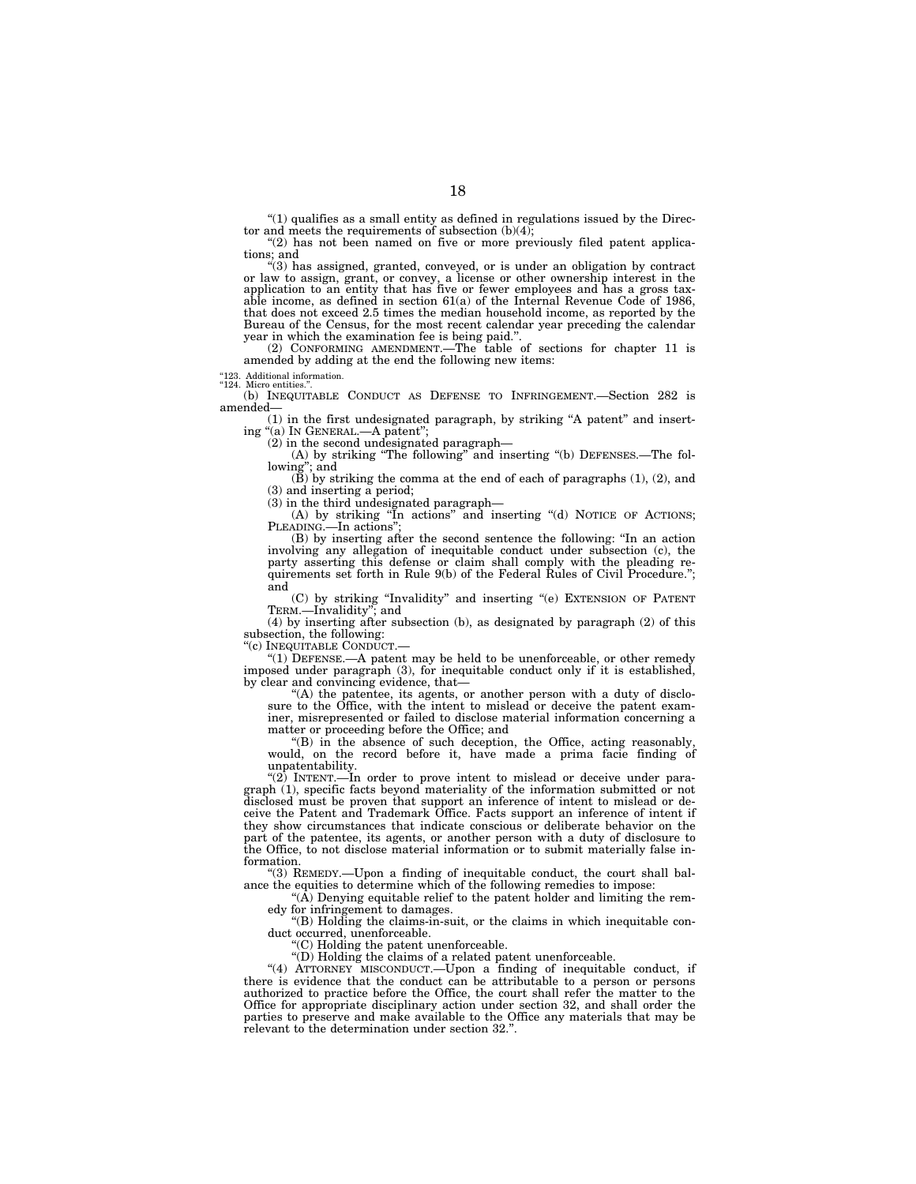"(1) qualifies as a small entity as defined in regulations issued by the Director and meets the requirements of subsection (b)(4);

"(2) has not been named on five or more previously filed patent applications; and

"(3) has assigned, granted, conveyed, or is under an obligation by contract or law to assign, grant, or convey, a license or other ownership interest in the application to an entity that has five or fewer employees and has a gross taxable income, as defined in section 61(a) of the Internal Revenue Code of 1986, that does not exceed 2.5 times the median household income, as reported by the Bureau of the Census, for the most recent calendar year preceding the calendar year in which the examination fee is being paid.".

(2) CONFORMING AMENDMENT.—The table of sections for chapter 11 is amended by adding at the end the following new items:

"123. Additional information.
"124. Micro entities.".

(b) INEQUITABLE CONDUCT AS DEFENSE TO INFRINGEMENT.—Section 282 is amended—

(1) in the first undesignated paragraph, by striking "A patent" and inserting "(a) IN GENERAL.—A patent";

(2) in the second undesignated paragraph—

(A) by striking "The following" and inserting "(b) DEFENSES.—The following"; and

(B) by striking the comma at the end of each of paragraphs (1), (2), and (3) and inserting a period;

(3) in the third undesignated paragraph—

(A) by striking "In actions" and inserting "(d) NOTICE OF ACTIONS; PLEADING.—In actions";

(B) by inserting after the second sentence the following: "In an action involving any allegation of inequitable conduct under subsection (c), the party asserting this defense or claim shall comply with the pleading requirements set forth in Rule 9(b) of the Federal Rules of Civil Procedure."; and

(C) by striking "Invalidity" and inserting "(e) EXTENSION OF PATENT TERM.—Invalidity"; and

(4) by inserting after subsection (b), as designated by paragraph (2) of this subsection, the following:

"(c) INEQUITABLE CONDUCT.—

"(1) DEFENSE.—A patent may be held to be unenforceable, or other remedy imposed under paragraph (3), for inequitable conduct only if it is established, by clear and convincing evidence, that—

"(A) the patentee, its agents, or another person with a duty of disclosure to the Office, with the intent to mislead or deceive the patent examiner, misrepresented or failed to disclose material information concerning a matter or proceeding before the Office; and

"(B) in the absence of such deception, the Office, acting reasonably, would, on the record before it, have made a prima facie finding of unpatentability.

"(2) INTENT.—In order to prove intent to mislead or deceive under paragraph (1), specific facts beyond materiality of the information submitted or not disclosed must be proven that support an inference of intent to mislead or deceive the Patent and Trademark Office. Facts support an inference of intent if they show circumstances that indicate conscious or deliberate behavior on the part of the patentee, its agents, or another person with a duty of disclosure to the Office, to not disclose material information or to submit materially false information.

"(3) REMEDY.—Upon a finding of inequitable conduct, the court shall balance the equities to determine which of the following remedies to impose:

"(A) Denying equitable relief to the patent holder and limiting the remedy for infringement to damages.

"(B) Holding the claims-in-suit, or the claims in which inequitable conduct occurred, unenforceable.

"(C) Holding the patent unenforceable.

"(D) Holding the claims of a related patent unenforceable.

"(4) ATTORNEY MISCONDUCT.—Upon a finding of inequitable conduct, if there is evidence that the conduct can be attributable to a person or persons authorized to practice before the Office, the court shall refer the matter to the Office for appropriate disciplinary action under section 32, and shall order the parties to preserve and make available to the Office any materials that may be relevant to the determination under section 32.".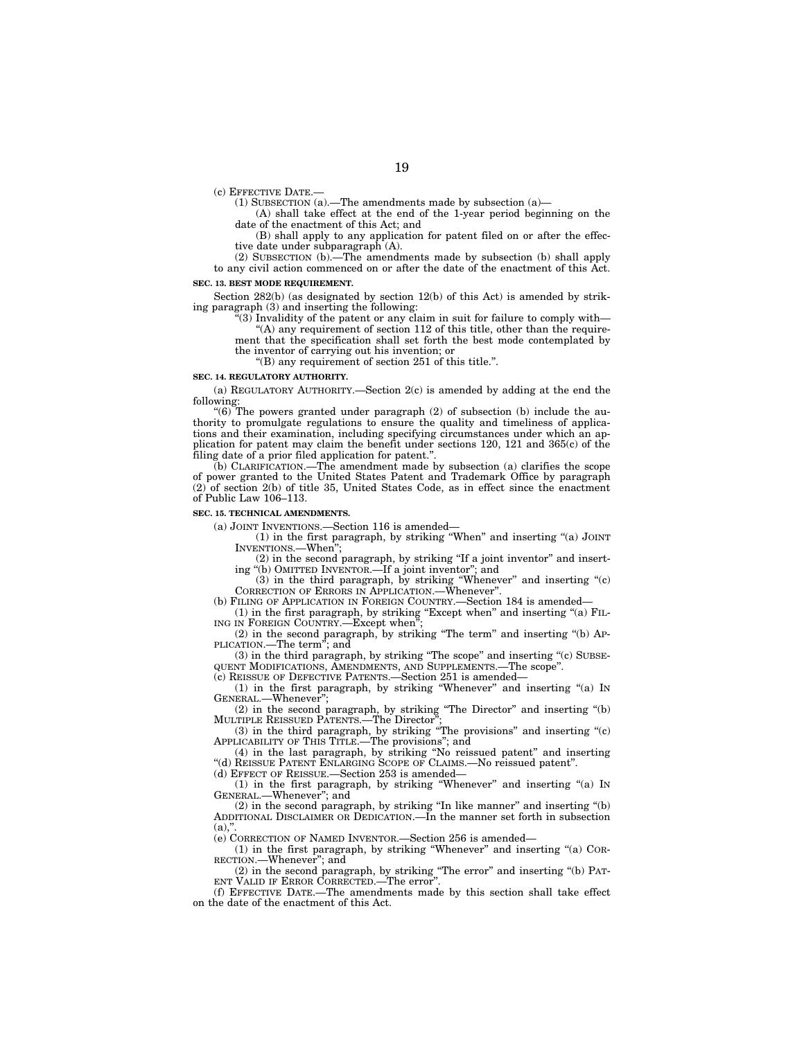(c) EFFECTIVE DATE.—

(1) SUBSECTION (a).—The amendments made by subsection (a)—

(A) shall take effect at the end of the 1-year period beginning on the date of the enactment of this Act; and

(B) shall apply to any application for patent filed on or after the effective date under subparagraph (A).

(2) SUBSECTION (b).—The amendments made by subsection (b) shall apply to any civil action commenced on or after the date of the enactment of this Act.

**SEC. 13. BEST MODE REQUIREMENT.**

Section 282(b) (as designated by section 12(b) of this Act) is amended by striking paragraph (3) and inserting the following:

"(3) Invalidity of the patent or any claim in suit for failure to comply with—

"(A) any requirement of section 112 of this title, other than the requirement that the specification shall set forth the best mode contemplated by the inventor of carrying out his invention; or

"(B) any requirement of section 251 of this title.".

**SEC. 14. REGULATORY AUTHORITY.**

(a) REGULATORY AUTHORITY.—Section 2(c) is amended by adding at the end the following:

"(6) The powers granted under paragraph (2) of subsection (b) include the authority to promulgate regulations to ensure the quality and timeliness of applications and their examination, including specifying circumstances under which an application for patent may claim the benefit under sections 120, 121 and 365(c) of the filing date of a prior filed application for patent.".

(b) CLARIFICATION.—The amendment made by subsection (a) clarifies the scope of power granted to the United States Patent and Trademark Office by paragraph (2) of section 2(b) of title 35, United States Code, as in effect since the enactment of Public Law 106–113.

**SEC. 15. TECHNICAL AMENDMENTS.**

(a) JOINT INVENTIONS.—Section 116 is amended—

(1) in the first paragraph, by striking "When" and inserting "(a) JOINT INVENTIONS.—When";

(2) in the second paragraph, by striking "If a joint inventor" and inserting "(b) OMITTED INVENTOR.—If a joint inventor"; and

(3) in the third paragraph, by striking "Whenever" and inserting "(c) CORRECTION OF ERRORS IN APPLICATION.—Whenever".

(b) FILING OF APPLICATION IN FOREIGN COUNTRY.—Section 184 is amended—

(1) in the first paragraph, by striking "Except when" and inserting "(a) FILING IN FOREIGN COUNTRY.—Except when";

(2) in the second paragraph, by striking "The term" and inserting "(b) APPLICATION.—The term"; and

(3) in the third paragraph, by striking "The scope" and inserting "(c) SUBSEQUENT MODIFICATIONS, AMENDMENTS, AND SUPPLEMENTS.—The scope".

(c) REISSUE OF DEFECTIVE PATENTS.—Section 251 is amended—

(1) in the first paragraph, by striking "Whenever" and inserting "(a) IN GENERAL.—Whenever";

(2) in the second paragraph, by striking "The Director" and inserting "(b) MULTIPLE REISSUED PATENTS.—The Director";

(3) in the third paragraph, by striking "The provisions" and inserting "(c) APPLICABILITY OF THIS TITLE.—The provisions"; and

(4) in the last paragraph, by striking "No reissued patent" and inserting "(d) REISSUE PATENT ENLARGING SCOPE OF CLAIMS.—No reissued patent".

(d) EFFECT OF REISSUE.—Section 253 is amended—

(1) in the first paragraph, by striking "Whenever" and inserting "(a) IN GENERAL.—Whenever"; and

(2) in the second paragraph, by striking "In like manner" and inserting "(b) ADDITIONAL DISCLAIMER OR DEDICATION.—In the manner set forth in subsection (a),".

(e) CORRECTION OF NAMED INVENTOR.—Section 256 is amended—

(1) in the first paragraph, by striking "Whenever" and inserting "(a) CORRECTION.—Whenever"; and

(2) in the second paragraph, by striking "The error" and inserting "(b) PATENT VALID IF ERROR CORRECTED.—The error".

(f) EFFECTIVE DATE.—The amendments made by this section shall take effect on the date of the enactment of this Act.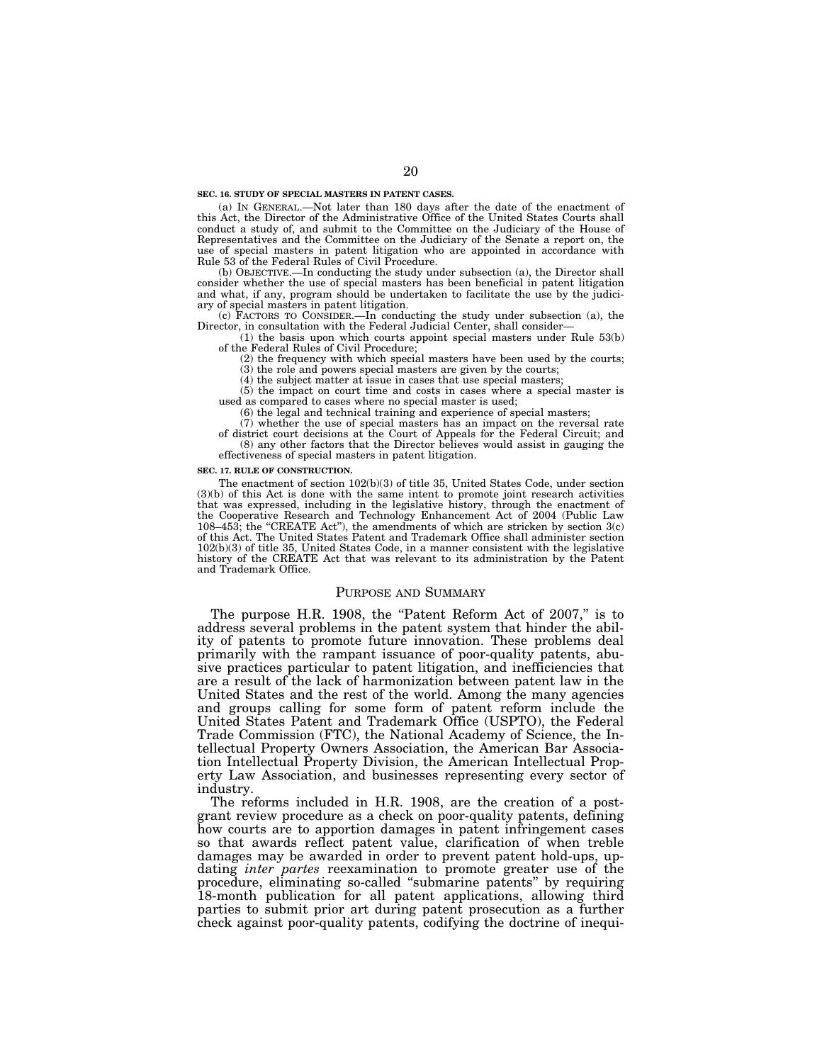**SEC. 16. STUDY OF SPECIAL MASTERS IN PATENT CASES.**

(a) IN GENERAL.—Not later than 180 days after the date of the enactment of this Act, the Director of the Administrative Office of the United States Courts shall conduct a study of, and submit to the Committee on the Judiciary of the House of Representatives and the Committee on the Judiciary of the Senate a report on, the use of special masters in patent litigation who are appointed in accordance with Rule 53 of the Federal Rules of Civil Procedure.

(b) OBJECTIVE.—In conducting the study under subsection (a), the Director shall consider whether the use of special masters has been beneficial in patent litigation and what, if any, program should be undertaken to facilitate the use by the judiciary of special masters in patent litigation.

(c) FACTORS TO CONSIDER.—In conducting the study under subsection (a), the Director, in consultation with the Federal Judicial Center, shall consider—

(1) the basis upon which courts appoint special masters under Rule 53(b) of the Federal Rules of Civil Procedure;

(2) the frequency with which special masters have been used by the courts;

(3) the role and powers special masters are given by the courts;

(4) the subject matter at issue in cases that use special masters;

(5) the impact on court time and costs in cases where a special master is used as compared to cases where no special master is used;

(6) the legal and technical training and experience of special masters;

(7) whether the use of special masters has an impact on the reversal rate of district court decisions at the Court of Appeals for the Federal Circuit; and

(8) any other factors that the Director believes would assist in gauging the effectiveness of special masters in patent litigation.

**SEC. 17. RULE OF CONSTRUCTION.**

The enactment of section 102(b)(3) of title 35, United States Code, under section (3)(b) of this Act is done with the same intent to promote joint research activities that was expressed, including in the legislative history, through the enactment of the Cooperative Research and Technology Enhancement Act of 2004 (Public Law 108–453; the "CREATE Act"), the amendments of which are stricken by section 3(c) of this Act. The United States Patent and Trademark Office shall administer section 102(b)(3) of title 35, United States Code, in a manner consistent with the legislative history of the CREATE Act that was relevant to its administration by the Patent and Trademark Office.

## PURPOSE AND SUMMARY

The purpose H.R. 1908, the "Patent Reform Act of 2007," is to address several problems in the patent system that hinder the ability of patents to promote future innovation. These problems deal primarily with the rampant issuance of poor-quality patents, abusive practices particular to patent litigation, and inefficiencies that are a result of the lack of harmonization between patent law in the United States and the rest of the world. Among the many agencies and groups calling for some form of patent reform include the United States Patent and Trademark Office (USPTO), the Federal Trade Commission (FTC), the National Academy of Science, the Intellectual Property Owners Association, the American Bar Association Intellectual Property Division, the American Intellectual Property Law Association, and businesses representing every sector of industry.

The reforms included in H.R. 1908, are the creation of a post-grant review procedure as a check on poor-quality patents, defining how courts are to apportion damages in patent infringement cases so that awards reflect patent value, clarification of when treble damages may be awarded in order to prevent patent hold-ups, updating *inter partes* reexamination to promote greater use of the procedure, eliminating so-called "submarine patents" by requiring 18-month publication for all patent applications, allowing third parties to submit prior art during patent prosecution as a further check against poor-quality patents, codifying the doctrine of inequi-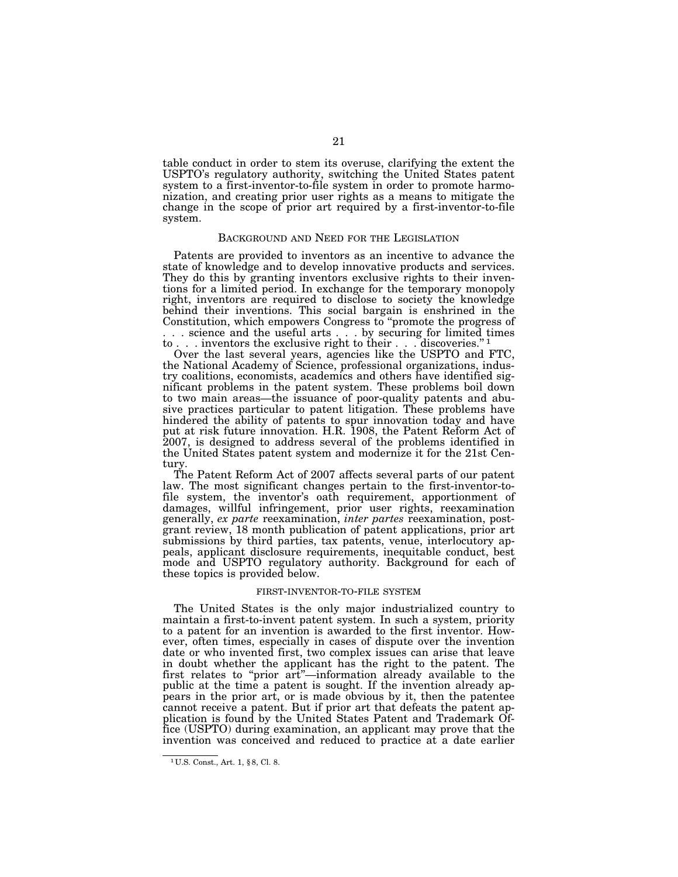table conduct in order to stem its overuse, clarifying the extent the USPTO's regulatory authority, switching the United States patent system to a first-inventor-to-file system in order to promote harmonization, and creating prior user rights as a means to mitigate the change in the scope of prior art required by a first-inventor-to-file system.

## BACKGROUND AND NEED FOR THE LEGISLATION

Patents are provided to inventors as an incentive to advance the state of knowledge and to develop innovative products and services. They do this by granting inventors exclusive rights to their inventions for a limited period. In exchange for the temporary monopoly right, inventors are required to disclose to society the knowledge behind their inventions. This social bargain is enshrined in the Constitution, which empowers Congress to "promote the progress of . . . science and the useful arts . . . by securing for limited times to . . . inventors the exclusive right to their . . . discoveries." [1]

Over the last several years, agencies like the USPTO and FTC, the National Academy of Science, professional organizations, industry coalitions, economists, academics and others have identified significant problems in the patent system. These problems boil down to two main areas—the issuance of poor-quality patents and abusive practices particular to patent litigation. These problems have hindered the ability of patents to spur innovation today and have put at risk future innovation. H.R. 1908, the Patent Reform Act of 2007, is designed to address several of the problems identified in the United States patent system and modernize it for the 21st Century.

The Patent Reform Act of 2007 affects several parts of our patent law. The most significant changes pertain to the first-inventor-to-file system, the inventor's oath requirement, apportionment of damages, willful infringement, prior user rights, reexamination generally, *ex parte* reexamination, *inter partes* reexamination, post-grant review, 18 month publication of patent applications, prior art submissions by third parties, tax patents, venue, interlocutory appeals, applicant disclosure requirements, inequitable conduct, best mode and USPTO regulatory authority. Background for each of these topics is provided below.

### FIRST-INVENTOR-TO-FILE SYSTEM

The United States is the only major industrialized country to maintain a first-to-invent patent system. In such a system, priority to a patent for an invention is awarded to the first inventor. However, often times, especially in cases of dispute over the invention date or who invented first, two complex issues can arise that leave in doubt whether the applicant has the right to the patent. The first relates to "prior art"—information already available to the public at the time a patent is sought. If the invention already appears in the prior art, or is made obvious by it, then the patentee cannot receive a patent. But if prior art that defeats the patent application is found by the United States Patent and Trademark Office (USPTO) during examination, an applicant may prove that the invention was conceived and reduced to practice at a date earlier

[1] U.S. Const., Art. 1, §8, Cl. 8.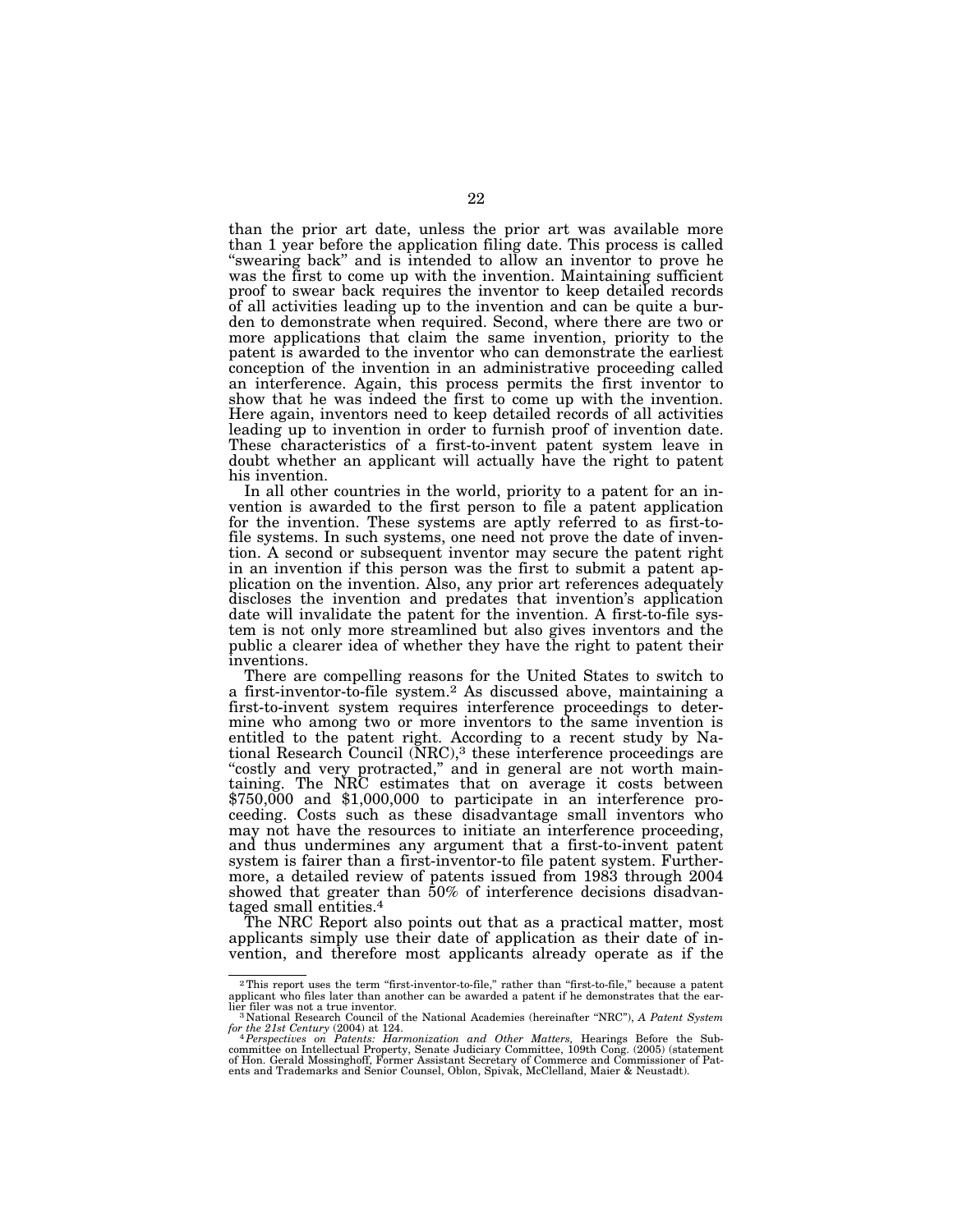than the prior art date, unless the prior art was available more than 1 year before the application filing date. This process is called "swearing back" and is intended to allow an inventor to prove he was the first to come up with the invention. Maintaining sufficient proof to swear back requires the inventor to keep detailed records of all activities leading up to the invention and can be quite a burden to demonstrate when required. Second, where there are two or more applications that claim the same invention, priority to the patent is awarded to the inventor who can demonstrate the earliest conception of the invention in an administrative proceeding called an interference. Again, this process permits the first inventor to show that he was indeed the first to come up with the invention. Here again, inventors need to keep detailed records of all activities leading up to invention in order to furnish proof of invention date. These characteristics of a first-to-invent patent system leave in doubt whether an applicant will actually have the right to patent his invention.

In all other countries in the world, priority to a patent for an invention is awarded to the first person to file a patent application for the invention. These systems are aptly referred to as first-to-file systems. In such systems, one need not prove the date of invention. A second or subsequent inventor may secure the patent right in an invention if this person was the first to submit a patent application on the invention. Also, any prior art references adequately discloses the invention and predates that invention's application date will invalidate the patent for the invention. A first-to-file system is not only more streamlined but also gives inventors and the public a clearer idea of whether they have the right to patent their inventions.

There are compelling reasons for the United States to switch to a first-inventor-to-file system.[2] As discussed above, maintaining a first-to-invent system requires interference proceedings to determine who among two or more inventors to the same invention is entitled to the patent right. According to a recent study by National Research Council (NRC),[3] these interference proceedings are "costly and very protracted," and in general are not worth maintaining. The NRC estimates that on average it costs between $750,000 and $1,000,000 to participate in an interference proceeding. Costs such as these disadvantage small inventors who may not have the resources to initiate an interference proceeding, and thus undermines any argument that a first-to-invent patent system is fairer than a first-inventor-to file patent system. Furthermore, a detailed review of patents issued from 1983 through 2004 showed that greater than 50% of interference decisions disadvantaged small entities.[4]

The NRC Report also points out that as a practical matter, most applicants simply use their date of application as their date of invention, and therefore most applicants already operate as if the

---

[2] This report uses the term "first-inventor-to-file," rather than "first-to-file," because a patent applicant who files later than another can be awarded a patent if he demonstrates that the earlier filer was not a true inventor.

[3] National Research Council of the National Academies (hereinafter "NRC"), *A Patent System for the 21st Century* (2004) at 124.

[4] *Perspectives on Patents: Harmonization and Other Matters,* Hearings Before the Subcommittee on Intellectual Property, Senate Judiciary Committee, 109th Cong. (2005) (statement of Hon. Gerald Mossinghoff, Former Assistant Secretary of Commerce and Commissioner of Patents and Trademarks and Senior Counsel, Oblon, Spivak, McClelland, Maier & Neustadt).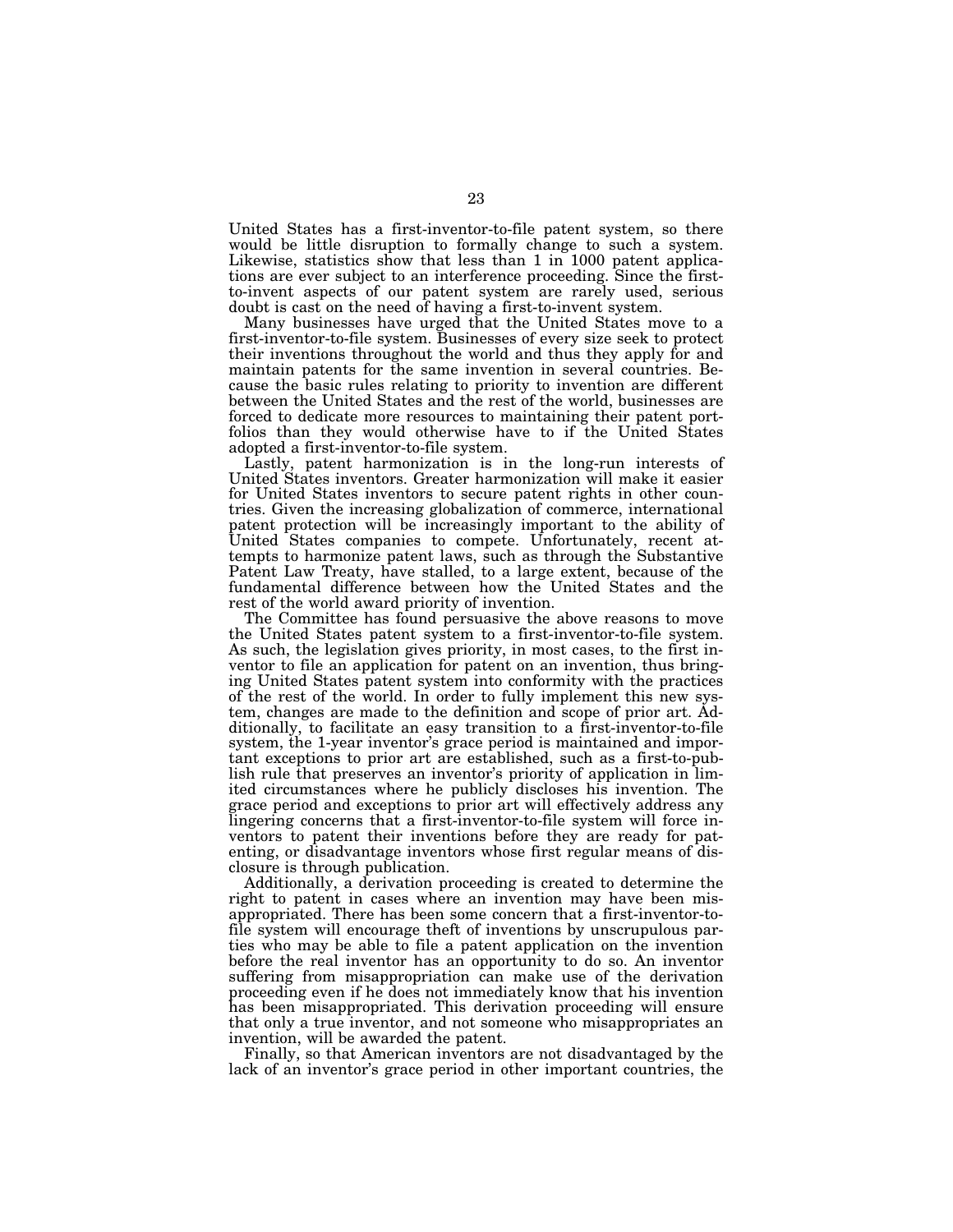United States has a first-inventor-to-file patent system, so there would be little disruption to formally change to such a system. Likewise, statistics show that less than 1 in 1000 patent applications are ever subject to an interference proceeding. Since the first-to-invent aspects of our patent system are rarely used, serious doubt is cast on the need of having a first-to-invent system.

Many businesses have urged that the United States move to a first-inventor-to-file system. Businesses of every size seek to protect their inventions throughout the world and thus they apply for and maintain patents for the same invention in several countries. Because the basic rules relating to priority to invention are different between the United States and the rest of the world, businesses are forced to dedicate more resources to maintaining their patent portfolios than they would otherwise have to if the United States adopted a first-inventor-to-file system.

Lastly, patent harmonization is in the long-run interests of United States inventors. Greater harmonization will make it easier for United States inventors to secure patent rights in other countries. Given the increasing globalization of commerce, international patent protection will be increasingly important to the ability of United States companies to compete. Unfortunately, recent attempts to harmonize patent laws, such as through the Substantive Patent Law Treaty, have stalled, to a large extent, because of the fundamental difference between how the United States and the rest of the world award priority of invention.

The Committee has found persuasive the above reasons to move the United States patent system to a first-inventor-to-file system. As such, the legislation gives priority, in most cases, to the first inventor to file an application for patent on an invention, thus bringing United States patent system into conformity with the practices of the rest of the world. In order to fully implement this new system, changes are made to the definition and scope of prior art. Additionally, to facilitate an easy transition to a first-inventor-to-file system, the 1-year inventor's grace period is maintained and important exceptions to prior art are established, such as a first-to-publish rule that preserves an inventor's priority of application in limited circumstances where he publicly discloses his invention. The grace period and exceptions to prior art will effectively address any lingering concerns that a first-inventor-to-file system will force inventors to patent their inventions before they are ready for patenting, or disadvantage inventors whose first regular means of disclosure is through publication.

Additionally, a derivation proceeding is created to determine the right to patent in cases where an invention may have been misappropriated. There has been some concern that a first-inventor-to-file system will encourage theft of inventions by unscrupulous parties who may be able to file a patent application on the invention before the real inventor has an opportunity to do so. An inventor suffering from misappropriation can make use of the derivation proceeding even if he does not immediately know that his invention has been misappropriated. This derivation proceeding will ensure that only a true inventor, and not someone who misappropriates an invention, will be awarded the patent.

Finally, so that American inventors are not disadvantaged by the lack of an inventor's grace period in other important countries, the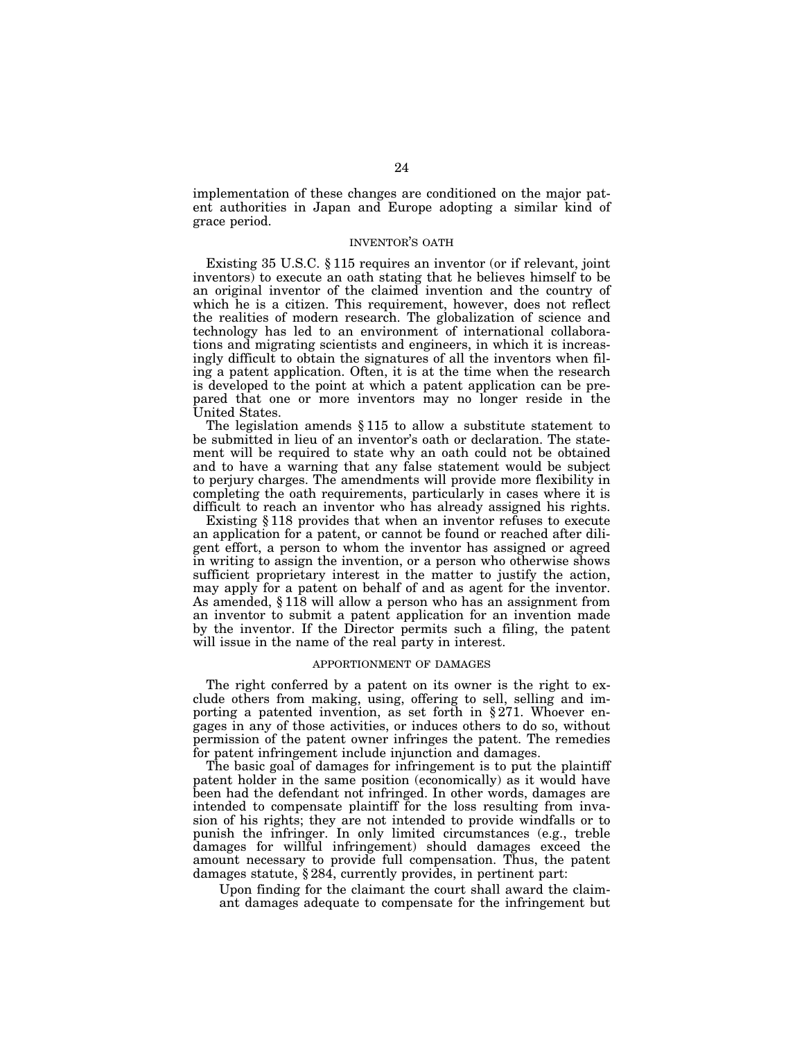implementation of these changes are conditioned on the major patent authorities in Japan and Europe adopting a similar kind of grace period.

## INVENTOR'S OATH

Existing 35 U.S.C. § 115 requires an inventor (or if relevant, joint inventors) to execute an oath stating that he believes himself to be an original inventor of the claimed invention and the country of which he is a citizen. This requirement, however, does not reflect the realities of modern research. The globalization of science and technology has led to an environment of international collaborations and migrating scientists and engineers, in which it is increasingly difficult to obtain the signatures of all the inventors when filing a patent application. Often, it is at the time when the research is developed to the point at which a patent application can be prepared that one or more inventors may no longer reside in the United States.

The legislation amends § 115 to allow a substitute statement to be submitted in lieu of an inventor's oath or declaration. The statement will be required to state why an oath could not be obtained and to have a warning that any false statement would be subject to perjury charges. The amendments will provide more flexibility in completing the oath requirements, particularly in cases where it is difficult to reach an inventor who has already assigned his rights.

Existing § 118 provides that when an inventor refuses to execute an application for a patent, or cannot be found or reached after diligent effort, a person to whom the inventor has assigned or agreed in writing to assign the invention, or a person who otherwise shows sufficient proprietary interest in the matter to justify the action, may apply for a patent on behalf of and as agent for the inventor. As amended, § 118 will allow a person who has an assignment from an inventor to submit a patent application for an invention made by the inventor. If the Director permits such a filing, the patent will issue in the name of the real party in interest.

## APPORTIONMENT OF DAMAGES

The right conferred by a patent on its owner is the right to exclude others from making, using, offering to sell, selling and importing a patented invention, as set forth in § 271. Whoever engages in any of those activities, or induces others to do so, without permission of the patent owner infringes the patent. The remedies for patent infringement include injunction and damages.

The basic goal of damages for infringement is to put the plaintiff patent holder in the same position (economically) as it would have been had the defendant not infringed. In other words, damages are intended to compensate plaintiff for the loss resulting from invasion of his rights; they are not intended to provide windfalls or to punish the infringer. In only limited circumstances (e.g., treble damages for willful infringement) should damages exceed the amount necessary to provide full compensation. Thus, the patent damages statute, § 284, currently provides, in pertinent part:

> Upon finding for the claimant the court shall award the claimant damages adequate to compensate for the infringement but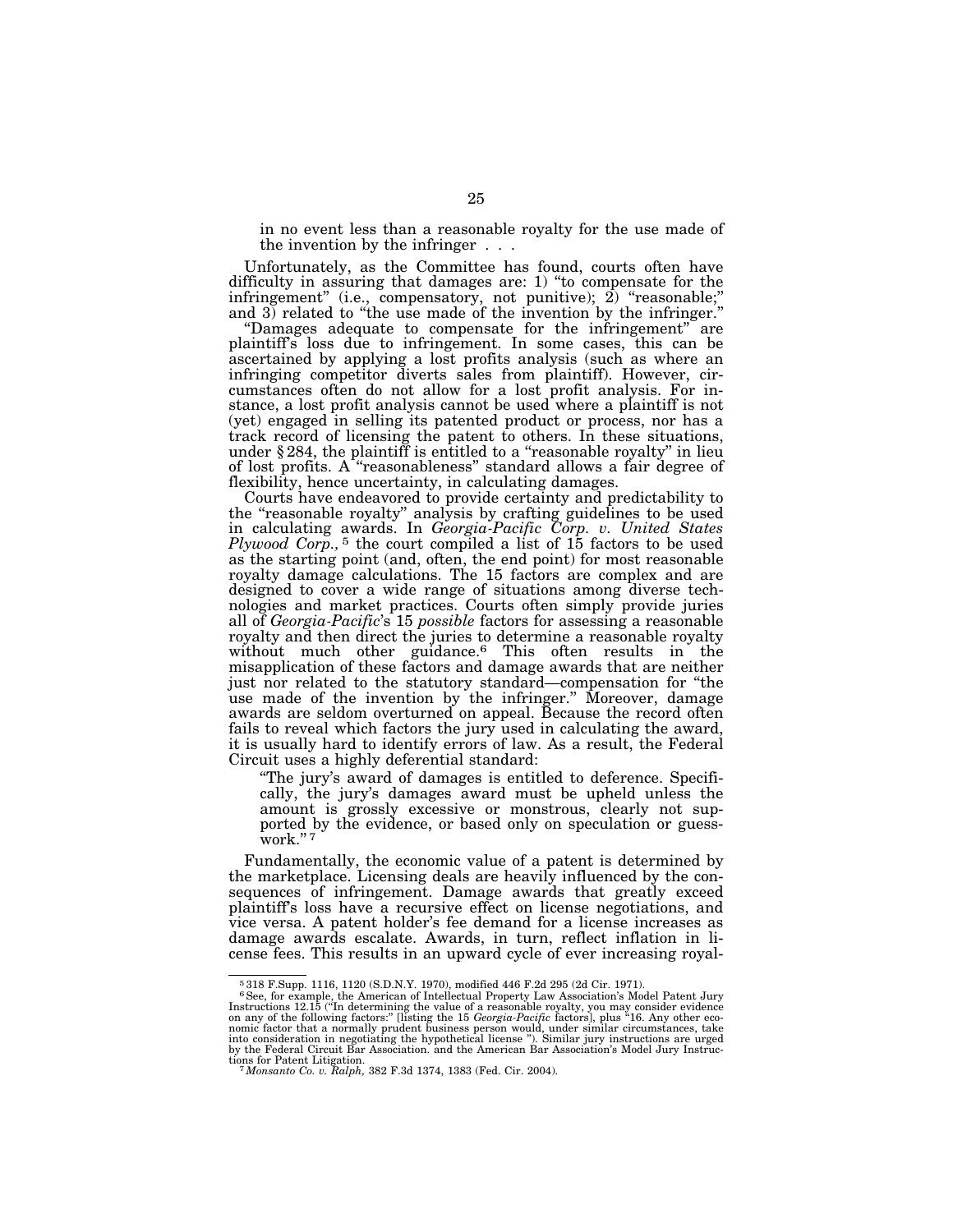in no event less than a reasonable royalty for the use made of the invention by the infringer . . .

Unfortunately, as the Committee has found, courts often have difficulty in assuring that damages are: 1) "to compensate for the infringement" (i.e., compensatory, not punitive); 2) "reasonable;" and 3) related to "the use made of the invention by the infringer."

"Damages adequate to compensate for the infringement" are plaintiff's loss due to infringement. In some cases, this can be ascertained by applying a lost profits analysis (such as where an infringing competitor diverts sales from plaintiff). However, circumstances often do not allow for a lost profit analysis. For instance, a lost profit analysis cannot be used where a plaintiff is not (yet) engaged in selling its patented product or process, nor has a track record of licensing the patent to others. In these situations, under § 284, the plaintiff is entitled to a "reasonable royalty" in lieu of lost profits. A "reasonableness" standard allows a fair degree of flexibility, hence uncertainty, in calculating damages.

Courts have endeavored to provide certainty and predictability to the "reasonable royalty" analysis by crafting guidelines to be used in calculating awards. In *Georgia-Pacific Corp. v. United States Plywood Corp.,*[5] the court compiled a list of 15 factors to be used as the starting point (and, often, the end point) for most reasonable royalty damage calculations. The 15 factors are complex and are designed to cover a wide range of situations among diverse technologies and market practices. Courts often simply provide juries all of *Georgia-Pacific*'s 15 *possible* factors for assessing a reasonable royalty and then direct the juries to determine a reasonable royalty without much other guidance.[6] This often results in the misapplication of these factors and damage awards that are neither just nor related to the statutory standard—compensation for "the use made of the invention by the infringer." Moreover, damage awards are seldom overturned on appeal. Because the record often fails to reveal which factors the jury used in calculating the award, it is usually hard to identify errors of law. As a result, the Federal Circuit uses a highly deferential standard:

> "The jury's award of damages is entitled to deference. Specifically, the jury's damages award must be upheld unless the amount is grossly excessive or monstrous, clearly not supported by the evidence, or based only on speculation or guesswork."[7]

Fundamentally, the economic value of a patent is determined by the marketplace. Licensing deals are heavily influenced by the consequences of infringement. Damage awards that greatly exceed plaintiff's loss have a recursive effect on license negotiations, and vice versa. A patent holder's fee demand for a license increases as damage awards escalate. Awards, in turn, reflect inflation in license fees. This results in an upward cycle of ever increasing royal-

---

[5] 318 F.Supp. 1116, 1120 (S.D.N.Y. 1970), modified 446 F.2d 295 (2d Cir. 1971).

[6] See, for example, the American of Intellectual Property Law Association's Model Patent Jury Instructions 12.15 ("In determining the value of a reasonable royalty, you may consider evidence on any of the following factors:" [listing the 15 *Georgia-Pacific* factors], plus "16. Any other economic factor that a normally prudent business person would, under similar circumstances, take into consideration in negotiating the hypothetical license "). Similar jury instructions are urged by the Federal Circuit Bar Association. and the American Bar Association's Model Jury Instructions for Patent Litigation.

[7] *Monsanto Co. v. Ralph,* 382 F.3d 1374, 1383 (Fed. Cir. 2004).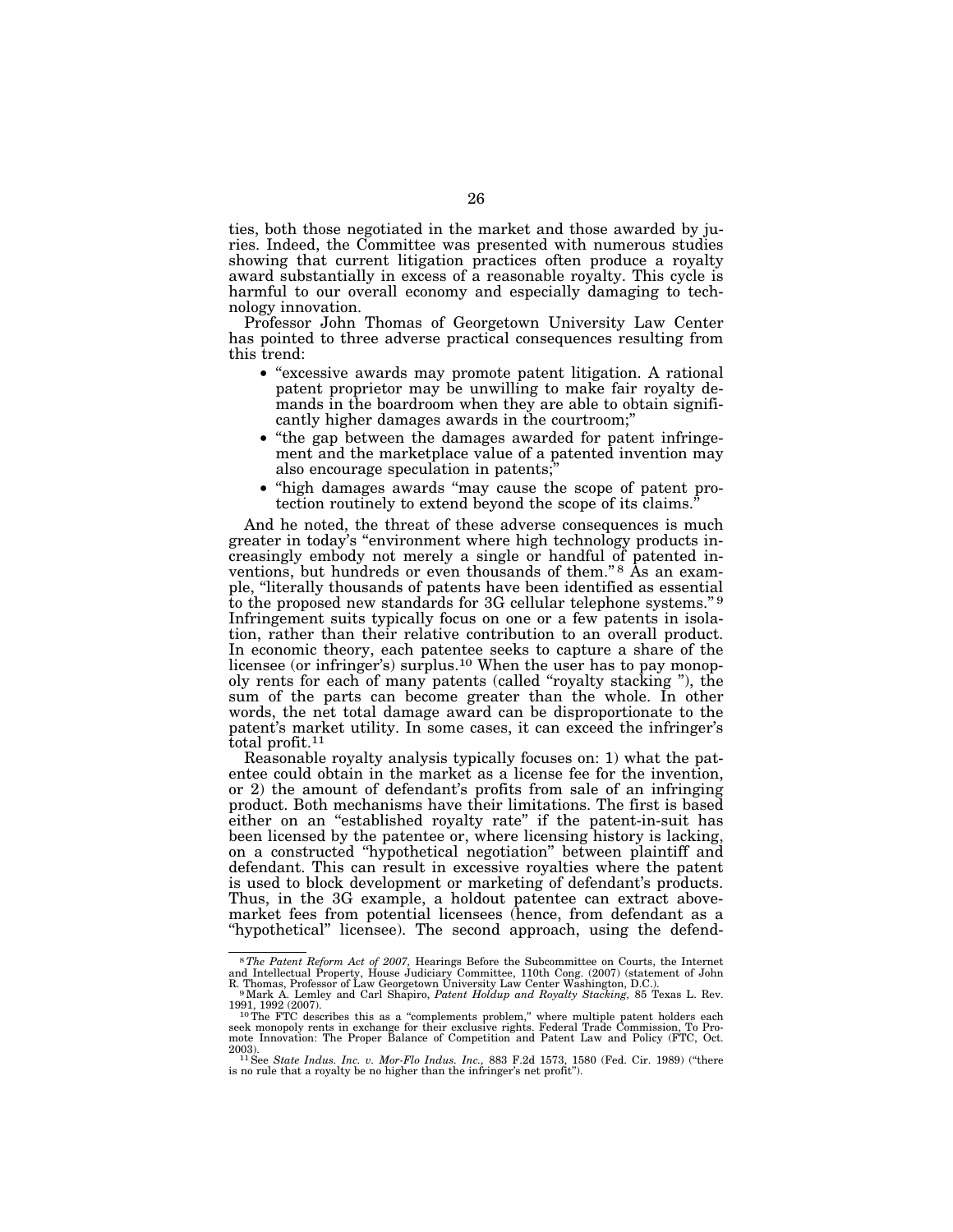ties, both those negotiated in the market and those awarded by juries. Indeed, the Committee was presented with numerous studies showing that current litigation practices often produce a royalty award substantially in excess of a reasonable royalty. This cycle is harmful to our overall economy and especially damaging to technology innovation.

Professor John Thomas of Georgetown University Law Center has pointed to three adverse practical consequences resulting from this trend:

- "excessive awards may promote patent litigation. A rational patent proprietor may be unwilling to make fair royalty demands in the boardroom when they are able to obtain significantly higher damages awards in the courtroom;"
- "the gap between the damages awarded for patent infringement and the marketplace value of a patented invention may also encourage speculation in patents;"
- "high damages awards "may cause the scope of patent protection routinely to extend beyond the scope of its claims."

And he noted, the threat of these adverse consequences is much greater in today's "environment where high technology products increasingly embody not merely a single or handful of patented inventions, but hundreds or even thousands of them."[8] As an example, "literally thousands of patents have been identified as essential to the proposed new standards for 3G cellular telephone systems."[9] Infringement suits typically focus on one or a few patents in isolation, rather than their relative contribution to an overall product. In economic theory, each patentee seeks to capture a share of the licensee (or infringer's) surplus.[10] When the user has to pay monopoly rents for each of many patents (called "royalty stacking "), the sum of the parts can become greater than the whole. In other words, the net total damage award can be disproportionate to the patent's market utility. In some cases, it can exceed the infringer's total profit.[11]

Reasonable royalty analysis typically focuses on: 1) what the patentee could obtain in the market as a license fee for the invention, or 2) the amount of defendant's profits from sale of an infringing product. Both mechanisms have their limitations. The first is based either on an "established royalty rate" if the patent-in-suit has been licensed by the patentee or, where licensing history is lacking, on a constructed "hypothetical negotiation" between plaintiff and defendant. This can result in excessive royalties where the patent is used to block development or marketing of defendant's products. Thus, in the 3G example, a holdout patentee can extract above-market fees from potential licensees (hence, from defendant as a "hypothetical" licensee). The second approach, using the defend-

---

[8] *The Patent Reform Act of 2007,* Hearings Before the Subcommittee on Courts, the Internet and Intellectual Property, House Judiciary Committee, 110th Cong. (2007) (statement of John R. Thomas, Professor of Law Georgetown University Law Center Washington, D.C.).

[9] Mark A. Lemley and Carl Shapiro, *Patent Holdup and Royalty Stacking,* 85 Texas L. Rev. 1991, 1992 (2007).

[10] The FTC describes this as a "complements problem," where multiple patent holders each seek monopoly rents in exchange for their exclusive rights. Federal Trade Commission, To Promote Innovation: The Proper Balance of Competition and Patent Law and Policy (FTC, Oct. 2003).

[11] See *State Indus. Inc. v. Mor-Flo Indus. Inc.,* 883 F.2d 1573, 1580 (Fed. Cir. 1989) ("there is no rule that a royalty be no higher than the infringer's net profit").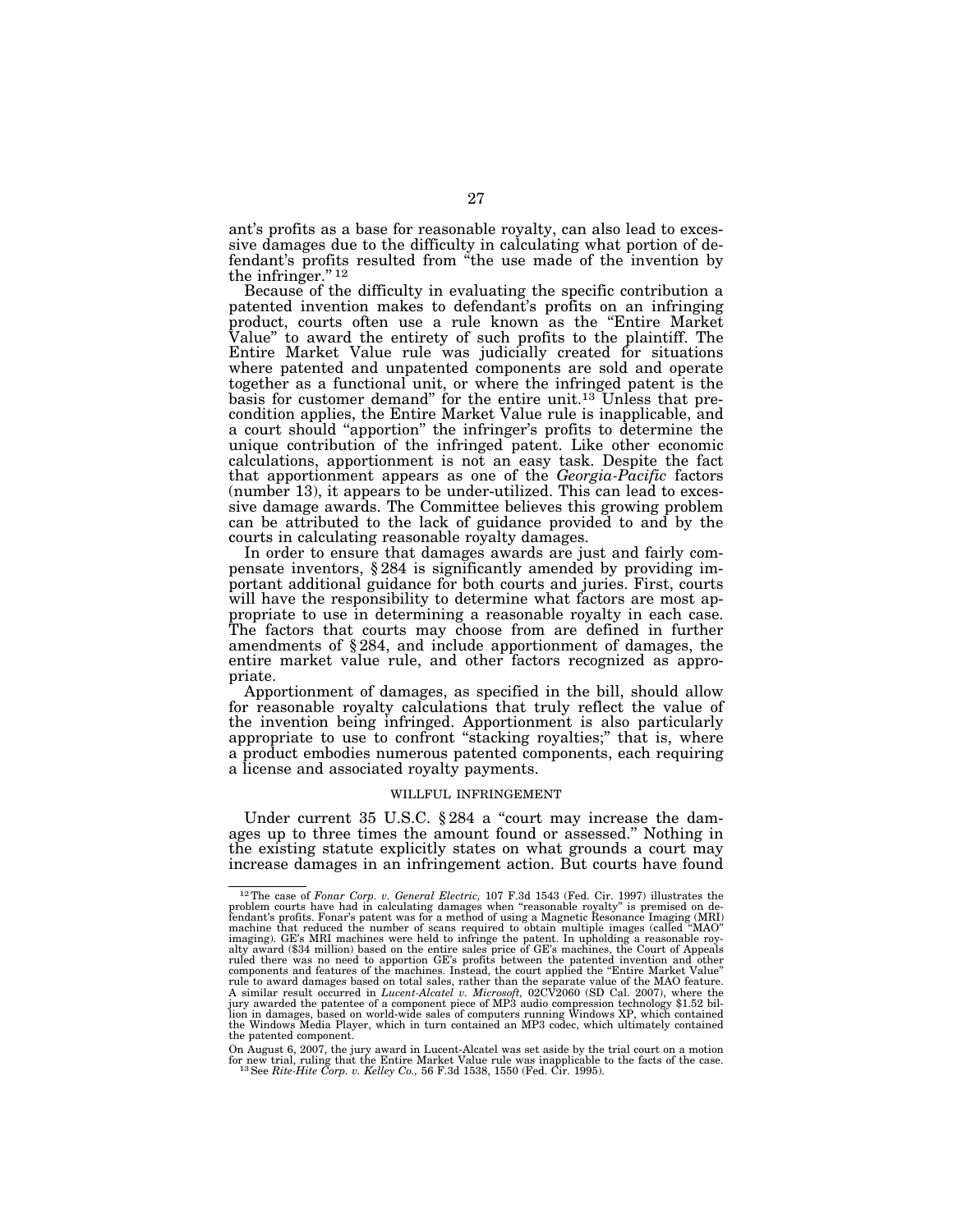ant's profits as a base for reasonable royalty, can also lead to excessive damages due to the difficulty in calculating what portion of defendant's profits resulted from "the use made of the invention by the infringer." [12]

Because of the difficulty in evaluating the specific contribution a patented invention makes to defendant's profits on an infringing product, courts often use a rule known as the "Entire Market Value" to award the entirety of such profits to the plaintiff. The Entire Market Value rule was judicially created for situations where patented and unpatented components are sold and operate together as a functional unit, or where the infringed patent is the basis for customer demand" for the entire unit.[13] Unless that precondition applies, the Entire Market Value rule is inapplicable, and a court should "apportion" the infringer's profits to determine the unique contribution of the infringed patent. Like other economic calculations, apportionment is not an easy task. Despite the fact that apportionment appears as one of the *Georgia-Pacific* factors (number 13), it appears to be under-utilized. This can lead to excessive damage awards. The Committee believes this growing problem can be attributed to the lack of guidance provided to and by the courts in calculating reasonable royalty damages.

In order to ensure that damages awards are just and fairly compensate inventors, § 284 is significantly amended by providing important additional guidance for both courts and juries. First, courts will have the responsibility to determine what factors are most appropriate to use in determining a reasonable royalty in each case. The factors that courts may choose from are defined in further amendments of § 284, and include apportionment of damages, the entire market value rule, and other factors recognized as appropriate.

Apportionment of damages, as specified in the bill, should allow for reasonable royalty calculations that truly reflect the value of the invention being infringed. Apportionment is also particularly appropriate to use to confront "stacking royalties;" that is, where a product embodies numerous patented components, each requiring a license and associated royalty payments.

WILLFUL INFRINGEMENT

Under current 35 U.S.C. § 284 a "court may increase the damages up to three times the amount found or assessed." Nothing in the existing statute explicitly states on what grounds a court may increase damages in an infringement action. But courts have found

---

[12] The case of *Fonar Corp. v. General Electric,* 107 F.3d 1543 (Fed. Cir. 1997) illustrates the problem courts have had in calculating damages when "reasonable royalty" is premised on defendant's profits. Fonar's patent was for a method of using a Magnetic Resonance Imaging (MRI) machine that reduced the number of scans required to obtain multiple images (called "MAO" imaging). GE's MRI machines were held to infringe the patent. In upholding a reasonable royalty award ($34 million) based on the entire sales price of GE's machines, the Court of Appeals ruled there was no need to apportion GE's profits between the patented invention and other components and features of the machines. Instead, the court applied the "Entire Market Value" rule to award damages based on total sales, rather than the separate value of the MAO feature. A similar result occurred in *Lucent-Alcatel v. Microsoft,* 02CV2060 (SD Cal. 2007), where the jury awarded the patentee of a component piece of MP3 audio compression technology $1.52 billion in damages, based on world-wide sales of computers running Windows XP, which contained the Windows Media Player, which in turn contained an MP3 codec, which ultimately contained the patented component.

On August 6, 2007, the jury award in Lucent-Alcatel was set aside by the trial court on a motion for new trial, ruling that the Entire Market Value rule was inapplicable to the facts of the case.

[13] See *Rite-Hite Corp. v. Kelley Co.,* 56 F.3d 1538, 1550 (Fed. Cir. 1995).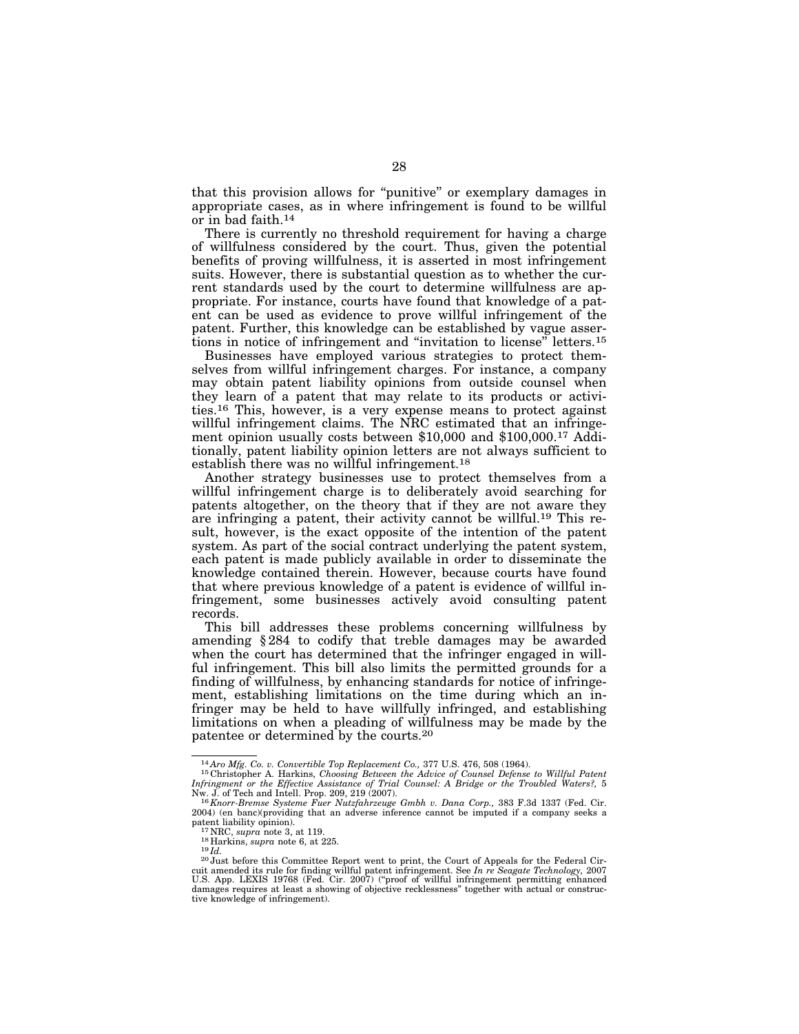that this provision allows for "punitive" or exemplary damages in appropriate cases, as in where infringement is found to be willful or in bad faith.[14]

There is currently no threshold requirement for having a charge of willfulness considered by the court. Thus, given the potential benefits of proving willfulness, it is asserted in most infringement suits. However, there is substantial question as to whether the current standards used by the court to determine willfulness are appropriate. For instance, courts have found that knowledge of a patent can be used as evidence to prove willful infringement of the patent. Further, this knowledge can be established by vague assertions in notice of infringement and "invitation to license" letters.[15]

Businesses have employed various strategies to protect themselves from willful infringement charges. For instance, a company may obtain patent liability opinions from outside counsel when they learn of a patent that may relate to its products or activities.[16] This, however, is a very expense means to protect against willful infringement claims. The NRC estimated that an infringement opinion usually costs between $10,000 and $100,000.[17] Additionally, patent liability opinion letters are not always sufficient to establish there was no willful infringement.[18]

Another strategy businesses use to protect themselves from a willful infringement charge is to deliberately avoid searching for patents altogether, on the theory that if they are not aware they are infringing a patent, their activity cannot be willful.[19] This result, however, is the exact opposite of the intention of the patent system. As part of the social contract underlying the patent system, each patent is made publicly available in order to disseminate the knowledge contained therein. However, because courts have found that where previous knowledge of a patent is evidence of willful infringement, some businesses actively avoid consulting patent records.

This bill addresses these problems concerning willfulness by amending § 284 to codify that treble damages may be awarded when the court has determined that the infringer engaged in willful infringement. This bill also limits the permitted grounds for a finding of willfulness, by enhancing standards for notice of infringement, establishing limitations on the time during which an infringer may be held to have willfully infringed, and establishing limitations on when a pleading of willfulness may be made by the patentee or determined by the courts.[20]

---

[14] *Aro Mfg. Co. v. Convertible Top Replacement Co.,* 377 U.S. 476, 508 (1964).

[15] Christopher A. Harkins, *Choosing Between the Advice of Counsel Defense to Willful Patent Infringment or the Effective Assistance of Trial Counsel: A Bridge or the Troubled Waters?,* 5 Nw. J. of Tech and Intell. Prop. 209, 219 (2007).

[16] *Knorr-Bremse Systeme Fuer Nutzfahrzeuge Gmbh v. Dana Corp.,* 383 F.3d 1337 (Fed. Cir. 2004) (en banc)(providing that an adverse inference cannot be imputed if a company seeks a patent liability opinion).

[17] NRC, *supra* note 3, at 119.

[18] Harkins, *supra* note 6, at 225.

[19] *Id.*

[20] Just before this Committee Report went to print, the Court of Appeals for the Federal Circuit amended its rule for finding willful patent infringement. See *In re Seagate Technology,* 2007 U.S. App. LEXIS 19768 (Fed. Cir. 2007) ("proof of willful infringement permitting enhanced damages requires at least a showing of objective recklessness" together with actual or constructive knowledge of infringement).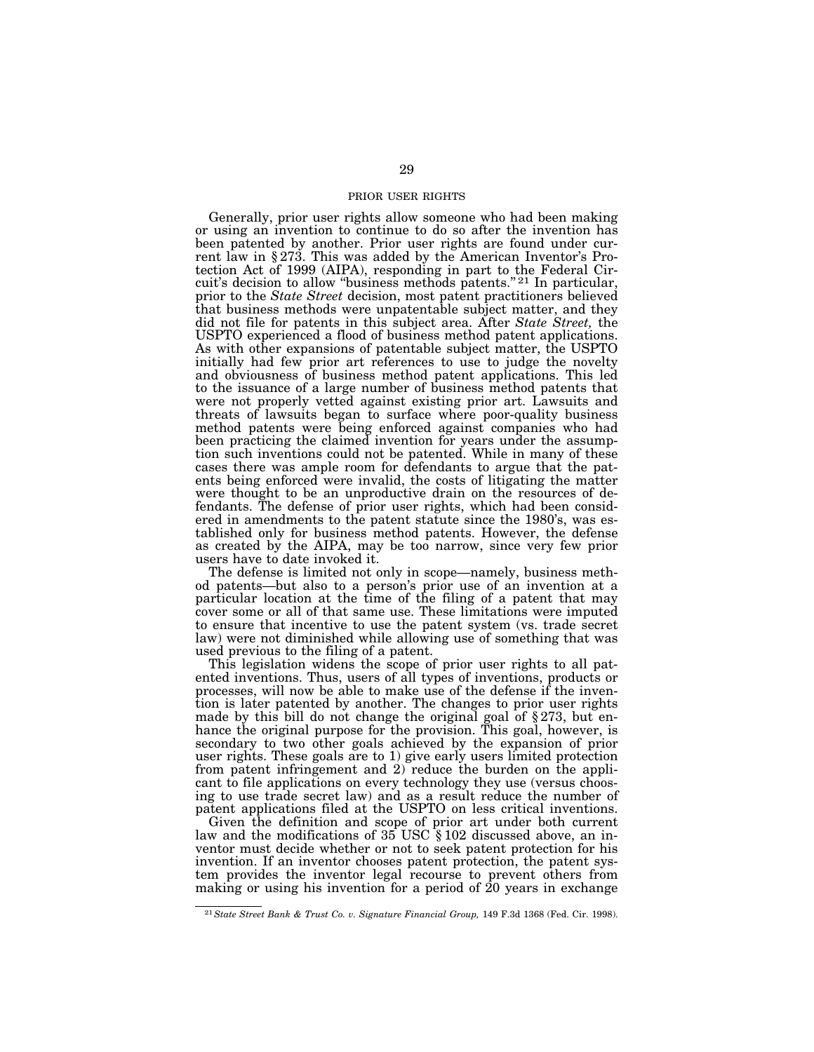## PRIOR USER RIGHTS

Generally, prior user rights allow someone who had been making or using an invention to continue to do so after the invention has been patented by another. Prior user rights are found under current law in § 273. This was added by the American Inventor's Protection Act of 1999 (AIPA), responding in part to the Federal Circuit's decision to allow "business methods patents."[21] In particular, prior to the *State Street* decision, most patent practitioners believed that business methods were unpatentable subject matter, and they did not file for patents in this subject area. After *State Street,* the USPTO experienced a flood of business method patent applications. As with other expansions of patentable subject matter, the USPTO initially had few prior art references to use to judge the novelty and obviousness of business method patent applications. This led to the issuance of a large number of business method patents that were not properly vetted against existing prior art. Lawsuits and threats of lawsuits began to surface where poor-quality business method patents were being enforced against companies who had been practicing the claimed invention for years under the assumption such inventions could not be patented. While in many of these cases there was ample room for defendants to argue that the patents being enforced were invalid, the costs of litigating the matter were thought to be an unproductive drain on the resources of defendants. The defense of prior user rights, which had been considered in amendments to the patent statute since the 1980's, was established only for business method patents. However, the defense as created by the AIPA, may be too narrow, since very few prior users have to date invoked it.

The defense is limited not only in scope—namely, business method patents—but also to a person's prior use of an invention at a particular location at the time of the filing of a patent that may cover some or all of that same use. These limitations were imputed to ensure that incentive to use the patent system (vs. trade secret law) were not diminished while allowing use of something that was used previous to the filing of a patent.

This legislation widens the scope of prior user rights to all patented inventions. Thus, users of all types of inventions, products or processes, will now be able to make use of the defense if the invention is later patented by another. The changes to prior user rights made by this bill do not change the original goal of § 273, but enhance the original purpose for the provision. This goal, however, is secondary to two other goals achieved by the expansion of prior user rights. These goals are to 1) give early users limited protection from patent infringement and 2) reduce the burden on the applicant to file applications on every technology they use (versus choosing to use trade secret law) and as a result reduce the number of patent applications filed at the USPTO on less critical inventions.

Given the definition and scope of prior art under both current law and the modifications of 35 USC § 102 discussed above, an inventor must decide whether or not to seek patent protection for his invention. If an inventor chooses patent protection, the patent system provides the inventor legal recourse to prevent others from making or using his invention for a period of 20 years in exchange

[21] *State Street Bank & Trust Co. v. Signature Financial Group,* 149 F.3d 1368 (Fed. Cir. 1998).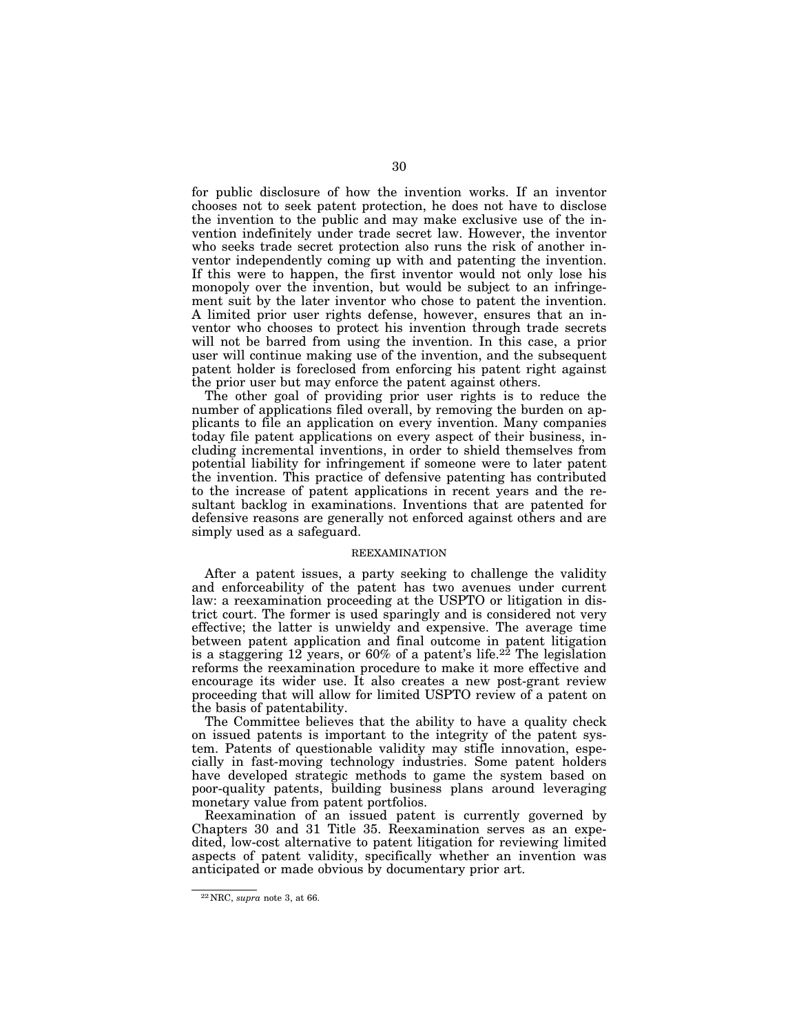for public disclosure of how the invention works. If an inventor chooses not to seek patent protection, he does not have to disclose the invention to the public and may make exclusive use of the invention indefinitely under trade secret law. However, the inventor who seeks trade secret protection also runs the risk of another inventor independently coming up with and patenting the invention. If this were to happen, the first inventor would not only lose his monopoly over the invention, but would be subject to an infringement suit by the later inventor who chose to patent the invention. A limited prior user rights defense, however, ensures that an inventor who chooses to protect his invention through trade secrets will not be barred from using the invention. In this case, a prior user will continue making use of the invention, and the subsequent patent holder is foreclosed from enforcing his patent right against the prior user but may enforce the patent against others.

The other goal of providing prior user rights is to reduce the number of applications filed overall, by removing the burden on applicants to file an application on every invention. Many companies today file patent applications on every aspect of their business, including incremental inventions, in order to shield themselves from potential liability for infringement if someone were to later patent the invention. This practice of defensive patenting has contributed to the increase of patent applications in recent years and the resultant backlog in examinations. Inventions that are patented for defensive reasons are generally not enforced against others and are simply used as a safeguard.

## REEXAMINATION

After a patent issues, a party seeking to challenge the validity and enforceability of the patent has two avenues under current law: a reexamination proceeding at the USPTO or litigation in district court. The former is used sparingly and is considered not very effective; the latter is unwieldy and expensive. The average time between patent application and final outcome in patent litigation is a staggering 12 years, or 60% of a patent's life.[22] The legislation reforms the reexamination procedure to make it more effective and encourage its wider use. It also creates a new post-grant review proceeding that will allow for limited USPTO review of a patent on the basis of patentability.

The Committee believes that the ability to have a quality check on issued patents is important to the integrity of the patent system. Patents of questionable validity may stifle innovation, especially in fast-moving technology industries. Some patent holders have developed strategic methods to game the system based on poor-quality patents, building business plans around leveraging monetary value from patent portfolios.

Reexamination of an issued patent is currently governed by Chapters 30 and 31 Title 35. Reexamination serves as an expedited, low-cost alternative to patent litigation for reviewing limited aspects of patent validity, specifically whether an invention was anticipated or made obvious by documentary prior art.

---

[22] NRC, *supra* note 3, at 66.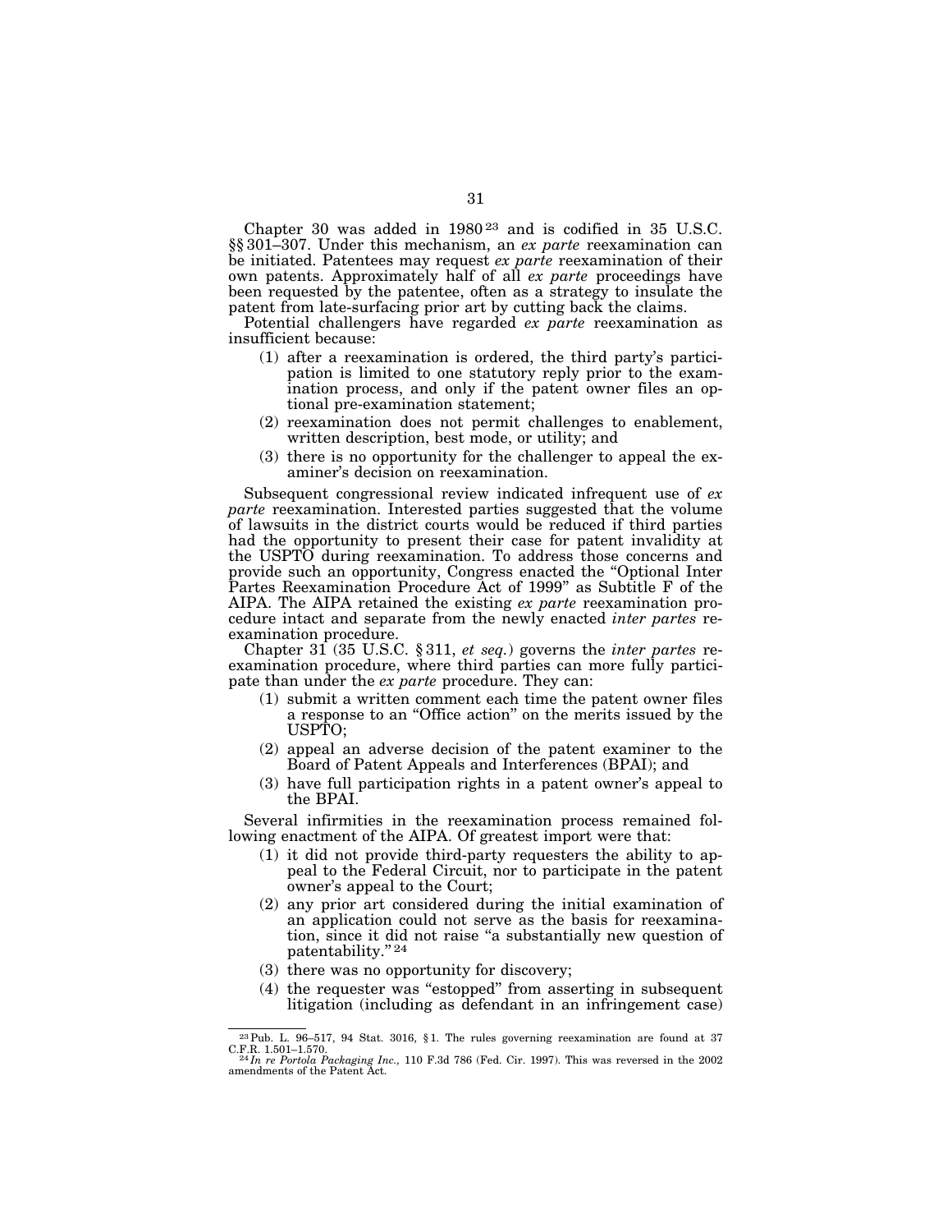Chapter 30 was added in 1980[23] and is codified in 35 U.S.C. §§ 301–307. Under this mechanism, an *ex parte* reexamination can be initiated. Patentees may request *ex parte* reexamination of their own patents. Approximately half of all *ex parte* proceedings have been requested by the patentee, often as a strategy to insulate the patent from late-surfacing prior art by cutting back the claims.

Potential challengers have regarded *ex parte* reexamination as insufficient because:

(1) after a reexamination is ordered, the third party's participation is limited to one statutory reply prior to the examination process, and only if the patent owner files an optional pre-examination statement;
(2) reexamination does not permit challenges to enablement, written description, best mode, or utility; and
(3) there is no opportunity for the challenger to appeal the examiner's decision on reexamination.

Subsequent congressional review indicated infrequent use of *ex parte* reexamination. Interested parties suggested that the volume of lawsuits in the district courts would be reduced if third parties had the opportunity to present their case for patent invalidity at the USPTO during reexamination. To address those concerns and provide such an opportunity, Congress enacted the "Optional Inter Partes Reexamination Procedure Act of 1999" as Subtitle F of the AIPA. The AIPA retained the existing *ex parte* reexamination procedure intact and separate from the newly enacted *inter partes* reexamination procedure.

Chapter 31 (35 U.S.C. § 311, *et seq.*) governs the *inter partes* reexamination procedure, where third parties can more fully participate than under the *ex parte* procedure. They can:

(1) submit a written comment each time the patent owner files a response to an "Office action" on the merits issued by the USPTO;
(2) appeal an adverse decision of the patent examiner to the Board of Patent Appeals and Interferences (BPAI); and
(3) have full participation rights in a patent owner's appeal to the BPAI.

Several infirmities in the reexamination process remained following enactment of the AIPA. Of greatest import were that:

(1) it did not provide third-party requesters the ability to appeal to the Federal Circuit, nor to participate in the patent owner's appeal to the Court;
(2) any prior art considered during the initial examination of an application could not serve as the basis for reexamination, since it did not raise "a substantially new question of patentability."[24]
(3) there was no opportunity for discovery;
(4) the requester was "estopped" from asserting in subsequent litigation (including as defendant in an infringement case)

---

[23] Pub. L. 96–517, 94 Stat. 3016, § 1. The rules governing reexamination are found at 37 C.F.R. 1.501–1.570.

[24] *In re Portola Packaging Inc.,* 110 F.3d 786 (Fed. Cir. 1997). This was reversed in the 2002 amendments of the Patent Act.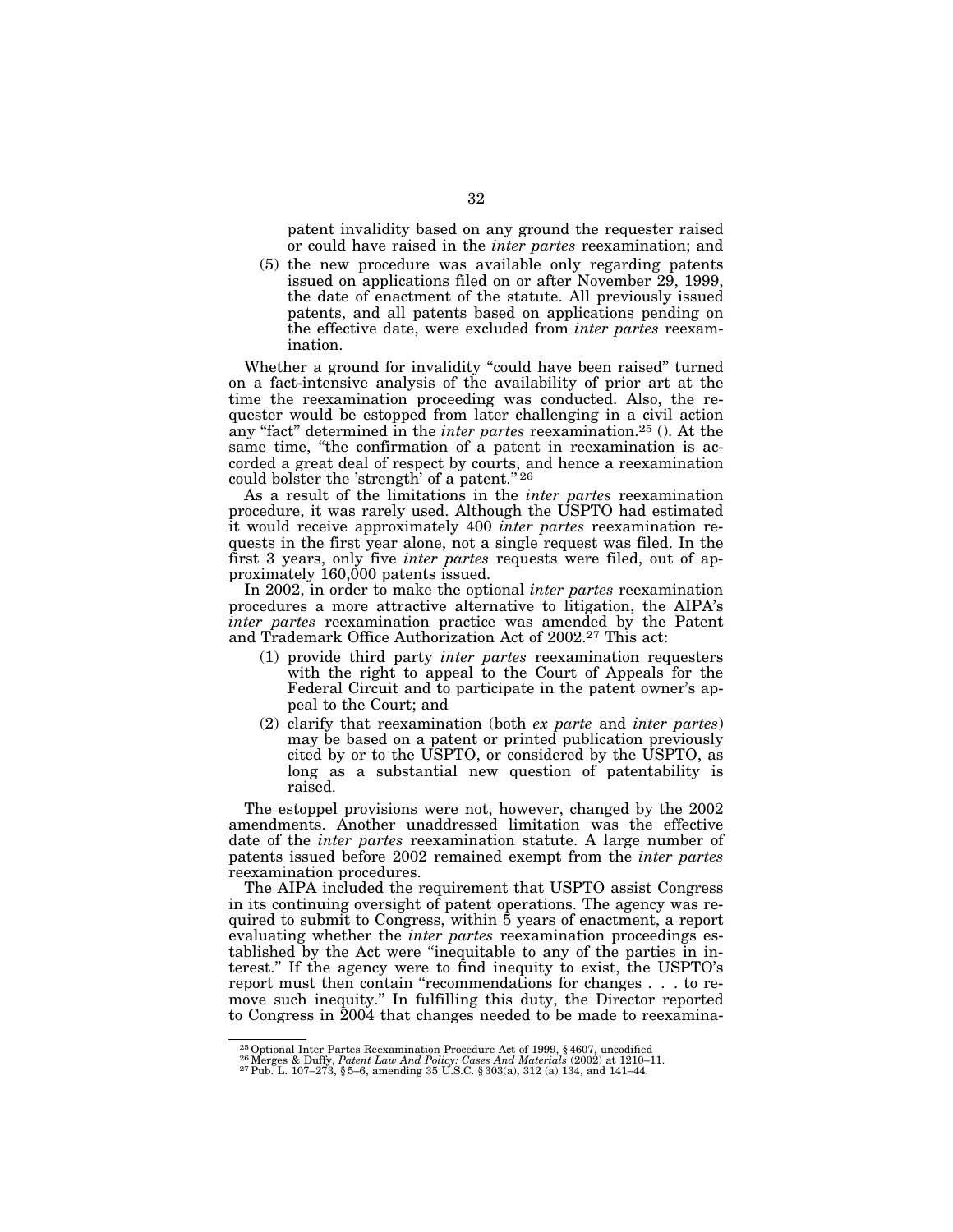patent invalidity based on any ground the requester raised or could have raised in the *inter partes* reexamination; and

(5) the new procedure was available only regarding patents issued on applications filed on or after November 29, 1999, the date of enactment of the statute. All previously issued patents, and all patents based on applications pending on the effective date, were excluded from *inter partes* reexamination.

Whether a ground for invalidity "could have been raised" turned on a fact-intensive analysis of the availability of prior art at the time the reexamination proceeding was conducted. Also, the requester would be estopped from later challenging in a civil action any "fact" determined in the *inter partes* reexamination.[25] (). At the same time, "the confirmation of a patent in reexamination is accorded a great deal of respect by courts, and hence a reexamination could bolster the 'strength' of a patent."[26]

As a result of the limitations in the *inter partes* reexamination procedure, it was rarely used. Although the USPTO had estimated it would receive approximately 400 *inter partes* reexamination requests in the first year alone, not a single request was filed. In the first 3 years, only five *inter partes* requests were filed, out of approximately 160,000 patents issued.

In 2002, in order to make the optional *inter partes* reexamination procedures a more attractive alternative to litigation, the AIPA's *inter partes* reexamination practice was amended by the Patent and Trademark Office Authorization Act of 2002.[27] This act:

(1) provide third party *inter partes* reexamination requesters with the right to appeal to the Court of Appeals for the Federal Circuit and to participate in the patent owner's appeal to the Court; and

(2) clarify that reexamination (both *ex parte* and *inter partes*) may be based on a patent or printed publication previously cited by or to the USPTO, or considered by the USPTO, as long as a substantial new question of patentability is raised.

The estoppel provisions were not, however, changed by the 2002 amendments. Another unaddressed limitation was the effective date of the *inter partes* reexamination statute. A large number of patents issued before 2002 remained exempt from the *inter partes* reexamination procedures.

The AIPA included the requirement that USPTO assist Congress in its continuing oversight of patent operations. The agency was required to submit to Congress, within 5 years of enactment, a report evaluating whether the *inter partes* reexamination proceedings established by the Act were "inequitable to any of the parties in interest." If the agency were to find inequity to exist, the USPTO's report must then contain "recommendations for changes . . . to remove such inequity." In fulfilling this duty, the Director reported to Congress in 2004 that changes needed to be made to reexamina-

---

[25] Optional Inter Partes Reexamination Procedure Act of 1999, § 4607, uncodified

[26] Merges & Duffy, *Patent Law And Policy: Cases And Materials* (2002) at 1210–11.

[27] Pub. L. 107–273, § 5–6, amending 35 U.S.C. § 303(a), 312 (a) 134, and 141–44.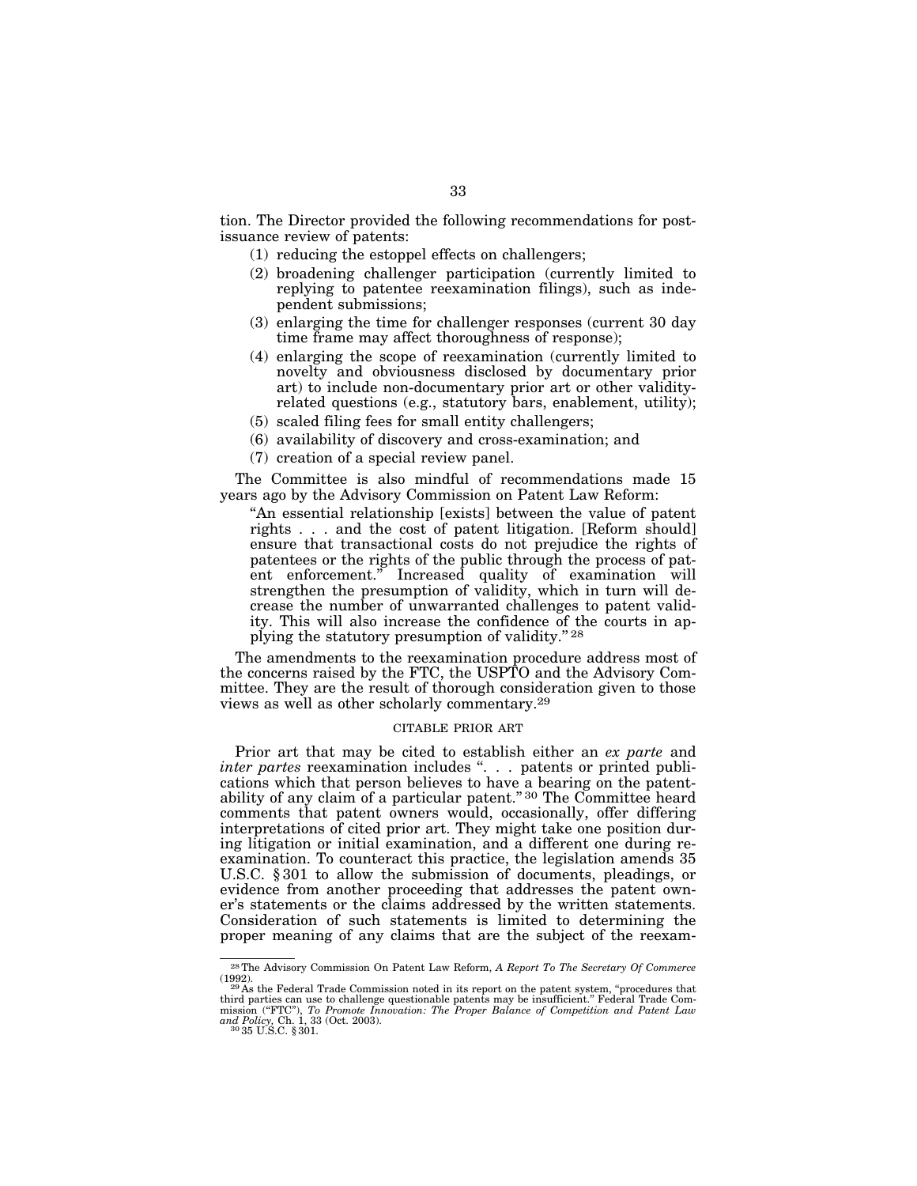tion. The Director provided the following recommendations for post-issuance review of patents:

(1) reducing the estoppel effects on challengers;
(2) broadening challenger participation (currently limited to replying to patentee reexamination filings), such as independent submissions;
(3) enlarging the time for challenger responses (current 30 day time frame may affect thoroughness of response);
(4) enlarging the scope of reexamination (currently limited to novelty and obviousness disclosed by documentary prior art) to include non-documentary prior art or other validity-related questions (e.g., statutory bars, enablement, utility);
(5) scaled filing fees for small entity challengers;
(6) availability of discovery and cross-examination; and
(7) creation of a special review panel.

The Committee is also mindful of recommendations made 15 years ago by the Advisory Commission on Patent Law Reform:

> "An essential relationship [exists] between the value of patent rights . . . and the cost of patent litigation. [Reform should] ensure that transactional costs do not prejudice the rights of patentees or the rights of the public through the process of patent enforcement." Increased quality of examination will strengthen the presumption of validity, which in turn will decrease the number of unwarranted challenges to patent validity. This will also increase the confidence of the courts in applying the statutory presumption of validity." [28]

The amendments to the reexamination procedure address most of the concerns raised by the FTC, the USPTO and the Advisory Committee. They are the result of thorough consideration given to those views as well as other scholarly commentary.[29]

## CITABLE PRIOR ART

Prior art that may be cited to establish either an *ex parte* and *inter partes* reexamination includes ". . . patents or printed publications which that person believes to have a bearing on the patentability of any claim of a particular patent." [30] The Committee heard comments that patent owners would, occasionally, offer differing interpretations of cited prior art. They might take one position during litigation or initial examination, and a different one during reexamination. To counteract this practice, the legislation amends 35 U.S.C. § 301 to allow the submission of documents, pleadings, or evidence from another proceeding that addresses the patent owner's statements or the claims addressed by the written statements. Consideration of such statements is limited to determining the proper meaning of any claims that are the subject of the reexam-

---

[28] The Advisory Commission On Patent Law Reform, *A Report To The Secretary Of Commerce* (1992).

[29] As the Federal Trade Commission noted in its report on the patent system, "procedures that third parties can use to challenge questionable patents may be insufficient." Federal Trade Commission ("FTC"), *To Promote Innovation: The Proper Balance of Competition and Patent Law and Policy,* Ch. 1, 33 (Oct. 2003).

[30] 35 U.S.C. § 301.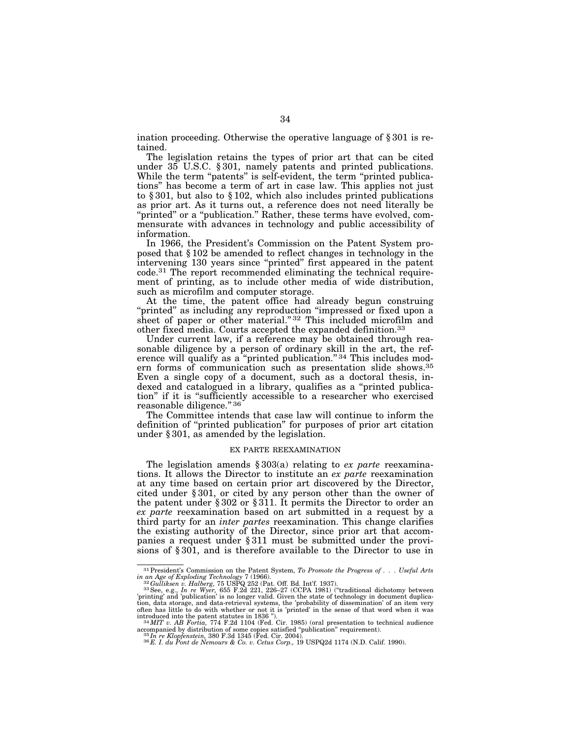ination proceeding. Otherwise the operative language of § 301 is retained.

The legislation retains the types of prior art that can be cited under 35 U.S.C. § 301, namely patents and printed publications. While the term "patents" is self-evident, the term "printed publications" has become a term of art in case law. This applies not just to § 301, but also to § 102, which also includes printed publications as prior art. As it turns out, a reference does not need literally be "printed" or a "publication." Rather, these terms have evolved, commensurate with advances in technology and public accessibility of information.

In 1966, the President's Commission on the Patent System proposed that § 102 be amended to reflect changes in technology in the intervening 130 years since "printed" first appeared in the patent code.[31] The report recommended eliminating the technical requirement of printing, as to include other media of wide distribution, such as microfilm and computer storage.

At the time, the patent office had already begun construing "printed" as including any reproduction "impressed or fixed upon a sheet of paper or other material."[32] This included microfilm and other fixed media. Courts accepted the expanded definition.[33]

Under current law, if a reference may be obtained through reasonable diligence by a person of ordinary skill in the art, the reference will qualify as a "printed publication."[34] This includes modern forms of communication such as presentation slide shows.[35] Even a single copy of a document, such as a doctoral thesis, indexed and catalogued in a library, qualifies as a "printed publication" if it is "sufficiently accessible to a researcher who exercised reasonable diligence."[36]

The Committee intends that case law will continue to inform the definition of "printed publication" for purposes of prior art citation under § 301, as amended by the legislation.

### EX PARTE REEXAMINATION

The legislation amends § 303(a) relating to *ex parte* reexaminations. It allows the Director to institute an *ex parte* reexamination at any time based on certain prior art discovered by the Director, cited under § 301, or cited by any person other than the owner of the patent under § 302 or § 311. It permits the Director to order an *ex parte* reexamination based on art submitted in a request by a third party for an *inter partes* reexamination. This change clarifies the existing authority of the Director, since prior art that accompanies a request under § 311 must be submitted under the provisions of § 301, and is therefore available to the Director to use in

---

[31] President's Commission on the Patent System, *To Promote the Progress of . . . Useful Arts in an Age of Exploding Technology* 7 (1966).

[32] *Gulliksen v. Halberg,* 75 USPQ 252 (Pat. Off. Bd. Int'f. 1937).

[33] See, e.g., *In re Wyer,* 655 F.2d 221, 226–27 (CCPA 1981) ("traditional dichotomy between 'printing' and 'publication' is no longer valid. Given the state of technology in document duplication, data storage, and data-retrieval systems, the 'probability of dissemination' of an item very often has little to do with whether or not it is 'printed' in the sense of that word when it was introduced into the patent statutes in 1836 ").

[34] *MIT v. AB Fortia,* 774 F.2d 1104 (Fed. Cir. 1985) (oral presentation to technical audience accompanied by distribution of some copies satisfied "publication" requirement).

[35] *In re Klopfenstein,* 380 F.3d 1345 (Fed. Cir. 2004).

[36] *E. I. du Pont de Nemours & Co. v. Cetus Corp.,* 19 USPQ2d 1174 (N.D. Calif. 1990).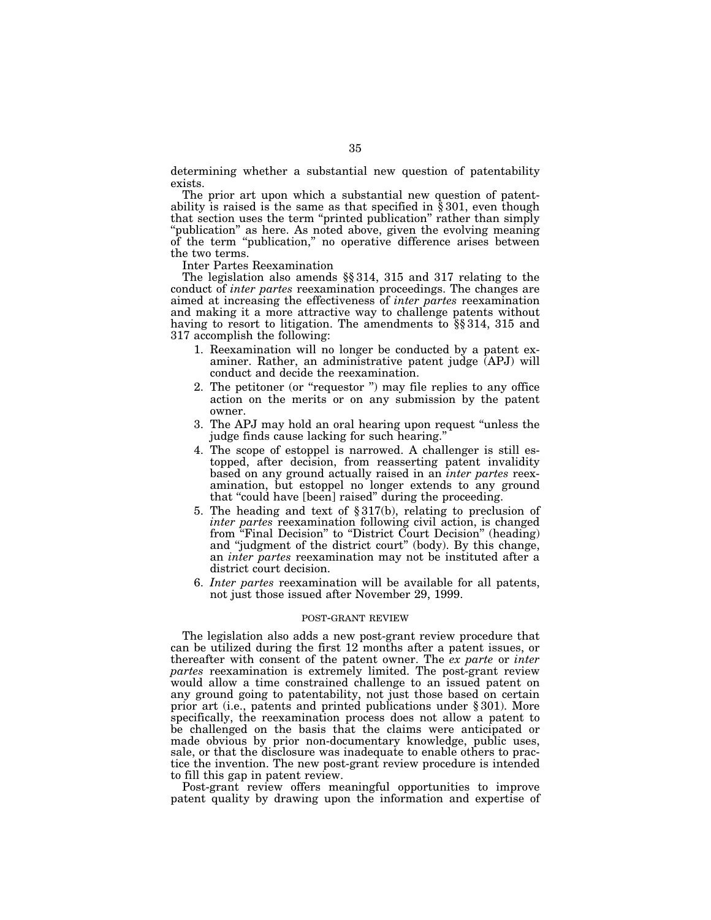determining whether a substantial new question of patentability exists.

The prior art upon which a substantial new question of patentability is raised is the same as that specified in § 301, even though that section uses the term "printed publication" rather than simply "publication" as here. As noted above, given the evolving meaning of the term "publication," no operative difference arises between the two terms.

Inter Partes Reexamination

The legislation also amends §§ 314, 315 and 317 relating to the conduct of *inter partes* reexamination proceedings. The changes are aimed at increasing the effectiveness of *inter partes* reexamination and making it a more attractive way to challenge patents without having to resort to litigation. The amendments to §§ 314, 315 and 317 accomplish the following:

1. Reexamination will no longer be conducted by a patent examiner. Rather, an administrative patent judge (APJ) will conduct and decide the reexamination.
2. The petitioner (or "requestor ") may file replies to any office action on the merits or on any submission by the patent owner.
3. The APJ may hold an oral hearing upon request "unless the judge finds cause lacking for such hearing."
4. The scope of estoppel is narrowed. A challenger is still estopped, after decision, from reasserting patent invalidity based on any ground actually raised in an *inter partes* reexamination, but estoppel no longer extends to any ground that "could have [been] raised" during the proceeding.
5. The heading and text of § 317(b), relating to preclusion of *inter partes* reexamination following civil action, is changed from "Final Decision" to "District Court Decision" (heading) and "judgment of the district court" (body). By this change, an *inter partes* reexamination may not be instituted after a district court decision.
6. *Inter partes* reexamination will be available for all patents, not just those issued after November 29, 1999.

## POST-GRANT REVIEW

The legislation also adds a new post-grant review procedure that can be utilized during the first 12 months after a patent issues, or thereafter with consent of the patent owner. The *ex parte* or *inter partes* reexamination is extremely limited. The post-grant review would allow a time constrained challenge to an issued patent on any ground going to patentability, not just those based on certain prior art (i.e., patents and printed publications under § 301). More specifically, the reexamination process does not allow a patent to be challenged on the basis that the claims were anticipated or made obvious by prior non-documentary knowledge, public uses, sale, or that the disclosure was inadequate to enable others to practice the invention. The new post-grant review procedure is intended to fill this gap in patent review.

Post-grant review offers meaningful opportunities to improve patent quality by drawing upon the information and expertise of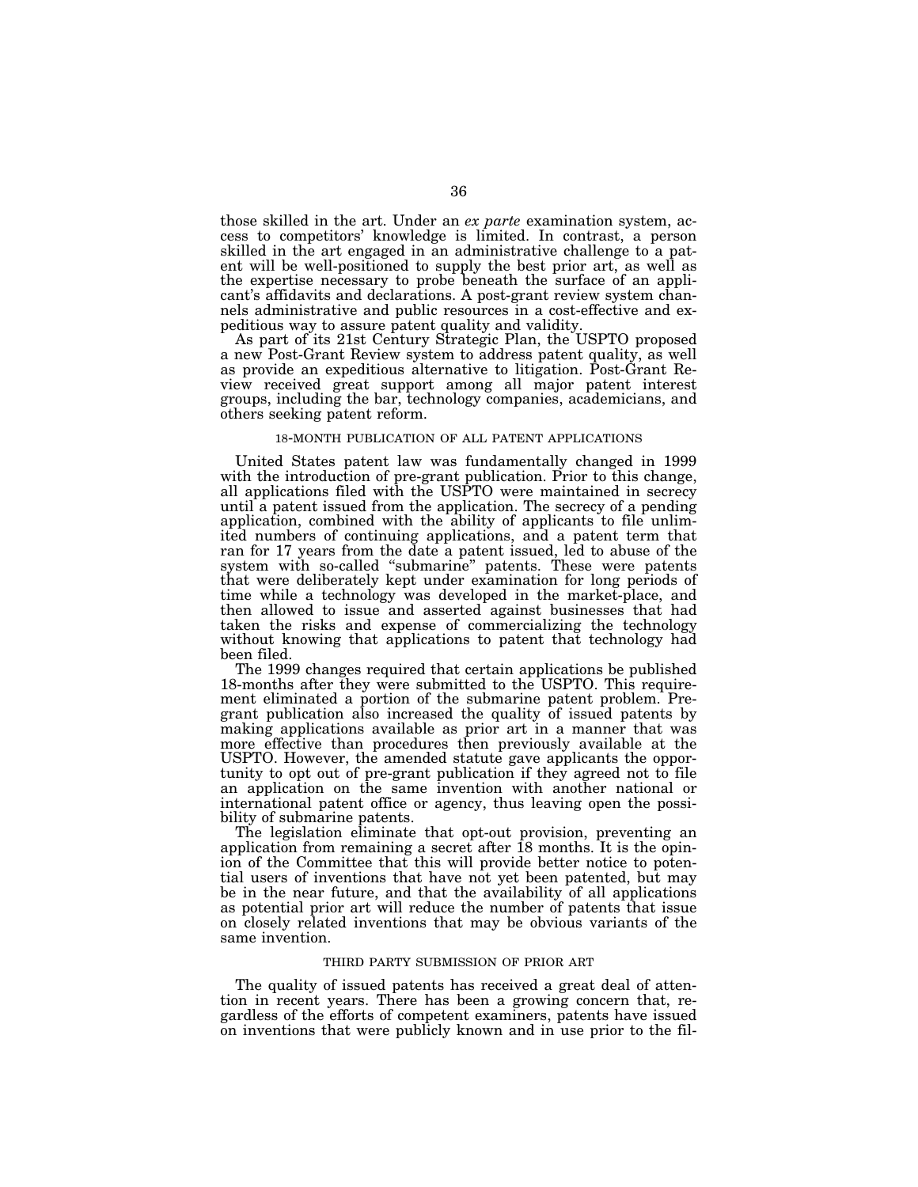those skilled in the art. Under an *ex parte* examination system, access to competitors' knowledge is limited. In contrast, a person skilled in the art engaged in an administrative challenge to a patent will be well-positioned to supply the best prior art, as well as the expertise necessary to probe beneath the surface of an applicant's affidavits and declarations. A post-grant review system channels administrative and public resources in a cost-effective and expeditious way to assure patent quality and validity.

As part of its 21st Century Strategic Plan, the USPTO proposed a new Post-Grant Review system to address patent quality, as well as provide an expeditious alternative to litigation. Post-Grant Review received great support among all major patent interest groups, including the bar, technology companies, academicians, and others seeking patent reform.

### 18-MONTH PUBLICATION OF ALL PATENT APPLICATIONS

United States patent law was fundamentally changed in 1999 with the introduction of pre-grant publication. Prior to this change, all applications filed with the USPTO were maintained in secrecy until a patent issued from the application. The secrecy of a pending application, combined with the ability of applicants to file unlimited numbers of continuing applications, and a patent term that ran for 17 years from the date a patent issued, led to abuse of the system with so-called "submarine" patents. These were patents that were deliberately kept under examination for long periods of time while a technology was developed in the market-place, and then allowed to issue and asserted against businesses that had taken the risks and expense of commercializing the technology without knowing that applications to patent that technology had been filed.

The 1999 changes required that certain applications be published 18-months after they were submitted to the USPTO. This requirement eliminated a portion of the submarine patent problem. Pre-grant publication also increased the quality of issued patents by making applications available as prior art in a manner that was more effective than procedures then previously available at the USPTO. However, the amended statute gave applicants the opportunity to opt out of pre-grant publication if they agreed not to file an application on the same invention with another national or international patent office or agency, thus leaving open the possibility of submarine patents.

The legislation eliminate that opt-out provision, preventing an application from remaining a secret after 18 months. It is the opinion of the Committee that this will provide better notice to potential users of inventions that have not yet been patented, but may be in the near future, and that the availability of all applications as potential prior art will reduce the number of patents that issue on closely related inventions that may be obvious variants of the same invention.

### THIRD PARTY SUBMISSION OF PRIOR ART

The quality of issued patents has received a great deal of attention in recent years. There has been a growing concern that, regardless of the efforts of competent examiners, patents have issued on inventions that were publicly known and in use prior to the fil-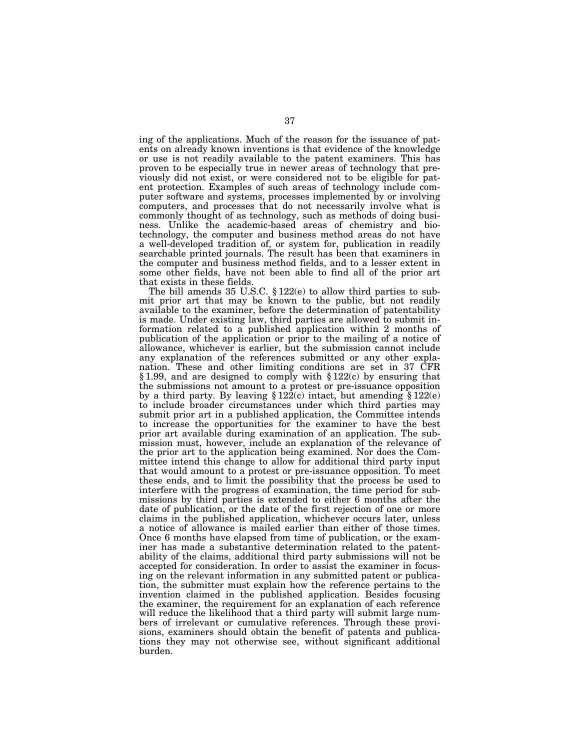ing of the applications. Much of the reason for the issuance of patents on already known inventions is that evidence of the knowledge or use is not readily available to the patent examiners. This has proven to be especially true in newer areas of technology that previously did not exist, or were considered not to be eligible for patent protection. Examples of such areas of technology include computer software and systems, processes implemented by or involving computers, and processes that do not necessarily involve what is commonly thought of as technology, such as methods of doing business. Unlike the academic-based areas of chemistry and biotechnology, the computer and business method areas do not have a well-developed tradition of, or system for, publication in readily searchable printed journals. The result has been that examiners in the computer and business method fields, and to a lesser extent in some other fields, have not been able to find all of the prior art that exists in these fields.

The bill amends 35 U.S.C. § 122(e) to allow third parties to submit prior art that may be known to the public, but not readily available to the examiner, before the determination of patentability is made. Under existing law, third parties are allowed to submit information related to a published application within 2 months of publication of the application or prior to the mailing of a notice of allowance, whichever is earlier, but the submission cannot include any explanation of the references submitted or any other explanation. These and other limiting conditions are set in 37 CFR § 1.99, and are designed to comply with § 122(c) by ensuring that the submissions not amount to a protest or pre-issuance opposition by a third party. By leaving § 122(c) intact, but amending § 122(e) to include broader circumstances under which third parties may submit prior art in a published application, the Committee intends to increase the opportunities for the examiner to have the best prior art available during examination of an application. The submission must, however, include an explanation of the relevance of the prior art to the application being examined. Nor does the Committee intend this change to allow for additional third party input that would amount to a protest or pre-issuance opposition. To meet these ends, and to limit the possibility that the process be used to interfere with the progress of examination, the time period for submissions by third parties is extended to either 6 months after the date of publication, or the date of the first rejection of one or more claims in the published application, whichever occurs later, unless a notice of allowance is mailed earlier than either of those times. Once 6 months have elapsed from time of publication, or the examiner has made a substantive determination related to the patentability of the claims, additional third party submissions will not be accepted for consideration. In order to assist the examiner in focusing on the relevant information in any submitted patent or publication, the submitter must explain how the reference pertains to the invention claimed in the published application. Besides focusing the examiner, the requirement for an explanation of each reference will reduce the likelihood that a third party will submit large numbers of irrelevant or cumulative references. Through these provisions, examiners should obtain the benefit of patents and publications they may not otherwise see, without significant additional burden.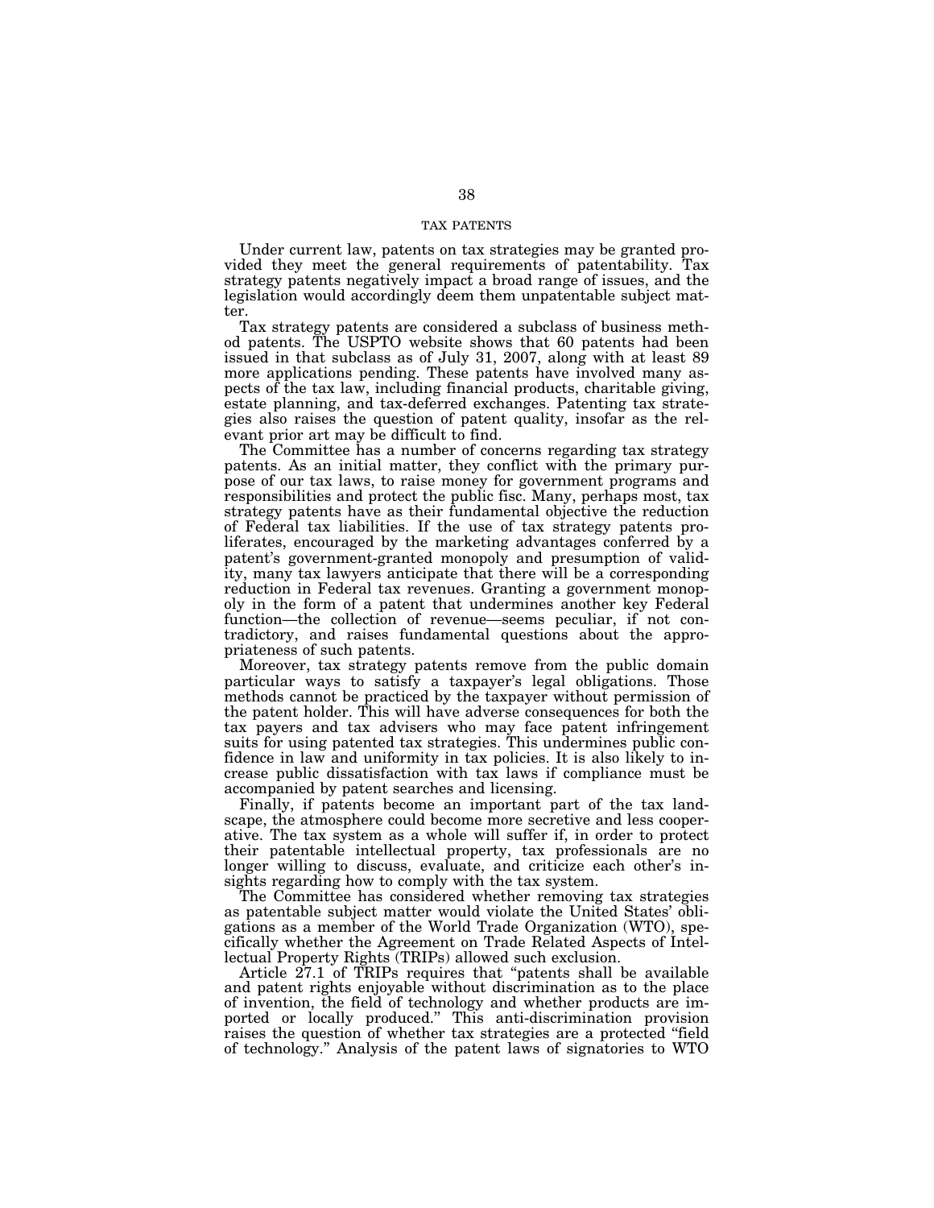## TAX PATENTS

Under current law, patents on tax strategies may be granted provided they meet the general requirements of patentability. Tax strategy patents negatively impact a broad range of issues, and the legislation would accordingly deem them unpatentable subject matter.

Tax strategy patents are considered a subclass of business method patents. The USPTO website shows that 60 patents had been issued in that subclass as of July 31, 2007, along with at least 89 more applications pending. These patents have involved many aspects of the tax law, including financial products, charitable giving, estate planning, and tax-deferred exchanges. Patenting tax strategies also raises the question of patent quality, insofar as the relevant prior art may be difficult to find.

The Committee has a number of concerns regarding tax strategy patents. As an initial matter, they conflict with the primary purpose of our tax laws, to raise money for government programs and responsibilities and protect the public fisc. Many, perhaps most, tax strategy patents have as their fundamental objective the reduction of Federal tax liabilities. If the use of tax strategy patents proliferates, encouraged by the marketing advantages conferred by a patent's government-granted monopoly and presumption of validity, many tax lawyers anticipate that there will be a corresponding reduction in Federal tax revenues. Granting a government monopoly in the form of a patent that undermines another key Federal function—the collection of revenue—seems peculiar, if not contradictory, and raises fundamental questions about the appropriateness of such patents.

Moreover, tax strategy patents remove from the public domain particular ways to satisfy a taxpayer's legal obligations. Those methods cannot be practiced by the taxpayer without permission of the patent holder. This will have adverse consequences for both the tax payers and tax advisers who may face patent infringement suits for using patented tax strategies. This undermines public confidence in law and uniformity in tax policies. It is also likely to increase public dissatisfaction with tax laws if compliance must be accompanied by patent searches and licensing.

Finally, if patents become an important part of the tax landscape, the atmosphere could become more secretive and less cooperative. The tax system as a whole will suffer if, in order to protect their patentable intellectual property, tax professionals are no longer willing to discuss, evaluate, and criticize each other's insights regarding how to comply with the tax system.

The Committee has considered whether removing tax strategies as patentable subject matter would violate the United States' obligations as a member of the World Trade Organization (WTO), specifically whether the Agreement on Trade Related Aspects of Intellectual Property Rights (TRIPs) allowed such exclusion.

Article 27.1 of TRIPs requires that "patents shall be available and patent rights enjoyable without discrimination as to the place of invention, the field of technology and whether products are imported or locally produced." This anti-discrimination provision raises the question of whether tax strategies are a protected "field of technology." Analysis of the patent laws of signatories to WTO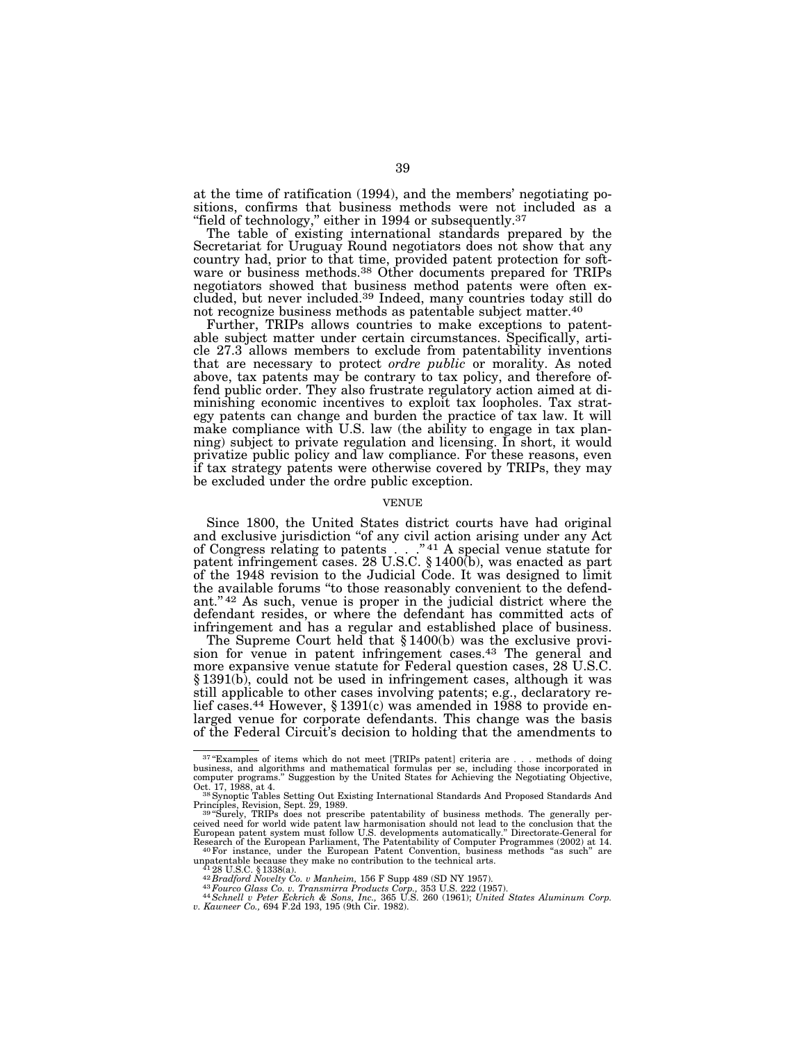at the time of ratification (1994), and the members' negotiating positions, confirms that business methods were not included as a "field of technology," either in 1994 or subsequently.[37]

The table of existing international standards prepared by the Secretariat for Uruguay Round negotiators does not show that any country had, prior to that time, provided patent protection for software or business methods.[38] Other documents prepared for TRIPs negotiators showed that business method patents were often excluded, but never included.[39] Indeed, many countries today still do not recognize business methods as patentable subject matter.[40]

Further, TRIPs allows countries to make exceptions to patentable subject matter under certain circumstances. Specifically, article 27.3 allows members to exclude from patentability inventions that are necessary to protect *ordre public* or morality. As noted above, tax patents may be contrary to tax policy, and therefore offend public order. They also frustrate regulatory action aimed at diminishing economic incentives to exploit tax loopholes. Tax strategy patents can change and burden the practice of tax law. It will make compliance with U.S. law (the ability to engage in tax planning) subject to private regulation and licensing. In short, it would privatize public policy and law compliance. For these reasons, even if tax strategy patents were otherwise covered by TRIPs, they may be excluded under the ordre public exception.

## VENUE

Since 1800, the United States district courts have had original and exclusive jurisdiction "of any civil action arising under any Act of Congress relating to patents . . ."[41] A special venue statute for patent infringement cases. 28 U.S.C. § 1400(b), was enacted as part of the 1948 revision to the Judicial Code. It was designed to limit the available forums "to those reasonably convenient to the defendant."[42] As such, venue is proper in the judicial district where the defendant resides, or where the defendant has committed acts of infringement and has a regular and established place of business.

The Supreme Court held that § 1400(b) was the exclusive provision for venue in patent infringement cases.[43] The general and more expansive venue statute for Federal question cases, 28 U.S.C. § 1391(b), could not be used in infringement cases, although it was still applicable to other cases involving patents; e.g., declaratory relief cases.[44] However, § 1391(c) was amended in 1988 to provide enlarged venue for corporate defendants. This change was the basis of the Federal Circuit's decision to holding that the amendments to

---

[37] "Examples of items which do not meet [TRIPs patent] criteria are . . . methods of doing business, and algorithms and mathematical formulas per se, including those incorporated in computer programs." Suggestion by the United States for Achieving the Negotiating Objective, Oct. 17, 1988, at 4.

[38] Synoptic Tables Setting Out Existing International Standards And Proposed Standards And Principles, Revision, Sept. 29, 1989.

[39] "Surely, TRIPs does not prescribe patentability of business methods. The generally perceived need for world wide patent law harmonisation should not lead to the conclusion that the European patent system must follow U.S. developments automatically." Directorate-General for Research of the European Parliament, The Patentability of Computer Programmes (2002) at 14.

[40] For instance, under the European Patent Convention, business methods "as such" are unpatentable because they make no contribution to the technical arts.

[41] 28 U.S.C. § 1338(a).

[42] *Bradford Novelty Co. v Manheim,* 156 F Supp 489 (SD NY 1957).

[43] *Fourco Glass Co. v. Transmirra Products Corp.,* 353 U.S. 222 (1957).

[44] *Schnell v Peter Eckrich & Sons, Inc.,* 365 U.S. 260 (1961); *United States Aluminum Corp. v. Kawneer Co.,* 694 F.2d 193, 195 (9th Cir. 1982).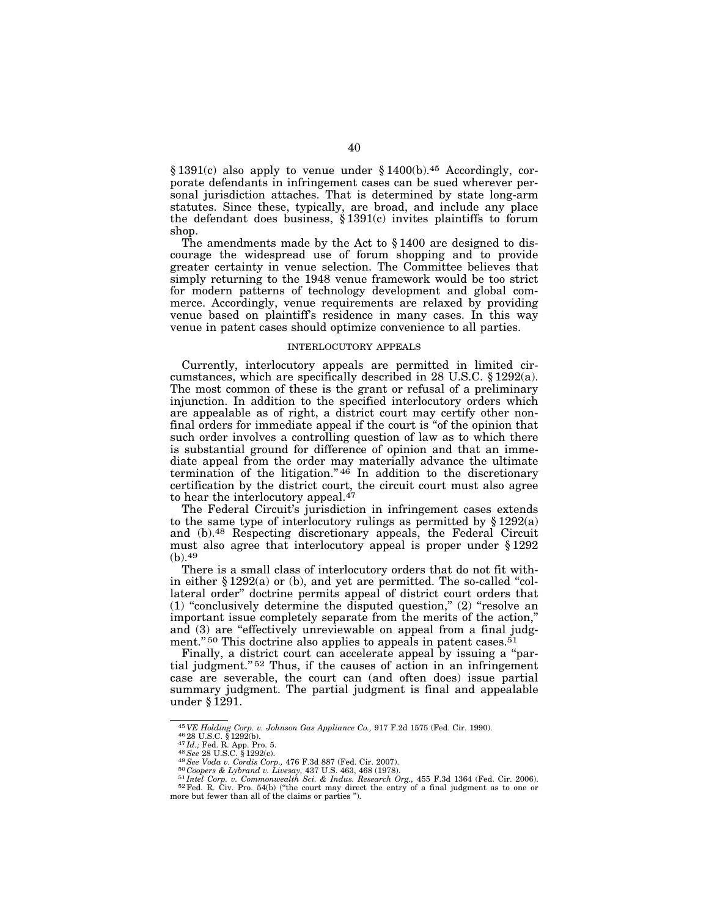§ 1391(c) also apply to venue under § 1400(b).[45] Accordingly, corporate defendants in infringement cases can be sued wherever personal jurisdiction attaches. That is determined by state long-arm statutes. Since these, typically, are broad, and include any place the defendant does business, § 1391(c) invites plaintiffs to forum shop.

The amendments made by the Act to § 1400 are designed to discourage the widespread use of forum shopping and to provide greater certainty in venue selection. The Committee believes that simply returning to the 1948 venue framework would be too strict for modern patterns of technology development and global commerce. Accordingly, venue requirements are relaxed by providing venue based on plaintiff's residence in many cases. In this way venue in patent cases should optimize convenience to all parties.

## INTERLOCUTORY APPEALS

Currently, interlocutory appeals are permitted in limited circumstances, which are specifically described in 28 U.S.C. § 1292(a). The most common of these is the grant or refusal of a preliminary injunction. In addition to the specified interlocutory orders which are appealable as of right, a district court may certify other non-final orders for immediate appeal if the court is "of the opinion that such order involves a controlling question of law as to which there is substantial ground for difference of opinion and that an immediate appeal from the order may materially advance the ultimate termination of the litigation."[46] In addition to the discretionary certification by the district court, the circuit court must also agree to hear the interlocutory appeal.[47]

The Federal Circuit's jurisdiction in infringement cases extends to the same type of interlocutory rulings as permitted by § 1292(a) and (b).[48] Respecting discretionary appeals, the Federal Circuit must also agree that interlocutory appeal is proper under § 1292 (b).[49]

There is a small class of interlocutory orders that do not fit within either § 1292(a) or (b), and yet are permitted. The so-called "collateral order" doctrine permits appeal of district court orders that (1) "conclusively determine the disputed question," (2) "resolve an important issue completely separate from the merits of the action," and (3) are "effectively unreviewable on appeal from a final judgment."[50] This doctrine also applies to appeals in patent cases.[51]

Finally, a district court can accelerate appeal by issuing a "partial judgment."[52] Thus, if the causes of action in an infringement case are severable, the court can (and often does) issue partial summary judgment. The partial judgment is final and appealable under § 1291.

---

[45] *VE Holding Corp. v. Johnson Gas Appliance Co.,* 917 F.2d 1575 (Fed. Cir. 1990).
[46] 28 U.S.C. § 1292(b).
[47] *Id.;* Fed. R. App. Pro. 5.
[48] *See* 28 U.S.C. § 1292(c).
[49] *See Voda v. Cordis Corp.,* 476 F.3d 887 (Fed. Cir. 2007).
[50] *Coopers & Lybrand v. Livesay,* 437 U.S. 463, 468 (1978).
[51] *Intel Corp. v. Commonwealth Sci. & Indus. Research Org.,* 455 F.3d 1364 (Fed. Cir. 2006).
[52] Fed. R. Civ. Pro. 54(b) ("the court may direct the entry of a final judgment as to one or more but fewer than all of the claims or parties ").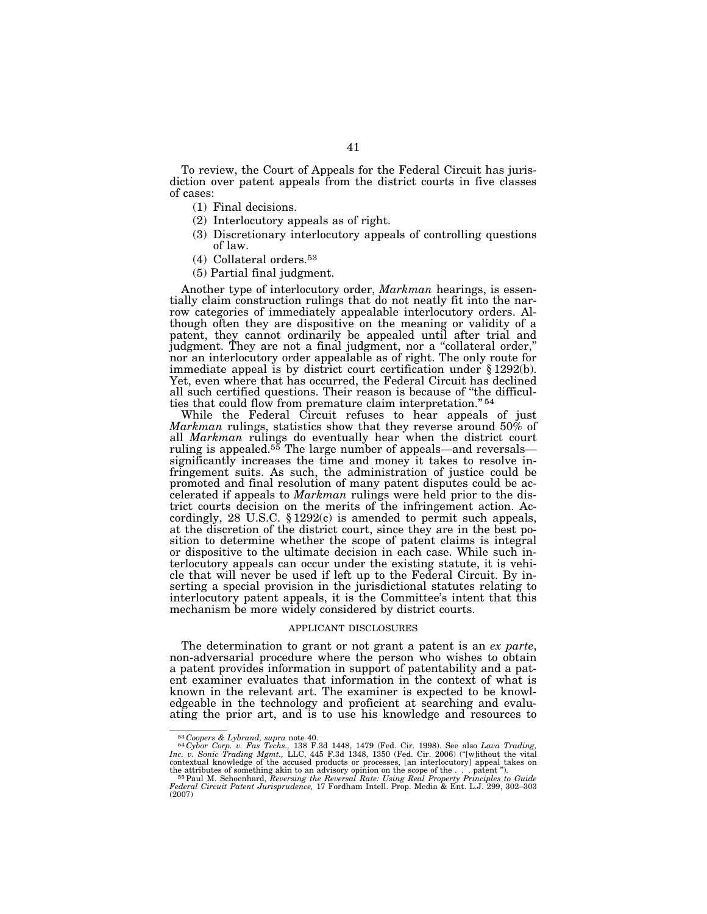To review, the Court of Appeals for the Federal Circuit has jurisdiction over patent appeals from the district courts in five classes of cases:

(1) Final decisions.

(2) Interlocutory appeals as of right.

(3) Discretionary interlocutory appeals of controlling questions of law.

(4) Collateral orders.[53]

(5) Partial final judgment.

Another type of interlocutory order, *Markman* hearings, is essentially claim construction rulings that do not neatly fit into the narrow categories of immediately appealable interlocutory orders. Although often they are dispositive on the meaning or validity of a patent, they cannot ordinarily be appealed until after trial and judgment. They are not a final judgment, nor a "collateral order," nor an interlocutory order appealable as of right. The only route for immediate appeal is by district court certification under § 1292(b). Yet, even where that has occurred, the Federal Circuit has declined all such certified questions. Their reason is because of "the difficulties that could flow from premature claim interpretation."[54]

While the Federal Circuit refuses to hear appeals of just *Markman* rulings, statistics show that they reverse around 50% of all *Markman* rulings do eventually hear when the district court ruling is appealed.[55] The large number of appeals—and reversals—significantly increases the time and money it takes to resolve infringement suits. As such, the administration of justice could be promoted and final resolution of many patent disputes could be accelerated if appeals to *Markman* rulings were held prior to the district courts decision on the merits of the infringement action. Accordingly, 28 U.S.C. § 1292(c) is amended to permit such appeals, at the discretion of the district court, since they are in the best position to determine whether the scope of patent claims is integral or dispositive to the ultimate decision in each case. While such interlocutory appeals can occur under the existing statute, it is vehicle that will never be used if left up to the Federal Circuit. By inserting a special provision in the jurisdictional statutes relating to interlocutory patent appeals, it is the Committee's intent that this mechanism be more widely considered by district courts.

## APPLICANT DISCLOSURES

The determination to grant or not grant a patent is an *ex parte*, non-adversarial procedure where the person who wishes to obtain a patent provides information in support of patentability and a patent examiner evaluates that information in the context of what is known in the relevant art. The examiner is expected to be knowledgeable in the technology and proficient at searching and evaluating the prior art, and is to use his knowledge and resources to

---

[53] *Coopers & Lybrand, supra* note 40.

[54] *Cybor Corp. v. Fas Techs.,* 138 F.3d 1448, 1479 (Fed. Cir. 1998). See also *Lava Trading, Inc. v. Sonic Trading Mgmt.,* LLC, 445 F.3d 1348, 1350 (Fed. Cir. 2006) ("[w]ithout the vital contextual knowledge of the accused products or processes, [an interlocutory] appeal takes on the attributes of something akin to an advisory opinion on the scope of the . . . patent ").

[55] Paul M. Schoenhard, *Reversing the Reversal Rate: Using Real Property Principles to Guide Federal Circuit Patent Jurisprudence,* 17 Fordham Intell. Prop. Media & Ent. L.J. 299, 302–303 (2007)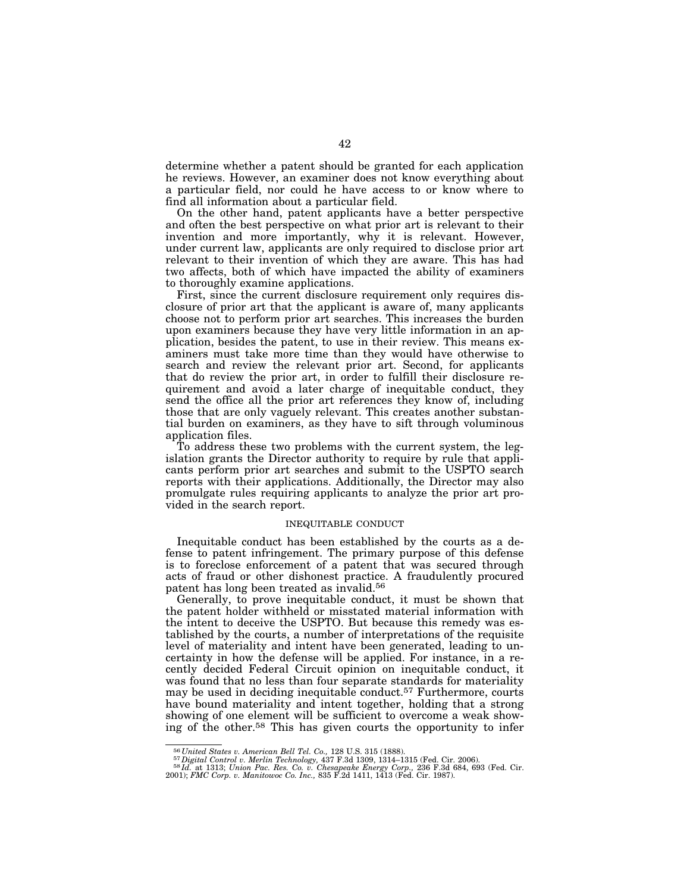determine whether a patent should be granted for each application he reviews. However, an examiner does not know everything about a particular field, nor could he have access to or know where to find all information about a particular field.

On the other hand, patent applicants have a better perspective and often the best perspective on what prior art is relevant to their invention and more importantly, why it is relevant. However, under current law, applicants are only required to disclose prior art relevant to their invention of which they are aware. This has had two affects, both of which have impacted the ability of examiners to thoroughly examine applications.

First, since the current disclosure requirement only requires disclosure of prior art that the applicant is aware of, many applicants choose not to perform prior art searches. This increases the burden upon examiners because they have very little information in an application, besides the patent, to use in their review. This means examiners must take more time than they would have otherwise to search and review the relevant prior art. Second, for applicants that do review the prior art, in order to fulfill their disclosure requirement and avoid a later charge of inequitable conduct, they send the office all the prior art references they know of, including those that are only vaguely relevant. This creates another substantial burden on examiners, as they have to sift through voluminous application files.

To address these two problems with the current system, the legislation grants the Director authority to require by rule that applicants perform prior art searches and submit to the USPTO search reports with their applications. Additionally, the Director may also promulgate rules requiring applicants to analyze the prior art provided in the search report.

## INEQUITABLE CONDUCT

Inequitable conduct has been established by the courts as a defense to patent infringement. The primary purpose of this defense is to foreclose enforcement of a patent that was secured through acts of fraud or other dishonest practice. A fraudulently procured patent has long been treated as invalid.[56]

Generally, to prove inequitable conduct, it must be shown that the patent holder withheld or misstated material information with the intent to deceive the USPTO. But because this remedy was established by the courts, a number of interpretations of the requisite level of materiality and intent have been generated, leading to uncertainty in how the defense will be applied. For instance, in a recently decided Federal Circuit opinion on inequitable conduct, it was found that no less than four separate standards for materiality may be used in deciding inequitable conduct.[57] Furthermore, courts have bound materiality and intent together, holding that a strong showing of one element will be sufficient to overcome a weak showing of the other.[58] This has given courts the opportunity to infer

---

[56] *United States v. American Bell Tel. Co.,* 128 U.S. 315 (1888).

[57] *Digital Control v. Merlin Technology,* 437 F.3d 1309, 1314–1315 (Fed. Cir. 2006).

[58] *Id.* at 1313; *Union Pac. Res. Co. v. Chesapeake Energy Corp.,* 236 F.3d 684, 693 (Fed. Cir. 2001); *FMC Corp. v. Manitowoc Co. Inc.,* 835 F.2d 1411, 1413 (Fed. Cir. 1987).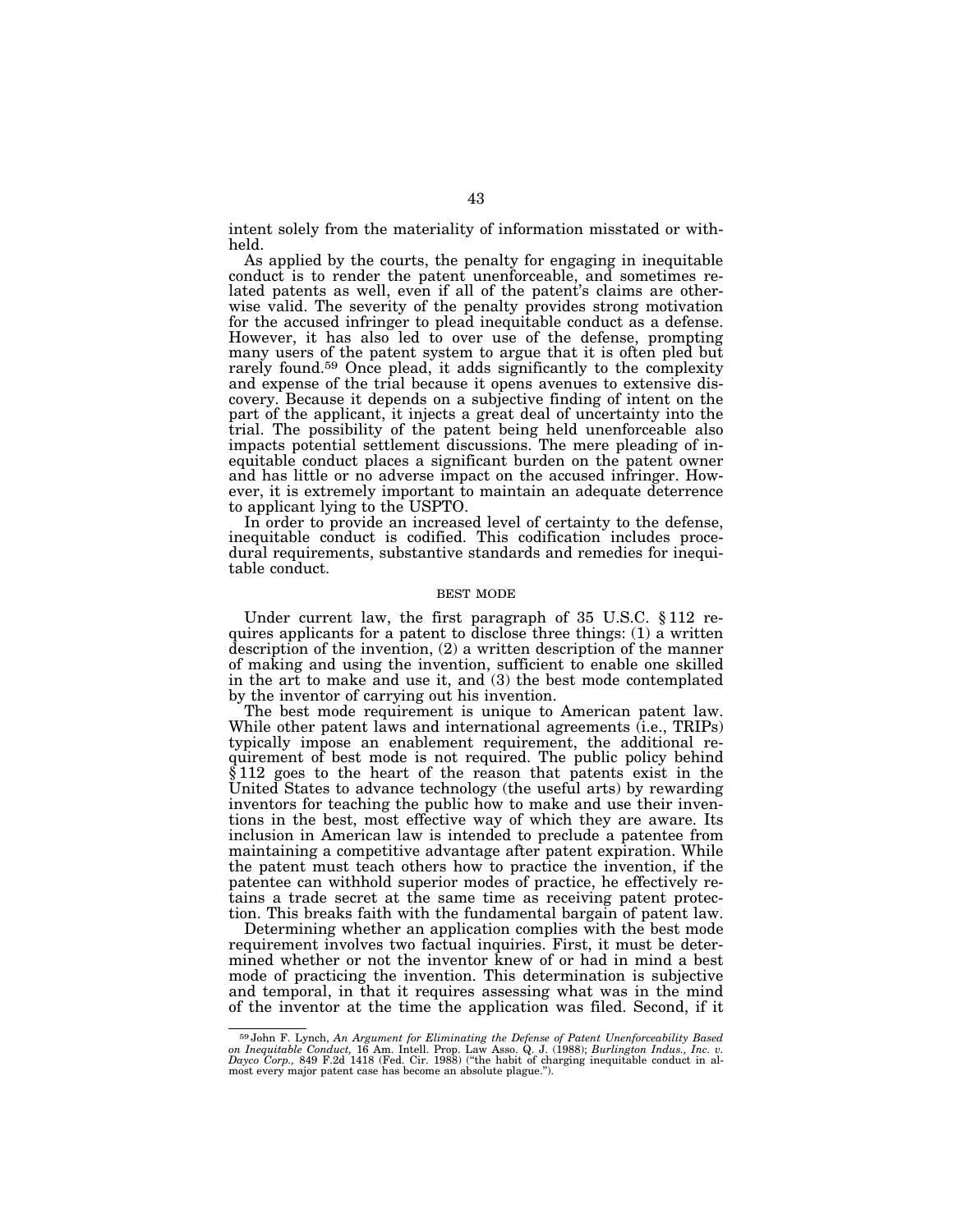intent solely from the materiality of information misstated or withheld.

As applied by the courts, the penalty for engaging in inequitable conduct is to render the patent unenforceable, and sometimes related patents as well, even if all of the patent's claims are otherwise valid. The severity of the penalty provides strong motivation for the accused infringer to plead inequitable conduct as a defense. However, it has also led to over use of the defense, prompting many users of the patent system to argue that it is often pled but rarely found.[59] Once plead, it adds significantly to the complexity and expense of the trial because it opens avenues to extensive discovery. Because it depends on a subjective finding of intent on the part of the applicant, it injects a great deal of uncertainty into the trial. The possibility of the patent being held unenforceable also impacts potential settlement discussions. The mere pleading of inequitable conduct places a significant burden on the patent owner and has little or no adverse impact on the accused infringer. However, it is extremely important to maintain an adequate deterrence to applicant lying to the USPTO.

In order to provide an increased level of certainty to the defense, inequitable conduct is codified. This codification includes procedural requirements, substantive standards and remedies for inequitable conduct.

### BEST MODE

Under current law, the first paragraph of 35 U.S.C. § 112 requires applicants for a patent to disclose three things: (1) a written description of the invention, (2) a written description of the manner of making and using the invention, sufficient to enable one skilled in the art to make and use it, and (3) the best mode contemplated by the inventor of carrying out his invention.

The best mode requirement is unique to American patent law. While other patent laws and international agreements (i.e., TRIPs) typically impose an enablement requirement, the additional requirement of best mode is not required. The public policy behind § 112 goes to the heart of the reason that patents exist in the United States to advance technology (the useful arts) by rewarding inventors for teaching the public how to make and use their inventions in the best, most effective way of which they are aware. Its inclusion in American law is intended to preclude a patentee from maintaining a competitive advantage after patent expiration. While the patent must teach others how to practice the invention, if the patentee can withhold superior modes of practice, he effectively retains a trade secret at the same time as receiving patent protection. This breaks faith with the fundamental bargain of patent law.

Determining whether an application complies with the best mode requirement involves two factual inquiries. First, it must be determined whether or not the inventor knew of or had in mind a best mode of practicing the invention. This determination is subjective and temporal, in that it requires assessing what was in the mind of the inventor at the time the application was filed. Second, if it

---

[59] John F. Lynch, *An Argument for Eliminating the Defense of Patent Unenforceability Based on Inequitable Conduct,* 16 Am. Intell. Prop. Law Asso. Q. J. (1988); *Burlington Indus., Inc. v. Dayco Corp.,* 849 F.2d 1418 (Fed. Cir. 1988) ("the habit of charging inequitable conduct in almost every major patent case has become an absolute plague.").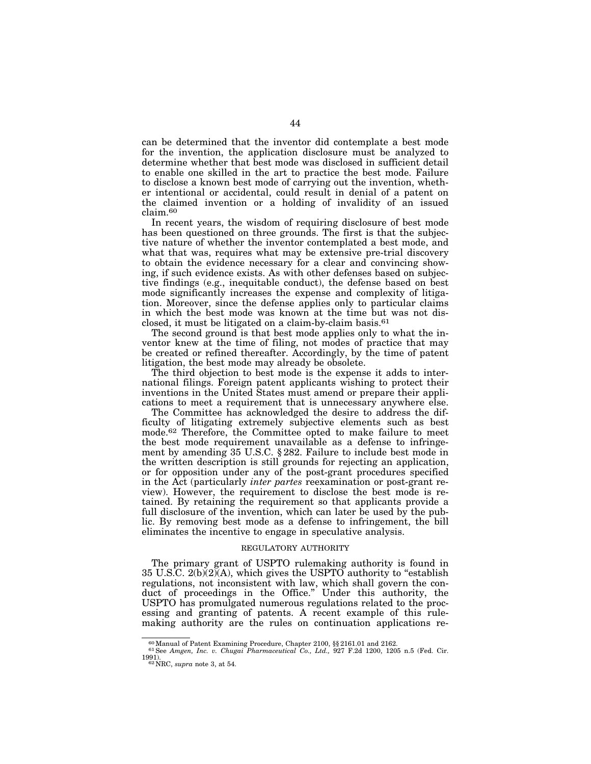can be determined that the inventor did contemplate a best mode for the invention, the application disclosure must be analyzed to determine whether that best mode was disclosed in sufficient detail to enable one skilled in the art to practice the best mode. Failure to disclose a known best mode of carrying out the invention, whether intentional or accidental, could result in denial of a patent on the claimed invention or a holding of invalidity of an issued claim.[60]

In recent years, the wisdom of requiring disclosure of best mode has been questioned on three grounds. The first is that the subjective nature of whether the inventor contemplated a best mode, and what that was, requires what may be extensive pre-trial discovery to obtain the evidence necessary for a clear and convincing showing, if such evidence exists. As with other defenses based on subjective findings (e.g., inequitable conduct), the defense based on best mode significantly increases the expense and complexity of litigation. Moreover, since the defense applies only to particular claims in which the best mode was known at the time but was not disclosed, it must be litigated on a claim-by-claim basis.[61]

The second ground is that best mode applies only to what the inventor knew at the time of filing, not modes of practice that may be created or refined thereafter. Accordingly, by the time of patent litigation, the best mode may already be obsolete.

The third objection to best mode is the expense it adds to international filings. Foreign patent applicants wishing to protect their inventions in the United States must amend or prepare their applications to meet a requirement that is unnecessary anywhere else.

The Committee has acknowledged the desire to address the difficulty of litigating extremely subjective elements such as best mode.[62] Therefore, the Committee opted to make failure to meet the best mode requirement unavailable as a defense to infringement by amending 35 U.S.C. § 282. Failure to include best mode in the written description is still grounds for rejecting an application, or for opposition under any of the post-grant procedures specified in the Act (particularly *inter partes* reexamination or post-grant review). However, the requirement to disclose the best mode is retained. By retaining the requirement so that applicants provide a full disclosure of the invention, which can later be used by the public. By removing best mode as a defense to infringement, the bill eliminates the incentive to engage in speculative analysis.

## REGULATORY AUTHORITY

The primary grant of USPTO rulemaking authority is found in 35 U.S.C. 2(b)(2)(A), which gives the USPTO authority to "establish regulations, not inconsistent with law, which shall govern the conduct of proceedings in the Office." Under this authority, the USPTO has promulgated numerous regulations related to the processing and granting of patents. A recent example of this rulemaking authority are the rules on continuation applications re-

---

[60] Manual of Patent Examining Procedure, Chapter 2100, §§ 2161.01 and 2162.

[61] See *Amgen, Inc. v. Chugai Pharmaceutical Co., Ltd.,* 927 F.2d 1200, 1205 n.5 (Fed. Cir. 1991).

[62] NRC, *supra* note 3, at 54.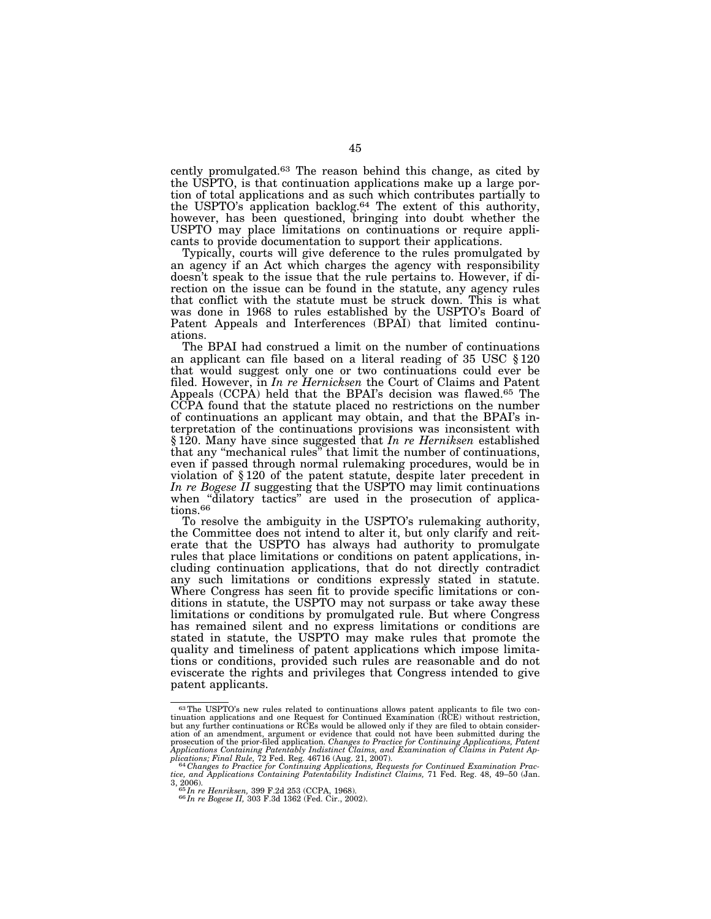cently promulgated.[63] The reason behind this change, as cited by the USPTO, is that continuation applications make up a large portion of total applications and as such which contributes partially to the USPTO's application backlog.[64] The extent of this authority, however, has been questioned, bringing into doubt whether the USPTO may place limitations on continuations or require applicants to provide documentation to support their applications.

Typically, courts will give deference to the rules promulgated by an agency if an Act which charges the agency with responsibility doesn't speak to the issue that the rule pertains to. However, if direction on the issue can be found in the statute, any agency rules that conflict with the statute must be struck down. This is what was done in 1968 to rules established by the USPTO's Board of Patent Appeals and Interferences (BPAI) that limited continuations.

The BPAI had construed a limit on the number of continuations an applicant can file based on a literal reading of 35 USC § 120 that would suggest only one or two continuations could ever be filed. However, in *In re Hernicksen* the Court of Claims and Patent Appeals (CCPA) held that the BPAI's decision was flawed.[65] The CCPA found that the statute placed no restrictions on the number of continuations an applicant may obtain, and that the BPAI's interpretation of the continuations provisions was inconsistent with § 120. Many have since suggested that *In re Herniksen* established that any "mechanical rules" that limit the number of continuations, even if passed through normal rulemaking procedures, would be in violation of § 120 of the patent statute, despite later precedent in *In re Bogese II* suggesting that the USPTO may limit continuations when "dilatory tactics" are used in the prosecution of applications.[66]

To resolve the ambiguity in the USPTO's rulemaking authority, the Committee does not intend to alter it, but only clarify and reiterate that the USPTO has always had authority to promulgate rules that place limitations or conditions on patent applications, including continuation applications, that do not directly contradict any such limitations or conditions expressly stated in statute. Where Congress has seen fit to provide specific limitations or conditions in statute, the USPTO may not surpass or take away these limitations or conditions by promulgated rule. But where Congress has remained silent and no express limitations or conditions are stated in statute, the USPTO may make rules that promote the quality and timeliness of patent applications which impose limitations or conditions, provided such rules are reasonable and do not eviscerate the rights and privileges that Congress intended to give patent applicants.

---

[63] The USPTO's new rules related to continuations allows patent applicants to file two continuation applications and one Request for Continued Examination (RCE) without restriction, but any further continuations or RCEs would be allowed only if they are filed to obtain consideration of an amendment, argument or evidence that could not have been submitted during the prosecution of the prior-filed application. *Changes to Practice for Continuing Applications, Patent Applications Containing Patentably Indistinct Claims, and Examination of Claims in Patent Applications; Final Rule,* 72 Fed. Reg. 46716 (Aug. 21, 2007).

[64] *Changes to Practice for Continuing Applications, Requests for Continued Examination Practice, and Applications Containing Patentability Indistinct Claims,* 71 Fed. Reg. 48, 49–50 (Jan. 3, 2006).

[65] *In re Henriksen,* 399 F.2d 253 (CCPA, 1968).

[66] *In re Bogese II,* 303 F.3d 1362 (Fed. Cir., 2002).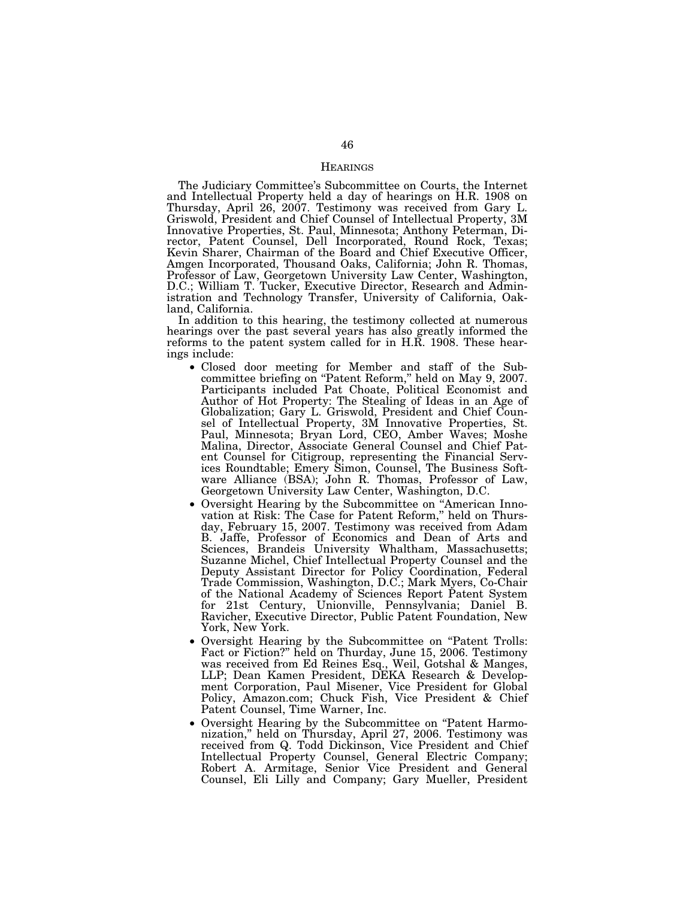## HEARINGS

The Judiciary Committee's Subcommittee on Courts, the Internet and Intellectual Property held a day of hearings on H.R. 1908 on Thursday, April 26, 2007. Testimony was received from Gary L. Griswold, President and Chief Counsel of Intellectual Property, 3M Innovative Properties, St. Paul, Minnesota; Anthony Peterman, Director, Patent Counsel, Dell Incorporated, Round Rock, Texas; Kevin Sharer, Chairman of the Board and Chief Executive Officer, Amgen Incorporated, Thousand Oaks, California; John R. Thomas, Professor of Law, Georgetown University Law Center, Washington, D.C.; William T. Tucker, Executive Director, Research and Administration and Technology Transfer, University of California, Oakland, California.

In addition to this hearing, the testimony collected at numerous hearings over the past several years has also greatly informed the reforms to the patent system called for in H.R. 1908. These hearings include:

- Closed door meeting for Member and staff of the Subcommittee briefing on "Patent Reform," held on May 9, 2007. Participants included Pat Choate, Political Economist and Author of Hot Property: The Stealing of Ideas in an Age of Globalization; Gary L. Griswold, President and Chief Counsel of Intellectual Property, 3M Innovative Properties, St. Paul, Minnesota; Bryan Lord, CEO, Amber Waves; Moshe Malina, Director, Associate General Counsel and Chief Patent Counsel for Citigroup, representing the Financial Services Roundtable; Emery Simon, Counsel, The Business Software Alliance (BSA); John R. Thomas, Professor of Law, Georgetown University Law Center, Washington, D.C.
- Oversight Hearing by the Subcommittee on "American Innovation at Risk: The Case for Patent Reform," held on Thursday, February 15, 2007. Testimony was received from Adam B. Jaffe, Professor of Economics and Dean of Arts and Sciences, Brandeis University Whaltham, Massachusetts; Suzanne Michel, Chief Intellectual Property Counsel and the Deputy Assistant Director for Policy Coordination, Federal Trade Commission, Washington, D.C.; Mark Myers, Co-Chair of the National Academy of Sciences Report Patent System for 21st Century, Unionville, Pennsylvania; Daniel B. Ravicher, Executive Director, Public Patent Foundation, New York, New York.
- Oversight Hearing by the Subcommittee on "Patent Trolls: Fact or Fiction?" held on Thurday, June 15, 2006. Testimony was received from Ed Reines Esq., Weil, Gotshal & Manges, LLP; Dean Kamen President, DEKA Research & Development Corporation, Paul Misener, Vice President for Global Policy, Amazon.com; Chuck Fish, Vice President & Chief Patent Counsel, Time Warner, Inc.
- Oversight Hearing by the Subcommittee on "Patent Harmonization," held on Thursday, April 27, 2006. Testimony was received from Q. Todd Dickinson, Vice President and Chief Intellectual Property Counsel, General Electric Company; Robert A. Armitage, Senior Vice President and General Counsel, Eli Lilly and Company; Gary Mueller, President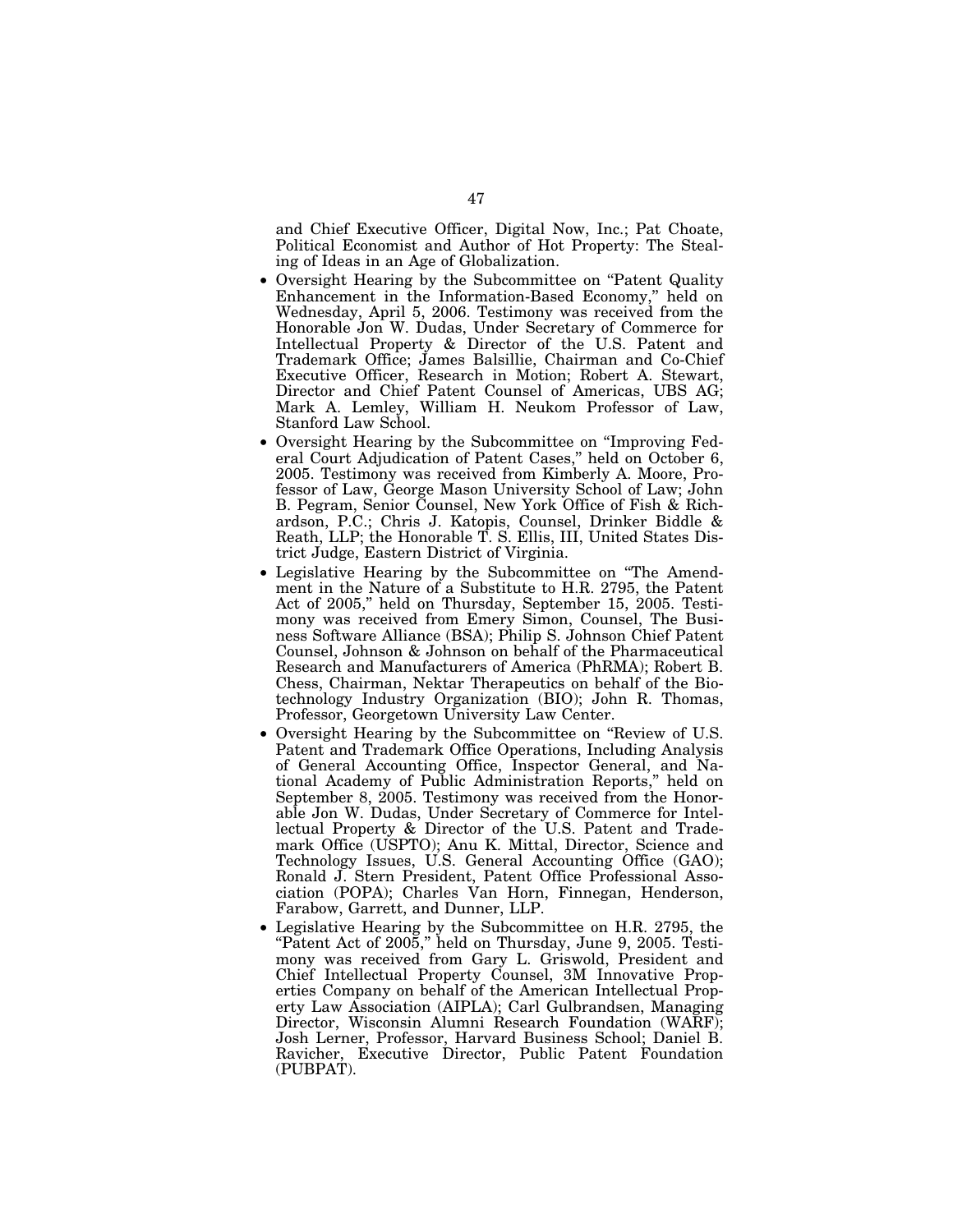and Chief Executive Officer, Digital Now, Inc.; Pat Choate, Political Economist and Author of Hot Property: The Stealing of Ideas in an Age of Globalization.

- Oversight Hearing by the Subcommittee on "Patent Quality Enhancement in the Information-Based Economy," held on Wednesday, April 5, 2006. Testimony was received from the Honorable Jon W. Dudas, Under Secretary of Commerce for Intellectual Property & Director of the U.S. Patent and Trademark Office; James Balsillie, Chairman and Co-Chief Executive Officer, Research in Motion; Robert A. Stewart, Director and Chief Patent Counsel of Americas, UBS AG; Mark A. Lemley, William H. Neukom Professor of Law, Stanford Law School.
- Oversight Hearing by the Subcommittee on "Improving Federal Court Adjudication of Patent Cases," held on October 6, 2005. Testimony was received from Kimberly A. Moore, Professor of Law, George Mason University School of Law; John B. Pegram, Senior Counsel, New York Office of Fish & Richardson, P.C.; Chris J. Katopis, Counsel, Drinker Biddle & Reath, LLP; the Honorable T. S. Ellis, III, United States District Judge, Eastern District of Virginia.
- Legislative Hearing by the Subcommittee on "The Amendment in the Nature of a Substitute to H.R. 2795, the Patent Act of 2005," held on Thursday, September 15, 2005. Testimony was received from Emery Simon, Counsel, The Business Software Alliance (BSA); Philip S. Johnson Chief Patent Counsel, Johnson & Johnson on behalf of the Pharmaceutical Research and Manufacturers of America (PhRMA); Robert B. Chess, Chairman, Nektar Therapeutics on behalf of the Biotechnology Industry Organization (BIO); John R. Thomas, Professor, Georgetown University Law Center.
- Oversight Hearing by the Subcommittee on "Review of U.S. Patent and Trademark Office Operations, Including Analysis of General Accounting Office, Inspector General, and National Academy of Public Administration Reports," held on September 8, 2005. Testimony was received from the Honorable Jon W. Dudas, Under Secretary of Commerce for Intellectual Property & Director of the U.S. Patent and Trademark Office (USPTO); Anu K. Mittal, Director, Science and Technology Issues, U.S. General Accounting Office (GAO); Ronald J. Stern President, Patent Office Professional Association (POPA); Charles Van Horn, Finnegan, Henderson, Farabow, Garrett, and Dunner, LLP.
- Legislative Hearing by the Subcommittee on H.R. 2795, the "Patent Act of 2005," held on Thursday, June 9, 2005. Testimony was received from Gary L. Griswold, President and Chief Intellectual Property Counsel, 3M Innovative Properties Company on behalf of the American Intellectual Property Law Association (AIPLA); Carl Gulbrandsen, Managing Director, Wisconsin Alumni Research Foundation (WARF); Josh Lerner, Professor, Harvard Business School; Daniel B. Ravicher, Executive Director, Public Patent Foundation (PUBPAT).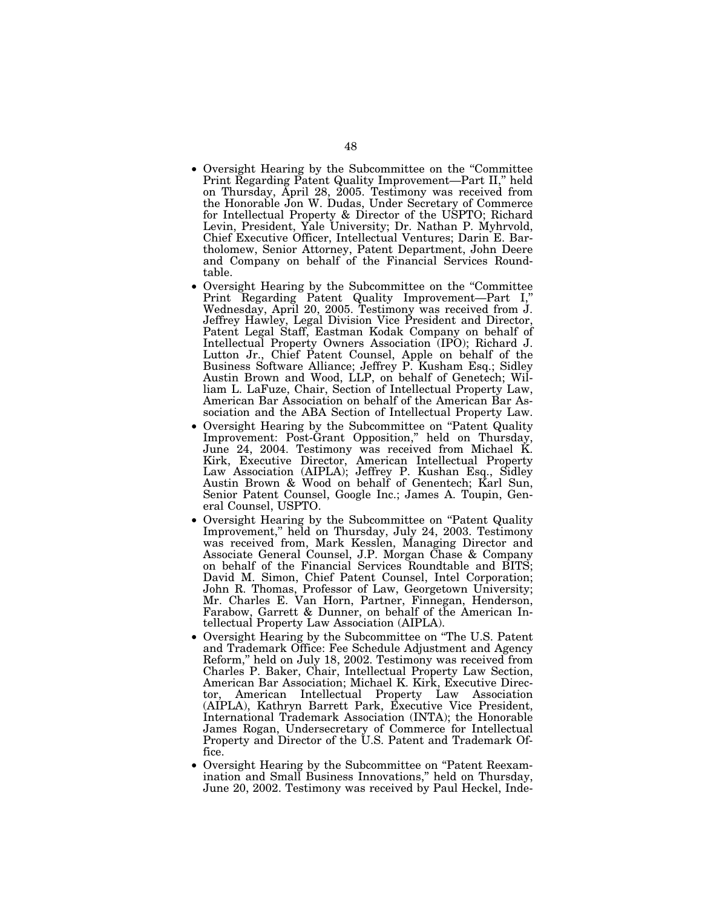- Oversight Hearing by the Subcommittee on the "Committee Print Regarding Patent Quality Improvement—Part II," held on Thursday, April 28, 2005. Testimony was received from the Honorable Jon W. Dudas, Under Secretary of Commerce for Intellectual Property & Director of the USPTO; Richard Levin, President, Yale University; Dr. Nathan P. Myhrvold, Chief Executive Officer, Intellectual Ventures; Darin E. Bartholomew, Senior Attorney, Patent Department, John Deere and Company on behalf of the Financial Services Roundtable.
- Oversight Hearing by the Subcommittee on the "Committee Print Regarding Patent Quality Improvement—Part I," Wednesday, April 20, 2005. Testimony was received from J. Jeffrey Hawley, Legal Division Vice President and Director, Patent Legal Staff, Eastman Kodak Company on behalf of Intellectual Property Owners Association (IPO); Richard J. Lutton Jr., Chief Patent Counsel, Apple on behalf of the Business Software Alliance; Jeffrey P. Kusham Esq.; Sidley Austin Brown and Wood, LLP, on behalf of Genetech; William L. LaFuze, Chair, Section of Intellectual Property Law, American Bar Association on behalf of the American Bar Association and the ABA Section of Intellectual Property Law.
- Oversight Hearing by the Subcommittee on "Patent Quality Improvement: Post-Grant Opposition," held on Thursday, June 24, 2004. Testimony was received from Michael K. Kirk, Executive Director, American Intellectual Property Law Association (AIPLA); Jeffrey P. Kushan Esq., Sidley Austin Brown & Wood on behalf of Genentech; Karl Sun, Senior Patent Counsel, Google Inc.; James A. Toupin, General Counsel, USPTO.
- Oversight Hearing by the Subcommittee on "Patent Quality Improvement," held on Thursday, July 24, 2003. Testimony was received from, Mark Kesslen, Managing Director and Associate General Counsel, J.P. Morgan Chase & Company on behalf of the Financial Services Roundtable and BITS; David M. Simon, Chief Patent Counsel, Intel Corporation; John R. Thomas, Professor of Law, Georgetown University; Mr. Charles E. Van Horn, Partner, Finnegan, Henderson, Farabow, Garrett & Dunner, on behalf of the American Intellectual Property Law Association (AIPLA).
- Oversight Hearing by the Subcommittee on "The U.S. Patent and Trademark Office: Fee Schedule Adjustment and Agency Reform," held on July 18, 2002. Testimony was received from Charles P. Baker, Chair, Intellectual Property Law Section, American Bar Association; Michael K. Kirk, Executive Director, American Intellectual Property Law Association (AIPLA), Kathryn Barrett Park, Executive Vice President, International Trademark Association (INTA); the Honorable James Rogan, Undersecretary of Commerce for Intellectual Property and Director of the U.S. Patent and Trademark Office.
- Oversight Hearing by the Subcommittee on "Patent Reexamination and Small Business Innovations," held on Thursday, June 20, 2002. Testimony was received by Paul Heckel, Inde-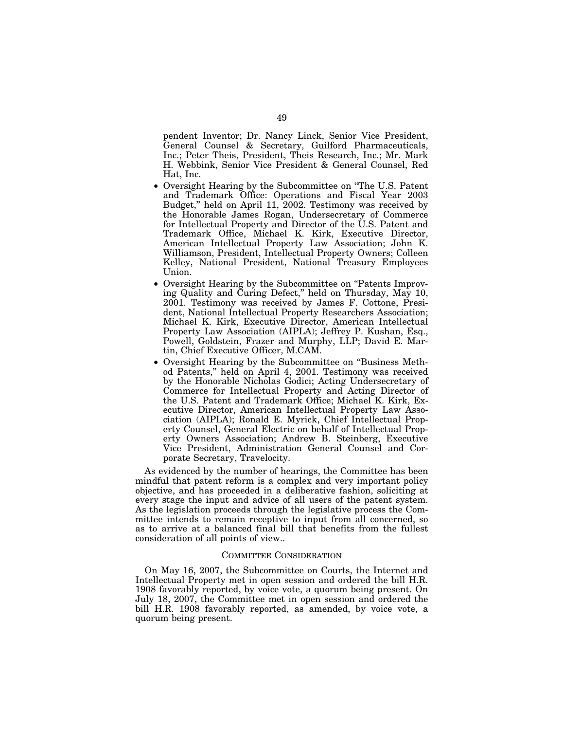pendent Inventor; Dr. Nancy Linck, Senior Vice President, General Counsel & Secretary, Guilford Pharmaceuticals, Inc.; Peter Theis, President, Theis Research, Inc.; Mr. Mark H. Webbink, Senior Vice President & General Counsel, Red Hat, Inc.

- Oversight Hearing by the Subcommittee on "The U.S. Patent and Trademark Office: Operations and Fiscal Year 2003 Budget," held on April 11, 2002. Testimony was received by the Honorable James Rogan, Undersecretary of Commerce for Intellectual Property and Director of the U.S. Patent and Trademark Office, Michael K. Kirk, Executive Director, American Intellectual Property Law Association; John K. Williamson, President, Intellectual Property Owners; Colleen Kelley, National President, National Treasury Employees Union.
- Oversight Hearing by the Subcommittee on "Patents Improving Quality and Curing Defect," held on Thursday, May 10, 2001. Testimony was received by James F. Cottone, President, National Intellectual Property Researchers Association; Michael K. Kirk, Executive Director, American Intellectual Property Law Association (AIPLA); Jeffrey P. Kushan, Esq., Powell, Goldstein, Frazer and Murphy, LLP; David E. Martin, Chief Executive Officer, M.CAM.
- Oversight Hearing by the Subcommittee on "Business Method Patents," held on April 4, 2001. Testimony was received by the Honorable Nicholas Godici; Acting Undersecretary of Commerce for Intellectual Property and Acting Director of the U.S. Patent and Trademark Office; Michael K. Kirk, Executive Director, American Intellectual Property Law Association (AIPLA); Ronald E. Myrick, Chief Intellectual Property Counsel, General Electric on behalf of Intellectual Property Owners Association; Andrew B. Steinberg, Executive Vice President, Administration General Counsel and Corporate Secretary, Travelocity.

As evidenced by the number of hearings, the Committee has been mindful that patent reform is a complex and very important policy objective, and has proceeded in a deliberative fashion, soliciting at every stage the input and advice of all users of the patent system. As the legislation proceeds through the legislative process the Committee intends to remain receptive to input from all concerned, so as to arrive at a balanced final bill that benefits from the fullest consideration of all points of view..

## COMMITTEE CONSIDERATION

On May 16, 2007, the Subcommittee on Courts, the Internet and Intellectual Property met in open session and ordered the bill H.R. 1908 favorably reported, by voice vote, a quorum being present. On July 18, 2007, the Committee met in open session and ordered the bill H.R. 1908 favorably reported, as amended, by voice vote, a quorum being present.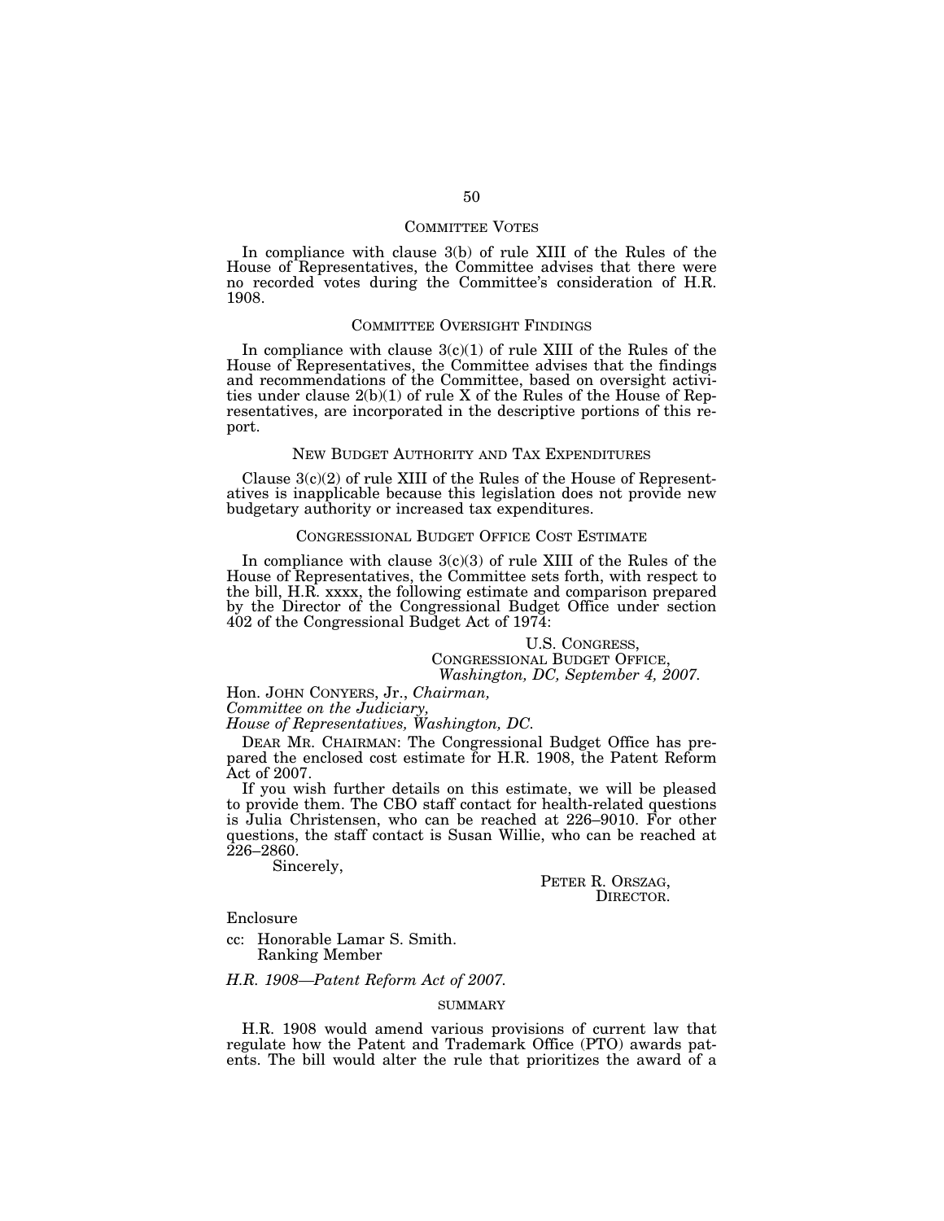## COMMITTEE VOTES

In compliance with clause 3(b) of rule XIII of the Rules of the House of Representatives, the Committee advises that there were no recorded votes during the Committee's consideration of H.R. 1908.

## COMMITTEE OVERSIGHT FINDINGS

In compliance with clause 3(c)(1) of rule XIII of the Rules of the House of Representatives, the Committee advises that the findings and recommendations of the Committee, based on oversight activities under clause 2(b)(1) of rule X of the Rules of the House of Representatives, are incorporated in the descriptive portions of this report.

## NEW BUDGET AUTHORITY AND TAX EXPENDITURES

Clause 3(c)(2) of rule XIII of the Rules of the House of Representatives is inapplicable because this legislation does not provide new budgetary authority or increased tax expenditures.

## CONGRESSIONAL BUDGET OFFICE COST ESTIMATE

In compliance with clause 3(c)(3) of rule XIII of the Rules of the House of Representatives, the Committee sets forth, with respect to the bill, H.R. xxxx, the following estimate and comparison prepared by the Director of the Congressional Budget Office under section 402 of the Congressional Budget Act of 1974:

U.S. CONGRESS,
CONGRESSIONAL BUDGET OFFICE,
*Washington, DC, September 4, 2007.*

Hon. JOHN CONYERS, Jr., *Chairman,*
*Committee on the Judiciary,*
*House of Representatives, Washington, DC.*

DEAR MR. CHAIRMAN: The Congressional Budget Office has prepared the enclosed cost estimate for H.R. 1908, the Patent Reform Act of 2007.

If you wish further details on this estimate, we will be pleased to provide them. The CBO staff contact for health-related questions is Julia Christensen, who can be reached at 226–9010. For other questions, the staff contact is Susan Willie, who can be reached at 226–2860.

Sincerely,

PETER R. ORSZAG,
DIRECTOR.

Enclosure

cc: Honorable Lamar S. Smith.
Ranking Member

*H.R. 1908—Patent Reform Act of 2007.*

### SUMMARY

H.R. 1908 would amend various provisions of current law that regulate how the Patent and Trademark Office (PTO) awards patents. The bill would alter the rule that prioritizes the award of a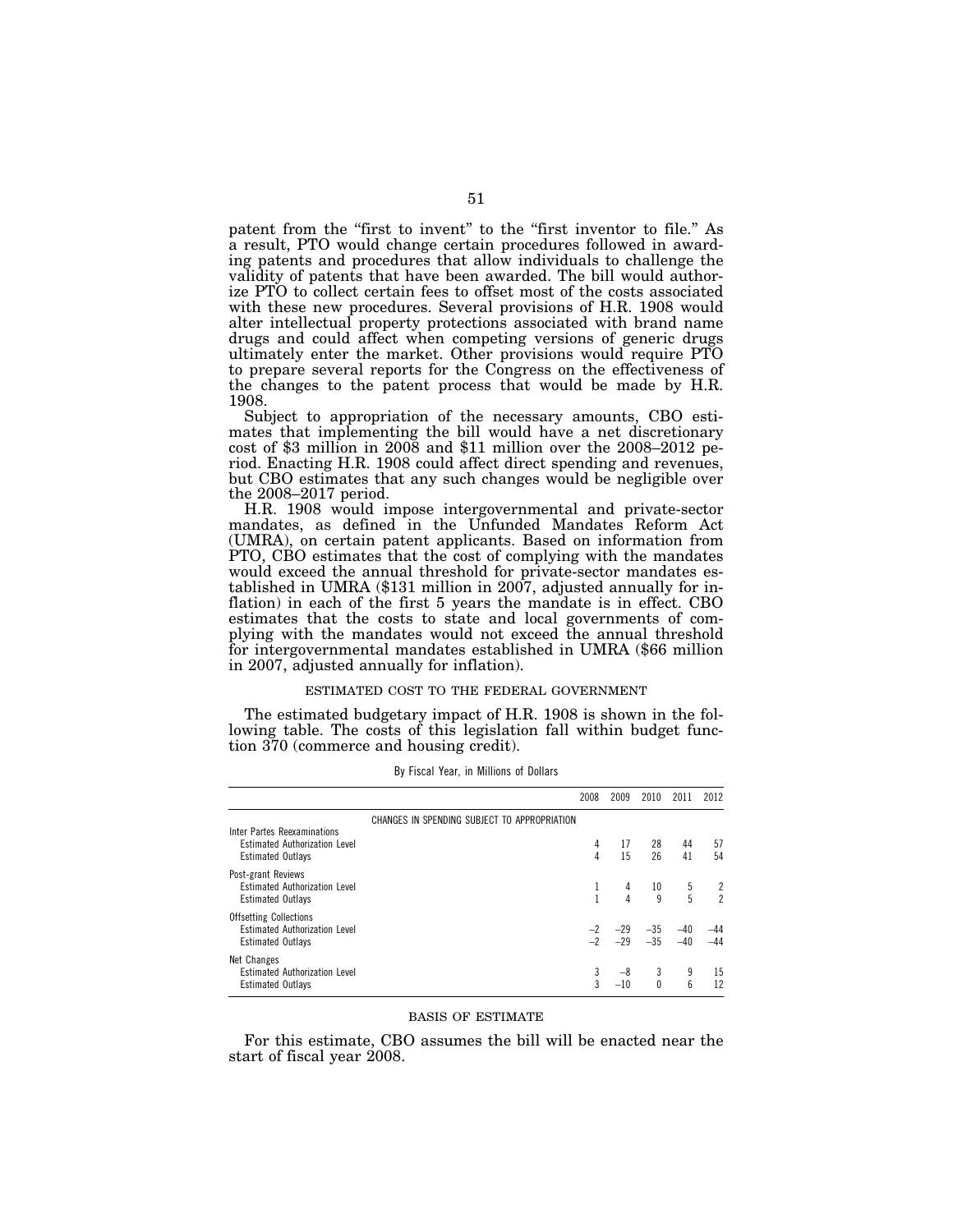patent from the “first to invent” to the “first inventor to file.” As a result, PTO would change certain procedures followed in awarding patents and procedures that allow individuals to challenge the validity of patents that have been awarded. The bill would authorize PTO to collect certain fees to offset most of the costs associated with these new procedures. Several provisions of H.R. 1908 would alter intellectual property protections associated with brand name drugs and could affect when competing versions of generic drugs ultimately enter the market. Other provisions would require PTO to prepare several reports for the Congress on the effectiveness of the changes to the patent process that would be made by H.R. 1908.

Subject to appropriation of the necessary amounts, CBO estimates that implementing the bill would have a net discretionary cost of $3 million in 2008 and $11 million over the 2008–2012 period. Enacting H.R. 1908 could affect direct spending and revenues, but CBO estimates that any such changes would be negligible over the 2008–2017 period.

H.R. 1908 would impose intergovernmental and private-sector mandates, as defined in the Unfunded Mandates Reform Act (UMRA), on certain patent applicants. Based on information from PTO, CBO estimates that the cost of complying with the mandates would exceed the annual threshold for private-sector mandates established in UMRA ($131 million in 2007, adjusted annually for inflation) in each of the first 5 years the mandate is in effect. CBO estimates that the costs to state and local governments of complying with the mandates would not exceed the annual threshold for intergovernmental mandates established in UMRA ($66 million in 2007, adjusted annually for inflation).

## ESTIMATED COST TO THE FEDERAL GOVERNMENT

The estimated budgetary impact of H.R. 1908 is shown in the following table. The costs of this legislation fall within budget function 370 (commerce and housing credit).

By Fiscal Year, in Millions of Dollars

| | 2008 | 2009 | 2010 | 2011 | 2012 |
|---|---|---|---|---|---|
| CHANGES IN SPENDING SUBJECT TO APPROPRIATION | | | | | |
| Inter Partes Reexaminations | | | | | |
| Estimated Authorization Level | 4 | 17 | 28 | 44 | 57 |
| Estimated Outlays | 4 | 15 | 26 | 41 | 54 |
| Post-grant Reviews | | | | | |
| Estimated Authorization Level | 1 | 4 | 10 | 5 | 2 |
| Estimated Outlays | 1 | 4 | 9 | 5 | 2 |
| Offsetting Collections | | | | | |
| Estimated Authorization Level | –2 | –29 | –35 | –40 | –44 |
| Estimated Outlays | –2 | –29 | –35 | –40 | –44 |
| Net Changes | | | | | |
| Estimated Authorization Level | 3 | –8 | 3 | 9 | 15 |
| Estimated Outlays | 3 | –10 | 0 | 6 | 12 |

## BASIS OF ESTIMATE

For this estimate, CBO assumes the bill will be enacted near the start of fiscal year 2008.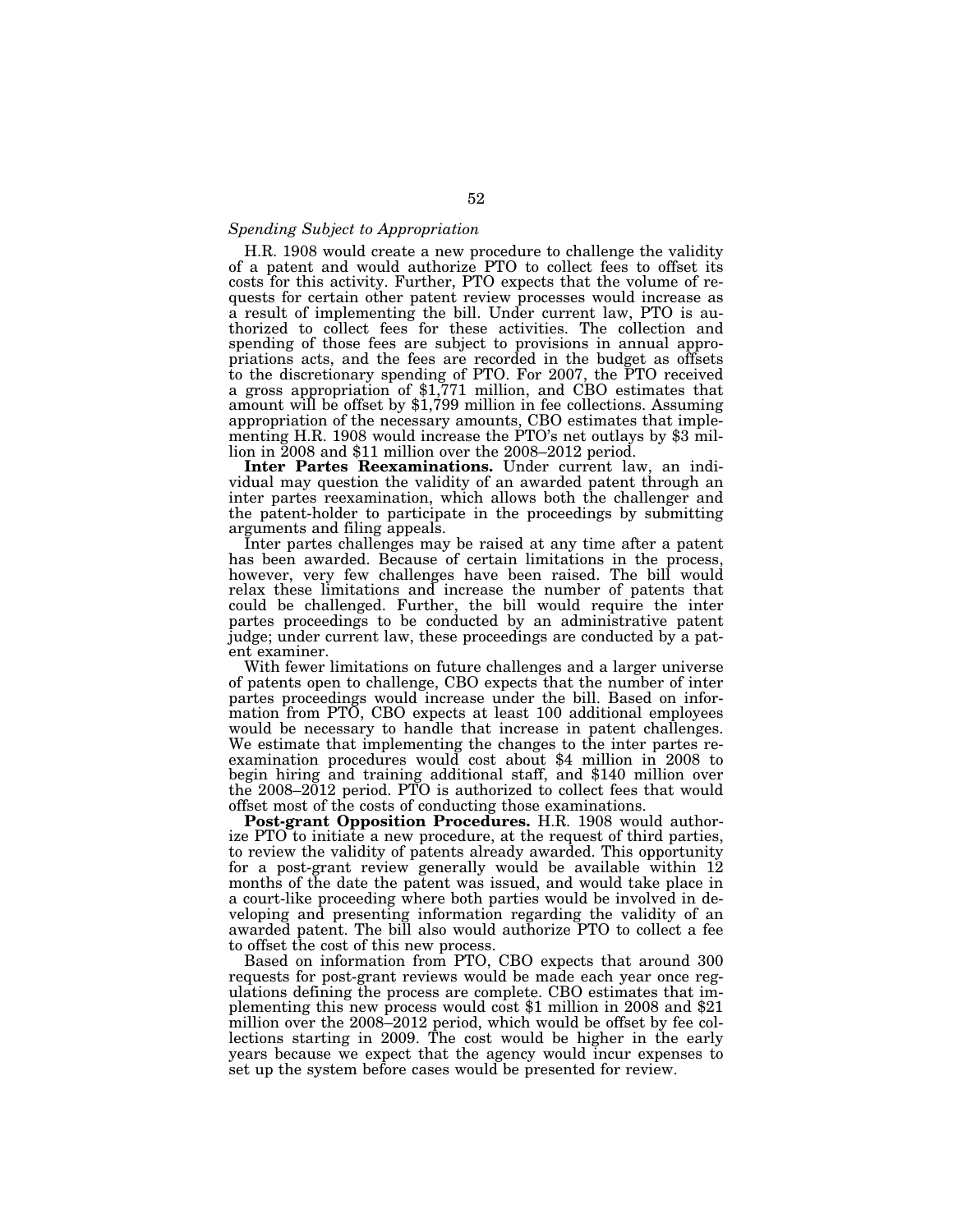*Spending Subject to Appropriation*

H.R. 1908 would create a new procedure to challenge the validity of a patent and would authorize PTO to collect fees to offset its costs for this activity. Further, PTO expects that the volume of requests for certain other patent review processes would increase as a result of implementing the bill. Under current law, PTO is authorized to collect fees for these activities. The collection and spending of those fees are subject to provisions in annual appropriations acts, and the fees are recorded in the budget as offsets to the discretionary spending of PTO. For 2007, the PTO received a gross appropriation of $1,771 million, and CBO estimates that amount will be offset by $1,799 million in fee collections. Assuming appropriation of the necessary amounts, CBO estimates that implementing H.R. 1908 would increase the PTO's net outlays by $3 million in 2008 and $11 million over the 2008–2012 period.

**Inter Partes Reexaminations.** Under current law, an individual may question the validity of an awarded patent through an inter partes reexamination, which allows both the challenger and the patent-holder to participate in the proceedings by submitting arguments and filing appeals.

Inter partes challenges may be raised at any time after a patent has been awarded. Because of certain limitations in the process, however, very few challenges have been raised. The bill would relax these limitations and increase the number of patents that could be challenged. Further, the bill would require the inter partes proceedings to be conducted by an administrative patent judge; under current law, these proceedings are conducted by a patent examiner.

With fewer limitations on future challenges and a larger universe of patents open to challenge, CBO expects that the number of inter partes proceedings would increase under the bill. Based on information from PTO, CBO expects at least 100 additional employees would be necessary to handle that increase in patent challenges. We estimate that implementing the changes to the inter partes reexamination procedures would cost about $4 million in 2008 to begin hiring and training additional staff, and $140 million over the 2008–2012 period. PTO is authorized to collect fees that would offset most of the costs of conducting those examinations.

**Post-grant Opposition Procedures.** H.R. 1908 would authorize PTO to initiate a new procedure, at the request of third parties, to review the validity of patents already awarded. This opportunity for a post-grant review generally would be available within 12 months of the date the patent was issued, and would take place in a court-like proceeding where both parties would be involved in developing and presenting information regarding the validity of an awarded patent. The bill also would authorize PTO to collect a fee to offset the cost of this new process.

Based on information from PTO, CBO expects that around 300 requests for post-grant reviews would be made each year once regulations defining the process are complete. CBO estimates that implementing this new process would cost $1 million in 2008 and $21 million over the 2008–2012 period, which would be offset by fee collections starting in 2009. The cost would be higher in the early years because we expect that the agency would incur expenses to set up the system before cases would be presented for review.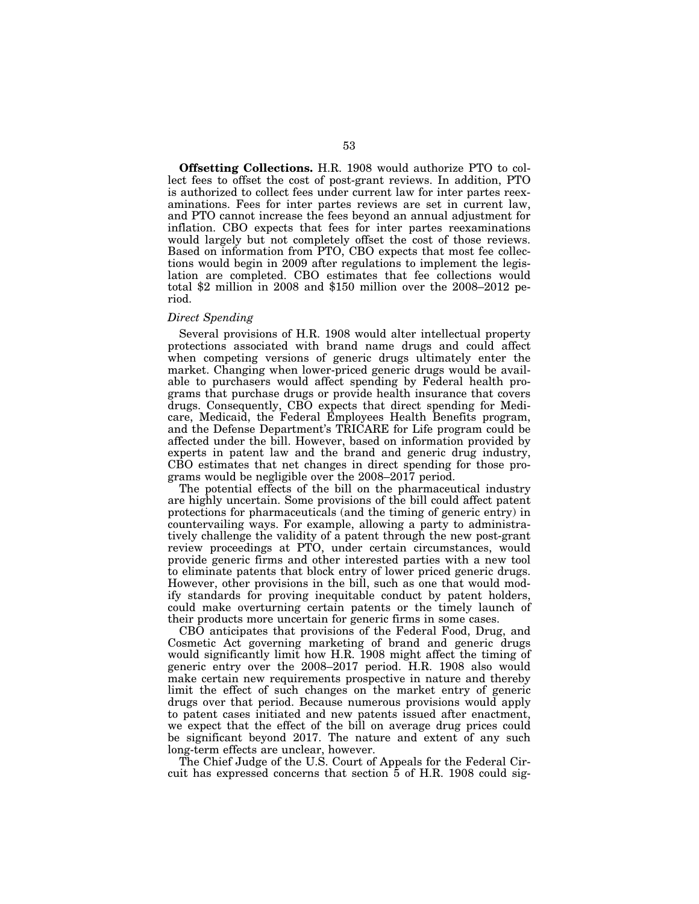**Offsetting Collections.** H.R. 1908 would authorize PTO to collect fees to offset the cost of post-grant reviews. In addition, PTO is authorized to collect fees under current law for inter partes reexaminations. Fees for inter partes reviews are set in current law, and PTO cannot increase the fees beyond an annual adjustment for inflation. CBO expects that fees for inter partes reexaminations would largely but not completely offset the cost of those reviews. Based on information from PTO, CBO expects that most fee collections would begin in 2009 after regulations to implement the legislation are completed. CBO estimates that fee collections would total $2 million in 2008 and $150 million over the 2008–2012 period.

*Direct Spending*

Several provisions of H.R. 1908 would alter intellectual property protections associated with brand name drugs and could affect when competing versions of generic drugs ultimately enter the market. Changing when lower-priced generic drugs would be available to purchasers would affect spending by Federal health programs that purchase drugs or provide health insurance that covers drugs. Consequently, CBO expects that direct spending for Medicare, Medicaid, the Federal Employees Health Benefits program, and the Defense Department's TRICARE for Life program could be affected under the bill. However, based on information provided by experts in patent law and the brand and generic drug industry, CBO estimates that net changes in direct spending for those programs would be negligible over the 2008–2017 period.

The potential effects of the bill on the pharmaceutical industry are highly uncertain. Some provisions of the bill could affect patent protections for pharmaceuticals (and the timing of generic entry) in countervailing ways. For example, allowing a party to administratively challenge the validity of a patent through the new post-grant review proceedings at PTO, under certain circumstances, would provide generic firms and other interested parties with a new tool to eliminate patents that block entry of lower priced generic drugs. However, other provisions in the bill, such as one that would modify standards for proving inequitable conduct by patent holders, could make overturning certain patents or the timely launch of their products more uncertain for generic firms in some cases.

CBO anticipates that provisions of the Federal Food, Drug, and Cosmetic Act governing marketing of brand and generic drugs would significantly limit how H.R. 1908 might affect the timing of generic entry over the 2008–2017 period. H.R. 1908 also would make certain new requirements prospective in nature and thereby limit the effect of such changes on the market entry of generic drugs over that period. Because numerous provisions would apply to patent cases initiated and new patents issued after enactment, we expect that the effect of the bill on average drug prices could be significant beyond 2017. The nature and extent of any such long-term effects are unclear, however.

The Chief Judge of the U.S. Court of Appeals for the Federal Circuit has expressed concerns that section 5 of H.R. 1908 could sig-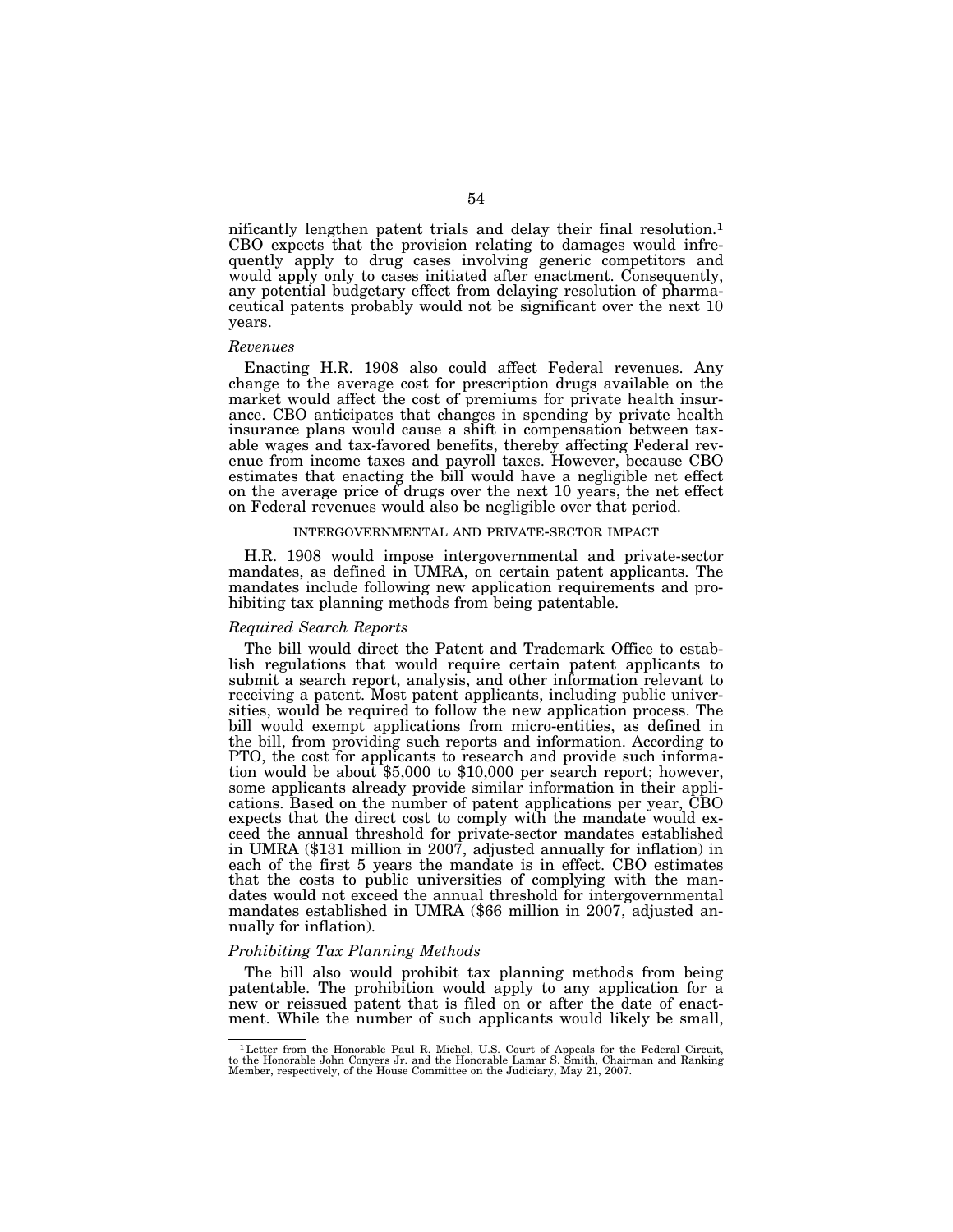nificantly lengthen patent trials and delay their final resolution.[1] CBO expects that the provision relating to damages would infrequently apply to drug cases involving generic competitors and would apply only to cases initiated after enactment. Consequently, any potential budgetary effect from delaying resolution of pharmaceutical patents probably would not be significant over the next 10 years.

*Revenues*

Enacting H.R. 1908 also could affect Federal revenues. Any change to the average cost for prescription drugs available on the market would affect the cost of premiums for private health insurance. CBO anticipates that changes in spending by private health insurance plans would cause a shift in compensation between taxable wages and tax-favored benefits, thereby affecting Federal revenue from income taxes and payroll taxes. However, because CBO estimates that enacting the bill would have a negligible net effect on the average price of drugs over the next 10 years, the net effect on Federal revenues would also be negligible over that period.

INTERGOVERNMENTAL AND PRIVATE-SECTOR IMPACT

H.R. 1908 would impose intergovernmental and private-sector mandates, as defined in UMRA, on certain patent applicants. The mandates include following new application requirements and prohibiting tax planning methods from being patentable.

*Required Search Reports*

The bill would direct the Patent and Trademark Office to establish regulations that would require certain patent applicants to submit a search report, analysis, and other information relevant to receiving a patent. Most patent applicants, including public universities, would be required to follow the new application process. The bill would exempt applications from micro-entities, as defined in the bill, from providing such reports and information. According to PTO, the cost for applicants to research and provide such information would be about $5,000 to $10,000 per search report; however, some applicants already provide similar information in their applications. Based on the number of patent applications per year, CBO expects that the direct cost to comply with the mandate would exceed the annual threshold for private-sector mandates established in UMRA ($131 million in 2007, adjusted annually for inflation) in each of the first 5 years the mandate is in effect. CBO estimates that the costs to public universities of complying with the mandates would not exceed the annual threshold for intergovernmental mandates established in UMRA ($66 million in 2007, adjusted annually for inflation).

*Prohibiting Tax Planning Methods*

The bill also would prohibit tax planning methods from being patentable. The prohibition would apply to any application for a new or reissued patent that is filed on or after the date of enactment. While the number of such applicants would likely be small,

[1] Letter from the Honorable Paul R. Michel, U.S. Court of Appeals for the Federal Circuit, to the Honorable John Conyers Jr. and the Honorable Lamar S. Smith, Chairman and Ranking Member, respectively, of the House Committee on the Judiciary, May 21, 2007.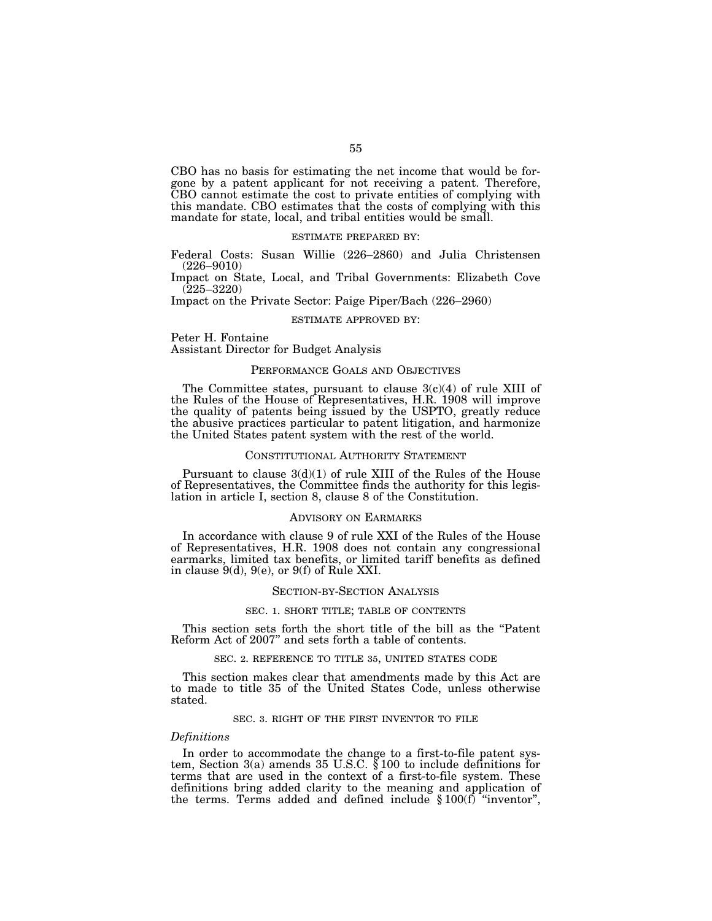CBO has no basis for estimating the net income that would be forgone by a patent applicant for not receiving a patent. Therefore, CBO cannot estimate the cost to private entities of complying with this mandate. CBO estimates that the costs of complying with this mandate for state, local, and tribal entities would be small.

ESTIMATE PREPARED BY:

Federal Costs: Susan Willie (226–2860) and Julia Christensen (226–9010)

Impact on State, Local, and Tribal Governments: Elizabeth Cove (225–3220)

Impact on the Private Sector: Paige Piper/Bach (226–2960)

ESTIMATE APPROVED BY:

Peter H. Fontaine
Assistant Director for Budget Analysis

## PERFORMANCE GOALS AND OBJECTIVES

The Committee states, pursuant to clause 3(c)(4) of rule XIII of the Rules of the House of Representatives, H.R. 1908 will improve the quality of patents being issued by the USPTO, greatly reduce the abusive practices particular to patent litigation, and harmonize the United States patent system with the rest of the world.

## CONSTITUTIONAL AUTHORITY STATEMENT

Pursuant to clause 3(d)(1) of rule XIII of the Rules of the House of Representatives, the Committee finds the authority for this legislation in article I, section 8, clause 8 of the Constitution.

## ADVISORY ON EARMARKS

In accordance with clause 9 of rule XXI of the Rules of the House of Representatives, H.R. 1908 does not contain any congressional earmarks, limited tax benefits, or limited tariff benefits as defined in clause 9(d), 9(e), or 9(f) of Rule XXI.

## SECTION-BY-SECTION ANALYSIS

### SEC. 1. SHORT TITLE; TABLE OF CONTENTS

This section sets forth the short title of the bill as the "Patent Reform Act of 2007" and sets forth a table of contents.

### SEC. 2. REFERENCE TO TITLE 35, UNITED STATES CODE

This section makes clear that amendments made by this Act are to made to title 35 of the United States Code, unless otherwise stated.

### SEC. 3. RIGHT OF THE FIRST INVENTOR TO FILE

*Definitions*

In order to accommodate the change to a first-to-file patent system, Section 3(a) amends 35 U.S.C. § 100 to include definitions for terms that are used in the context of a first-to-file system. These definitions bring added clarity to the meaning and application of the terms. Terms added and defined include § 100(f) "inventor",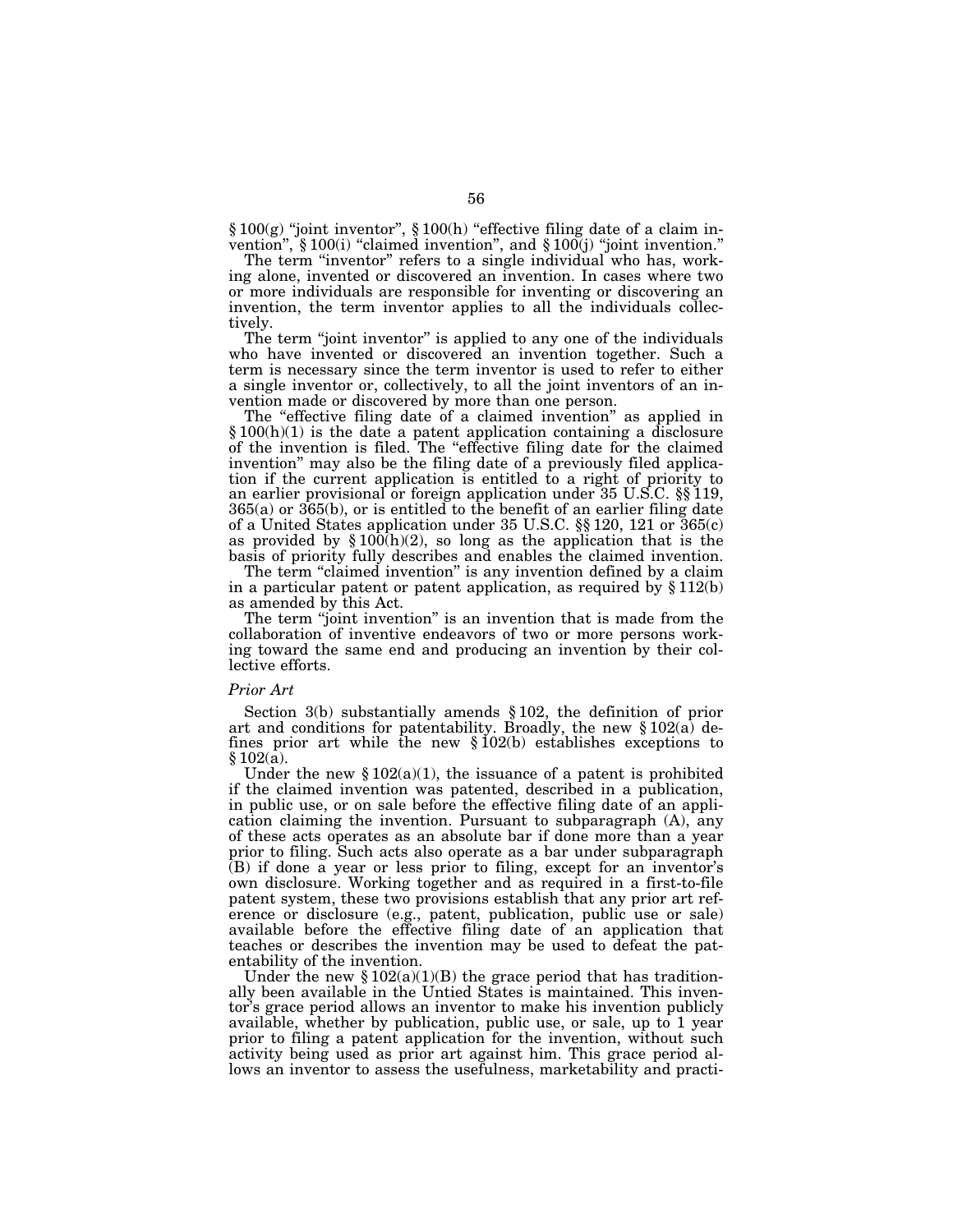§ 100(g) "joint inventor", § 100(h) "effective filing date of a claim invention", § 100(i) "claimed invention", and § 100(j) "joint invention."

The term "inventor" refers to a single individual who has, working alone, invented or discovered an invention. In cases where two or more individuals are responsible for inventing or discovering an invention, the term inventor applies to all the individuals collectively.

The term "joint inventor" is applied to any one of the individuals who have invented or discovered an invention together. Such a term is necessary since the term inventor is used to refer to either a single inventor or, collectively, to all the joint inventors of an invention made or discovered by more than one person.

The "effective filing date of a claimed invention" as applied in § 100(h)(1) is the date a patent application containing a disclosure of the invention is filed. The "effective filing date for the claimed invention" may also be the filing date of a previously filed application if the current application is entitled to a right of priority to an earlier provisional or foreign application under 35 U.S.C. §§ 119, 365(a) or 365(b), or is entitled to the benefit of an earlier filing date of a United States application under 35 U.S.C. §§ 120, 121 or 365(c) as provided by § 100(h)(2), so long as the application that is the basis of priority fully describes and enables the claimed invention.

The term "claimed invention" is any invention defined by a claim in a particular patent or patent application, as required by § 112(b) as amended by this Act.

The term "joint invention" is an invention that is made from the collaboration of inventive endeavors of two or more persons working toward the same end and producing an invention by their collective efforts.

*Prior Art*

Section 3(b) substantially amends § 102, the definition of prior art and conditions for patentability. Broadly, the new § 102(a) defines prior art while the new § 102(b) establishes exceptions to § 102(a).

Under the new § 102(a)(1), the issuance of a patent is prohibited if the claimed invention was patented, described in a publication, in public use, or on sale before the effective filing date of an application claiming the invention. Pursuant to subparagraph (A), any of these acts operates as an absolute bar if done more than a year prior to filing. Such acts also operate as a bar under subparagraph (B) if done a year or less prior to filing, except for an inventor's own disclosure. Working together and as required in a first-to-file patent system, these two provisions establish that any prior art reference or disclosure (e.g., patent, publication, public use or sale) available before the effective filing date of an application that teaches or describes the invention may be used to defeat the patentability of the invention.

Under the new § 102(a)(1)(B) the grace period that has traditionally been available in the Untied States is maintained. This inventor's grace period allows an inventor to make his invention publicly available, whether by publication, public use, or sale, up to 1 year prior to filing a patent application for the invention, without such activity being used as prior art against him. This grace period allows an inventor to assess the usefulness, marketability and practi-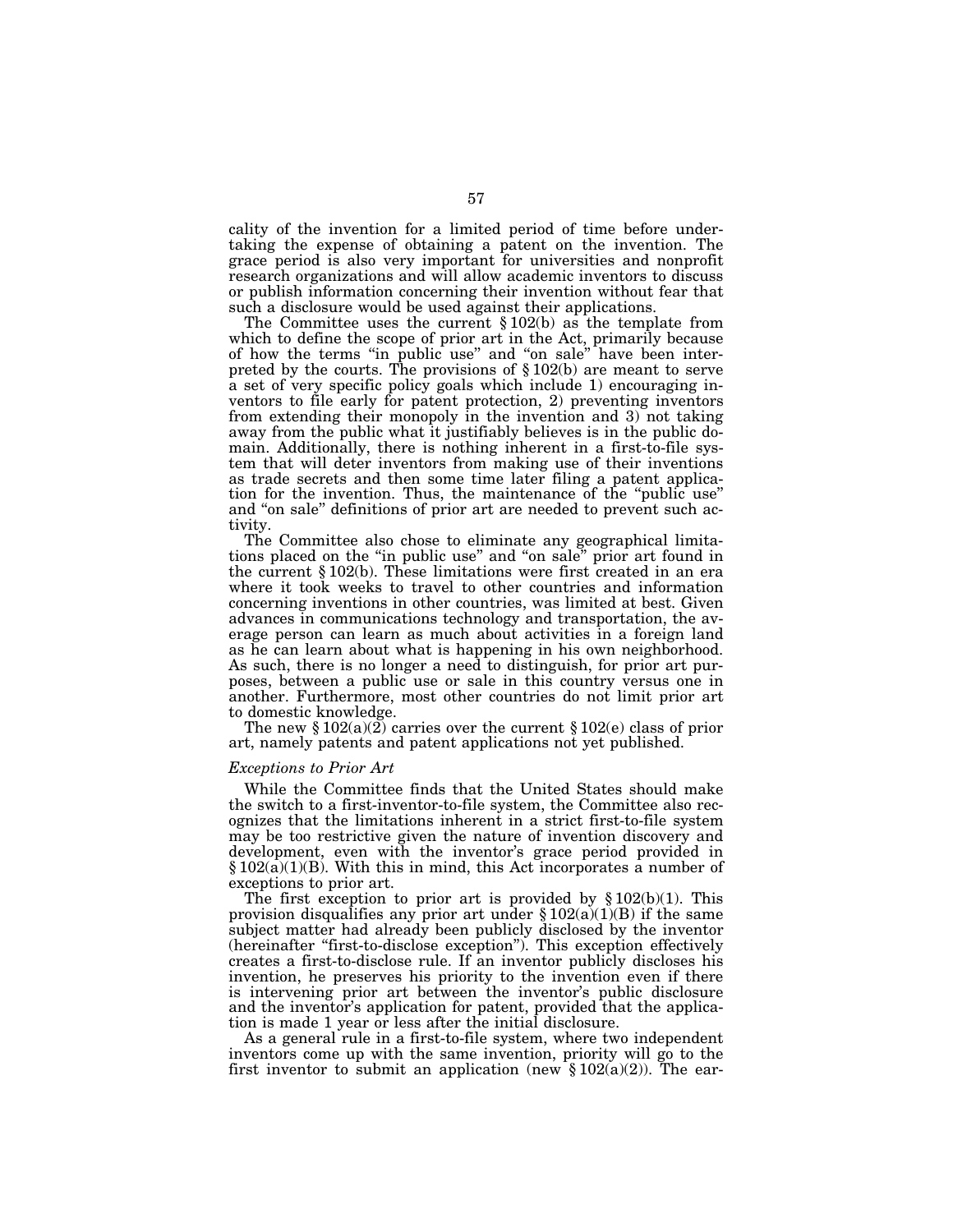cality of the invention for a limited period of time before undertaking the expense of obtaining a patent on the invention. The grace period is also very important for universities and nonprofit research organizations and will allow academic inventors to discuss or publish information concerning their invention without fear that such a disclosure would be used against their applications.

The Committee uses the current § 102(b) as the template from which to define the scope of prior art in the Act, primarily because of how the terms "in public use" and "on sale" have been interpreted by the courts. The provisions of § 102(b) are meant to serve a set of very specific policy goals which include 1) encouraging inventors to file early for patent protection, 2) preventing inventors from extending their monopoly in the invention and 3) not taking away from the public what it justifiably believes is in the public domain. Additionally, there is nothing inherent in a first-to-file system that will deter inventors from making use of their inventions as trade secrets and then some time later filing a patent application for the invention. Thus, the maintenance of the "public use" and "on sale" definitions of prior art are needed to prevent such activity.

The Committee also chose to eliminate any geographical limitations placed on the "in public use" and "on sale" prior art found in the current § 102(b). These limitations were first created in an era where it took weeks to travel to other countries and information concerning inventions in other countries, was limited at best. Given advances in communications technology and transportation, the average person can learn as much about activities in a foreign land as he can learn about what is happening in his own neighborhood. As such, there is no longer a need to distinguish, for prior art purposes, between a public use or sale in this country versus one in another. Furthermore, most other countries do not limit prior art to domestic knowledge.

The new § 102(a)(2) carries over the current § 102(e) class of prior art, namely patents and patent applications not yet published.

*Exceptions to Prior Art*

While the Committee finds that the United States should make the switch to a first-inventor-to-file system, the Committee also recognizes that the limitations inherent in a strict first-to-file system may be too restrictive given the nature of invention discovery and development, even with the inventor's grace period provided in § 102(a)(1)(B). With this in mind, this Act incorporates a number of exceptions to prior art.

The first exception to prior art is provided by § 102(b)(1). This provision disqualifies any prior art under § 102(a)(1)(B) if the same subject matter had already been publicly disclosed by the inventor (hereinafter "first-to-disclose exception"). This exception effectively creates a first-to-disclose rule. If an inventor publicly discloses his invention, he preserves his priority to the invention even if there is intervening prior art between the inventor's public disclosure and the inventor's application for patent, provided that the application is made 1 year or less after the initial disclosure.

As a general rule in a first-to-file system, where two independent inventors come up with the same invention, priority will go to the first inventor to submit an application (new § 102(a)(2)). The ear-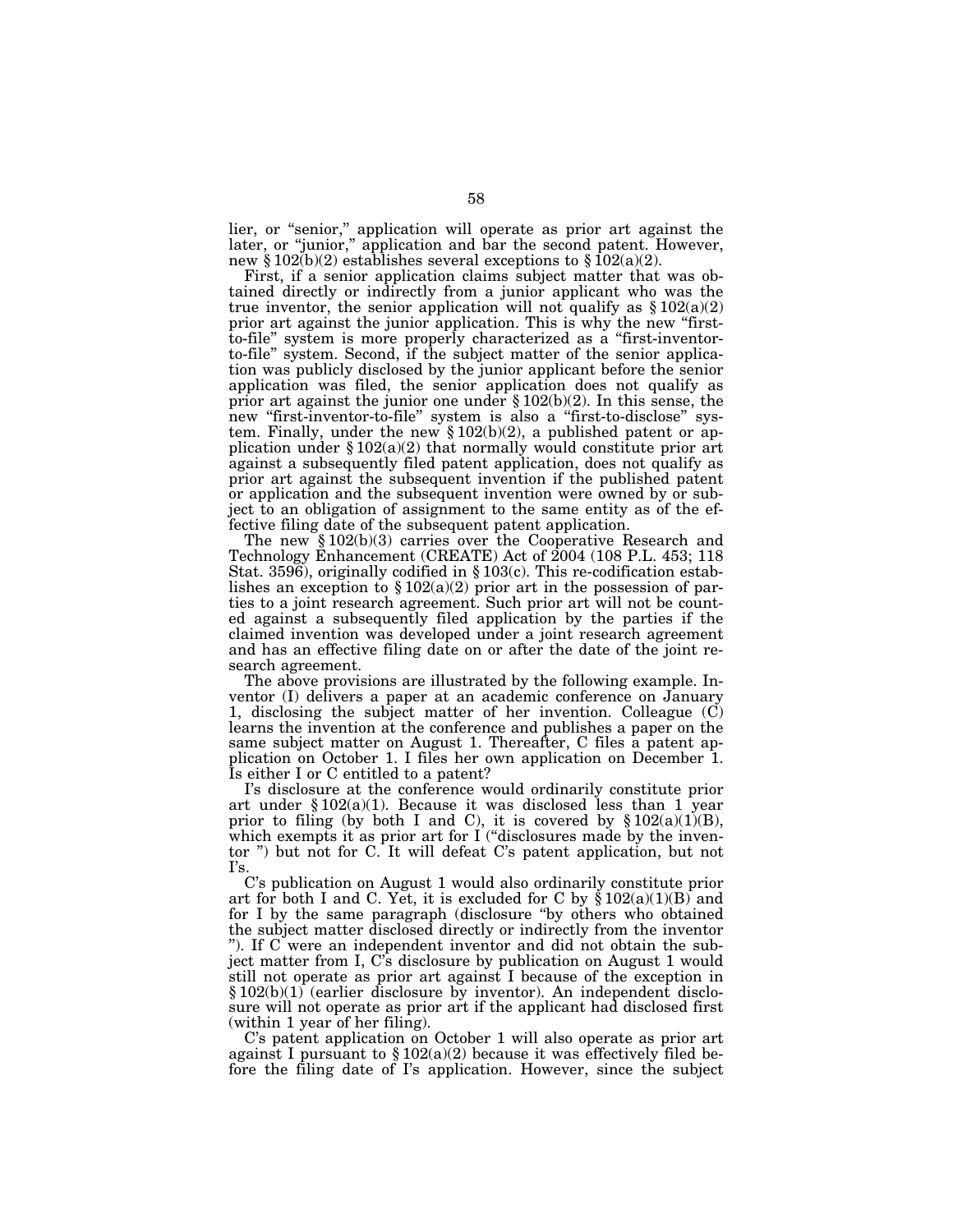lier, or "senior," application will operate as prior art against the later, or "junior," application and bar the second patent. However, new § 102(b)(2) establishes several exceptions to § 102(a)(2).

First, if a senior application claims subject matter that was obtained directly or indirectly from a junior applicant who was the true inventor, the senior application will not qualify as § 102(a)(2) prior art against the junior application. This is why the new "first-to-file" system is more properly characterized as a "first-inventor-to-file" system. Second, if the subject matter of the senior application was publicly disclosed by the junior applicant before the senior application was filed, the senior application does not qualify as prior art against the junior one under § 102(b)(2). In this sense, the new "first-inventor-to-file" system is also a "first-to-disclose" system. Finally, under the new § 102(b)(2), a published patent or application under § 102(a)(2) that normally would constitute prior art against a subsequently filed patent application, does not qualify as prior art against the subsequent invention if the published patent or application and the subsequent invention were owned by or subject to an obligation of assignment to the same entity as of the effective filing date of the subsequent patent application.

The new § 102(b)(3) carries over the Cooperative Research and Technology Enhancement (CREATE) Act of 2004 (108 P.L. 453; 118 Stat. 3596), originally codified in § 103(c). This re-codification establishes an exception to § 102(a)(2) prior art in the possession of parties to a joint research agreement. Such prior art will not be counted against a subsequently filed application by the parties if the claimed invention was developed under a joint research agreement and has an effective filing date on or after the date of the joint research agreement.

The above provisions are illustrated by the following example. Inventor (I) delivers a paper at an academic conference on January 1, disclosing the subject matter of her invention. Colleague (C) learns the invention at the conference and publishes a paper on the same subject matter on August 1. Thereafter, C files a patent application on October 1. I files her own application on December 1. Is either I or C entitled to a patent?

I's disclosure at the conference would ordinarily constitute prior art under § 102(a)(1). Because it was disclosed less than 1 year prior to filing (by both I and C), it is covered by § 102(a)(1)(B), which exempts it as prior art for I ("disclosures made by the inventor ") but not for C. It will defeat C's patent application, but not I's.

C's publication on August 1 would also ordinarily constitute prior art for both I and C. Yet, it is excluded for C by § 102(a)(1)(B) and for I by the same paragraph (disclosure "by others who obtained the subject matter disclosed directly or indirectly from the inventor "). If C were an independent inventor and did not obtain the subject matter from I, C's disclosure by publication on August 1 would still not operate as prior art against I because of the exception in § 102(b)(1) (earlier disclosure by inventor). An independent disclosure will not operate as prior art if the applicant had disclosed first (within 1 year of her filing).

C's patent application on October 1 will also operate as prior art against I pursuant to § 102(a)(2) because it was effectively filed before the filing date of I's application. However, since the subject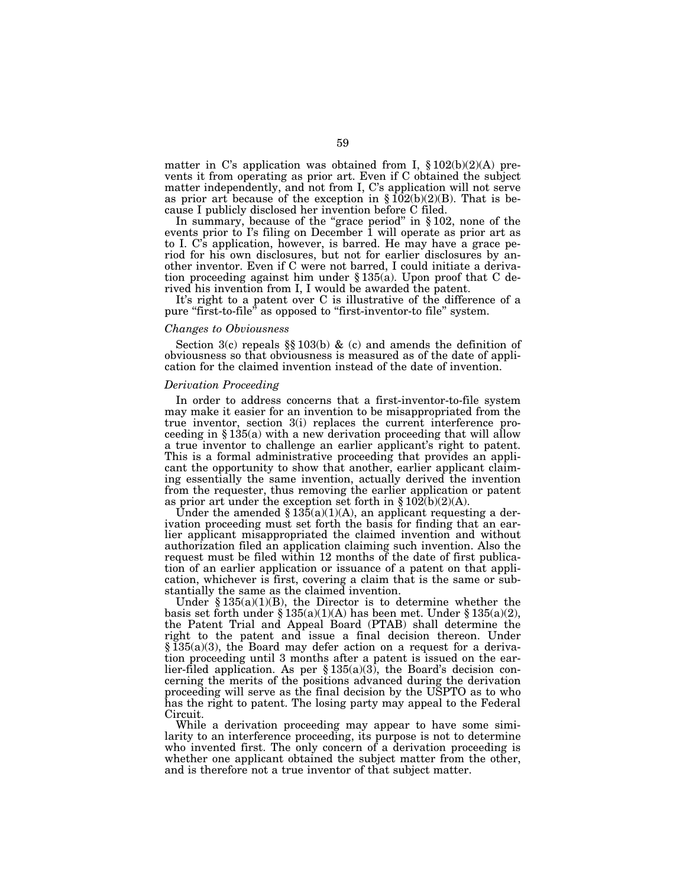matter in C's application was obtained from I, § 102(b)(2)(A) prevents it from operating as prior art. Even if C obtained the subject matter independently, and not from I, C's application will not serve as prior art because of the exception in § 102(b)(2)(B). That is because I publicly disclosed her invention before C filed.

In summary, because of the "grace period" in § 102, none of the events prior to I's filing on December 1 will operate as prior art as to I. C's application, however, is barred. He may have a grace period for his own disclosures, but not for earlier disclosures by another inventor. Even if C were not barred, I could initiate a derivation proceeding against him under § 135(a). Upon proof that C derived his invention from I, I would be awarded the patent.

It's right to a patent over C is illustrative of the difference of a pure "first-to-file" as opposed to "first-inventor-to file" system.

*Changes to Obviousness*

Section 3(c) repeals §§ 103(b) & (c) and amends the definition of obviousness so that obviousness is measured as of the date of application for the claimed invention instead of the date of invention.

*Derivation Proceeding*

In order to address concerns that a first-inventor-to-file system may make it easier for an invention to be misappropriated from the true inventor, section 3(i) replaces the current interference proceeding in § 135(a) with a new derivation proceeding that will allow a true inventor to challenge an earlier applicant's right to patent. This is a formal administrative proceeding that provides an applicant the opportunity to show that another, earlier applicant claiming essentially the same invention, actually derived the invention from the requester, thus removing the earlier application or patent as prior art under the exception set forth in § 102(b)(2)(A).

Under the amended § 135(a)(1)(A), an applicant requesting a derivation proceeding must set forth the basis for finding that an earlier applicant misappropriated the claimed invention and without authorization filed an application claiming such invention. Also the request must be filed within 12 months of the date of first publication of an earlier application or issuance of a patent on that application, whichever is first, covering a claim that is the same or substantially the same as the claimed invention.

Under § 135(a)(1)(B), the Director is to determine whether the basis set forth under § 135(a)(1)(A) has been met. Under § 135(a)(2), the Patent Trial and Appeal Board (PTAB) shall determine the right to the patent and issue a final decision thereon. Under § 135(a)(3), the Board may defer action on a request for a derivation proceeding until 3 months after a patent is issued on the earlier-filed application. As per § 135(a)(3), the Board's decision concerning the merits of the positions advanced during the derivation proceeding will serve as the final decision by the USPTO as to who has the right to patent. The losing party may appeal to the Federal Circuit.

While a derivation proceeding may appear to have some similarity to an interference proceeding, its purpose is not to determine who invented first. The only concern of a derivation proceeding is whether one applicant obtained the subject matter from the other, and is therefore not a true inventor of that subject matter.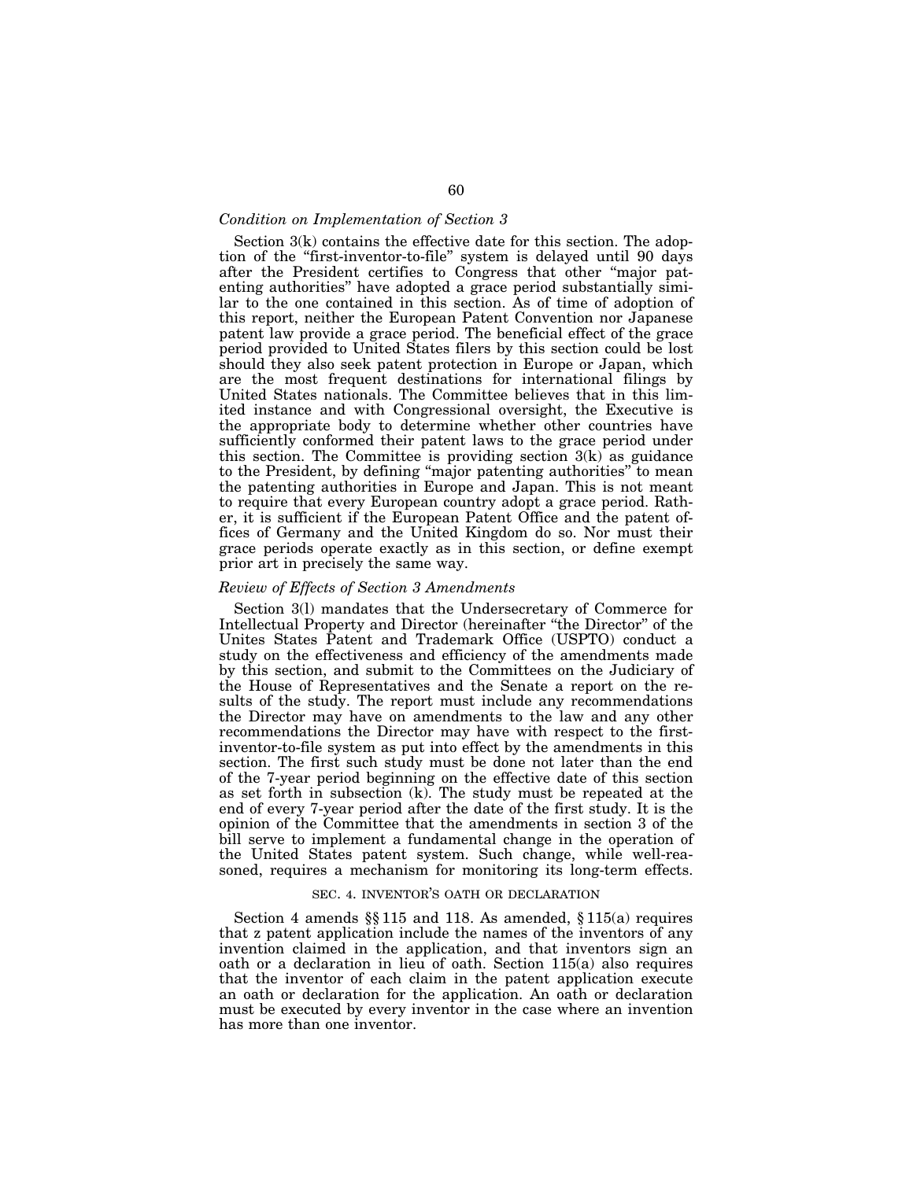### *Condition on Implementation of Section 3*

Section 3(k) contains the effective date for this section. The adoption of the "first-inventor-to-file" system is delayed until 90 days after the President certifies to Congress that other "major patenting authorities" have adopted a grace period substantially similar to the one contained in this section. As of time of adoption of this report, neither the European Patent Convention nor Japanese patent law provide a grace period. The beneficial effect of the grace period provided to United States filers by this section could be lost should they also seek patent protection in Europe or Japan, which are the most frequent destinations for international filings by United States nationals. The Committee believes that in this limited instance and with Congressional oversight, the Executive is the appropriate body to determine whether other countries have sufficiently conformed their patent laws to the grace period under this section. The Committee is providing section 3(k) as guidance to the President, by defining "major patenting authorities" to mean the patenting authorities in Europe and Japan. This is not meant to require that every European country adopt a grace period. Rather, it is sufficient if the European Patent Office and the patent offices of Germany and the United Kingdom do so. Nor must their grace periods operate exactly as in this section, or define exempt prior art in precisely the same way.

### *Review of Effects of Section 3 Amendments*

Section 3(l) mandates that the Undersecretary of Commerce for Intellectual Property and Director (hereinafter "the Director" of the Unites States Patent and Trademark Office (USPTO) conduct a study on the effectiveness and efficiency of the amendments made by this section, and submit to the Committees on the Judiciary of the House of Representatives and the Senate a report on the results of the study. The report must include any recommendations the Director may have on amendments to the law and any other recommendations the Director may have with respect to the first-inventor-to-file system as put into effect by the amendments in this section. The first such study must be done not later than the end of the 7-year period beginning on the effective date of this section as set forth in subsection (k). The study must be repeated at the end of every 7-year period after the date of the first study. It is the opinion of the Committee that the amendments in section 3 of the bill serve to implement a fundamental change in the operation of the United States patent system. Such change, while well-reasoned, requires a mechanism for monitoring its long-term effects.

## SEC. 4. INVENTOR'S OATH OR DECLARATION

Section 4 amends §§ 115 and 118. As amended, § 115(a) requires that z patent application include the names of the inventors of any invention claimed in the application, and that inventors sign an oath or a declaration in lieu of oath. Section 115(a) also requires that the inventor of each claim in the patent application execute an oath or declaration for the application. An oath or declaration must be executed by every inventor in the case where an invention has more than one inventor.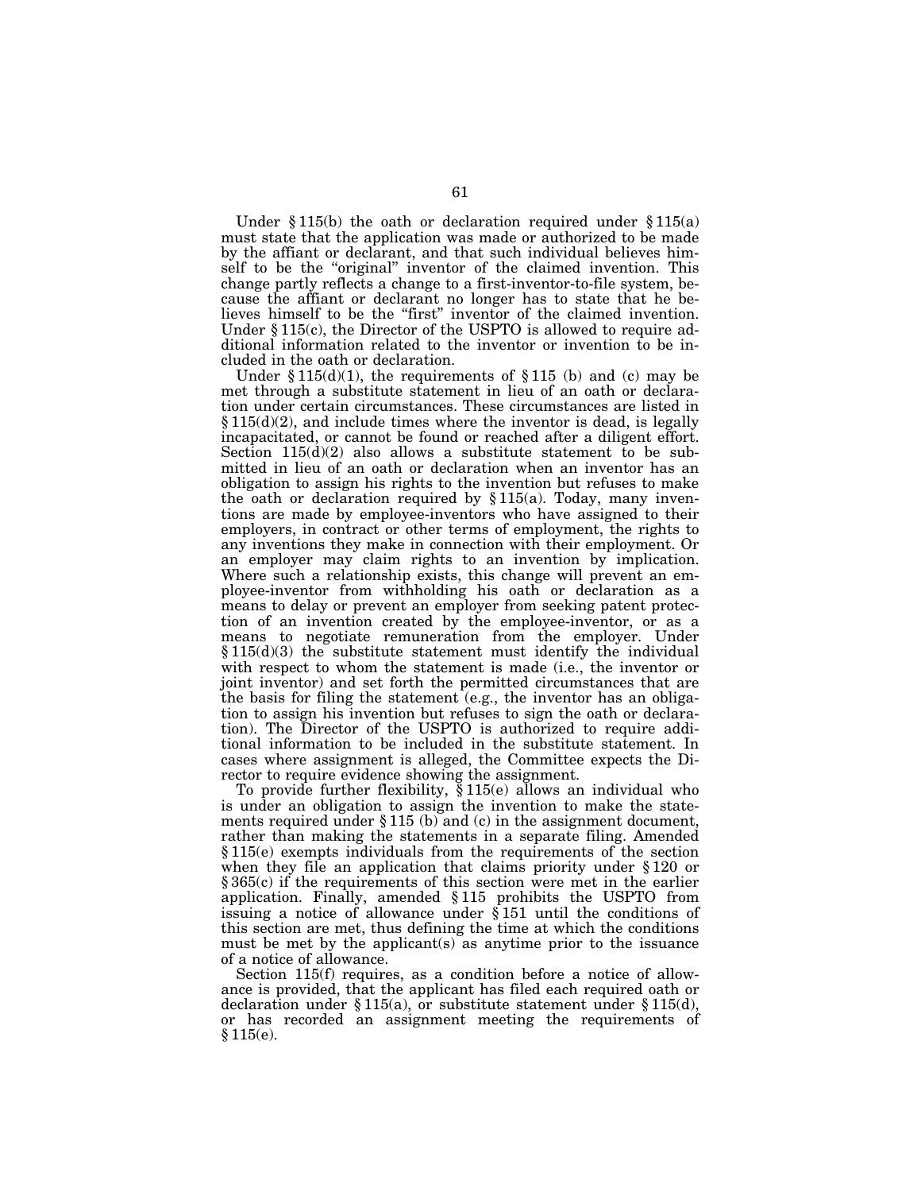Under § 115(b) the oath or declaration required under § 115(a) must state that the application was made or authorized to be made by the affiant or declarant, and that such individual believes himself to be the "original" inventor of the claimed invention. This change partly reflects a change to a first-inventor-to-file system, because the affiant or declarant no longer has to state that he believes himself to be the "first" inventor of the claimed invention. Under § 115(c), the Director of the USPTO is allowed to require additional information related to the inventor or invention to be included in the oath or declaration.

Under § 115(d)(1), the requirements of § 115 (b) and (c) may be met through a substitute statement in lieu of an oath or declaration under certain circumstances. These circumstances are listed in § 115(d)(2), and include times where the inventor is dead, is legally incapacitated, or cannot be found or reached after a diligent effort. Section 115(d)(2) also allows a substitute statement to be submitted in lieu of an oath or declaration when an inventor has an obligation to assign his rights to the invention but refuses to make the oath or declaration required by § 115(a). Today, many inventions are made by employee-inventors who have assigned to their employers, in contract or other terms of employment, the rights to any inventions they make in connection with their employment. Or an employer may claim rights to an invention by implication. Where such a relationship exists, this change will prevent an employee-inventor from withholding his oath or declaration as a means to delay or prevent an employer from seeking patent protection of an invention created by the employee-inventor, or as a means to negotiate remuneration from the employer. Under § 115(d)(3) the substitute statement must identify the individual with respect to whom the statement is made (i.e., the inventor or joint inventor) and set forth the permitted circumstances that are the basis for filing the statement (e.g., the inventor has an obligation to assign his invention but refuses to sign the oath or declaration). The Director of the USPTO is authorized to require additional information to be included in the substitute statement. In cases where assignment is alleged, the Committee expects the Director to require evidence showing the assignment.

To provide further flexibility, § 115(e) allows an individual who is under an obligation to assign the invention to make the statements required under § 115 (b) and (c) in the assignment document, rather than making the statements in a separate filing. Amended § 115(e) exempts individuals from the requirements of the section when they file an application that claims priority under § 120 or § 365(c) if the requirements of this section were met in the earlier application. Finally, amended § 115 prohibits the USPTO from issuing a notice of allowance under § 151 until the conditions of this section are met, thus defining the time at which the conditions must be met by the applicant(s) as anytime prior to the issuance of a notice of allowance.

Section 115(f) requires, as a condition before a notice of allowance is provided, that the applicant has filed each required oath or declaration under § 115(a), or substitute statement under § 115(d), or has recorded an assignment meeting the requirements of § 115(e).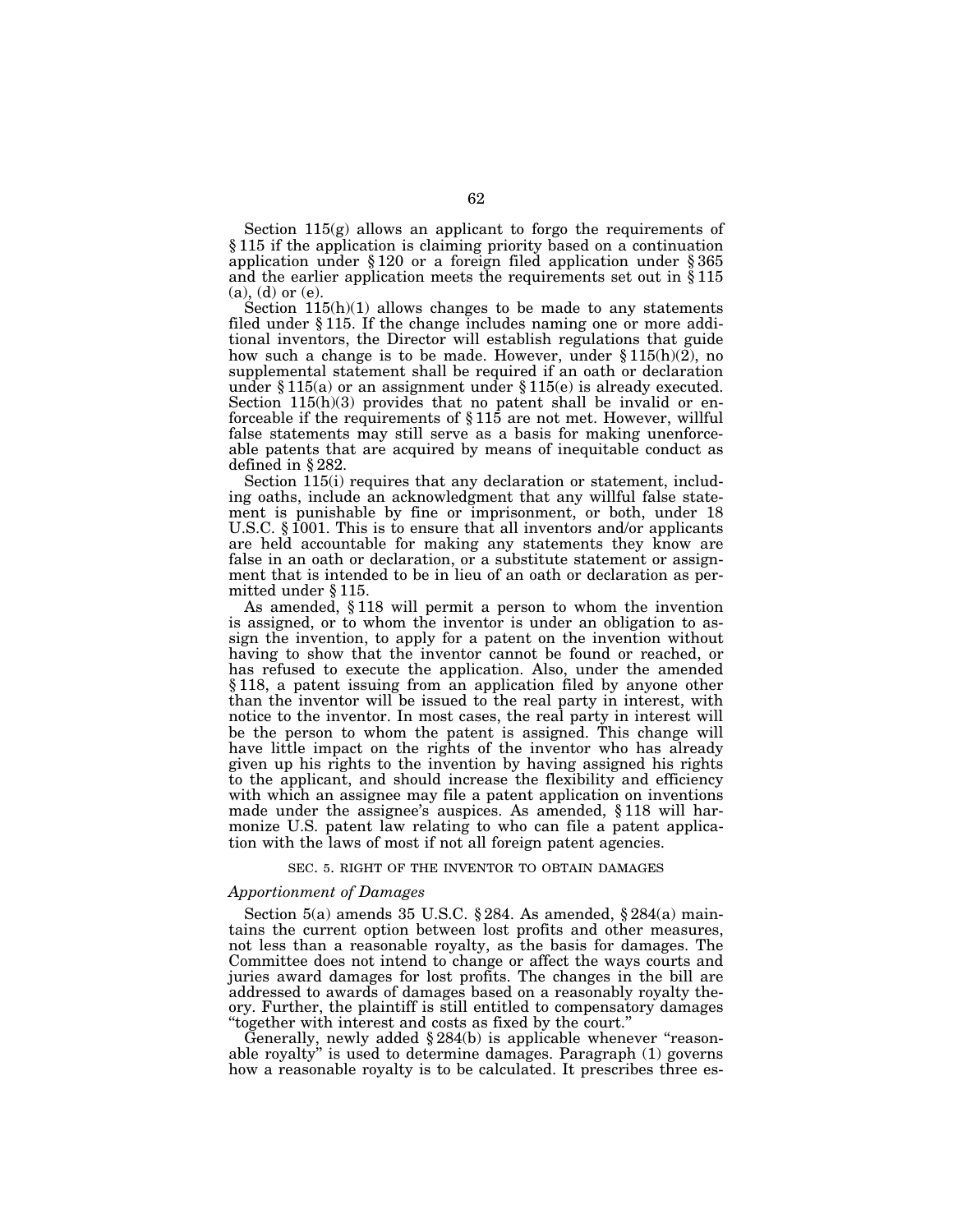Section 115(g) allows an applicant to forgo the requirements of § 115 if the application is claiming priority based on a continuation application under § 120 or a foreign filed application under § 365 and the earlier application meets the requirements set out in § 115 (a), (d) or (e).

Section 115(h)(1) allows changes to be made to any statements filed under § 115. If the change includes naming one or more additional inventors, the Director will establish regulations that guide how such a change is to be made. However, under § 115(h)(2), no supplemental statement shall be required if an oath or declaration under § 115(a) or an assignment under § 115(e) is already executed. Section 115(h)(3) provides that no patent shall be invalid or enforceable if the requirements of § 115 are not met. However, willful false statements may still serve as a basis for making unenforceable patents that are acquired by means of inequitable conduct as defined in § 282.

Section 115(i) requires that any declaration or statement, including oaths, include an acknowledgment that any willful false statement is punishable by fine or imprisonment, or both, under 18 U.S.C. § 1001. This is to ensure that all inventors and/or applicants are held accountable for making any statements they know are false in an oath or declaration, or a substitute statement or assignment that is intended to be in lieu of an oath or declaration as permitted under § 115.

As amended, § 118 will permit a person to whom the invention is assigned, or to whom the inventor is under an obligation to assign the invention, to apply for a patent on the invention without having to show that the inventor cannot be found or reached, or has refused to execute the application. Also, under the amended § 118, a patent issuing from an application filed by anyone other than the inventor will be issued to the real party in interest, with notice to the inventor. In most cases, the real party in interest will be the person to whom the patent is assigned. This change will have little impact on the rights of the inventor who has already given up his rights to the invention by having assigned his rights to the applicant, and should increase the flexibility and efficiency with which an assignee may file a patent application on inventions made under the assignee's auspices. As amended, § 118 will harmonize U.S. patent law relating to who can file a patent application with the laws of most if not all foreign patent agencies.

## SEC. 5. RIGHT OF THE INVENTOR TO OBTAIN DAMAGES

### *Apportionment of Damages*

Section 5(a) amends 35 U.S.C. § 284. As amended, § 284(a) maintains the current option between lost profits and other measures, not less than a reasonable royalty, as the basis for damages. The Committee does not intend to change or affect the ways courts and juries award damages for lost profits. The changes in the bill are addressed to awards of damages based on a reasonably royalty theory. Further, the plaintiff is still entitled to compensatory damages "together with interest and costs as fixed by the court."

Generally, newly added § 284(b) is applicable whenever "reasonable royalty" is used to determine damages. Paragraph (1) governs how a reasonable royalty is to be calculated. It prescribes three es-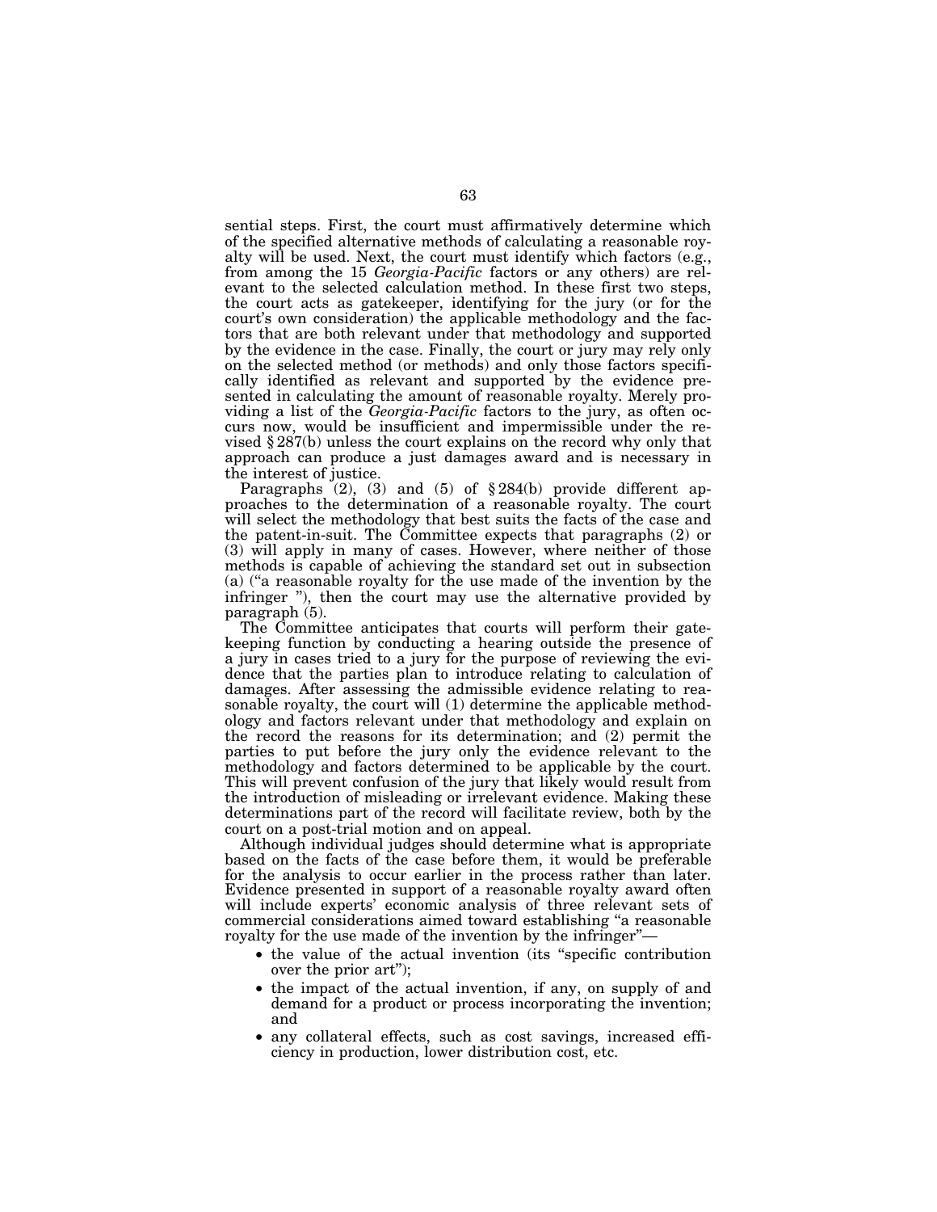sential steps. First, the court must affirmatively determine which of the specified alternative methods of calculating a reasonable royalty will be used. Next, the court must identify which factors (e.g., from among the 15 *Georgia-Pacific* factors or any others) are relevant to the selected calculation method. In these first two steps, the court acts as gatekeeper, identifying for the jury (or for the court's own consideration) the applicable methodology and the factors that are both relevant under that methodology and supported by the evidence in the case. Finally, the court or jury may rely only on the selected method (or methods) and only those factors specifically identified as relevant and supported by the evidence presented in calculating the amount of reasonable royalty. Merely providing a list of the *Georgia-Pacific* factors to the jury, as often occurs now, would be insufficient and impermissible under the revised § 287(b) unless the court explains on the record why only that approach can produce a just damages award and is necessary in the interest of justice.

Paragraphs (2), (3) and (5) of § 284(b) provide different approaches to the determination of a reasonable royalty. The court will select the methodology that best suits the facts of the case and the patent-in-suit. The Committee expects that paragraphs (2) or (3) will apply in many cases. However, where neither of those methods is capable of achieving the standard set out in subsection (a) ("a reasonable royalty for the use made of the invention by the infringer "), then the court may use the alternative provided by paragraph (5).

The Committee anticipates that courts will perform their gatekeeping function by conducting a hearing outside the presence of a jury in cases tried to a jury for the purpose of reviewing the evidence that the parties plan to introduce relating to calculation of damages. After assessing the admissible evidence relating to reasonable royalty, the court will (1) determine the applicable methodology and factors relevant under that methodology and explain on the record the reasons for its determination; and (2) permit the parties to put before the jury only the evidence relevant to the methodology and factors determined to be applicable by the court. This will prevent confusion of the jury that likely would result from the introduction of misleading or irrelevant evidence. Making these determinations part of the record will facilitate review, both by the court on a post-trial motion and on appeal.

Although individual judges should determine what is appropriate based on the facts of the case before them, it would be preferable for the analysis to occur earlier in the process rather than later. Evidence presented in support of a reasonable royalty award often will include experts' economic analysis of three relevant sets of commercial considerations aimed toward establishing "a reasonable royalty for the use made of the invention by the infringer"—

- the value of the actual invention (its "specific contribution over the prior art");
- the impact of the actual invention, if any, on supply of and demand for a product or process incorporating the invention; and
- any collateral effects, such as cost savings, increased efficiency in production, lower distribution cost, etc.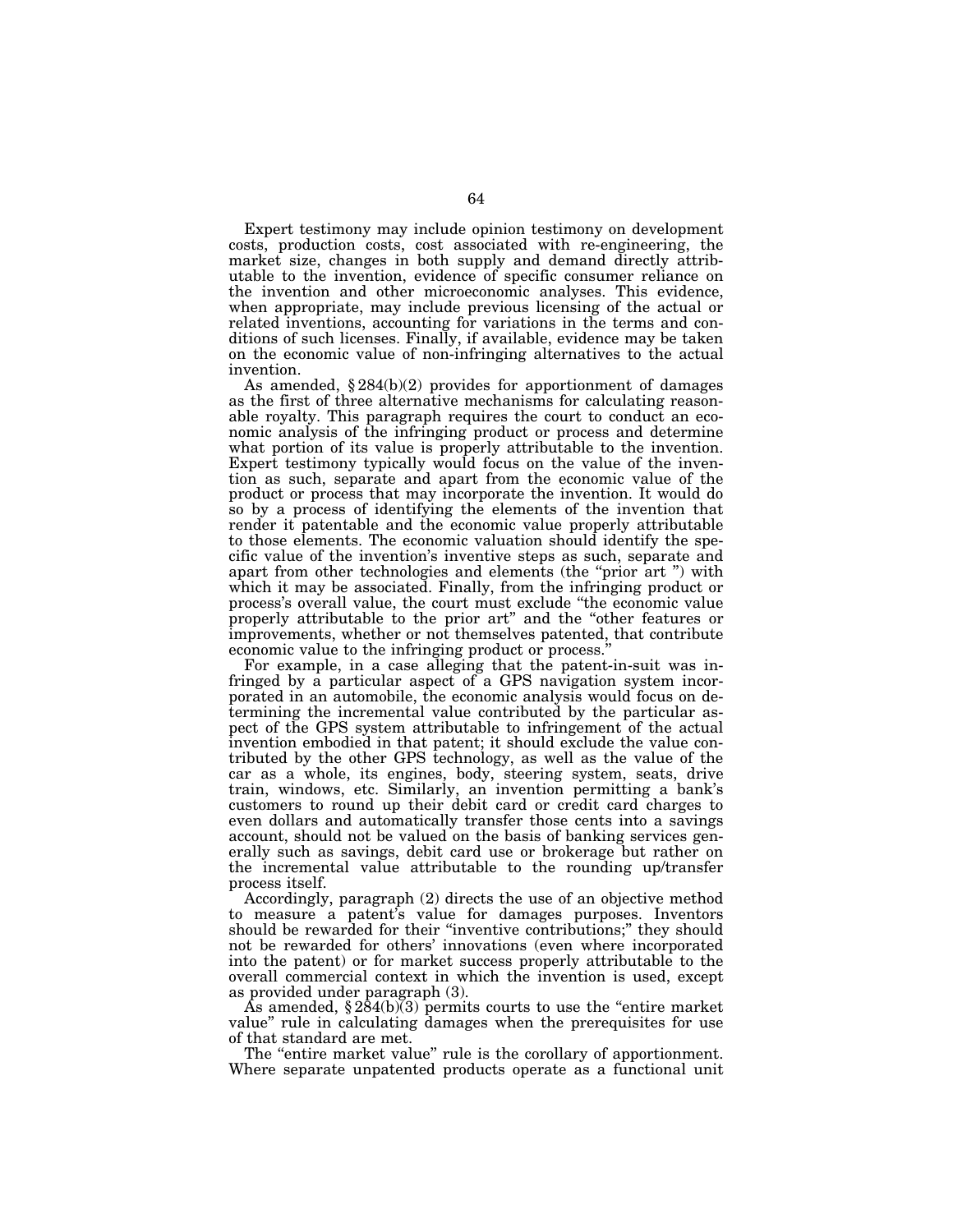Expert testimony may include opinion testimony on development costs, production costs, cost associated with re-engineering, the market size, changes in both supply and demand directly attributable to the invention, evidence of specific consumer reliance on the invention and other microeconomic analyses. This evidence, when appropriate, may include previous licensing of the actual or related inventions, accounting for variations in the terms and conditions of such licenses. Finally, if available, evidence may be taken on the economic value of non-infringing alternatives to the actual invention.

As amended, § 284(b)(2) provides for apportionment of damages as the first of three alternative mechanisms for calculating reasonable royalty. This paragraph requires the court to conduct an economic analysis of the infringing product or process and determine what portion of its value is properly attributable to the invention. Expert testimony typically would focus on the value of the invention as such, separate and apart from the economic value of the product or process that may incorporate the invention. It would do so by a process of identifying the elements of the invention that render it patentable and the economic value properly attributable to those elements. The economic valuation should identify the specific value of the invention's inventive steps as such, separate and apart from other technologies and elements (the "prior art ") with which it may be associated. Finally, from the infringing product or process's overall value, the court must exclude "the economic value properly attributable to the prior art" and the "other features or improvements, whether or not themselves patented, that contribute economic value to the infringing product or process."

For example, in a case alleging that the patent-in-suit was infringed by a particular aspect of a GPS navigation system incorporated in an automobile, the economic analysis would focus on determining the incremental value contributed by the particular aspect of the GPS system attributable to infringement of the actual invention embodied in that patent; it should exclude the value contributed by the other GPS technology, as well as the value of the car as a whole, its engines, body, steering system, seats, drive train, windows, etc. Similarly, an invention permitting a bank's customers to round up their debit card or credit card charges to even dollars and automatically transfer those cents into a savings account, should not be valued on the basis of banking services generally such as savings, debit card use or brokerage but rather on the incremental value attributable to the rounding up/transfer process itself.

Accordingly, paragraph (2) directs the use of an objective method to measure a patent's value for damages purposes. Inventors should be rewarded for their "inventive contributions;" they should not be rewarded for others' innovations (even where incorporated into the patent) or for market success properly attributable to the overall commercial context in which the invention is used, except as provided under paragraph (3).

As amended, § 284(b)(3) permits courts to use the "entire market value" rule in calculating damages when the prerequisites for use of that standard are met.

The "entire market value" rule is the corollary of apportionment. Where separate unpatented products operate as a functional unit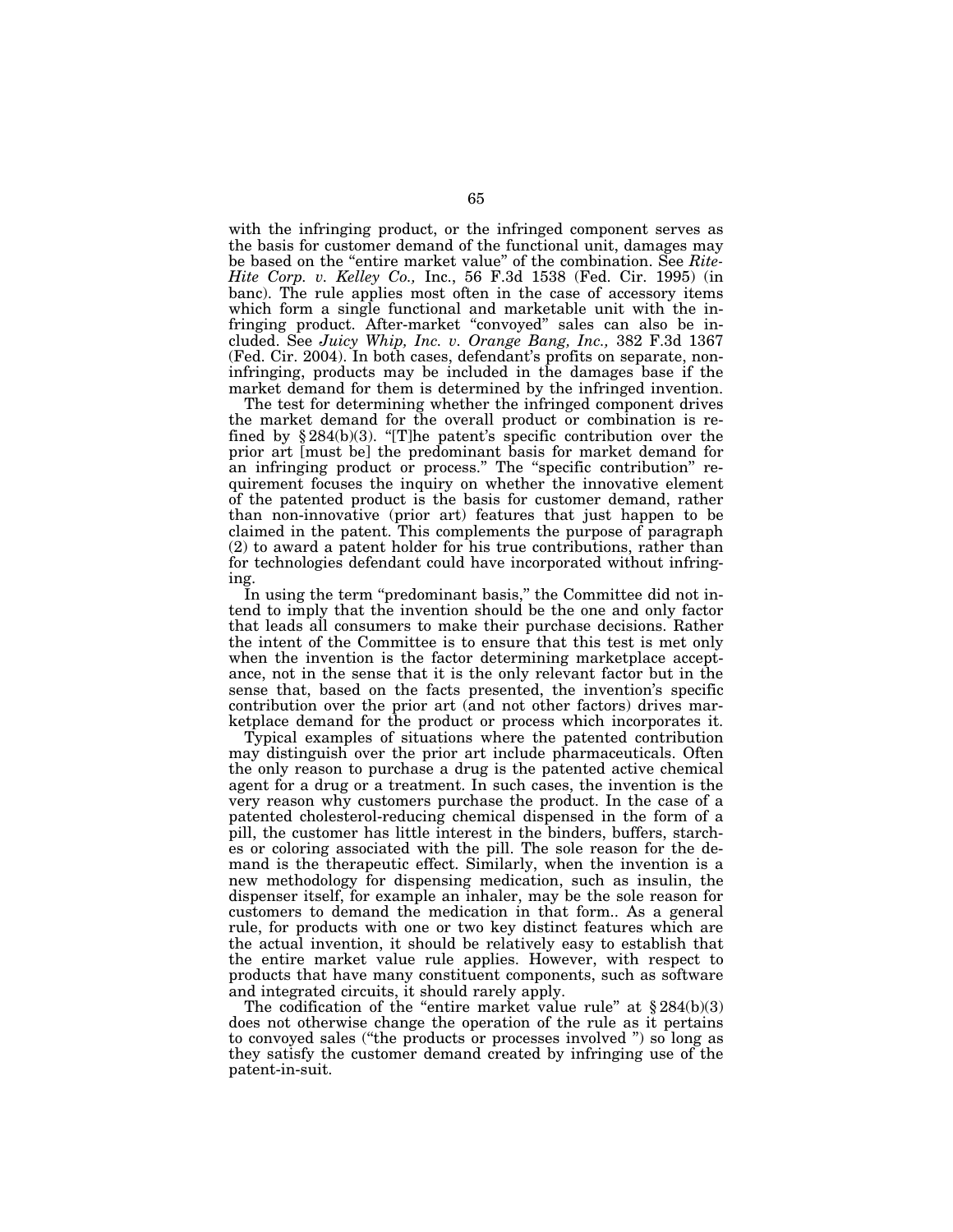with the infringing product, or the infringed component serves as the basis for customer demand of the functional unit, damages may be based on the "entire market value" of the combination. See *Rite-Hite Corp. v. Kelley Co.,* Inc., 56 F.3d 1538 (Fed. Cir. 1995) (in banc). The rule applies most often in the case of accessory items which form a single functional and marketable unit with the infringing product. After-market "convoyed" sales can also be included. See *Juicy Whip, Inc. v. Orange Bang, Inc.,* 382 F.3d 1367 (Fed. Cir. 2004). In both cases, defendant's profits on separate, non-infringing, products may be included in the damages base if the market demand for them is determined by the infringed invention.

The test for determining whether the infringed component drives the market demand for the overall product or combination is refined by § 284(b)(3). "[T]he patent's specific contribution over the prior art [must be] the predominant basis for market demand for an infringing product or process." The "specific contribution" requirement focuses the inquiry on whether the innovative element of the patented product is the basis for customer demand, rather than non-innovative (prior art) features that just happen to be claimed in the patent. This complements the purpose of paragraph (2) to award a patent holder for his true contributions, rather than for technologies defendant could have incorporated without infringing.

In using the term "predominant basis," the Committee did not intend to imply that the invention should be the one and only factor that leads all consumers to make their purchase decisions. Rather the intent of the Committee is to ensure that this test is met only when the invention is the factor determining marketplace acceptance, not in the sense that it is the only relevant factor but in the sense that, based on the facts presented, the invention's specific contribution over the prior art (and not other factors) drives marketplace demand for the product or process which incorporates it.

Typical examples of situations where the patented contribution may distinguish over the prior art include pharmaceuticals. Often the only reason to purchase a drug is the patented active chemical agent for a drug or a treatment. In such cases, the invention is the very reason why customers purchase the product. In the case of a patented cholesterol-reducing chemical dispensed in the form of a pill, the customer has little interest in the binders, buffers, starches or coloring associated with the pill. The sole reason for the demand is the therapeutic effect. Similarly, when the invention is a new methodology for dispensing medication, such as insulin, the dispenser itself, for example an inhaler, may be the sole reason for customers to demand the medication in that form.. As a general rule, for products with one or two key distinct features which are the actual invention, it should be relatively easy to establish that the entire market value rule applies. However, with respect to products that have many constituent components, such as software and integrated circuits, it should rarely apply.

The codification of the "entire market value rule" at § 284(b)(3) does not otherwise change the operation of the rule as it pertains to convoyed sales ("the products or processes involved ") so long as they satisfy the customer demand created by infringing use of the patent-in-suit.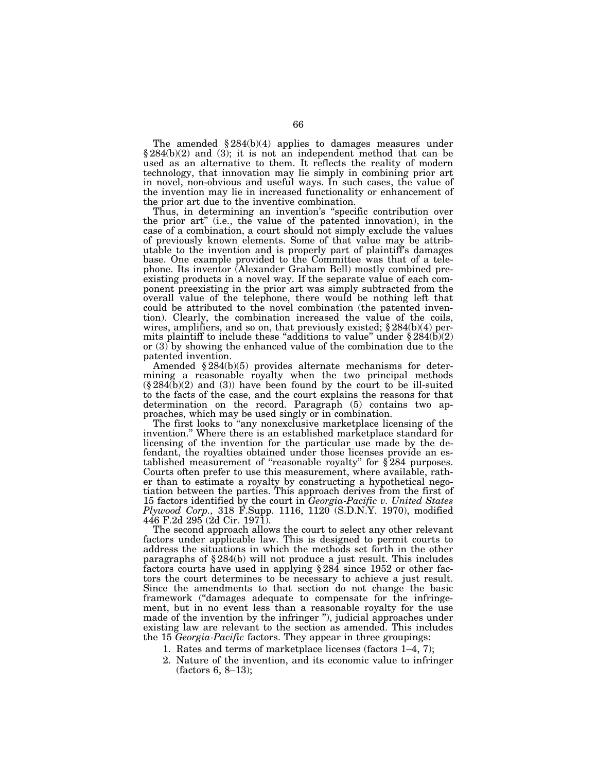The amended § 284(b)(4) applies to damages measures under § 284(b)(2) and (3); it is not an independent method that can be used as an alternative to them. It reflects the reality of modern technology, that innovation may lie simply in combining prior art in novel, non-obvious and useful ways. In such cases, the value of the invention may lie in increased functionality or enhancement of the prior art due to the inventive combination.

Thus, in determining an invention's "specific contribution over the prior art" (i.e., the value of the patented innovation), in the case of a combination, a court should not simply exclude the values of previously known elements. Some of that value may be attributable to the invention and is properly part of plaintiff's damages base. One example provided to the Committee was that of a telephone. Its inventor (Alexander Graham Bell) mostly combined preexisting products in a novel way. If the separate value of each component preexisting in the prior art was simply subtracted from the overall value of the telephone, there would be nothing left that could be attributed to the novel combination (the patented invention). Clearly, the combination increased the value of the coils, wires, amplifiers, and so on, that previously existed; § 284(b)(4) permits plaintiff to include these "additions to value" under § 284(b)(2) or (3) by showing the enhanced value of the combination due to the patented invention.

Amended § 284(b)(5) provides alternate mechanisms for determining a reasonable royalty when the two principal methods (§ 284(b)(2) and (3)) have been found by the court to be ill-suited to the facts of the case, and the court explains the reasons for that determination on the record. Paragraph (5) contains two approaches, which may be used singly or in combination.

The first looks to "any nonexclusive marketplace licensing of the invention." Where there is an established marketplace standard for licensing of the invention for the particular use made by the defendant, the royalties obtained under those licenses provide an established measurement of "reasonable royalty" for § 284 purposes. Courts often prefer to use this measurement, where available, rather than to estimate a royalty by constructing a hypothetical negotiation between the parties. This approach derives from the first of 15 factors identified by the court in *Georgia-Pacific v. United States Plywood Corp.,* 318 F.Supp. 1116, 1120 (S.D.N.Y. 1970), modified 446 F.2d 295 (2d Cir. 1971).

The second approach allows the court to select any other relevant factors under applicable law. This is designed to permit courts to address the situations in which the methods set forth in the other paragraphs of § 284(b) will not produce a just result. This includes factors courts have used in applying § 284 since 1952 or other factors the court determines to be necessary to achieve a just result. Since the amendments to that section do not change the basic framework ("damages adequate to compensate for the infringement, but in no event less than a reasonable royalty for the use made of the invention by the infringer "), judicial approaches under existing law are relevant to the section as amended. This includes the 15 *Georgia-Pacific* factors. They appear in three groupings:

1. Rates and terms of marketplace licenses (factors 1–4, 7);
2. Nature of the invention, and its economic value to infringer (factors 6, 8–13);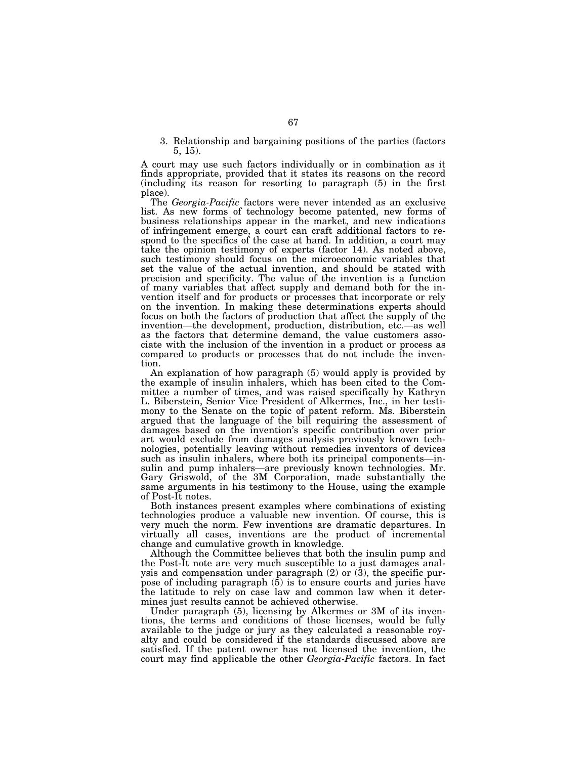3. Relationship and bargaining positions of the parties (factors 5, 15).

A court may use such factors individually or in combination as it finds appropriate, provided that it states its reasons on the record (including its reason for resorting to paragraph (5) in the first place).

The *Georgia-Pacific* factors were never intended as an exclusive list. As new forms of technology become patented, new forms of business relationships appear in the market, and new indications of infringement emerge, a court can craft additional factors to respond to the specifics of the case at hand. In addition, a court may take the opinion testimony of experts (factor 14). As noted above, such testimony should focus on the microeconomic variables that set the value of the actual invention, and should be stated with precision and specificity. The value of the invention is a function of many variables that affect supply and demand both for the invention itself and for products or processes that incorporate or rely on the invention. In making these determinations experts should focus on both the factors of production that affect the supply of the invention—the development, production, distribution, etc.—as well as the factors that determine demand, the value customers associate with the inclusion of the invention in a product or process as compared to products or processes that do not include the invention.

An explanation of how paragraph (5) would apply is provided by the example of insulin inhalers, which has been cited to the Committee a number of times, and was raised specifically by Kathryn L. Biberstein, Senior Vice President of Alkermes, Inc., in her testimony to the Senate on the topic of patent reform. Ms. Biberstein argued that the language of the bill requiring the assessment of damages based on the invention's specific contribution over prior art would exclude from damages analysis previously known technologies, potentially leaving without remedies inventors of devices such as insulin inhalers, where both its principal components—insulin and pump inhalers—are previously known technologies. Mr. Gary Griswold, of the 3M Corporation, made substantially the same arguments in his testimony to the House, using the example of Post-It notes.

Both instances present examples where combinations of existing technologies produce a valuable new invention. Of course, this is very much the norm. Few inventions are dramatic departures. In virtually all cases, inventions are the product of incremental change and cumulative growth in knowledge.

Although the Committee believes that both the insulin pump and the Post-It note are very much susceptible to a just damages analysis and compensation under paragraph (2) or (3), the specific purpose of including paragraph (5) is to ensure courts and juries have the latitude to rely on case law and common law when it determines just results cannot be achieved otherwise.

Under paragraph (5), licensing by Alkermes or 3M of its inventions, the terms and conditions of those licenses, would be fully available to the judge or jury as they calculated a reasonable royalty and could be considered if the standards discussed above are satisfied. If the patent owner has not licensed the invention, the court may find applicable the other *Georgia-Pacific* factors. In fact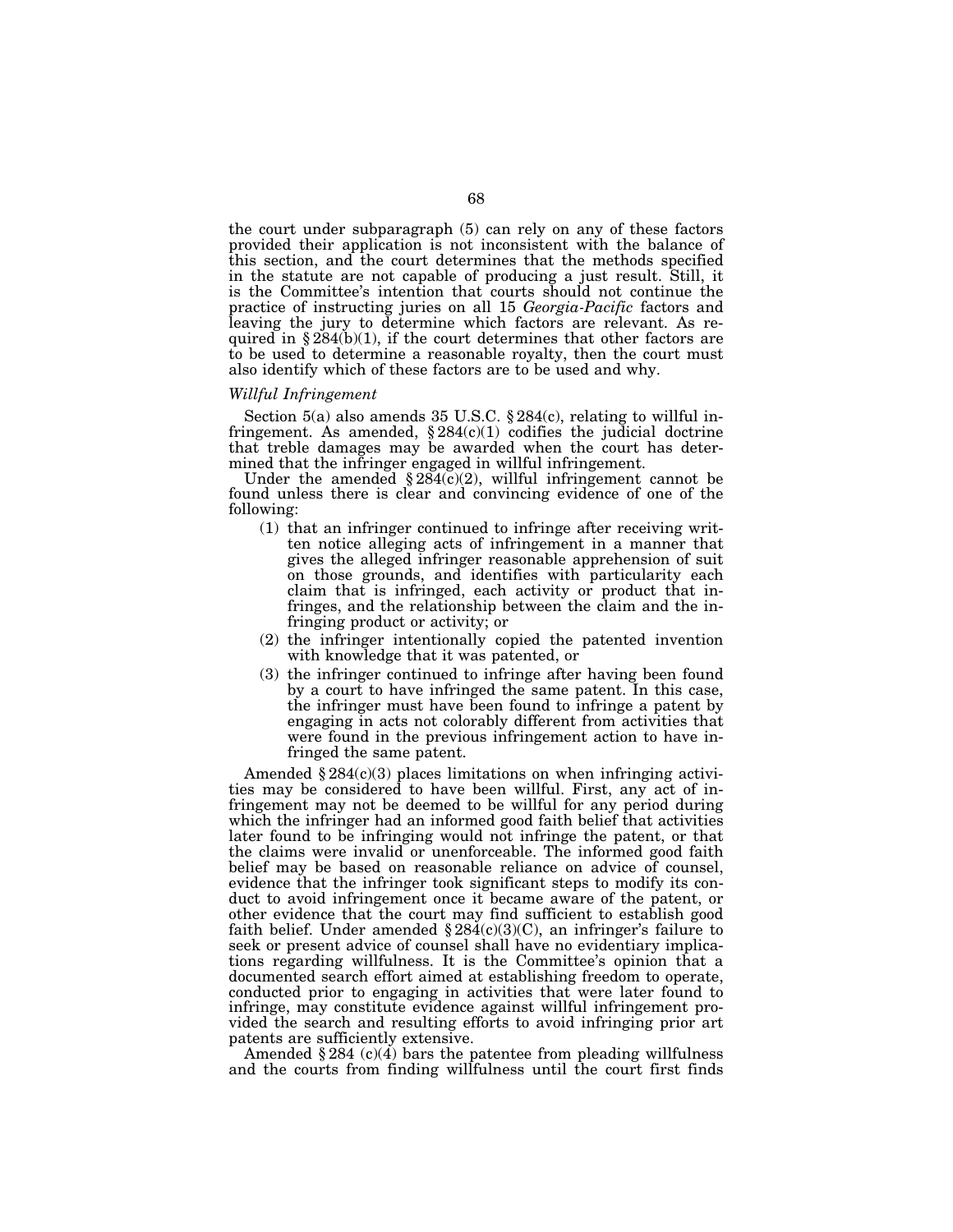the court under subparagraph (5) can rely on any of these factors provided their application is not inconsistent with the balance of this section, and the court determines that the methods specified in the statute are not capable of producing a just result. Still, it is the Committee's intention that courts should not continue the practice of instructing juries on all 15 *Georgia-Pacific* factors and leaving the jury to determine which factors are relevant. As required in § 284(b)(1), if the court determines that other factors are to be used to determine a reasonable royalty, then the court must also identify which of these factors are to be used and why.

*Willful Infringement*

Section 5(a) also amends 35 U.S.C. § 284(c), relating to willful infringement. As amended, § 284(c)(1) codifies the judicial doctrine that treble damages may be awarded when the court has determined that the infringer engaged in willful infringement.

Under the amended § 284(c)(2), willful infringement cannot be found unless there is clear and convincing evidence of one of the following:

(1) that an infringer continued to infringe after receiving written notice alleging acts of infringement in a manner that gives the alleged infringer reasonable apprehension of suit on those grounds, and identifies with particularity each claim that is infringed, each activity or product that infringes, and the relationship between the claim and the infringing product or activity; or

(2) the infringer intentionally copied the patented invention with knowledge that it was patented, or

(3) the infringer continued to infringe after having been found by a court to have infringed the same patent. In this case, the infringer must have been found to infringe a patent by engaging in acts not colorably different from activities that were found in the previous infringement action to have infringed the same patent.

Amended § 284(c)(3) places limitations on when infringing activities may be considered to have been willful. First, any act of infringement may not be deemed to be willful for any period during which the infringer had an informed good faith belief that activities later found to be infringing would not infringe the patent, or that the claims were invalid or unenforceable. The informed good faith belief may be based on reasonable reliance on advice of counsel, evidence that the infringer took significant steps to modify its conduct to avoid infringement once it became aware of the patent, or other evidence that the court may find sufficient to establish good faith belief. Under amended § 284(c)(3)(C), an infringer's failure to seek or present advice of counsel shall have no evidentiary implications regarding willfulness. It is the Committee's opinion that a documented search effort aimed at establishing freedom to operate, conducted prior to engaging in activities that were later found to infringe, may constitute evidence against willful infringement provided the search and resulting efforts to avoid infringing prior art patents are sufficiently extensive.

Amended § 284 (c)(4) bars the patentee from pleading willfulness and the courts from finding willfulness until the court first finds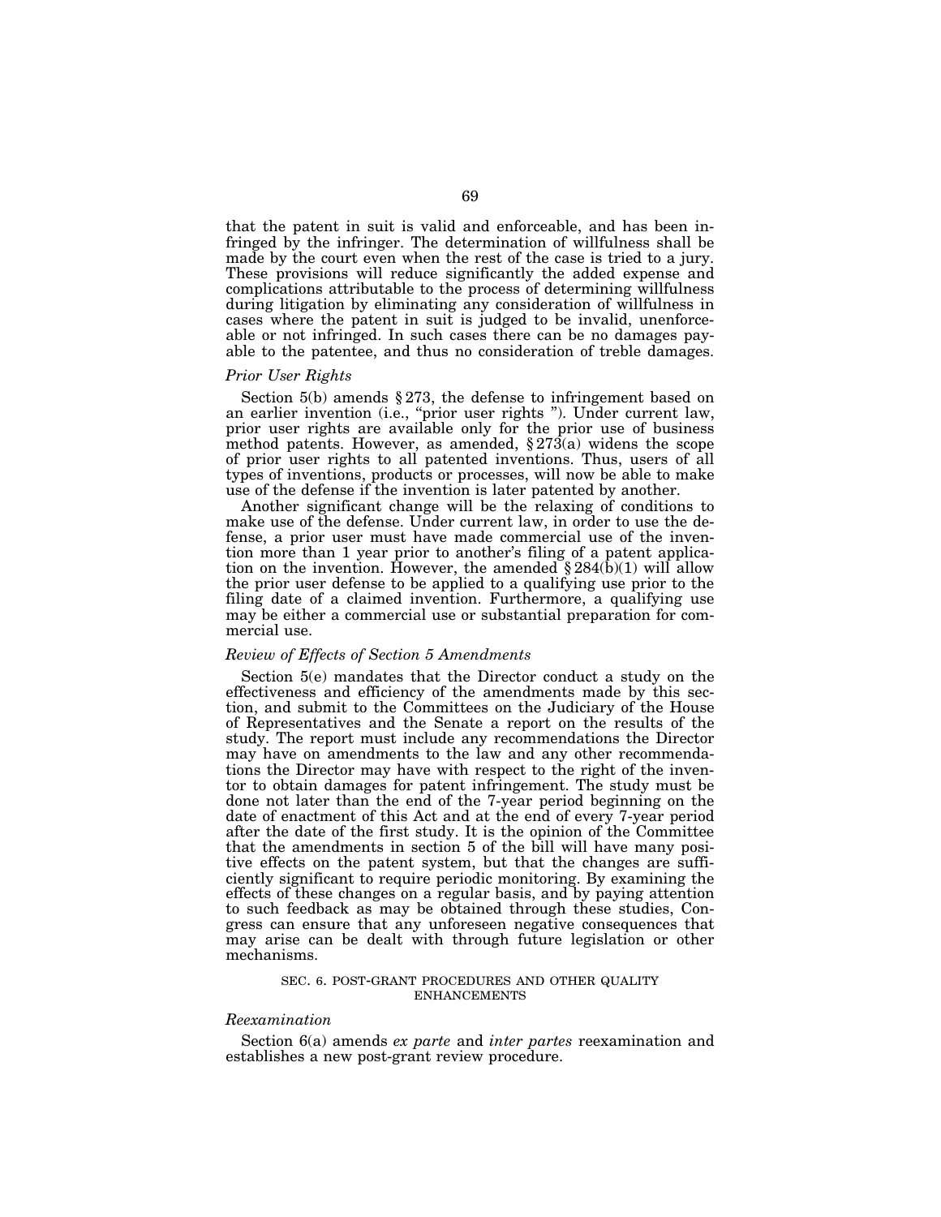that the patent in suit is valid and enforceable, and has been infringed by the infringer. The determination of willfulness shall be made by the court even when the rest of the case is tried to a jury. These provisions will reduce significantly the added expense and complications attributable to the process of determining willfulness during litigation by eliminating any consideration of willfulness in cases where the patent in suit is judged to be invalid, unenforceable or not infringed. In such cases there can be no damages payable to the patentee, and thus no consideration of treble damages.

### *Prior User Rights*

Section 5(b) amends § 273, the defense to infringement based on an earlier invention (i.e., "prior user rights "). Under current law, prior user rights are available only for the prior use of business method patents. However, as amended, § 273(a) widens the scope of prior user rights to all patented inventions. Thus, users of all types of inventions, products or processes, will now be able to make use of the defense if the invention is later patented by another.

Another significant change will be the relaxing of conditions to make use of the defense. Under current law, in order to use the defense, a prior user must have made commercial use of the invention more than 1 year prior to another's filing of a patent application on the invention. However, the amended § 284(b)(1) will allow the prior user defense to be applied to a qualifying use prior to the filing date of a claimed invention. Furthermore, a qualifying use may be either a commercial use or substantial preparation for commercial use.

### *Review of Effects of Section 5 Amendments*

Section 5(e) mandates that the Director conduct a study on the effectiveness and efficiency of the amendments made by this section, and submit to the Committees on the Judiciary of the House of Representatives and the Senate a report on the results of the study. The report must include any recommendations the Director may have on amendments to the law and any other recommendations the Director may have with respect to the right of the inventor to obtain damages for patent infringement. The study must be done not later than the end of the 7-year period beginning on the date of enactment of this Act and at the end of every 7-year period after the date of the first study. It is the opinion of the Committee that the amendments in section 5 of the bill will have many positive effects on the patent system, but that the changes are sufficiently significant to require periodic monitoring. By examining the effects of these changes on a regular basis, and by paying attention to such feedback as may be obtained through these studies, Congress can ensure that any unforeseen negative consequences that may arise can be dealt with through future legislation or other mechanisms.

## SEC. 6. POST-GRANT PROCEDURES AND OTHER QUALITY ENHANCEMENTS

### *Reexamination*

Section 6(a) amends *ex parte* and *inter partes* reexamination and establishes a new post-grant review procedure.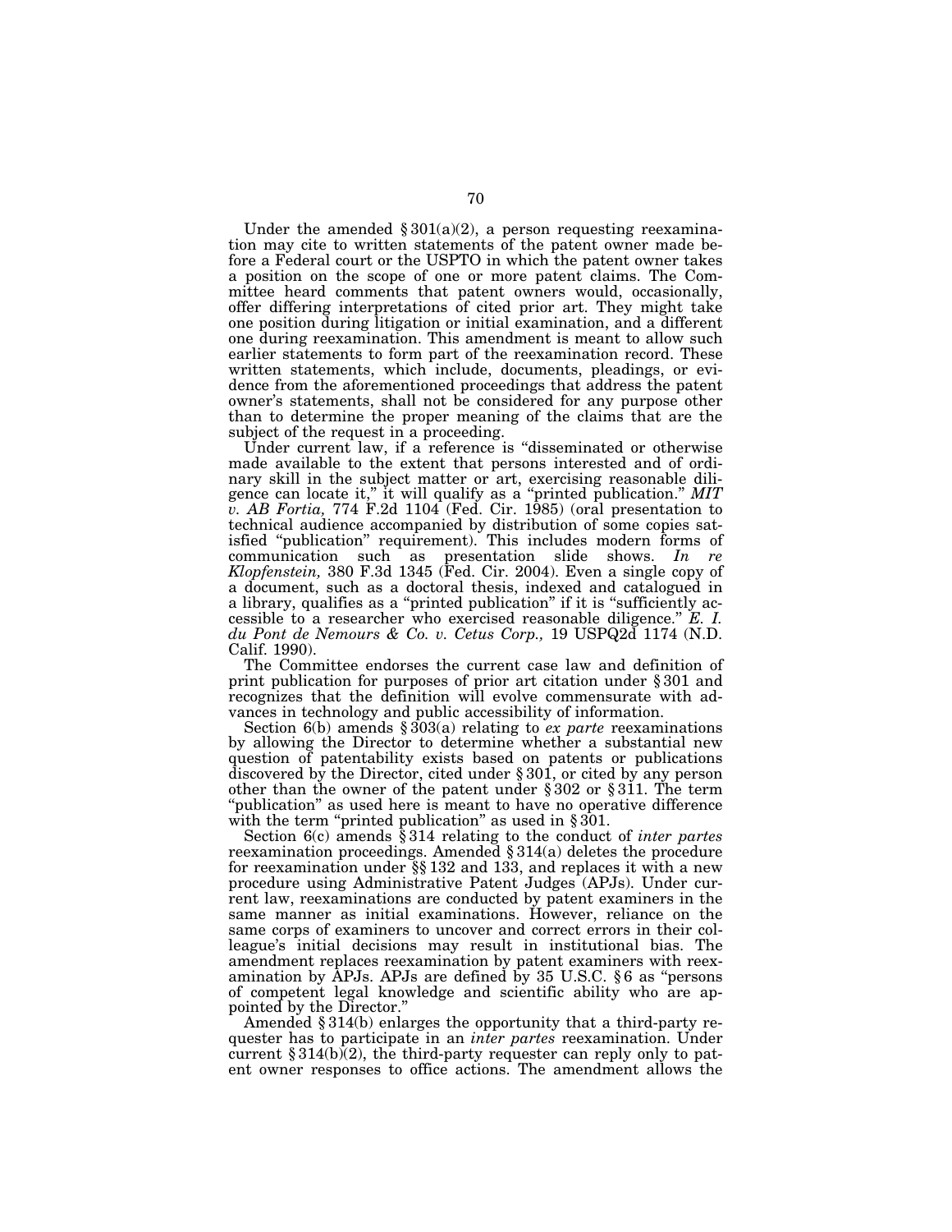Under the amended § 301(a)(2), a person requesting reexamination may cite to written statements of the patent owner made before a Federal court or the USPTO in which the patent owner takes a position on the scope of one or more patent claims. The Committee heard comments that patent owners would, occasionally, offer differing interpretations of cited prior art. They might take one position during litigation or initial examination, and a different one during reexamination. This amendment is meant to allow such earlier statements to form part of the reexamination record. These written statements, which include, documents, pleadings, or evidence from the aforementioned proceedings that address the patent owner's statements, shall not be considered for any purpose other than to determine the proper meaning of the claims that are the subject of the request in a proceeding.

Under current law, if a reference is "disseminated or otherwise made available to the extent that persons interested and of ordinary skill in the subject matter or art, exercising reasonable diligence can locate it," it will qualify as a "printed publication." *MIT v. AB Fortia,* 774 F.2d 1104 (Fed. Cir. 1985) (oral presentation to technical audience accompanied by distribution of some copies satisfied "publication" requirement). This includes modern forms of communication such as presentation slide shows. *In re Klopfenstein,* 380 F.3d 1345 (Fed. Cir. 2004). Even a single copy of a document, such as a doctoral thesis, indexed and catalogued in a library, qualifies as a "printed publication" if it is "sufficiently accessible to a researcher who exercised reasonable diligence." *E. I. du Pont de Nemours & Co. v. Cetus Corp.,* 19 USPQ2d 1174 (N.D. Calif. 1990).

The Committee endorses the current case law and definition of print publication for purposes of prior art citation under § 301 and recognizes that the definition will evolve commensurate with advances in technology and public accessibility of information.

Section 6(b) amends § 303(a) relating to *ex parte* reexaminations by allowing the Director to determine whether a substantial new question of patentability exists based on patents or publications discovered by the Director, cited under § 301, or cited by any person other than the owner of the patent under § 302 or § 311. The term "publication" as used here is meant to have no operative difference with the term "printed publication" as used in § 301.

Section 6(c) amends § 314 relating to the conduct of *inter partes* reexamination proceedings. Amended § 314(a) deletes the procedure for reexamination under §§ 132 and 133, and replaces it with a new procedure using Administrative Patent Judges (APJs). Under current law, reexaminations are conducted by patent examiners in the same manner as initial examinations. However, reliance on the same corps of examiners to uncover and correct errors in their colleague's initial decisions may result in institutional bias. The amendment replaces reexamination by patent examiners with reexamination by APJs. APJs are defined by 35 U.S.C. § 6 as "persons of competent legal knowledge and scientific ability who are appointed by the Director."

Amended § 314(b) enlarges the opportunity that a third-party requester has to participate in an *inter partes* reexamination. Under current § 314(b)(2), the third-party requester can reply only to patent owner responses to office actions. The amendment allows the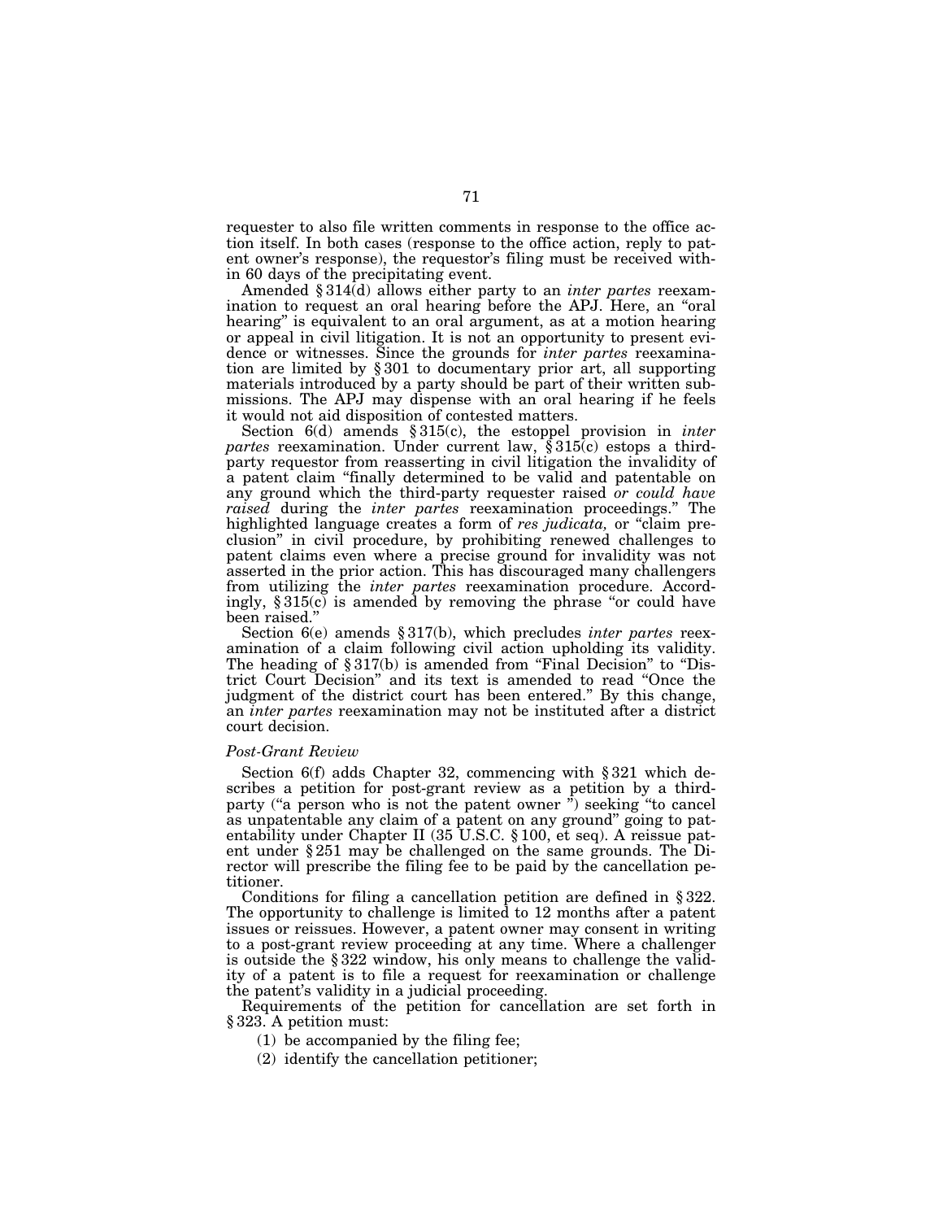requester to also file written comments in response to the office action itself. In both cases (response to the office action, reply to patent owner's response), the requestor's filing must be received within 60 days of the precipitating event.

Amended § 314(d) allows either party to an *inter partes* reexamination to request an oral hearing before the APJ. Here, an "oral hearing" is equivalent to an oral argument, as at a motion hearing or appeal in civil litigation. It is not an opportunity to present evidence or witnesses. Since the grounds for *inter partes* reexamination are limited by § 301 to documentary prior art, all supporting materials introduced by a party should be part of their written submissions. The APJ may dispense with an oral hearing if he feels it would not aid disposition of contested matters.

Section 6(d) amends § 315(c), the estoppel provision in *inter partes* reexamination. Under current law, § 315(c) estops a third-party requestor from reasserting in civil litigation the invalidity of a patent claim "finally determined to be valid and patentable on any ground which the third-party requester raised *or could have raised* during the *inter partes* reexamination proceedings." The highlighted language creates a form of *res judicata,* or "claim preclusion" in civil procedure, by prohibiting renewed challenges to patent claims even where a precise ground for invalidity was not asserted in the prior action. This has discouraged many challengers from utilizing the *inter partes* reexamination procedure. Accordingly, § 315(c) is amended by removing the phrase "or could have been raised."

Section 6(e) amends § 317(b), which precludes *inter partes* reexamination of a claim following civil action upholding its validity. The heading of § 317(b) is amended from "Final Decision" to "District Court Decision" and its text is amended to read "Once the judgment of the district court has been entered." By this change, an *inter partes* reexamination may not be instituted after a district court decision.

*Post-Grant Review*

Section 6(f) adds Chapter 32, commencing with § 321 which describes a petition for post-grant review as a petition by a third-party ("a person who is not the patent owner") seeking "to cancel as unpatentable any claim of a patent on any ground" going to patentability under Chapter II (35 U.S.C. § 100, et seq). A reissue patent under § 251 may be challenged on the same grounds. The Director will prescribe the filing fee to be paid by the cancellation petitioner.

Conditions for filing a cancellation petition are defined in § 322. The opportunity to challenge is limited to 12 months after a patent issues or reissues. However, a patent owner may consent in writing to a post-grant review proceeding at any time. Where a challenger is outside the § 322 window, his only means to challenge the validity of a patent is to file a request for reexamination or challenge the patent's validity in a judicial proceeding.

Requirements of the petition for cancellation are set forth in § 323. A petition must:

(1) be accompanied by the filing fee;

(2) identify the cancellation petitioner;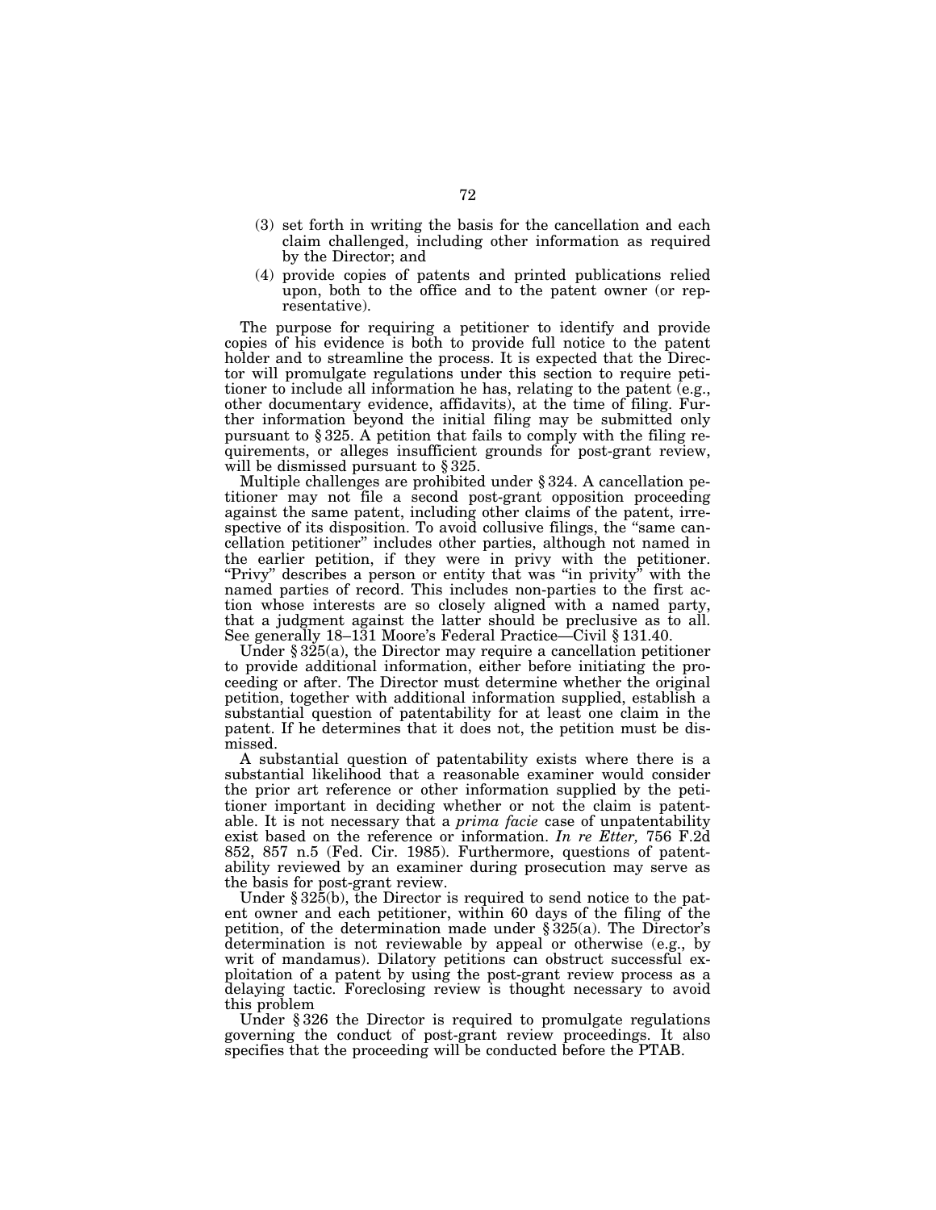(3) set forth in writing the basis for the cancellation and each claim challenged, including other information as required by the Director; and

(4) provide copies of patents and printed publications relied upon, both to the office and to the patent owner (or representative).

The purpose for requiring a petitioner to identify and provide copies of his evidence is both to provide full notice to the patent holder and to streamline the process. It is expected that the Director will promulgate regulations under this section to require petitioner to include all information he has, relating to the patent (e.g., other documentary evidence, affidavits), at the time of filing. Further information beyond the initial filing may be submitted only pursuant to § 325. A petition that fails to comply with the filing requirements, or alleges insufficient grounds for post-grant review, will be dismissed pursuant to § 325.

Multiple challenges are prohibited under § 324. A cancellation petitioner may not file a second post-grant opposition proceeding against the same patent, including other claims of the patent, irrespective of its disposition. To avoid collusive filings, the "same cancellation petitioner" includes other parties, although not named in the earlier petition, if they were in privy with the petitioner. "Privy" describes a person or entity that was "in privity" with the named parties of record. This includes non-parties to the first action whose interests are so closely aligned with a named party, that a judgment against the latter should be preclusive as to all. See generally 18–131 Moore's Federal Practice—Civil § 131.40.

Under § 325(a), the Director may require a cancellation petitioner to provide additional information, either before initiating the proceeding or after. The Director must determine whether the original petition, together with additional information supplied, establish a substantial question of patentability for at least one claim in the patent. If he determines that it does not, the petition must be dismissed.

A substantial question of patentability exists where there is a substantial likelihood that a reasonable examiner would consider the prior art reference or other information supplied by the petitioner important in deciding whether or not the claim is patentable. It is not necessary that a *prima facie* case of unpatentability exist based on the reference or information. *In re Etter,* 756 F.2d 852, 857 n.5 (Fed. Cir. 1985). Furthermore, questions of patentability reviewed by an examiner during prosecution may serve as the basis for post-grant review.

Under § 325(b), the Director is required to send notice to the patent owner and each petitioner, within 60 days of the filing of the petition, of the determination made under § 325(a). The Director's determination is not reviewable by appeal or otherwise (e.g., by writ of mandamus). Dilatory petitions can obstruct successful exploitation of a patent by using the post-grant review process as a delaying tactic. Foreclosing review is thought necessary to avoid this problem

Under § 326 the Director is required to promulgate regulations governing the conduct of post-grant review proceedings. It also specifies that the proceeding will be conducted before the PTAB.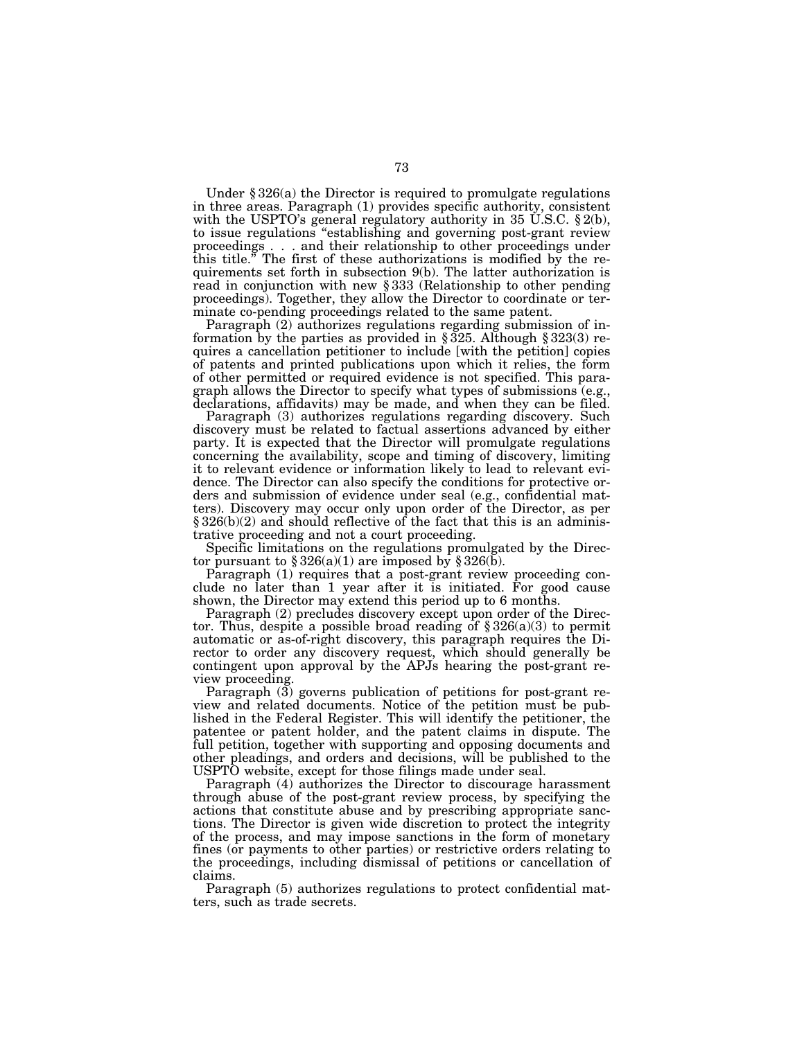Under § 326(a) the Director is required to promulgate regulations in three areas. Paragraph (1) provides specific authority, consistent with the USPTO's general regulatory authority in 35 U.S.C. § 2(b), to issue regulations "establishing and governing post-grant review proceedings . . . and their relationship to other proceedings under this title." The first of these authorizations is modified by the requirements set forth in subsection 9(b). The latter authorization is read in conjunction with new § 333 (Relationship to other pending proceedings). Together, they allow the Director to coordinate or terminate co-pending proceedings related to the same patent.

Paragraph (2) authorizes regulations regarding submission of information by the parties as provided in § 325. Although § 323(3) requires a cancellation petitioner to include [with the petition] copies of patents and printed publications upon which it relies, the form of other permitted or required evidence is not specified. This paragraph allows the Director to specify what types of submissions (e.g., declarations, affidavits) may be made, and when they can be filed.

Paragraph (3) authorizes regulations regarding discovery. Such discovery must be related to factual assertions advanced by either party. It is expected that the Director will promulgate regulations concerning the availability, scope and timing of discovery, limiting it to relevant evidence or information likely to lead to relevant evidence. The Director can also specify the conditions for protective orders and submission of evidence under seal (e.g., confidential matters). Discovery may occur only upon order of the Director, as per § 326(b)(2) and should reflective of the fact that this is an administrative proceeding and not a court proceeding.

Specific limitations on the regulations promulgated by the Director pursuant to § 326(a)(1) are imposed by § 326(b).

Paragraph (1) requires that a post-grant review proceeding conclude no later than 1 year after it is initiated. For good cause shown, the Director may extend this period up to 6 months.

Paragraph (2) precludes discovery except upon order of the Director. Thus, despite a possible broad reading of § 326(a)(3) to permit automatic or as-of-right discovery, this paragraph requires the Director to order any discovery request, which should generally be contingent upon approval by the APJs hearing the post-grant review proceeding.

Paragraph (3) governs publication of petitions for post-grant review and related documents. Notice of the petition must be published in the Federal Register. This will identify the petitioner, the patentee or patent holder, and the patent claims in dispute. The full petition, together with supporting and opposing documents and other pleadings, and orders and decisions, will be published to the USPTO website, except for those filings made under seal.

Paragraph (4) authorizes the Director to discourage harassment through abuse of the post-grant review process, by specifying the actions that constitute abuse and by prescribing appropriate sanctions. The Director is given wide discretion to protect the integrity of the process, and may impose sanctions in the form of monetary fines (or payments to other parties) or restrictive orders relating to the proceedings, including dismissal of petitions or cancellation of claims.

Paragraph (5) authorizes regulations to protect confidential matters, such as trade secrets.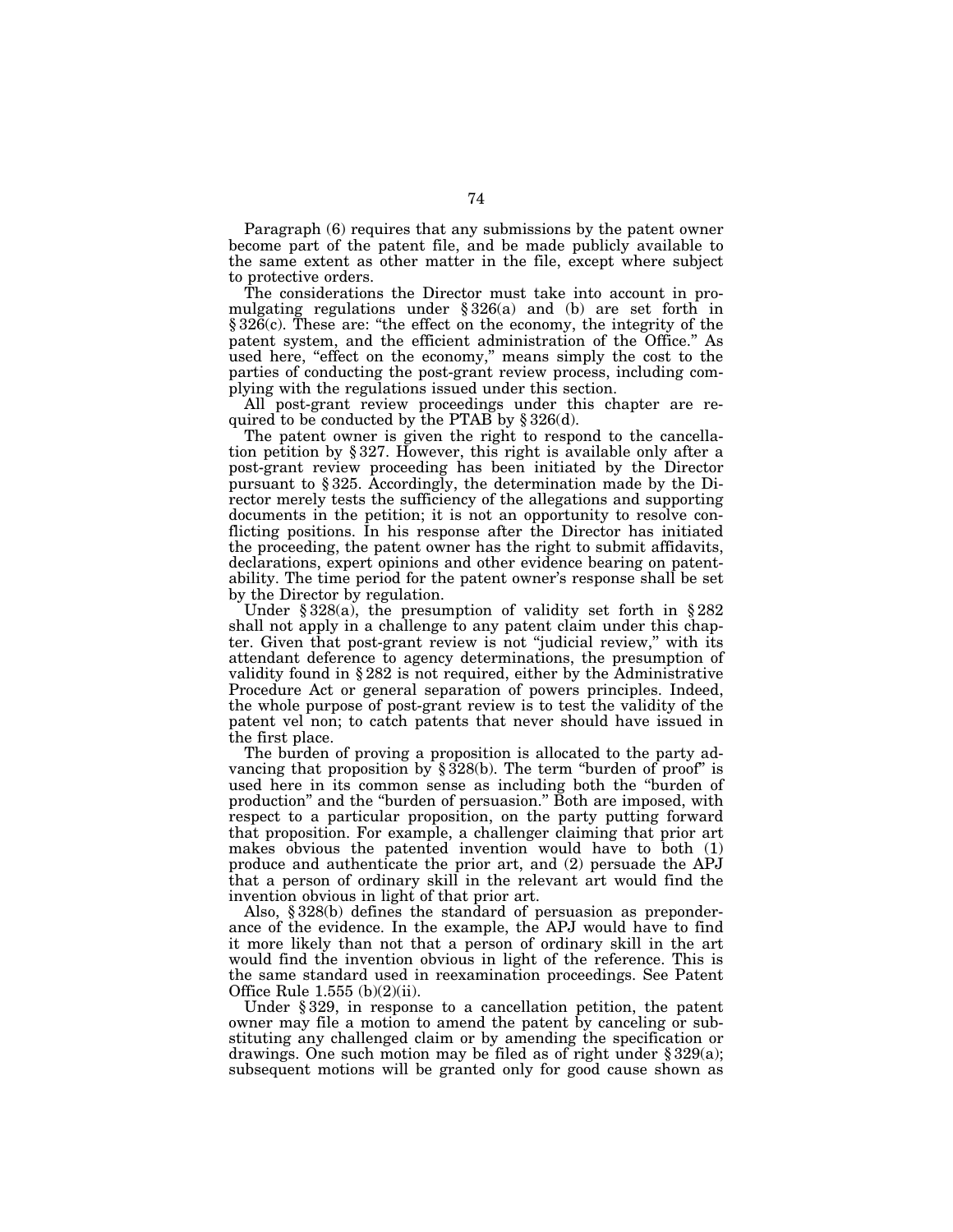Paragraph (6) requires that any submissions by the patent owner become part of the patent file, and be made publicly available to the same extent as other matter in the file, except where subject to protective orders.

The considerations the Director must take into account in promulgating regulations under § 326(a) and (b) are set forth in § 326(c). These are: "the effect on the economy, the integrity of the patent system, and the efficient administration of the Office." As used here, "effect on the economy," means simply the cost to the parties of conducting the post-grant review process, including complying with the regulations issued under this section.

All post-grant review proceedings under this chapter are required to be conducted by the PTAB by § 326(d).

The patent owner is given the right to respond to the cancellation petition by § 327. However, this right is available only after a post-grant review proceeding has been initiated by the Director pursuant to § 325. Accordingly, the determination made by the Director merely tests the sufficiency of the allegations and supporting documents in the petition; it is not an opportunity to resolve conflicting positions. In his response after the Director has initiated the proceeding, the patent owner has the right to submit affidavits, declarations, expert opinions and other evidence bearing on patentability. The time period for the patent owner's response shall be set by the Director by regulation.

Under § 328(a), the presumption of validity set forth in § 282 shall not apply in a challenge to any patent claim under this chapter. Given that post-grant review is not "judicial review," with its attendant deference to agency determinations, the presumption of validity found in § 282 is not required, either by the Administrative Procedure Act or general separation of powers principles. Indeed, the whole purpose of post-grant review is to test the validity of the patent vel non; to catch patents that never should have issued in the first place.

The burden of proving a proposition is allocated to the party advancing that proposition by § 328(b). The term "burden of proof" is used here in its common sense as including both the "burden of production" and the "burden of persuasion." Both are imposed, with respect to a particular proposition, on the party putting forward that proposition. For example, a challenger claiming that prior art makes obvious the patented invention would have to both (1) produce and authenticate the prior art, and (2) persuade the APJ that a person of ordinary skill in the relevant art would find the invention obvious in light of that prior art.

Also, § 328(b) defines the standard of persuasion as preponderance of the evidence. In the example, the APJ would have to find it more likely than not that a person of ordinary skill in the art would find the invention obvious in light of the reference. This is the same standard used in reexamination proceedings. See Patent Office Rule 1.555 (b)(2)(ii).

Under § 329, in response to a cancellation petition, the patent owner may file a motion to amend the patent by canceling or substituting any challenged claim or by amending the specification or drawings. One such motion may be filed as of right under § 329(a); subsequent motions will be granted only for good cause shown as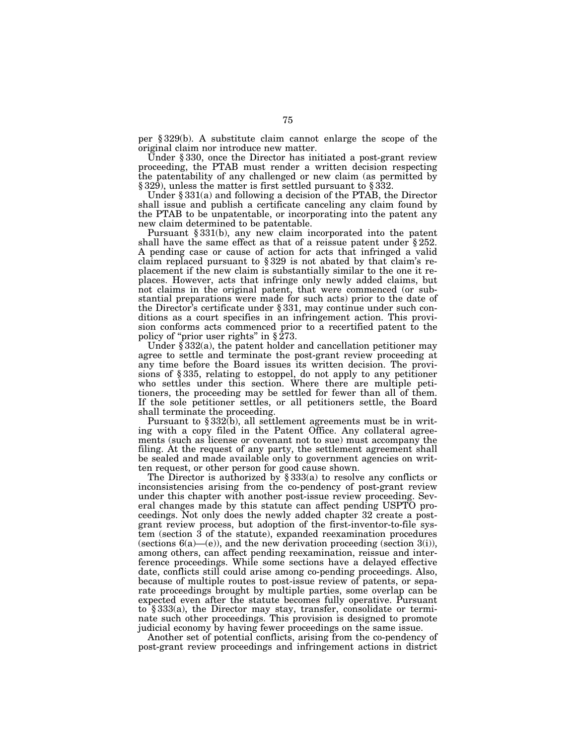per § 329(b). A substitute claim cannot enlarge the scope of the original claim nor introduce new matter.

Under § 330, once the Director has initiated a post-grant review proceeding, the PTAB must render a written decision respecting the patentability of any challenged or new claim (as permitted by § 329), unless the matter is first settled pursuant to § 332.

Under § 331(a) and following a decision of the PTAB, the Director shall issue and publish a certificate canceling any claim found by the PTAB to be unpatentable, or incorporating into the patent any new claim determined to be patentable.

Pursuant § 331(b), any new claim incorporated into the patent shall have the same effect as that of a reissue patent under § 252. A pending case or cause of action for acts that infringed a valid claim replaced pursuant to § 329 is not abated by that claim's replacement if the new claim is substantially similar to the one it replaces. However, acts that infringe only newly added claims, but not claims in the original patent, that were commenced (or substantial preparations were made for such acts) prior to the date of the Director's certificate under § 331, may continue under such conditions as a court specifies in an infringement action. This provision conforms acts commenced prior to a recertified patent to the policy of "prior user rights" in § 273.

Under § 332(a), the patent holder and cancellation petitioner may agree to settle and terminate the post-grant review proceeding at any time before the Board issues its written decision. The provisions of § 335, relating to estoppel, do not apply to any petitioner who settles under this section. Where there are multiple petitioners, the proceeding may be settled for fewer than all of them. If the sole petitioner settles, or all petitioners settle, the Board shall terminate the proceeding.

Pursuant to § 332(b), all settlement agreements must be in writing with a copy filed in the Patent Office. Any collateral agreements (such as license or covenant not to sue) must accompany the filing. At the request of any party, the settlement agreement shall be sealed and made available only to government agencies on written request, or other person for good cause shown.

The Director is authorized by § 333(a) to resolve any conflicts or inconsistencies arising from the co-pendency of post-grant review under this chapter with another post-issue review proceeding. Several changes made by this statute can affect pending USPTO proceedings. Not only does the newly added chapter 32 create a post-grant review process, but adoption of the first-inventor-to-file system (section 3 of the statute), expanded reexamination procedures (sections 6(a)—(e)), and the new derivation proceeding (section 3(i)), among others, can affect pending reexamination, reissue and interference proceedings. While some sections have a delayed effective date, conflicts still could arise among co-pending proceedings. Also, because of multiple routes to post-issue review of patents, or separate proceedings brought by multiple parties, some overlap can be expected even after the statute becomes fully operative. Pursuant to § 333(a), the Director may stay, transfer, consolidate or terminate such other proceedings. This provision is designed to promote judicial economy by having fewer proceedings on the same issue.

Another set of potential conflicts, arising from the co-pendency of post-grant review proceedings and infringement actions in district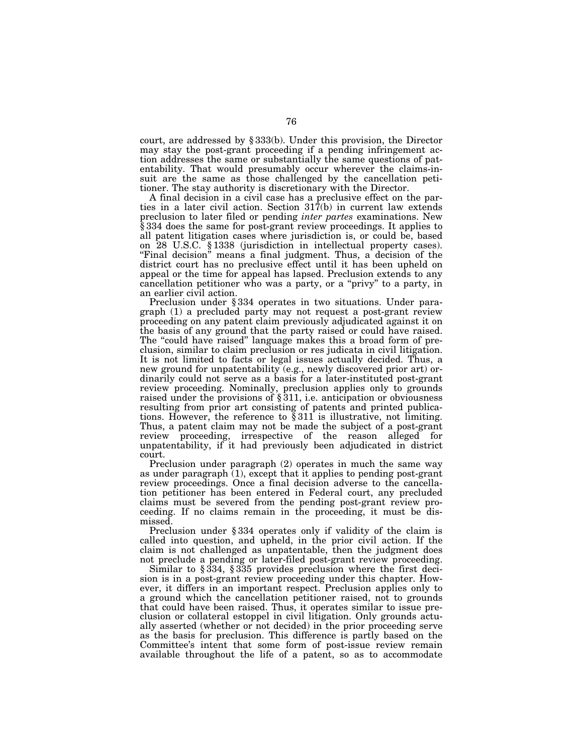court, are addressed by § 333(b). Under this provision, the Director may stay the post-grant proceeding if a pending infringement action addresses the same or substantially the same questions of patentability. That would presumably occur wherever the claims-in-suit are the same as those challenged by the cancellation petitioner. The stay authority is discretionary with the Director.

A final decision in a civil case has a preclusive effect on the parties in a later civil action. Section 317(b) in current law extends preclusion to later filed or pending *inter partes* examinations. New § 334 does the same for post-grant review proceedings. It applies to all patent litigation cases where jurisdiction is, or could be, based on 28 U.S.C. § 1338 (jurisdiction in intellectual property cases). "Final decision" means a final judgment. Thus, a decision of the district court has no preclusive effect until it has been upheld on appeal or the time for appeal has lapsed. Preclusion extends to any cancellation petitioner who was a party, or a "privy" to a party, in an earlier civil action.

Preclusion under § 334 operates in two situations. Under paragraph (1) a precluded party may not request a post-grant review proceeding on any patent claim previously adjudicated against it on the basis of any ground that the party raised or could have raised. The "could have raised" language makes this a broad form of preclusion, similar to claim preclusion or res judicata in civil litigation. It is not limited to facts or legal issues actually decided. Thus, a new ground for unpatentability (e.g., newly discovered prior art) ordinarily could not serve as a basis for a later-instituted post-grant review proceeding. Nominally, preclusion applies only to grounds raised under the provisions of § 311, i.e. anticipation or obviousness resulting from prior art consisting of patents and printed publications. However, the reference to § 311 is illustrative, not limiting. Thus, a patent claim may not be made the subject of a post-grant review proceeding, irrespective of the reason alleged for unpatentability, if it had previously been adjudicated in district court.

Preclusion under paragraph (2) operates in much the same way as under paragraph (1), except that it applies to pending post-grant review proceedings. Once a final decision adverse to the cancellation petitioner has been entered in Federal court, any precluded claims must be severed from the pending post-grant review proceeding. If no claims remain in the proceeding, it must be dismissed.

Preclusion under § 334 operates only if validity of the claim is called into question, and upheld, in the prior civil action. If the claim is not challenged as unpatentable, then the judgment does not preclude a pending or later-filed post-grant review proceeding.

Similar to § 334, § 335 provides preclusion where the first decision is in a post-grant review proceeding under this chapter. However, it differs in an important respect. Preclusion applies only to a ground which the cancellation petitioner raised, not to grounds that could have been raised. Thus, it operates similar to issue preclusion or collateral estoppel in civil litigation. Only grounds actually asserted (whether or not decided) in the prior proceeding serve as the basis for preclusion. This difference is partly based on the Committee's intent that some form of post-issue review remain available throughout the life of a patent, so as to accommodate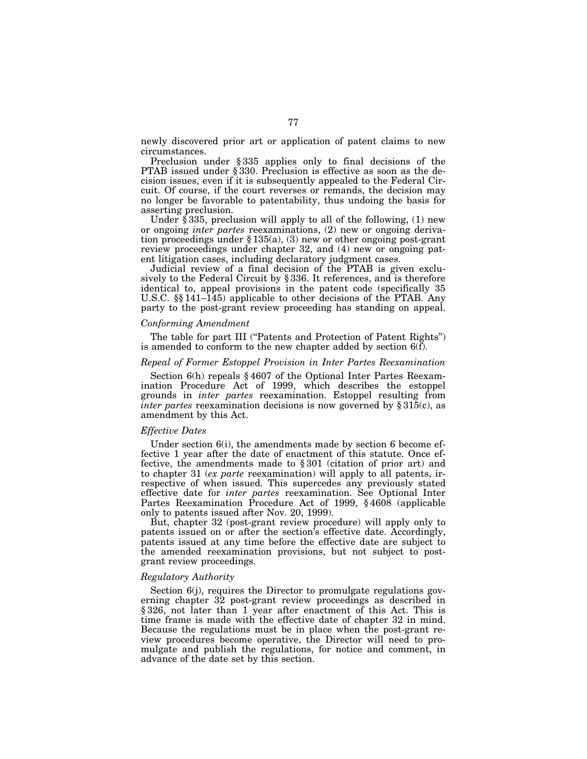newly discovered prior art or application of patent claims to new circumstances.

Preclusion under § 335 applies only to final decisions of the PTAB issued under § 330. Preclusion is effective as soon as the decision issues, even if it is subsequently appealed to the Federal Circuit. Of course, if the court reverses or remands, the decision may no longer be favorable to patentability, thus undoing the basis for asserting preclusion.

Under § 335, preclusion will apply to all of the following, (1) new or ongoing *inter partes* reexaminations, (2) new or ongoing derivation proceedings under § 135(a), (3) new or other ongoing post-grant review proceedings under chapter 32, and (4) new or ongoing patent litigation cases, including declaratory judgment cases.

Judicial review of a final decision of the PTAB is given exclusively to the Federal Circuit by § 336. It references, and is therefore identical to, appeal provisions in the patent code (specifically 35 U.S.C. §§ 141–145) applicable to other decisions of the PTAB. Any party to the post-grant review proceeding has standing on appeal.

*Conforming Amendment*

The table for part III ("Patents and Protection of Patent Rights") is amended to conform to the new chapter added by section 6(f).

*Repeal of Former Estoppel Provision in Inter Partes Reexamination*

Section 6(h) repeals § 4607 of the Optional Inter Partes Reexamination Procedure Act of 1999, which describes the estoppel grounds in *inter partes* reexamination. Estoppel resulting from *inter partes* reexamination decisions is now governed by § 315(c), as amendment by this Act.

*Effective Dates*

Under section 6(i), the amendments made by section 6 become effective 1 year after the date of enactment of this statute. Once effective, the amendments made to § 301 (citation of prior art) and to chapter 31 (*ex parte* reexamination) will apply to all patents, irrespective of when issued. This supercedes any previously stated effective date for *inter partes* reexamination. See Optional Inter Partes Reexamination Procedure Act of 1999, § 4608 (applicable only to patents issued after Nov. 20, 1999).

But, chapter 32 (post-grant review procedure) will apply only to patents issued on or after the section's effective date. Accordingly, patents issued at any time before the effective date are subject to the amended reexamination provisions, but not subject to post-grant review proceedings.

*Regulatory Authority*

Section 6(j), requires the Director to promulgate regulations governing chapter 32 post-grant review proceedings as described in § 326, not later than 1 year after enactment of this Act. This is time frame is made with the effective date of chapter 32 in mind. Because the regulations must be in place when the post-grant review procedures become operative, the Director will need to promulgate and publish the regulations, for notice and comment, in advance of the date set by this section.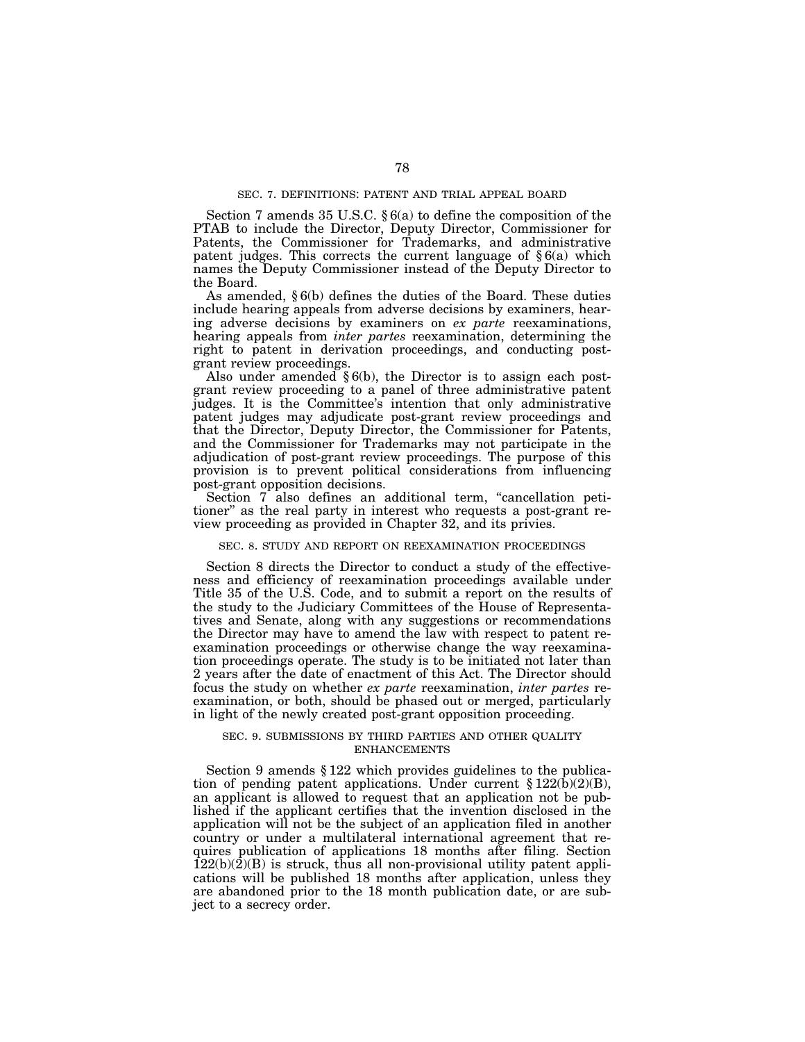### SEC. 7. DEFINITIONS: PATENT AND TRIAL APPEAL BOARD

Section 7 amends 35 U.S.C. § 6(a) to define the composition of the PTAB to include the Director, Deputy Director, Commissioner for Patents, the Commissioner for Trademarks, and administrative patent judges. This corrects the current language of § 6(a) which names the Deputy Commissioner instead of the Deputy Director to the Board.

As amended, § 6(b) defines the duties of the Board. These duties include hearing appeals from adverse decisions by examiners, hearing adverse decisions by examiners on *ex parte* reexaminations, hearing appeals from *inter partes* reexamination, determining the right to patent in derivation proceedings, and conducting post-grant review proceedings.

Also under amended § 6(b), the Director is to assign each post-grant review proceeding to a panel of three administrative patent judges. It is the Committee's intention that only administrative patent judges may adjudicate post-grant review proceedings and that the Director, Deputy Director, the Commissioner for Patents, and the Commissioner for Trademarks may not participate in the adjudication of post-grant review proceedings. The purpose of this provision is to prevent political considerations from influencing post-grant opposition decisions.

Section 7 also defines an additional term, "cancellation petitioner" as the real party in interest who requests a post-grant review proceeding as provided in Chapter 32, and its privies.

### SEC. 8. STUDY AND REPORT ON REEXAMINATION PROCEEDINGS

Section 8 directs the Director to conduct a study of the effectiveness and efficiency of reexamination proceedings available under Title 35 of the U.S. Code, and to submit a report on the results of the study to the Judiciary Committees of the House of Representatives and Senate, along with any suggestions or recommendations the Director may have to amend the law with respect to patent reexamination proceedings or otherwise change the way reexamination proceedings operate. The study is to be initiated not later than 2 years after the date of enactment of this Act. The Director should focus the study on whether *ex parte* reexamination, *inter partes* reexamination, or both, should be phased out or merged, particularly in light of the newly created post-grant opposition proceeding.

### SEC. 9. SUBMISSIONS BY THIRD PARTIES AND OTHER QUALITY ENHANCEMENTS

Section 9 amends § 122 which provides guidelines to the publication of pending patent applications. Under current § 122(b)(2)(B), an applicant is allowed to request that an application not be published if the applicant certifies that the invention disclosed in the application will not be the subject of an application filed in another country or under a multilateral international agreement that requires publication of applications 18 months after filing. Section 122(b)(2)(B) is struck, thus all non-provisional utility patent applications will be published 18 months after application, unless they are abandoned prior to the 18 month publication date, or are subject to a secrecy order.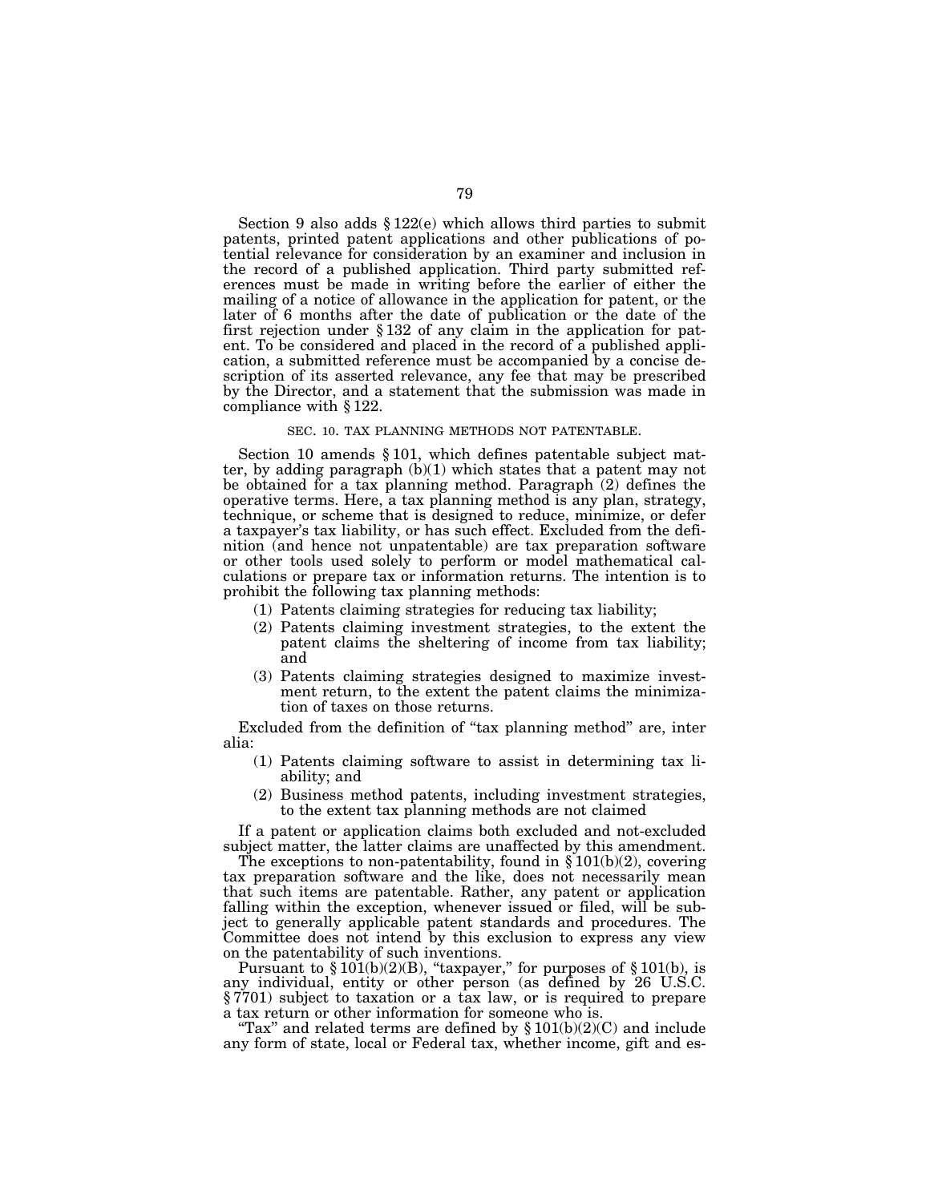Section 9 also adds § 122(e) which allows third parties to submit patents, printed patent applications and other publications of potential relevance for consideration by an examiner and inclusion in the record of a published application. Third party submitted references must be made in writing before the earlier of either the mailing of a notice of allowance in the application for patent, or the later of 6 months after the date of publication or the date of the first rejection under § 132 of any claim in the application for patent. To be considered and placed in the record of a published application, a submitted reference must be accompanied by a concise description of its asserted relevance, any fee that may be prescribed by the Director, and a statement that the submission was made in compliance with § 122.

### SEC. 10. TAX PLANNING METHODS NOT PATENTABLE.

Section 10 amends § 101, which defines patentable subject matter, by adding paragraph (b)(1) which states that a patent may not be obtained for a tax planning method. Paragraph (2) defines the operative terms. Here, a tax planning method is any plan, strategy, technique, or scheme that is designed to reduce, minimize, or defer a taxpayer's tax liability, or has such effect. Excluded from the definition (and hence not unpatentable) are tax preparation software or other tools used solely to perform or model mathematical calculations or prepare tax or information returns. The intention is to prohibit the following tax planning methods:

(1) Patents claiming strategies for reducing tax liability;
(2) Patents claiming investment strategies, to the extent the patent claims the sheltering of income from tax liability; and
(3) Patents claiming strategies designed to maximize investment return, to the extent the patent claims the minimization of taxes on those returns.

Excluded from the definition of "tax planning method" are, inter alia:

(1) Patents claiming software to assist in determining tax liability; and
(2) Business method patents, including investment strategies, to the extent tax planning methods are not claimed

If a patent or application claims both excluded and not-excluded subject matter, the latter claims are unaffected by this amendment.

The exceptions to non-patentability, found in § 101(b)(2), covering tax preparation software and the like, does not necessarily mean that such items are patentable. Rather, any patent or application falling within the exception, whenever issued or filed, will be subject to generally applicable patent standards and procedures. The Committee does not intend by this exclusion to express any view on the patentability of such inventions.

Pursuant to § 101(b)(2)(B), "taxpayer," for purposes of § 101(b), is any individual, entity or other person (as defined by 26 U.S.C. § 7701) subject to taxation or a tax law, or is required to prepare a tax return or other information for someone who is.

"Tax" and related terms are defined by § 101(b)(2)(C) and include any form of state, local or Federal tax, whether income, gift and es-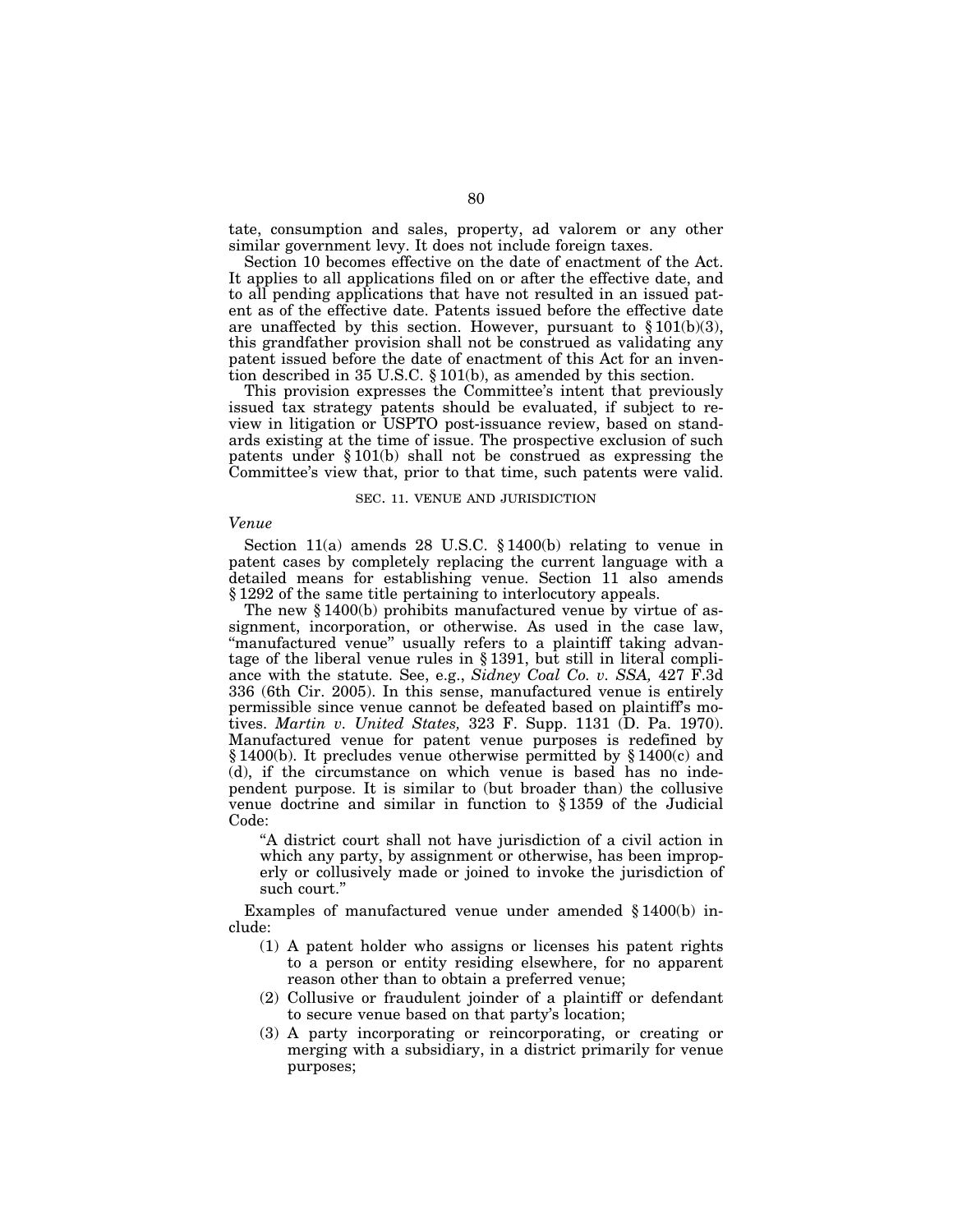tate, consumption and sales, property, ad valorem or any other similar government levy. It does not include foreign taxes.

Section 10 becomes effective on the date of enactment of the Act. It applies to all applications filed on or after the effective date, and to all pending applications that have not resulted in an issued patent as of the effective date. Patents issued before the effective date are unaffected by this section. However, pursuant to § 101(b)(3), this grandfather provision shall not be construed as validating any patent issued before the date of enactment of this Act for an invention described in 35 U.S.C. § 101(b), as amended by this section.

This provision expresses the Committee's intent that previously issued tax strategy patents should be evaluated, if subject to review in litigation or USPTO post-issuance review, based on standards existing at the time of issue. The prospective exclusion of such patents under § 101(b) shall not be construed as expressing the Committee's view that, prior to that time, such patents were valid.

## SEC. 11. VENUE AND JURISDICTION

### *Venue*

Section 11(a) amends 28 U.S.C. § 1400(b) relating to venue in patent cases by completely replacing the current language with a detailed means for establishing venue. Section 11 also amends § 1292 of the same title pertaining to interlocutory appeals.

The new § 1400(b) prohibits manufactured venue by virtue of assignment, incorporation, or otherwise. As used in the case law, "manufactured venue" usually refers to a plaintiff taking advantage of the liberal venue rules in § 1391, but still in literal compliance with the statute. See, e.g., *Sidney Coal Co. v. SSA,* 427 F.3d 336 (6th Cir. 2005). In this sense, manufactured venue is entirely permissible since venue cannot be defeated based on plaintiff's motives. *Martin v. United States,* 323 F. Supp. 1131 (D. Pa. 1970). Manufactured venue for patent venue purposes is redefined by § 1400(b). It precludes venue otherwise permitted by § 1400(c) and (d), if the circumstance on which venue is based has no independent purpose. It is similar to (but broader than) the collusive venue doctrine and similar in function to § 1359 of the Judicial Code:

> "A district court shall not have jurisdiction of a civil action in which any party, by assignment or otherwise, has been improperly or collusively made or joined to invoke the jurisdiction of such court."

Examples of manufactured venue under amended § 1400(b) include:

(1) A patent holder who assigns or licenses his patent rights to a person or entity residing elsewhere, for no apparent reason other than to obtain a preferred venue;

(2) Collusive or fraudulent joinder of a plaintiff or defendant to secure venue based on that party's location;

(3) A party incorporating or reincorporating, or creating or merging with a subsidiary, in a district primarily for venue purposes;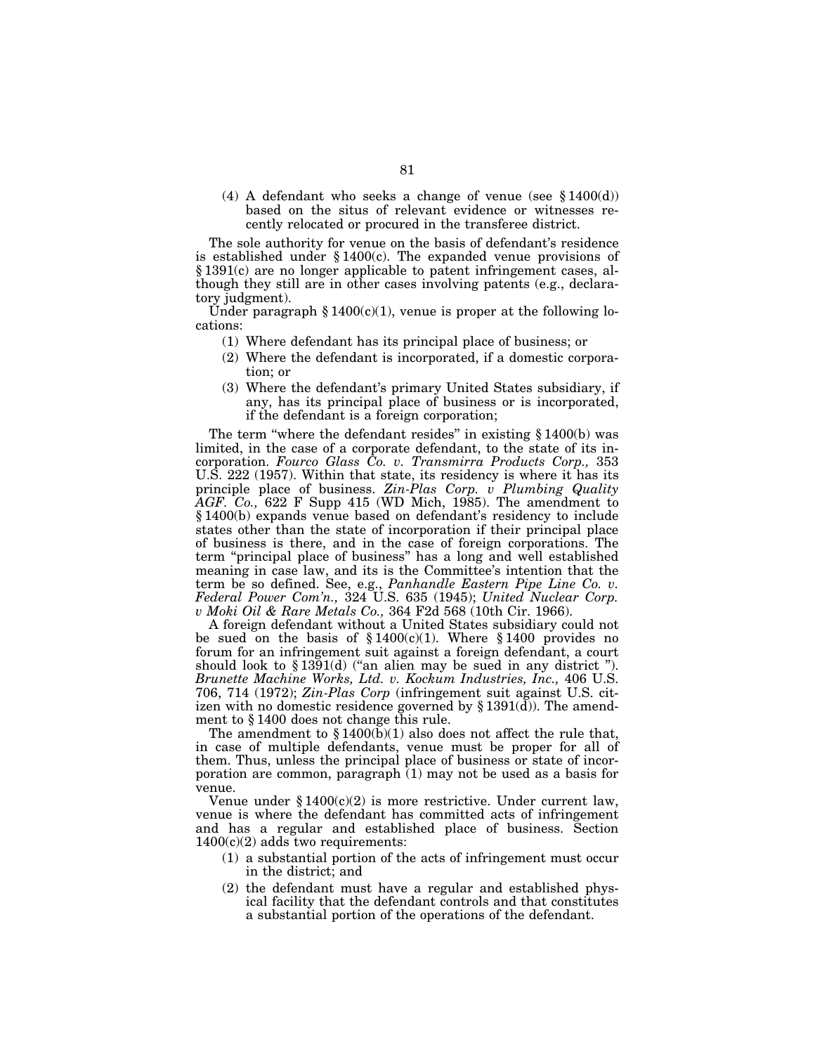(4) A defendant who seeks a change of venue (see § 1400(d)) based on the situs of relevant evidence or witnesses recently relocated or procured in the transferee district.

The sole authority for venue on the basis of defendant's residence is established under § 1400(c). The expanded venue provisions of § 1391(c) are no longer applicable to patent infringement cases, although they still are in other cases involving patents (e.g., declaratory judgment).

Under paragraph § 1400(c)(1), venue is proper at the following locations:

(1) Where defendant has its principal place of business; or
(2) Where the defendant is incorporated, if a domestic corporation; or
(3) Where the defendant's primary United States subsidiary, if any, has its principal place of business or is incorporated, if the defendant is a foreign corporation;

The term "where the defendant resides" in existing § 1400(b) was limited, in the case of a corporate defendant, to the state of its incorporation. *Fourco Glass Co. v. Transmirra Products Corp.,* 353 U.S. 222 (1957). Within that state, its residency is where it has its principle place of business. *Zin-Plas Corp. v Plumbing Quality AGF. Co.,* 622 F Supp 415 (WD Mich, 1985). The amendment to § 1400(b) expands venue based on defendant's residency to include states other than the state of incorporation if their principal place of business is there, and in the case of foreign corporations. The term "principal place of business" has a long and well established meaning in case law, and its is the Committee's intention that the term be so defined. See, e.g., *Panhandle Eastern Pipe Line Co. v. Federal Power Com'n.,* 324 U.S. 635 (1945); *United Nuclear Corp. v Moki Oil & Rare Metals Co.,* 364 F2d 568 (10th Cir. 1966).

A foreign defendant without a United States subsidiary could not be sued on the basis of § 1400(c)(1). Where § 1400 provides no forum for an infringement suit against a foreign defendant, a court should look to § 1391(d) ("an alien may be sued in any district "). *Brunette Machine Works, Ltd. v. Kockum Industries, Inc.,* 406 U.S. 706, 714 (1972); *Zin-Plas Corp* (infringement suit against U.S. citizen with no domestic residence governed by § 1391(d)). The amendment to § 1400 does not change this rule.

The amendment to § 1400(b)(1) also does not affect the rule that, in case of multiple defendants, venue must be proper for all of them. Thus, unless the principal place of business or state of incorporation are common, paragraph (1) may not be used as a basis for venue.

Venue under § 1400(c)(2) is more restrictive. Under current law, venue is where the defendant has committed acts of infringement and has a regular and established place of business. Section 1400(c)(2) adds two requirements:

(1) a substantial portion of the acts of infringement must occur in the district; and
(2) the defendant must have a regular and established physical facility that the defendant controls and that constitutes a substantial portion of the operations of the defendant.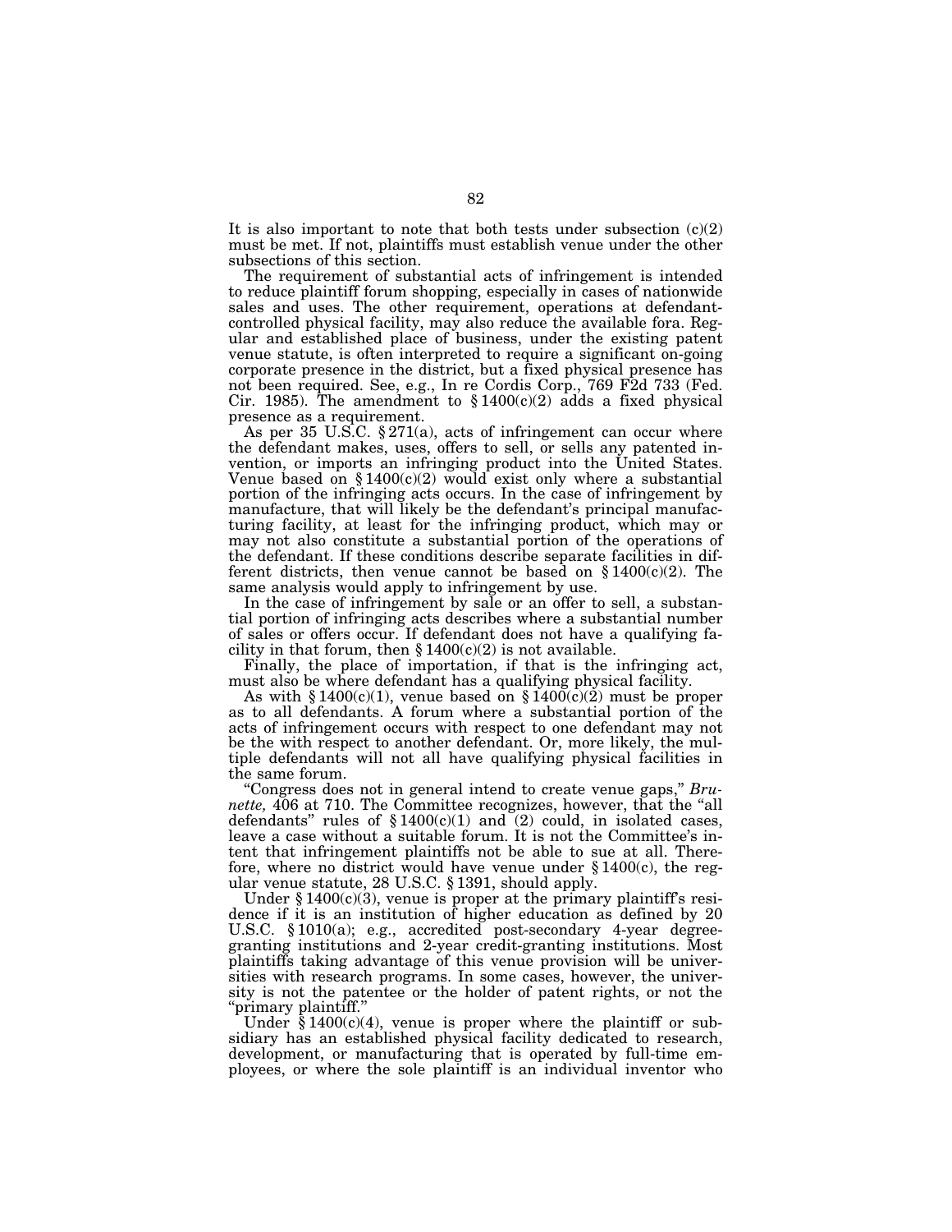It is also important to note that both tests under subsection (c)(2) must be met. If not, plaintiffs must establish venue under the other subsections of this section.

The requirement of substantial acts of infringement is intended to reduce plaintiff forum shopping, especially in cases of nationwide sales and uses. The other requirement, operations at defendant-controlled physical facility, may also reduce the available fora. Regular and established place of business, under the existing patent venue statute, is often interpreted to require a significant on-going corporate presence in the district, but a fixed physical presence has not been required. See, e.g., In re Cordis Corp., 769 F2d 733 (Fed. Cir. 1985). The amendment to § 1400(c)(2) adds a fixed physical presence as a requirement.

As per 35 U.S.C. § 271(a), acts of infringement can occur where the defendant makes, uses, offers to sell, or sells any patented invention, or imports an infringing product into the United States. Venue based on § 1400(c)(2) would exist only where a substantial portion of the infringing acts occurs. In the case of infringement by manufacture, that will likely be the defendant's principal manufacturing facility, at least for the infringing product, which may or may not also constitute a substantial portion of the operations of the defendant. If these conditions describe separate facilities in different districts, then venue cannot be based on § 1400(c)(2). The same analysis would apply to infringement by use.

In the case of infringement by sale or an offer to sell, a substantial portion of infringing acts describes where a substantial number of sales or offers occur. If defendant does not have a qualifying facility in that forum, then § 1400(c)(2) is not available.

Finally, the place of importation, if that is the infringing act, must also be where defendant has a qualifying physical facility.

As with § 1400(c)(1), venue based on § 1400(c)(2) must be proper as to all defendants. A forum where a substantial portion of the acts of infringement occurs with respect to one defendant may not be the with respect to another defendant. Or, more likely, the multiple defendants will not all have qualifying physical facilities in the same forum.

"Congress does not in general intend to create venue gaps," *Brunette,* 406 at 710. The Committee recognizes, however, that the "all defendants" rules of § 1400(c)(1) and (2) could, in isolated cases, leave a case without a suitable forum. It is not the Committee's intent that infringement plaintiffs not be able to sue at all. Therefore, where no district would have venue under § 1400(c), the regular venue statute, 28 U.S.C. § 1391, should apply.

Under § 1400(c)(3), venue is proper at the primary plaintiff's residence if it is an institution of higher education as defined by 20 U.S.C. § 1010(a); e.g., accredited post-secondary 4-year degree-granting institutions and 2-year credit-granting institutions. Most plaintiffs taking advantage of this venue provision will be universities with research programs. In some cases, however, the university is not the patentee or the holder of patent rights, or not the "primary plaintiff."

Under § 1400(c)(4), venue is proper where the plaintiff or subsidiary has an established physical facility dedicated to research, development, or manufacturing that is operated by full-time employees, or where the sole plaintiff is an individual inventor who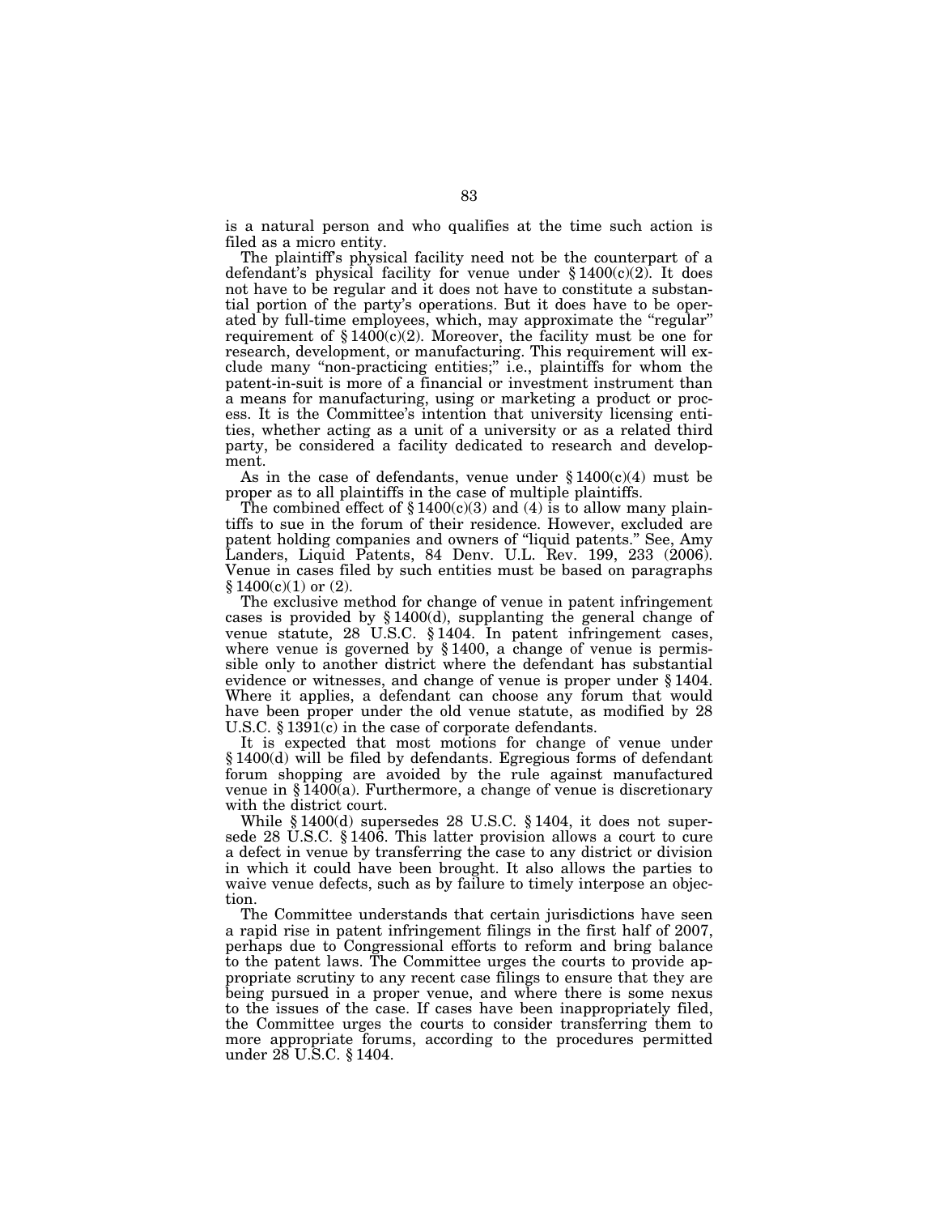is a natural person and who qualifies at the time such action is filed as a micro entity.

The plaintiff's physical facility need not be the counterpart of a defendant's physical facility for venue under § 1400(c)(2). It does not have to be regular and it does not have to constitute a substantial portion of the party's operations. But it does have to be operated by full-time employees, which, may approximate the "regular" requirement of § 1400(c)(2). Moreover, the facility must be one for research, development, or manufacturing. This requirement will exclude many "non-practicing entities;" i.e., plaintiffs for whom the patent-in-suit is more of a financial or investment instrument than a means for manufacturing, using or marketing a product or process. It is the Committee's intention that university licensing entities, whether acting as a unit of a university or as a related third party, be considered a facility dedicated to research and development.

As in the case of defendants, venue under § 1400(c)(4) must be proper as to all plaintiffs in the case of multiple plaintiffs.

The combined effect of § 1400(c)(3) and (4) is to allow many plaintiffs to sue in the forum of their residence. However, excluded are patent holding companies and owners of "liquid patents." See, Amy Landers, Liquid Patents, 84 Denv. U.L. Rev. 199, 233 (2006). Venue in cases filed by such entities must be based on paragraphs § 1400(c)(1) or (2).

The exclusive method for change of venue in patent infringement cases is provided by § 1400(d), supplanting the general change of venue statute, 28 U.S.C. § 1404. In patent infringement cases, where venue is governed by § 1400, a change of venue is permissible only to another district where the defendant has substantial evidence or witnesses, and change of venue is proper under § 1404. Where it applies, a defendant can choose any forum that would have been proper under the old venue statute, as modified by 28 U.S.C. § 1391(c) in the case of corporate defendants.

It is expected that most motions for change of venue under § 1400(d) will be filed by defendants. Egregious forms of defendant forum shopping are avoided by the rule against manufactured venue in § 1400(a). Furthermore, a change of venue is discretionary with the district court.

While § 1400(d) supersedes 28 U.S.C. § 1404, it does not supersede 28 U.S.C. § 1406. This latter provision allows a court to cure a defect in venue by transferring the case to any district or division in which it could have been brought. It also allows the parties to waive venue defects, such as by failure to timely interpose an objection.

The Committee understands that certain jurisdictions have seen a rapid rise in patent infringement filings in the first half of 2007, perhaps due to Congressional efforts to reform and bring balance to the patent laws. The Committee urges the courts to provide appropriate scrutiny to any recent case filings to ensure that they are being pursued in a proper venue, and where there is some nexus to the issues of the case. If cases have been inappropriately filed, the Committee urges the courts to consider transferring them to more appropriate forums, according to the procedures permitted under 28 U.S.C. § 1404.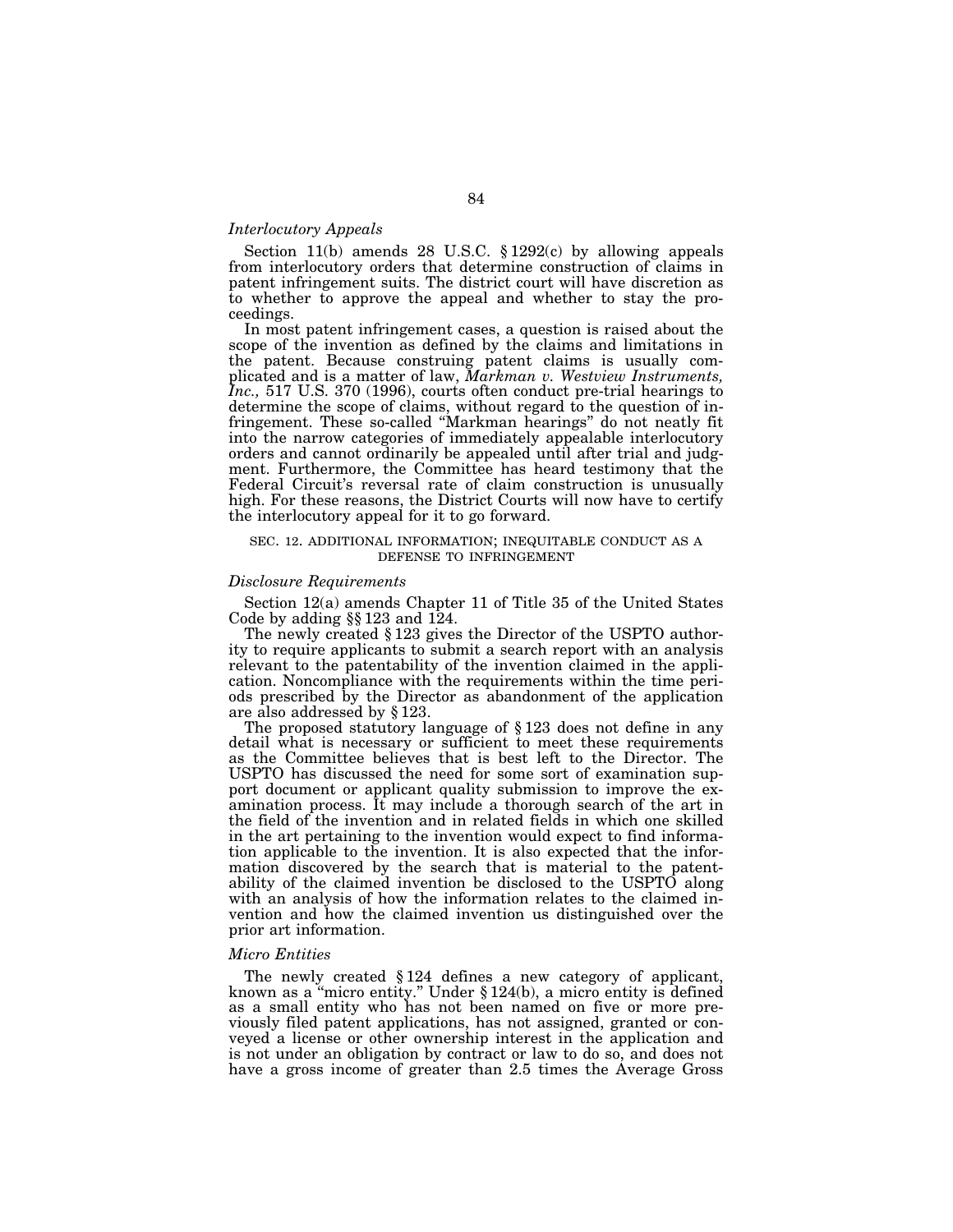*Interlocutory Appeals*

Section 11(b) amends 28 U.S.C. § 1292(c) by allowing appeals from interlocutory orders that determine construction of claims in patent infringement suits. The district court will have discretion as to whether to approve the appeal and whether to stay the proceedings.

In most patent infringement cases, a question is raised about the scope of the invention as defined by the claims and limitations in the patent. Because construing patent claims is usually complicated and is a matter of law, *Markman v. Westview Instruments, Inc.,* 517 U.S. 370 (1996), courts often conduct pre-trial hearings to determine the scope of claims, without regard to the question of infringement. These so-called "Markman hearings" do not neatly fit into the narrow categories of immediately appealable interlocutory orders and cannot ordinarily be appealed until after trial and judgment. Furthermore, the Committee has heard testimony that the Federal Circuit's reversal rate of claim construction is unusually high. For these reasons, the District Courts will now have to certify the interlocutory appeal for it to go forward.

SEC. 12. ADDITIONAL INFORMATION; INEQUITABLE CONDUCT AS A DEFENSE TO INFRINGEMENT

*Disclosure Requirements*

Section 12(a) amends Chapter 11 of Title 35 of the United States Code by adding §§ 123 and 124.

The newly created § 123 gives the Director of the USPTO authority to require applicants to submit a search report with an analysis relevant to the patentability of the invention claimed in the application. Noncompliance with the requirements within the time periods prescribed by the Director as abandonment of the application are also addressed by § 123.

The proposed statutory language of § 123 does not define in any detail what is necessary or sufficient to meet these requirements as the Committee believes that is best left to the Director. The USPTO has discussed the need for some sort of examination support document or applicant quality submission to improve the examination process. It may include a thorough search of the art in the field of the invention and in related fields in which one skilled in the art pertaining to the invention would expect to find information applicable to the invention. It is also expected that the information discovered by the search that is material to the patentability of the claimed invention be disclosed to the USPTO along with an analysis of how the information relates to the claimed invention and how the claimed invention us distinguished over the prior art information.

*Micro Entities*

The newly created § 124 defines a new category of applicant, known as a "micro entity." Under § 124(b), a micro entity is defined as a small entity who has not been named on five or more previously filed patent applications, has not assigned, granted or conveyed a license or other ownership interest in the application and is not under an obligation by contract or law to do so, and does not have a gross income of greater than 2.5 times the Average Gross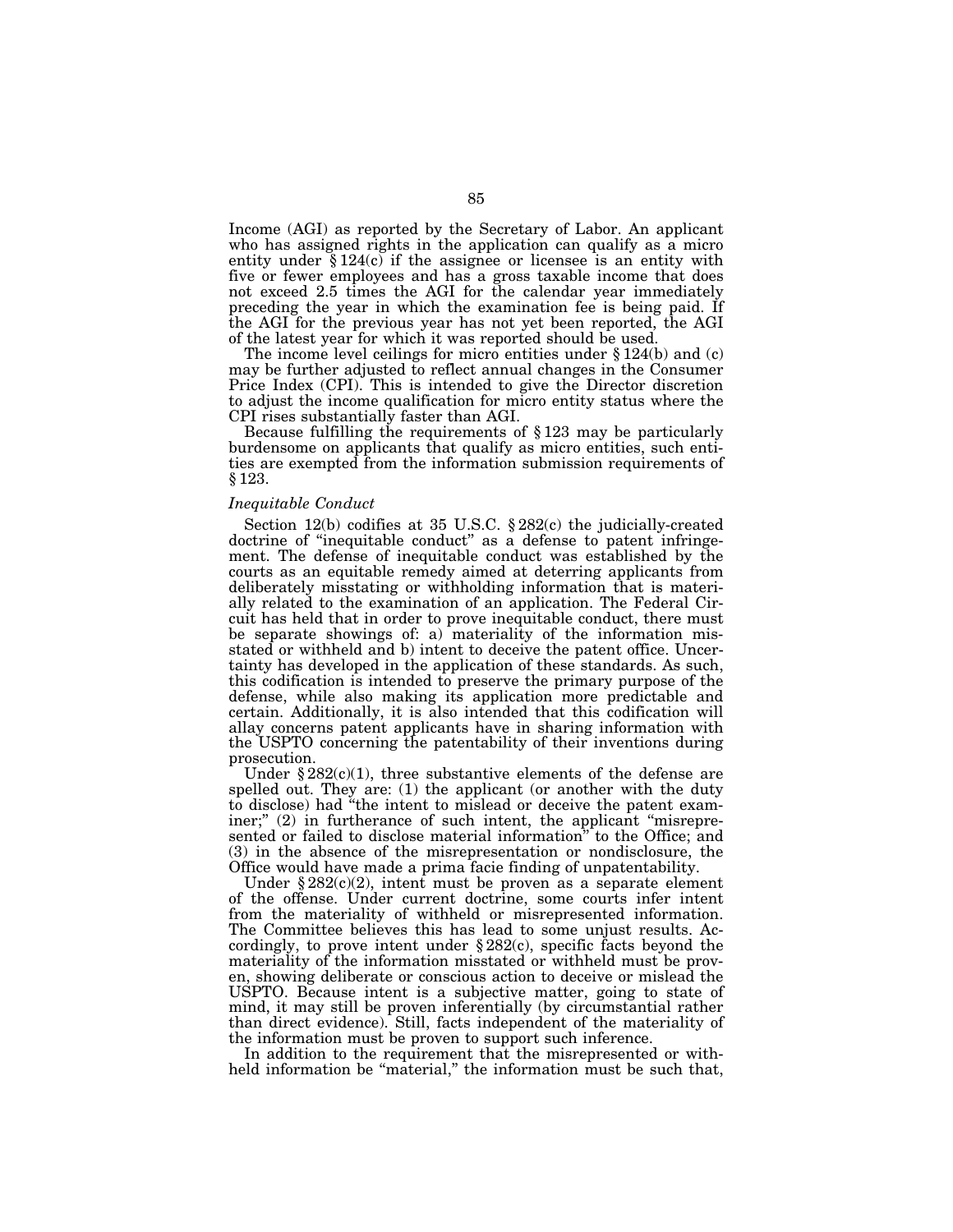Income (AGI) as reported by the Secretary of Labor. An applicant who has assigned rights in the application can qualify as a micro entity under § 124(c) if the assignee or licensee is an entity with five or fewer employees and has a gross taxable income that does not exceed 2.5 times the AGI for the calendar year immediately preceding the year in which the examination fee is being paid. If the AGI for the previous year has not yet been reported, the AGI of the latest year for which it was reported should be used.

The income level ceilings for micro entities under § 124(b) and (c) may be further adjusted to reflect annual changes in the Consumer Price Index (CPI). This is intended to give the Director discretion to adjust the income qualification for micro entity status where the CPI rises substantially faster than AGI.

Because fulfilling the requirements of § 123 may be particularly burdensome on applicants that qualify as micro entities, such entities are exempted from the information submission requirements of § 123.

*Inequitable Conduct*

Section 12(b) codifies at 35 U.S.C. § 282(c) the judicially-created doctrine of "inequitable conduct" as a defense to patent infringement. The defense of inequitable conduct was established by the courts as an equitable remedy aimed at deterring applicants from deliberately misstating or withholding information that is materially related to the examination of an application. The Federal Circuit has held that in order to prove inequitable conduct, there must be separate showings of: a) materiality of the information misstated or withheld and b) intent to deceive the patent office. Uncertainty has developed in the application of these standards. As such, this codification is intended to preserve the primary purpose of the defense, while also making its application more predictable and certain. Additionally, it is also intended that this codification will allay concerns patent applicants have in sharing information with the USPTO concerning the patentability of their inventions during prosecution.

Under § 282(c)(1), three substantive elements of the defense are spelled out. They are: (1) the applicant (or another with the duty to disclose) had "the intent to mislead or deceive the patent examiner;" (2) in furtherance of such intent, the applicant "misrepresented or failed to disclose material information" to the Office; and (3) in the absence of the misrepresentation or nondisclosure, the Office would have made a prima facie finding of unpatentability.

Under § 282(c)(2), intent must be proven as a separate element of the offense. Under current doctrine, some courts infer intent from the materiality of withheld or misrepresented information. The Committee believes this has lead to some unjust results. Accordingly, to prove intent under § 282(c), specific facts beyond the materiality of the information misstated or withheld must be proven, showing deliberate or conscious action to deceive or mislead the USPTO. Because intent is a subjective matter, going to state of mind, it may still be proven inferentially (by circumstantial rather than direct evidence). Still, facts independent of the materiality of the information must be proven to support such inference.

In addition to the requirement that the misrepresented or withheld information be "material," the information must be such that,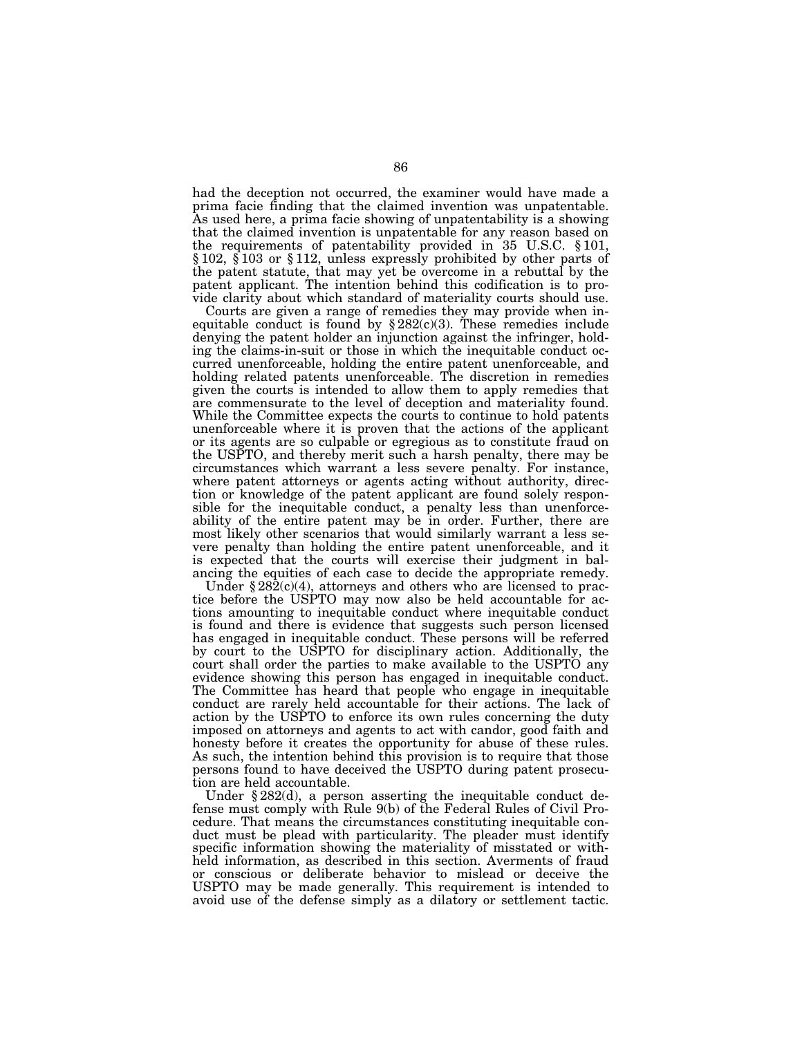had the deception not occurred, the examiner would have made a prima facie finding that the claimed invention was unpatentable. As used here, a prima facie showing of unpatentability is a showing that the claimed invention is unpatentable for any reason based on the requirements of patentability provided in 35 U.S.C. § 101, § 102, § 103 or § 112, unless expressly prohibited by other parts of the patent statute, that may yet be overcome in a rebuttal by the patent applicant. The intention behind this codification is to provide clarity about which standard of materiality courts should use.

Courts are given a range of remedies they may provide when inequitable conduct is found by § 282(c)(3). These remedies include denying the patent holder an injunction against the infringer, holding the claims-in-suit or those in which the inequitable conduct occurred unenforceable, holding the entire patent unenforceable, and holding related patents unenforceable. The discretion in remedies given the courts is intended to allow them to apply remedies that are commensurate to the level of deception and materiality found. While the Committee expects the courts to continue to hold patents unenforceable where it is proven that the actions of the applicant or its agents are so culpable or egregious as to constitute fraud on the USPTO, and thereby merit such a harsh penalty, there may be circumstances which warrant a less severe penalty. For instance, where patent attorneys or agents acting without authority, direction or knowledge of the patent applicant are found solely responsible for the inequitable conduct, a penalty less than unenforceability of the entire patent may be in order. Further, there are most likely other scenarios that would similarly warrant a less severe penalty than holding the entire patent unenforceable, and it is expected that the courts will exercise their judgment in balancing the equities of each case to decide the appropriate remedy.

Under § 282(c)(4), attorneys and others who are licensed to practice before the USPTO may now also be held accountable for actions amounting to inequitable conduct where inequitable conduct is found and there is evidence that suggests such person licensed has engaged in inequitable conduct. These persons will be referred by court to the USPTO for disciplinary action. Additionally, the court shall order the parties to make available to the USPTO any evidence showing this person has engaged in inequitable conduct. The Committee has heard that people who engage in inequitable conduct are rarely held accountable for their actions. The lack of action by the USPTO to enforce its own rules concerning the duty imposed on attorneys and agents to act with candor, good faith and honesty before it creates the opportunity for abuse of these rules. As such, the intention behind this provision is to require that those persons found to have deceived the USPTO during patent prosecution are held accountable.

Under § 282(d), a person asserting the inequitable conduct defense must comply with Rule 9(b) of the Federal Rules of Civil Procedure. That means the circumstances constituting inequitable conduct must be plead with particularity. The pleader must identify specific information showing the materiality of misstated or withheld information, as described in this section. Averments of fraud or conscious or deliberate behavior to mislead or deceive the USPTO may be made generally. This requirement is intended to avoid use of the defense simply as a dilatory or settlement tactic.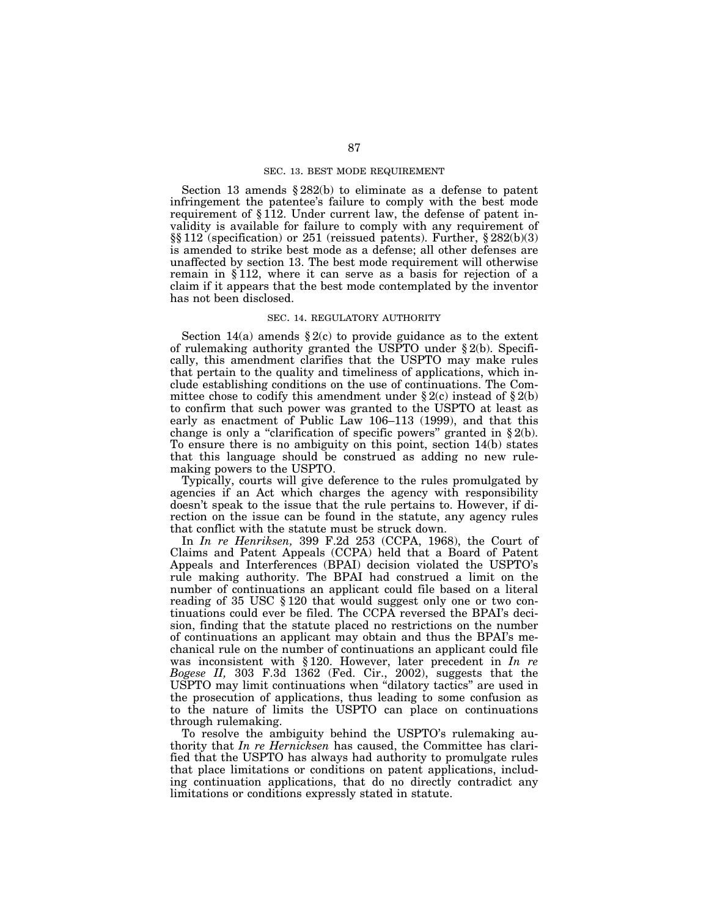## SEC. 13. BEST MODE REQUIREMENT

Section 13 amends § 282(b) to eliminate as a defense to patent infringement the patentee's failure to comply with the best mode requirement of § 112. Under current law, the defense of patent invalidity is available for failure to comply with any requirement of §§ 112 (specification) or 251 (reissued patents). Further, § 282(b)(3) is amended to strike best mode as a defense; all other defenses are unaffected by section 13. The best mode requirement will otherwise remain in § 112, where it can serve as a basis for rejection of a claim if it appears that the best mode contemplated by the inventor has not been disclosed.

## SEC. 14. REGULATORY AUTHORITY

Section 14(a) amends § 2(c) to provide guidance as to the extent of rulemaking authority granted the USPTO under § 2(b). Specifically, this amendment clarifies that the USPTO may make rules that pertain to the quality and timeliness of applications, which include establishing conditions on the use of continuations. The Committee chose to codify this amendment under § 2(c) instead of § 2(b) to confirm that such power was granted to the USPTO at least as early as enactment of Public Law 106–113 (1999), and that this change is only a "clarification of specific powers" granted in § 2(b). To ensure there is no ambiguity on this point, section 14(b) states that this language should be construed as adding no new rulemaking powers to the USPTO.

Typically, courts will give deference to the rules promulgated by agencies if an Act which charges the agency with responsibility doesn't speak to the issue that the rule pertains to. However, if direction on the issue can be found in the statute, any agency rules that conflict with the statute must be struck down.

In *In re Henriksen,* 399 F.2d 253 (CCPA, 1968), the Court of Claims and Patent Appeals (CCPA) held that a Board of Patent Appeals and Interferences (BPAI) decision violated the USPTO's rule making authority. The BPAI had construed a limit on the number of continuations an applicant could file based on a literal reading of 35 USC § 120 that would suggest only one or two continuations could ever be filed. The CCPA reversed the BPAI's decision, finding that the statute placed no restrictions on the number of continuations an applicant may obtain and thus the BPAI's mechanical rule on the number of continuations an applicant could file was inconsistent with § 120. However, later precedent in *In re Bogese II,* 303 F.3d 1362 (Fed. Cir., 2002), suggests that the USPTO may limit continuations when "dilatory tactics" are used in the prosecution of applications, thus leading to some confusion as to the nature of limits the USPTO can place on continuations through rulemaking.

To resolve the ambiguity behind the USPTO's rulemaking authority that *In re Hernicksen* has caused, the Committee has clarified that the USPTO has always had authority to promulgate rules that place limitations or conditions on patent applications, including continuation applications, that do no directly contradict any limitations or conditions expressly stated in statute.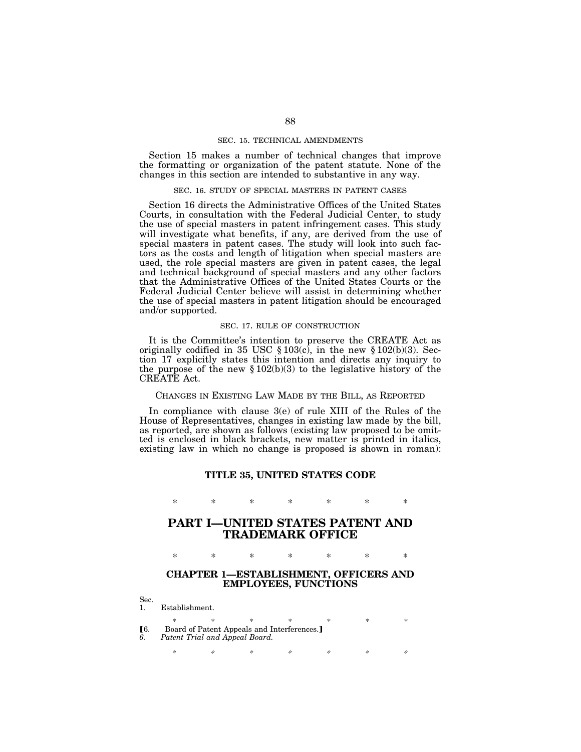SEC. 15. TECHNICAL AMENDMENTS

Section 15 makes a number of technical changes that improve the formatting or organization of the patent statute. None of the changes in this section are intended to substantive in any way.

SEC. 16. STUDY OF SPECIAL MASTERS IN PATENT CASES

Section 16 directs the Administrative Offices of the United States Courts, in consultation with the Federal Judicial Center, to study the use of special masters in patent infringement cases. This study will investigate what benefits, if any, are derived from the use of special masters in patent cases. The study will look into such factors as the costs and length of litigation when special masters are used, the role special masters are given in patent cases, the legal and technical background of special masters and any other factors that the Administrative Offices of the United States Courts or the Federal Judicial Center believe will assist in determining whether the use of special masters in patent litigation should be encouraged and/or supported.

SEC. 17. RULE OF CONSTRUCTION

It is the Committee's intention to preserve the CREATE Act as originally codified in 35 USC § 103(c), in the new § 102(b)(3). Section 17 explicitly states this intention and directs any inquiry to the purpose of the new § 102(b)(3) to the legislative history of the CREATE Act.

CHANGES IN EXISTING LAW MADE BY THE BILL, AS REPORTED

In compliance with clause 3(e) of rule XIII of the Rules of the House of Representatives, changes in existing law made by the bill, as reported, are shown as follows (existing law proposed to be omitted is enclosed in black brackets, new matter is printed in italics, existing law in which no change is proposed is shown in roman):

## TITLE 35, UNITED STATES CODE

\* \* \* \* \* \* \*

# PART I—UNITED STATES PATENT AND TRADEMARK OFFICE

\* \* \* \* \* \* \*

### CHAPTER 1—ESTABLISHMENT, OFFICERS AND EMPLOYEES, FUNCTIONS

Sec.
1. Establishment.

\* \* \* \* \* \* \*

[6. Board of Patent Appeals and Interferences.]
*6. Patent Trial and Appeal Board.*

\* \* \* \* \* \* \*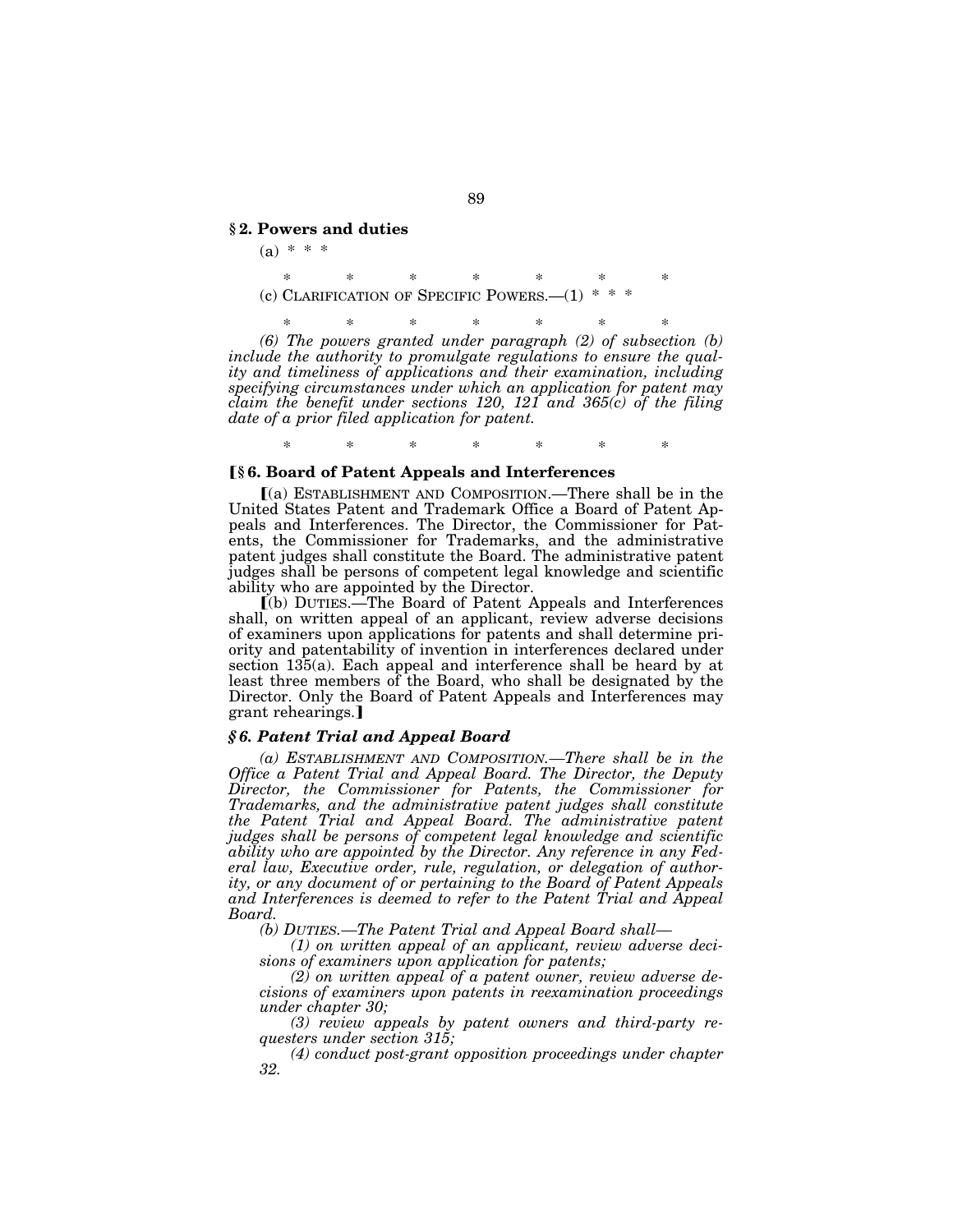**§ 2. Powers and duties**

(a) * * *

\* \* \* \* \* \* \*

(c) CLARIFICATION OF SPECIFIC POWERS.—(1) * * *

\* \* \* \* \* \* \*

*(6) The powers granted under paragraph (2) of subsection (b) include the authority to promulgate regulations to ensure the quality and timeliness of applications and their examination, including specifying circumstances under which an application for patent may claim the benefit under sections 120, 121 and 365(c) of the filing date of a prior filed application for patent.*

\* \* \* \* \* \* \*

**[§ 6. Board of Patent Appeals and Interferences**

[(a) ESTABLISHMENT AND COMPOSITION.—There shall be in the United States Patent and Trademark Office a Board of Patent Appeals and Interferences. The Director, the Commissioner for Patents, the Commissioner for Trademarks, and the administrative patent judges shall constitute the Board. The administrative patent judges shall be persons of competent legal knowledge and scientific ability who are appointed by the Director.

[(b) DUTIES.—The Board of Patent Appeals and Interferences shall, on written appeal of an applicant, review adverse decisions of examiners upon applications for patents and shall determine priority and patentability of invention in interferences declared under section 135(a). Each appeal and interference shall be heard by at least three members of the Board, who shall be designated by the Director. Only the Board of Patent Appeals and Interferences may grant rehearings.]

***§ 6. Patent Trial and Appeal Board***

*(a) ESTABLISHMENT AND COMPOSITION.—There shall be in the Office a Patent Trial and Appeal Board. The Director, the Deputy Director, the Commissioner for Patents, the Commissioner for Trademarks, and the administrative patent judges shall constitute the Patent Trial and Appeal Board. The administrative patent judges shall be persons of competent legal knowledge and scientific ability who are appointed by the Director. Any reference in any Federal law, Executive order, rule, regulation, or delegation of authority, or any document of or pertaining to the Board of Patent Appeals and Interferences is deemed to refer to the Patent Trial and Appeal Board.*

*(b) DUTIES.—The Patent Trial and Appeal Board shall—*

*(1) on written appeal of an applicant, review adverse decisions of examiners upon application for patents;*

*(2) on written appeal of a patent owner, review adverse decisions of examiners upon patents in reexamination proceedings under chapter 30;*

*(3) review appeals by patent owners and third-party requesters under section 315;*

*(4) conduct post-grant opposition proceedings under chapter 32.*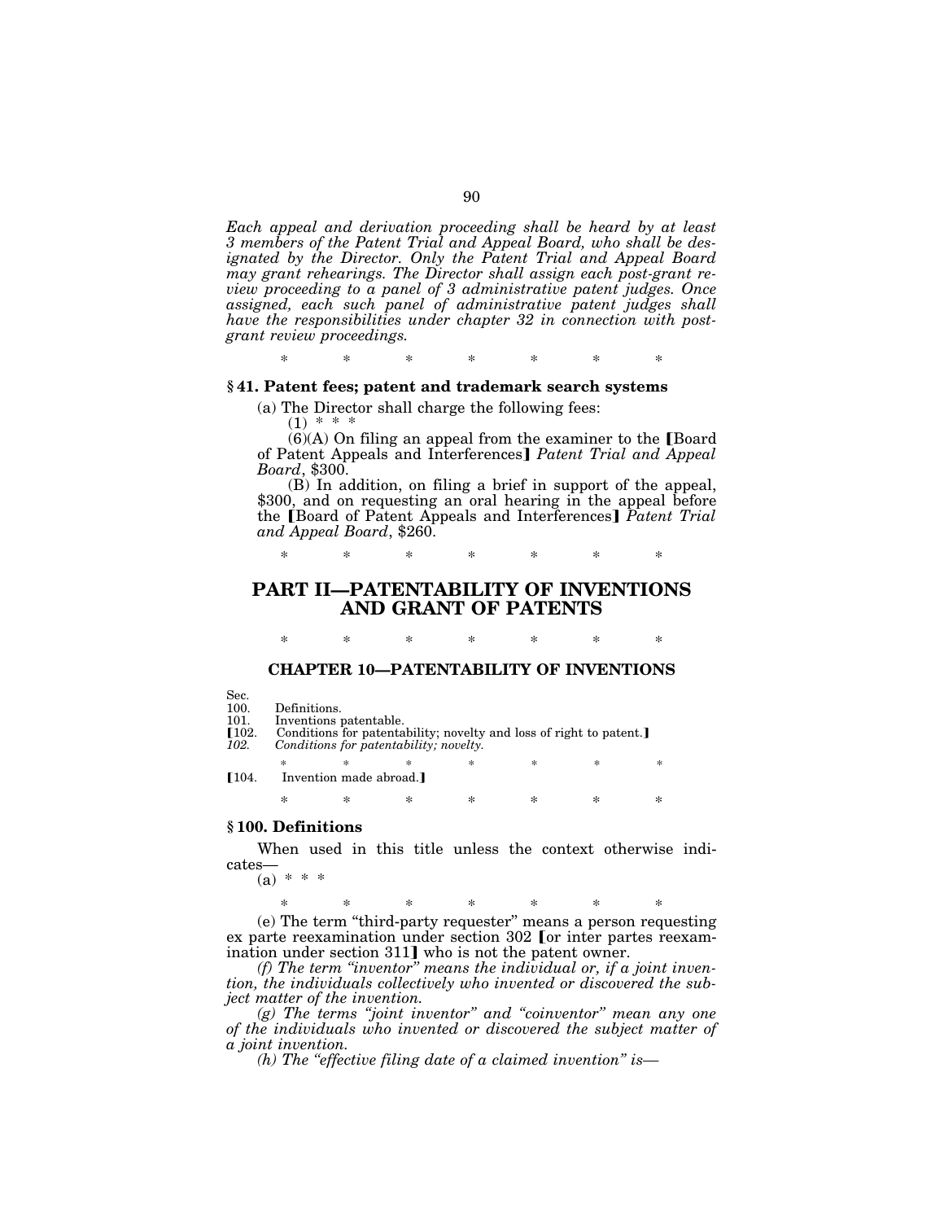*Each appeal and derivation proceeding shall be heard by at least 3 members of the Patent Trial and Appeal Board, who shall be designated by the Director. Only the Patent Trial and Appeal Board may grant rehearings. The Director shall assign each post-grant review proceeding to a panel of 3 administrative patent judges. Once assigned, each such panel of administrative patent judges shall have the responsibilities under chapter 32 in connection with post-grant review proceedings.*

\* \* \* \* \* \* \*

### § 41. Patent fees; patent and trademark search systems

(a) The Director shall charge the following fees:

(1) \* \* \*

(6)(A) On filing an appeal from the examiner to the 【Board of Patent Appeals and Interferences】 *Patent Trial and Appeal Board*, $300.

(B) In addition, on filing a brief in support of the appeal, $300, and on requesting an oral hearing in the appeal before the 【Board of Patent Appeals and Interferences】 *Patent Trial and Appeal Board*, $260.

\* \* \* \* \* \* \*

# PART II—PATENTABILITY OF INVENTIONS AND GRANT OF PATENTS

\* \* \* \* \* \* \*

## CHAPTER 10—PATENTABILITY OF INVENTIONS

Sec.
100. Definitions.
101. Inventions patentable.
【102. Conditions for patentability; novelty and loss of right to patent.】
*102. Conditions for patentability; novelty.*

\* \* \* \* \* \* \*

【104. Invention made abroad.】

\* \* \* \* \* \* \*

### § 100. Definitions

When used in this title unless the context otherwise indicates—

(a) \* \* \*

\* \* \* \* \* \* \*

(e) The term "third-party requester" means a person requesting ex parte reexamination under section 302 【or inter partes reexamination under section 311】 who is not the patent owner.

*(f) The term "inventor" means the individual or, if a joint invention, the individuals collectively who invented or discovered the subject matter of the invention.*

*(g) The terms "joint inventor" and "coinventor" mean any one of the individuals who invented or discovered the subject matter of a joint invention.*

*(h) The "effective filing date of a claimed invention" is—*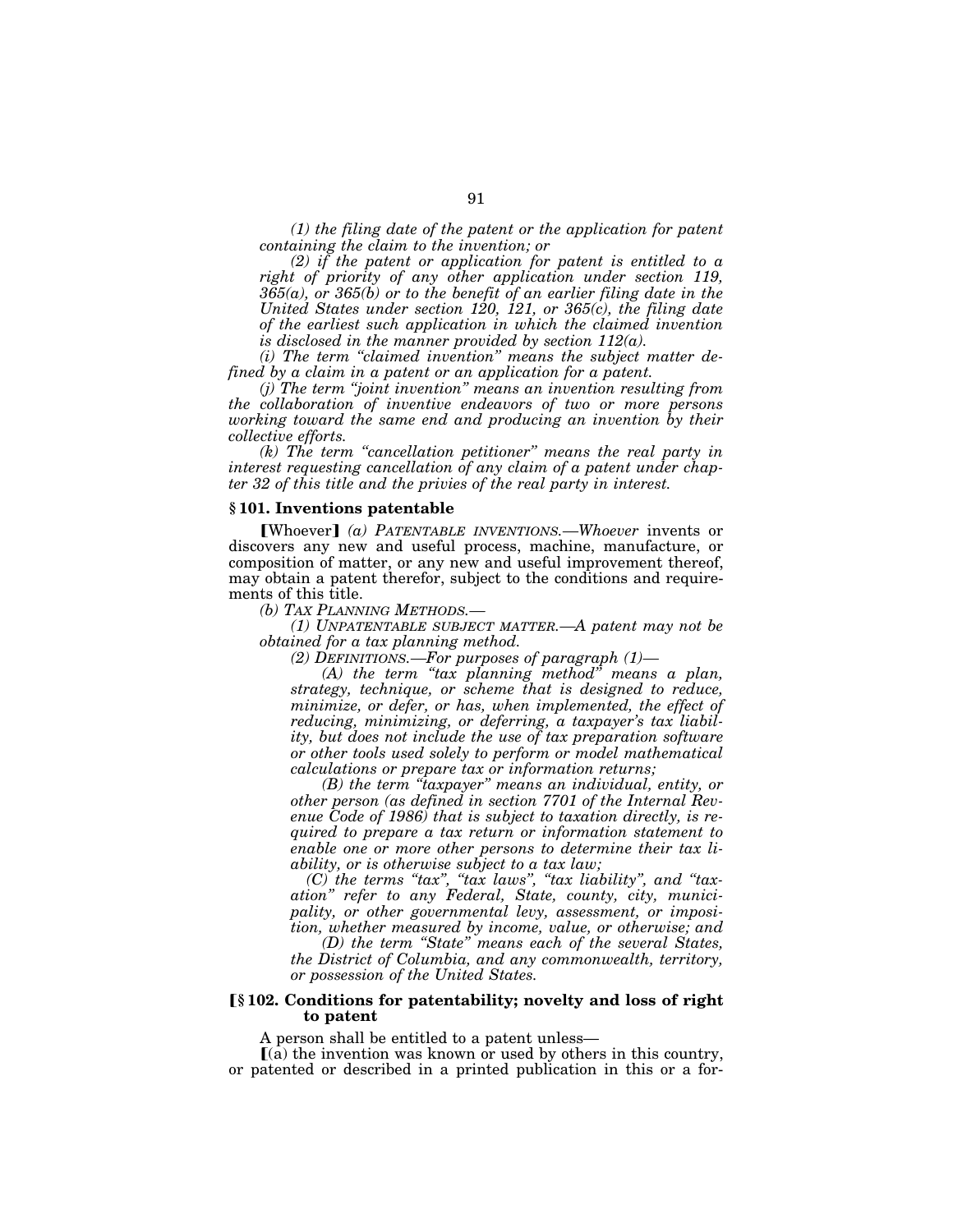*(1) the filing date of the patent or the application for patent containing the claim to the invention; or*

*(2) if the patent or application for patent is entitled to a right of priority of any other application under section 119, 365(a), or 365(b) or to the benefit of an earlier filing date in the United States under section 120, 121, or 365(c), the filing date of the earliest such application in which the claimed invention is disclosed in the manner provided by section 112(a).*

*(i) The term "claimed invention" means the subject matter defined by a claim in a patent or an application for a patent.*

*(j) The term "joint invention" means an invention resulting from the collaboration of inventive endeavors of two or more persons working toward the same end and producing an invention by their collective efforts.*

*(k) The term "cancellation petitioner" means the real party in interest requesting cancellation of any claim of a patent under chapter 32 of this title and the privies of the real party in interest.*

### **§ 101. Inventions patentable**

⟦Whoever⟧ *(a) PATENTABLE INVENTIONS.—Whoever* invents or discovers any new and useful process, machine, manufacture, or composition of matter, or any new and useful improvement thereof, may obtain a patent therefor, subject to the conditions and requirements of this title.

*(b) TAX PLANNING METHODS.—*

*(1) UNPATENTABLE SUBJECT MATTER.—A patent may not be obtained for a tax planning method.*

*(2) DEFINITIONS.—For purposes of paragraph (1)—*

*(A) the term "tax planning method" means a plan, strategy, technique, or scheme that is designed to reduce, minimize, or defer, or has, when implemented, the effect of reducing, minimizing, or deferring, a taxpayer's tax liability, but does not include the use of tax preparation software or other tools used solely to perform or model mathematical calculations or prepare tax or information returns;*

*(B) the term "taxpayer" means an individual, entity, or other person (as defined in section 7701 of the Internal Revenue Code of 1986) that is subject to taxation directly, is required to prepare a tax return or information statement to enable one or more other persons to determine their tax liability, or is otherwise subject to a tax law;*

*(C) the terms "tax", "tax laws", "tax liability", and "taxation" refer to any Federal, State, county, city, municipality, or other governmental levy, assessment, or imposition, whether measured by income, value, or otherwise; and*

*(D) the term "State" means each of the several States, the District of Columbia, and any commonwealth, territory, or possession of the United States.*

### **⟦§ 102. Conditions for patentability; novelty and loss of right to patent**

A person shall be entitled to a patent unless—

⟦(a) the invention was known or used by others in this country, or patented or described in a printed publication in this or a for-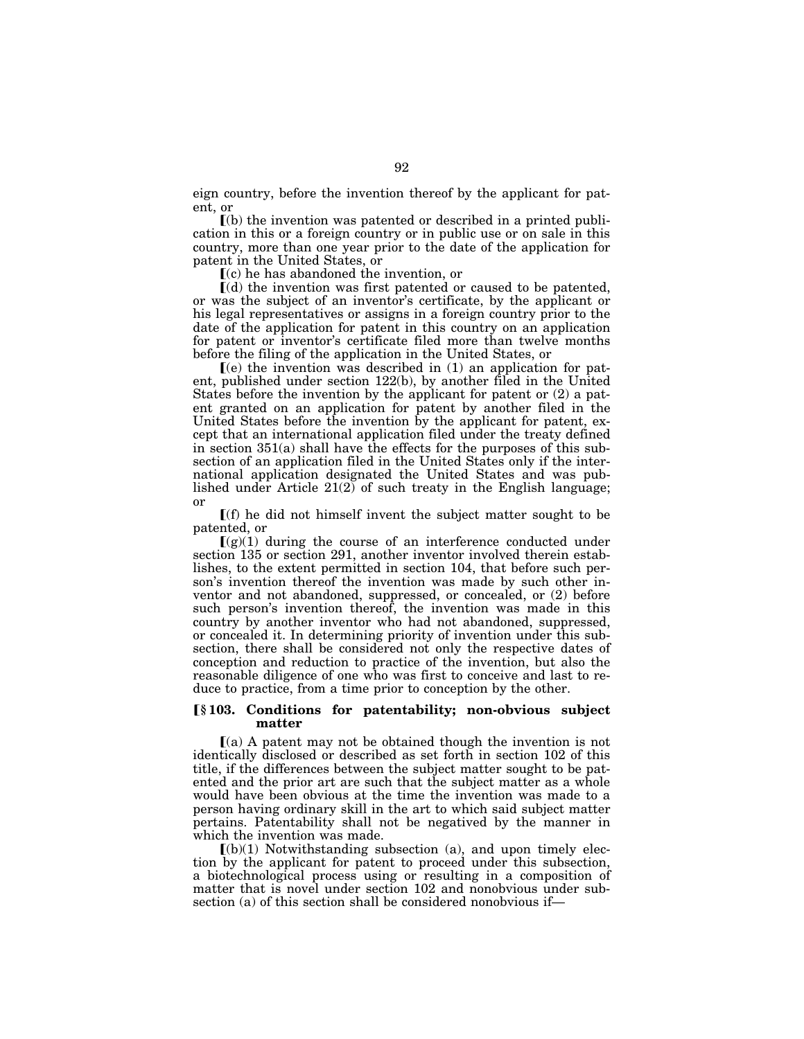eign country, before the invention thereof by the applicant for patent, or

⟦(b) the invention was patented or described in a printed publication in this or a foreign country or in public use or on sale in this country, more than one year prior to the date of the application for patent in the United States, or

⟦(c) he has abandoned the invention, or

⟦(d) the invention was first patented or caused to be patented, or was the subject of an inventor's certificate, by the applicant or his legal representatives or assigns in a foreign country prior to the date of the application for patent in this country on an application for patent or inventor's certificate filed more than twelve months before the filing of the application in the United States, or

⟦(e) the invention was described in (1) an application for patent, published under section 122(b), by another filed in the United States before the invention by the applicant for patent or (2) a patent granted on an application for patent by another filed in the United States before the invention by the applicant for patent, except that an international application filed under the treaty defined in section 351(a) shall have the effects for the purposes of this subsection of an application filed in the United States only if the international application designated the United States and was published under Article 21(2) of such treaty in the English language; or

⟦(f) he did not himself invent the subject matter sought to be patented, or

⟦(g)(1) during the course of an interference conducted under section 135 or section 291, another inventor involved therein establishes, to the extent permitted in section 104, that before such person's invention thereof the invention was made by such other inventor and not abandoned, suppressed, or concealed, or (2) before such person's invention thereof, the invention was made in this country by another inventor who had not abandoned, suppressed, or concealed it. In determining priority of invention under this subsection, there shall be considered not only the respective dates of conception and reduction to practice of the invention, but also the reasonable diligence of one who was first to conceive and last to reduce to practice, from a time prior to conception by the other.

### ⟦§ 103. Conditions for patentability; non-obvious subject matter

⟦(a) A patent may not be obtained though the invention is not identically disclosed or described as set forth in section 102 of this title, if the differences between the subject matter sought to be patented and the prior art are such that the subject matter as a whole would have been obvious at the time the invention was made to a person having ordinary skill in the art to which said subject matter pertains. Patentability shall not be negatived by the manner in which the invention was made.

⟦(b)(1) Notwithstanding subsection (a), and upon timely election by the applicant for patent to proceed under this subsection, a biotechnological process using or resulting in a composition of matter that is novel under section 102 and nonobvious under subsection (a) of this section shall be considered nonobvious if—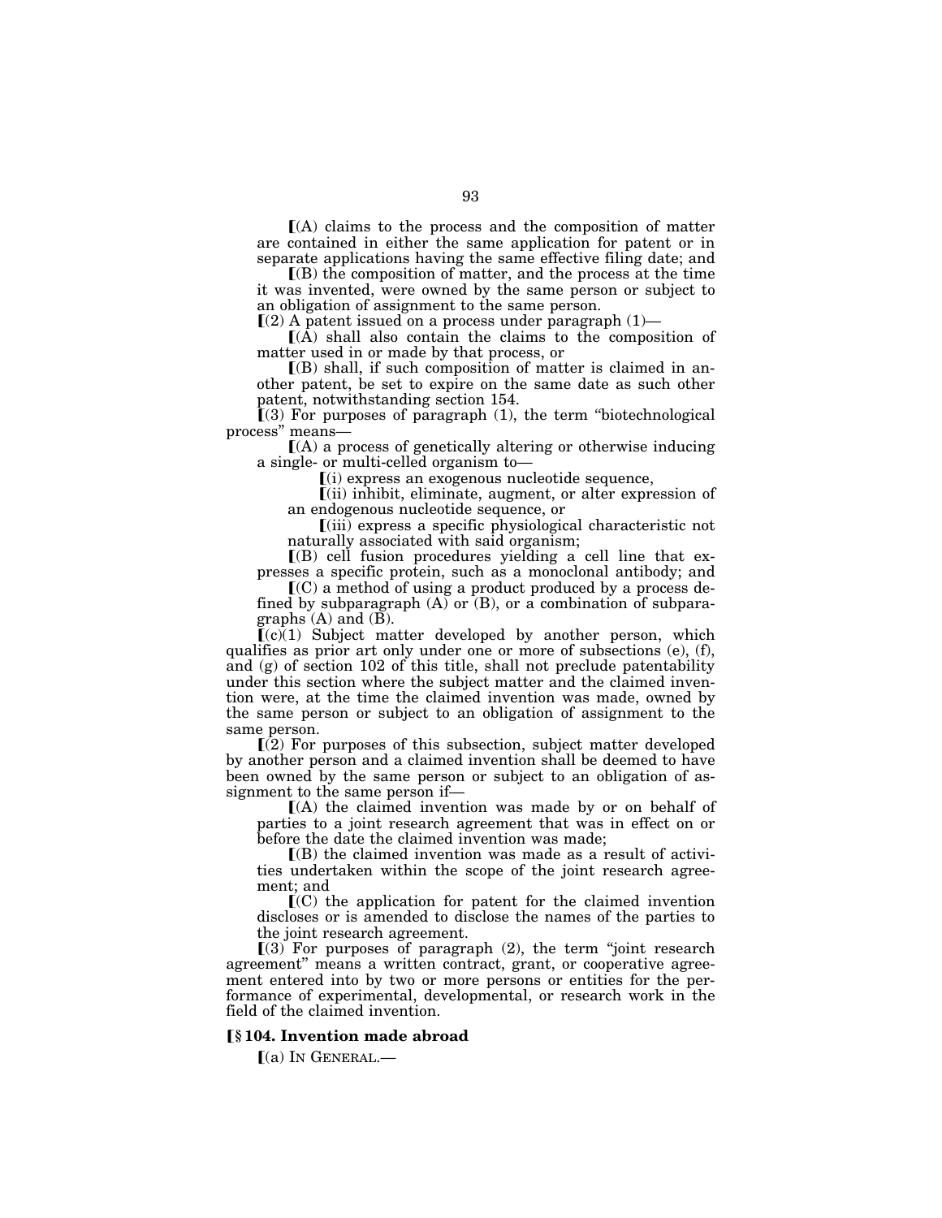⟦(A) claims to the process and the composition of matter are contained in either the same application for patent or in separate applications having the same effective filing date; and

⟦(B) the composition of matter, and the process at the time it was invented, were owned by the same person or subject to an obligation of assignment to the same person.

⟦(2) A patent issued on a process under paragraph (1)—

⟦(A) shall also contain the claims to the composition of matter used in or made by that process, or

⟦(B) shall, if such composition of matter is claimed in another patent, be set to expire on the same date as such other patent, notwithstanding section 154.

⟦(3) For purposes of paragraph (1), the term "biotechnological process" means—

⟦(A) a process of genetically altering or otherwise inducing a single- or multi-celled organism to—

⟦(i) express an exogenous nucleotide sequence,

⟦(ii) inhibit, eliminate, augment, or alter expression of an endogenous nucleotide sequence, or

⟦(iii) express a specific physiological characteristic not naturally associated with said organism;

⟦(B) cell fusion procedures yielding a cell line that expresses a specific protein, such as a monoclonal antibody; and

⟦(C) a method of using a product produced by a process defined by subparagraph (A) or (B), or a combination of subparagraphs (A) and (B).

⟦(c)(1) Subject matter developed by another person, which qualifies as prior art only under one or more of subsections (e), (f), and (g) of section 102 of this title, shall not preclude patentability under this section where the subject matter and the claimed invention were, at the time the claimed invention was made, owned by the same person or subject to an obligation of assignment to the same person.

⟦(2) For purposes of this subsection, subject matter developed by another person and a claimed invention shall be deemed to have been owned by the same person or subject to an obligation of assignment to the same person if—

⟦(A) the claimed invention was made by or on behalf of parties to a joint research agreement that was in effect on or before the date the claimed invention was made;

⟦(B) the claimed invention was made as a result of activities undertaken within the scope of the joint research agreement; and

⟦(C) the application for patent for the claimed invention discloses or is amended to disclose the names of the parties to the joint research agreement.

⟦(3) For purposes of paragraph (2), the term "joint research agreement" means a written contract, grant, or cooperative agreement entered into by two or more persons or entities for the performance of experimental, developmental, or research work in the field of the claimed invention.

**⟦§ 104. Invention made abroad**

⟦(a) IN GENERAL.—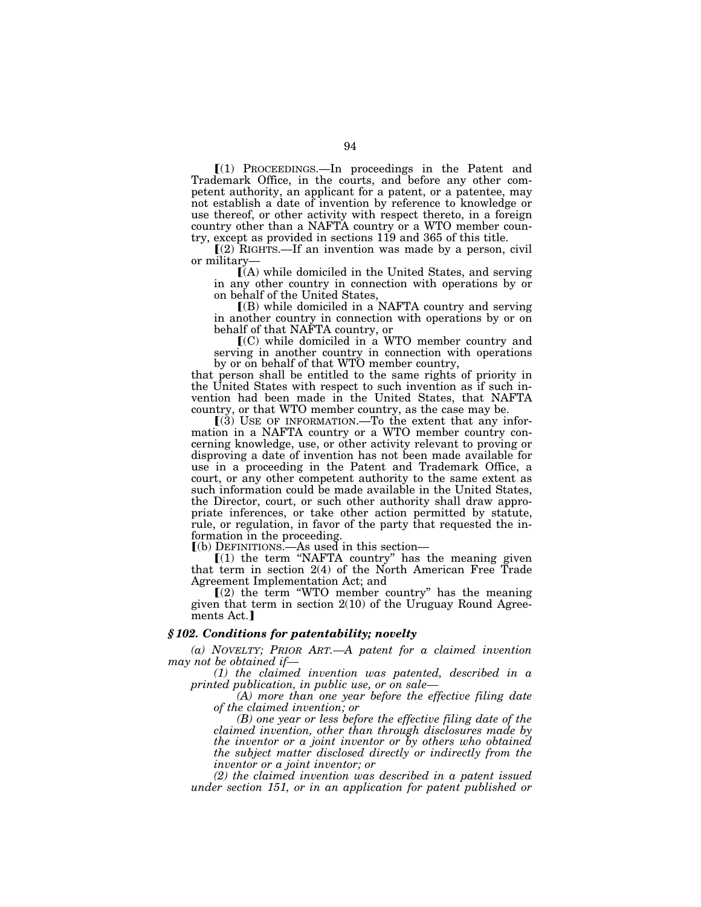⟦(1) PROCEEDINGS.—In proceedings in the Patent and Trademark Office, in the courts, and before any other competent authority, an applicant for a patent, or a patentee, may not establish a date of invention by reference to knowledge or use thereof, or other activity with respect thereto, in a foreign country other than a NAFTA country or a WTO member country, except as provided in sections 119 and 365 of this title.

⟦(2) RIGHTS.—If an invention was made by a person, civil or military—

⟦(A) while domiciled in the United States, and serving in any other country in connection with operations by or on behalf of the United States,

⟦(B) while domiciled in a NAFTA country and serving in another country in connection with operations by or on behalf of that NAFTA country, or

⟦(C) while domiciled in a WTO member country and serving in another country in connection with operations by or on behalf of that WTO member country,

that person shall be entitled to the same rights of priority in the United States with respect to such invention as if such invention had been made in the United States, that NAFTA country, or that WTO member country, as the case may be.

⟦(3) USE OF INFORMATION.—To the extent that any information in a NAFTA country or a WTO member country concerning knowledge, use, or other activity relevant to proving or disproving a date of invention has not been made available for use in a proceeding in the Patent and Trademark Office, a court, or any other competent authority to the same extent as such information could be made available in the United States, the Director, court, or such other authority shall draw appropriate inferences, or take other action permitted by statute, rule, or regulation, in favor of the party that requested the information in the proceeding.

⟦(b) DEFINITIONS.—As used in this section—

⟦(1) the term "NAFTA country" has the meaning given that term in section 2(4) of the North American Free Trade Agreement Implementation Act; and

⟦(2) the term "WTO member country" has the meaning given that term in section 2(10) of the Uruguay Round Agreements Act.⟧

### *§ 102. Conditions for patentability; novelty*

*(a) NOVELTY; PRIOR ART.—A patent for a claimed invention may not be obtained if—*

*(1) the claimed invention was patented, described in a printed publication, in public use, or on sale—*

*(A) more than one year before the effective filing date of the claimed invention; or*

*(B) one year or less before the effective filing date of the claimed invention, other than through disclosures made by the inventor or a joint inventor or by others who obtained the subject matter disclosed directly or indirectly from the inventor or a joint inventor; or*

*(2) the claimed invention was described in a patent issued under section 151, or in an application for patent published or*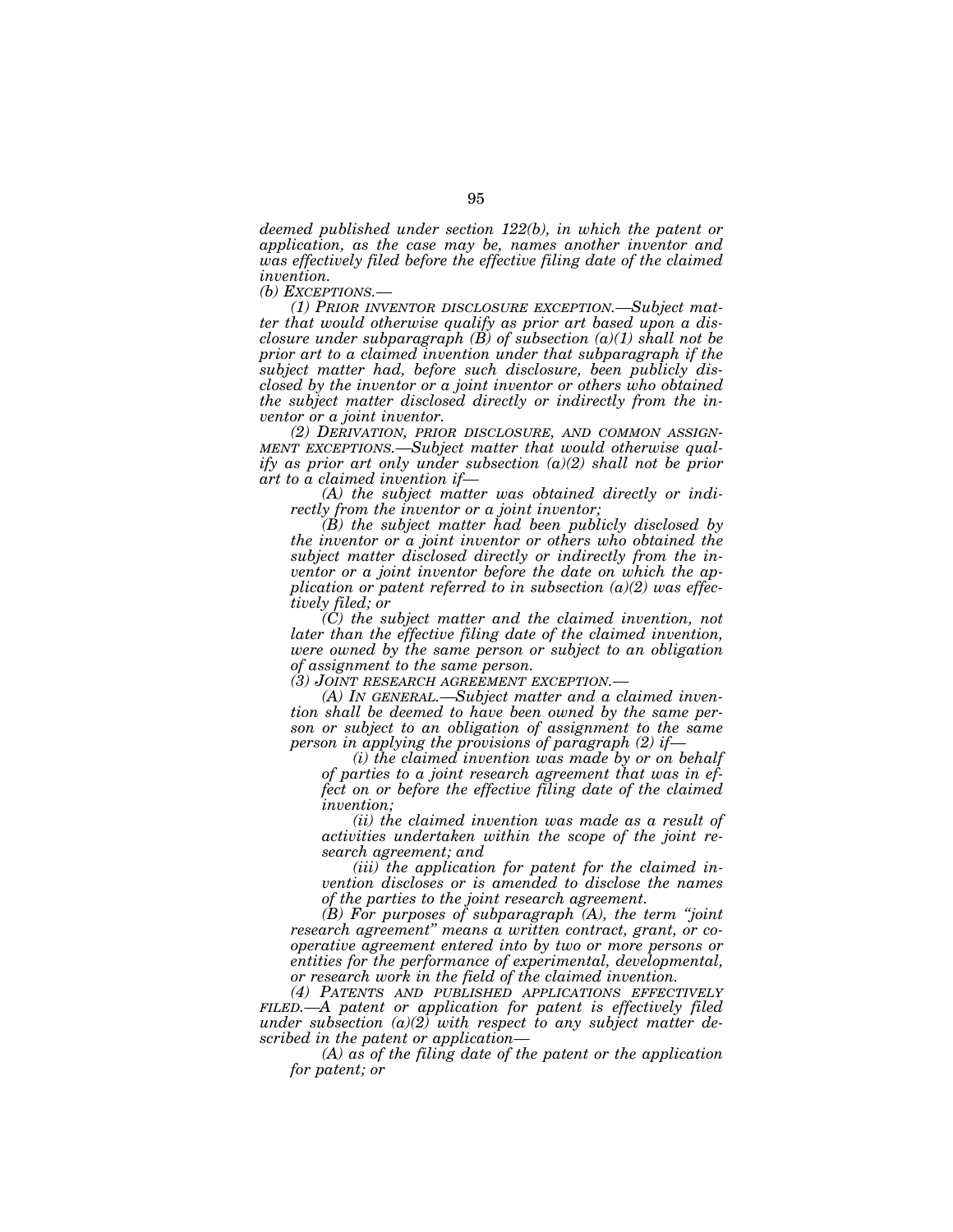*deemed published under section 122(b), in which the patent or application, as the case may be, names another inventor and was effectively filed before the effective filing date of the claimed invention.*

*(b) EXCEPTIONS.—*

*(1) PRIOR INVENTOR DISCLOSURE EXCEPTION.—Subject matter that would otherwise qualify as prior art based upon a disclosure under subparagraph (B) of subsection (a)(1) shall not be prior art to a claimed invention under that subparagraph if the subject matter had, before such disclosure, been publicly disclosed by the inventor or a joint inventor or others who obtained the subject matter disclosed directly or indirectly from the inventor or a joint inventor.*

*(2) DERIVATION, PRIOR DISCLOSURE, AND COMMON ASSIGNMENT EXCEPTIONS.—Subject matter that would otherwise qualify as prior art only under subsection (a)(2) shall not be prior art to a claimed invention if—*

*(A) the subject matter was obtained directly or indirectly from the inventor or a joint inventor;*

*(B) the subject matter had been publicly disclosed by the inventor or a joint inventor or others who obtained the subject matter disclosed directly or indirectly from the inventor or a joint inventor before the date on which the application or patent referred to in subsection (a)(2) was effectively filed; or*

*(C) the subject matter and the claimed invention, not later than the effective filing date of the claimed invention, were owned by the same person or subject to an obligation of assignment to the same person.*

*(3) JOINT RESEARCH AGREEMENT EXCEPTION.—*

*(A) IN GENERAL.—Subject matter and a claimed invention shall be deemed to have been owned by the same person or subject to an obligation of assignment to the same person in applying the provisions of paragraph (2) if—*

*(i) the claimed invention was made by or on behalf of parties to a joint research agreement that was in effect on or before the effective filing date of the claimed invention;*

*(ii) the claimed invention was made as a result of activities undertaken within the scope of the joint research agreement; and*

*(iii) the application for patent for the claimed invention discloses or is amended to disclose the names of the parties to the joint research agreement.*

*(B) For purposes of subparagraph (A), the term "joint research agreement" means a written contract, grant, or cooperative agreement entered into by two or more persons or entities for the performance of experimental, developmental, or research work in the field of the claimed invention.*

*(4) PATENTS AND PUBLISHED APPLICATIONS EFFECTIVELY FILED.—A patent or application for patent is effectively filed under subsection (a)(2) with respect to any subject matter described in the patent or application—*

*(A) as of the filing date of the patent or the application for patent; or*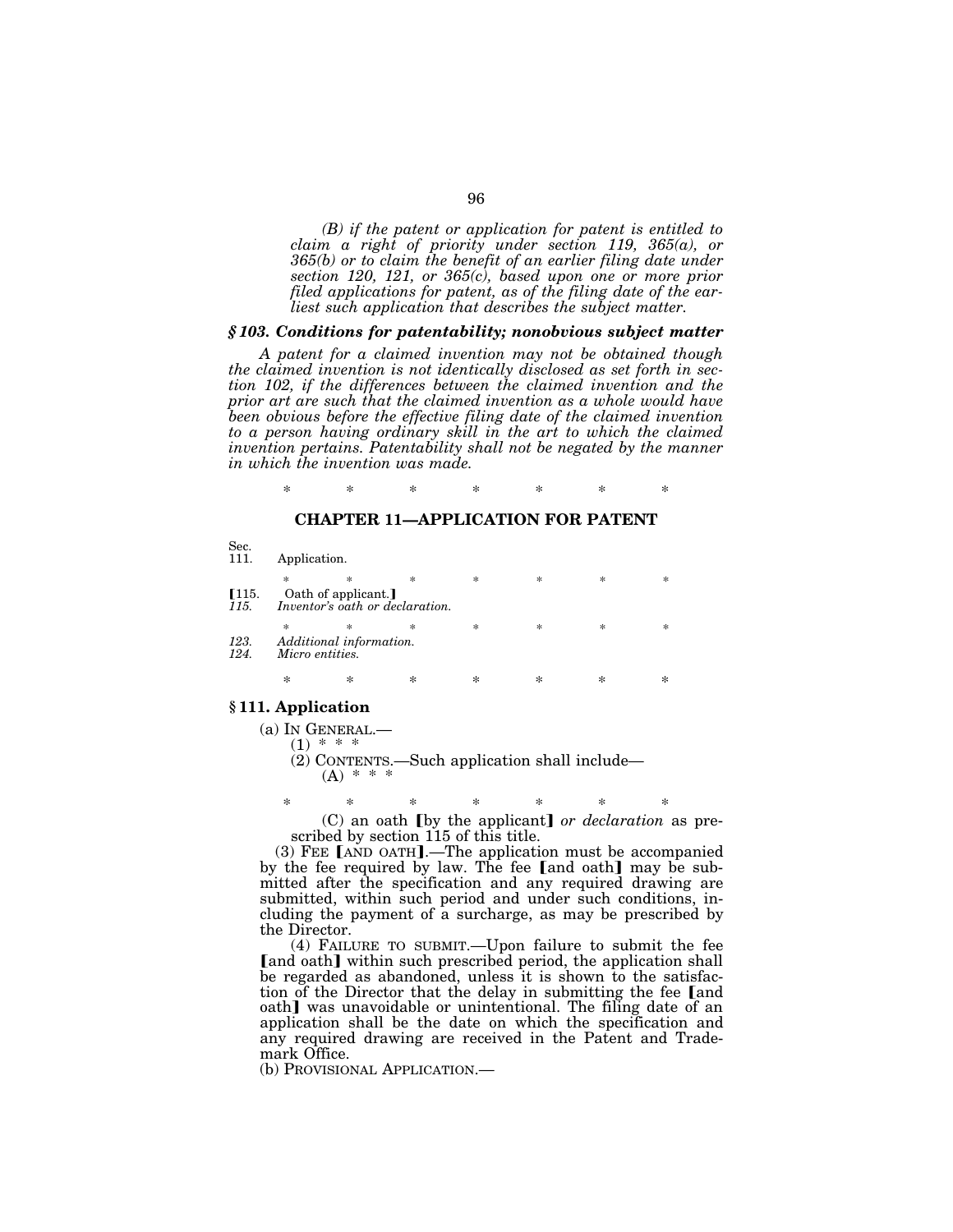*(B) if the patent or application for patent is entitled to claim a right of priority under section 119, 365(a), or 365(b) or to claim the benefit of an earlier filing date under section 120, 121, or 365(c), based upon one or more prior filed applications for patent, as of the filing date of the earliest such application that describes the subject matter.*

### *§ 103. Conditions for patentability; nonobvious subject matter*

*A patent for a claimed invention may not be obtained though the claimed invention is not identically disclosed as set forth in section 102, if the differences between the claimed invention and the prior art are such that the claimed invention as a whole would have been obvious before the effective filing date of the claimed invention to a person having ordinary skill in the art to which the claimed invention pertains. Patentability shall not be negated by the manner in which the invention was made.*

\* \* \* \* \* \* \*

## CHAPTER 11—APPLICATION FOR PATENT

Sec.
111. Application.

\* \* \* \* \* \* \*

【115. Oath of applicant.】
*115. Inventor's oath or declaration.*

\* \* \* \* \* \* \*

*123. Additional information.*
*124. Micro entities.*

\* \* \* \* \* \* \*

### § 111. Application

(a) IN GENERAL.—
(1) \* \* \*
(2) CONTENTS.—Such application shall include—
(A) \* \* \*

\* \* \* \* \* \* \*

(C) an oath 【by the applicant】 *or declaration* as prescribed by section 115 of this title.

(3) FEE 【AND OATH】.—The application must be accompanied by the fee required by law. The fee 【and oath】 may be submitted after the specification and any required drawing are submitted, within such period and under such conditions, including the payment of a surcharge, as may be prescribed by the Director.

(4) FAILURE TO SUBMIT.—Upon failure to submit the fee 【and oath】 within such prescribed period, the application shall be regarded as abandoned, unless it is shown to the satisfaction of the Director that the delay in submitting the fee 【and oath】 was unavoidable or unintentional. The filing date of an application shall be the date on which the specification and any required drawing are received in the Patent and Trademark Office.

(b) PROVISIONAL APPLICATION.—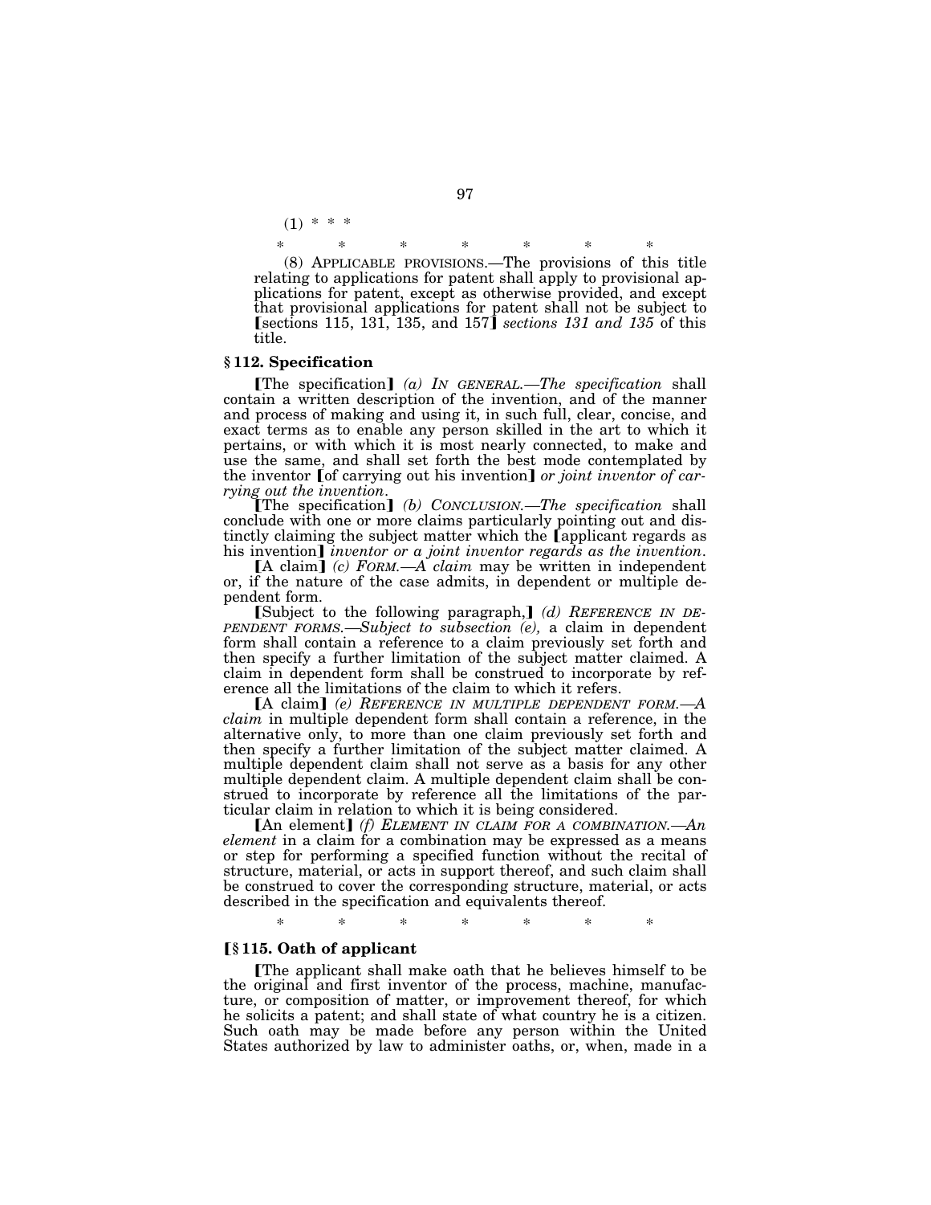(1) * * *

\*       \*       \*       \*       \*       \*       \*

(8) APPLICABLE PROVISIONS.—The provisions of this title relating to applications for patent shall apply to provisional applications for patent, except as otherwise provided, and except that provisional applications for patent shall not be subject to ⟦sections 115, 131, 135, and 157⟧ *sections 131 and 135* of this title.

### § 112. Specification

⟦The specification⟧ *(a) IN GENERAL.—The specification* shall contain a written description of the invention, and of the manner and process of making and using it, in such full, clear, concise, and exact terms as to enable any person skilled in the art to which it pertains, or with which it is most nearly connected, to make and use the same, and shall set forth the best mode contemplated by the inventor ⟦of carrying out his invention⟧ *or joint inventor of carrying out the invention*.

⟦The specification⟧ *(b) CONCLUSION.—The specification* shall conclude with one or more claims particularly pointing out and distinctly claiming the subject matter which the ⟦applicant regards as his invention⟧ *inventor or a joint inventor regards as the invention*.

⟦A claim⟧ *(c) FORM.—A claim* may be written in independent or, if the nature of the case admits, in dependent or multiple dependent form.

⟦Subject to the following paragraph,⟧ *(d) REFERENCE IN DEPENDENT FORMS.—Subject to subsection (e),* a claim in dependent form shall contain a reference to a claim previously set forth and then specify a further limitation of the subject matter claimed. A claim in dependent form shall be construed to incorporate by reference all the limitations of the claim to which it refers.

⟦A claim⟧ *(e) REFERENCE IN MULTIPLE DEPENDENT FORM.—A claim* in multiple dependent form shall contain a reference, in the alternative only, to more than one claim previously set forth and then specify a further limitation of the subject matter claimed. A multiple dependent claim shall not serve as a basis for any other multiple dependent claim. A multiple dependent claim shall be construed to incorporate by reference all the limitations of the particular claim in relation to which it is being considered.

⟦An element⟧ *(f) ELEMENT IN CLAIM FOR A COMBINATION.—An element* in a claim for a combination may be expressed as a means or step for performing a specified function without the recital of structure, material, or acts in support thereof, and such claim shall be construed to cover the corresponding structure, material, or acts described in the specification and equivalents thereof.

\*       \*       \*       \*       \*       \*       \*

### ⟦§ 115. Oath of applicant

⟦The applicant shall make oath that he believes himself to be the original and first inventor of the process, machine, manufacture, or composition of matter, or improvement thereof, for which he solicits a patent; and shall state of what country he is a citizen. Such oath may be made before any person within the United States authorized by law to administer oaths, or, when, made in a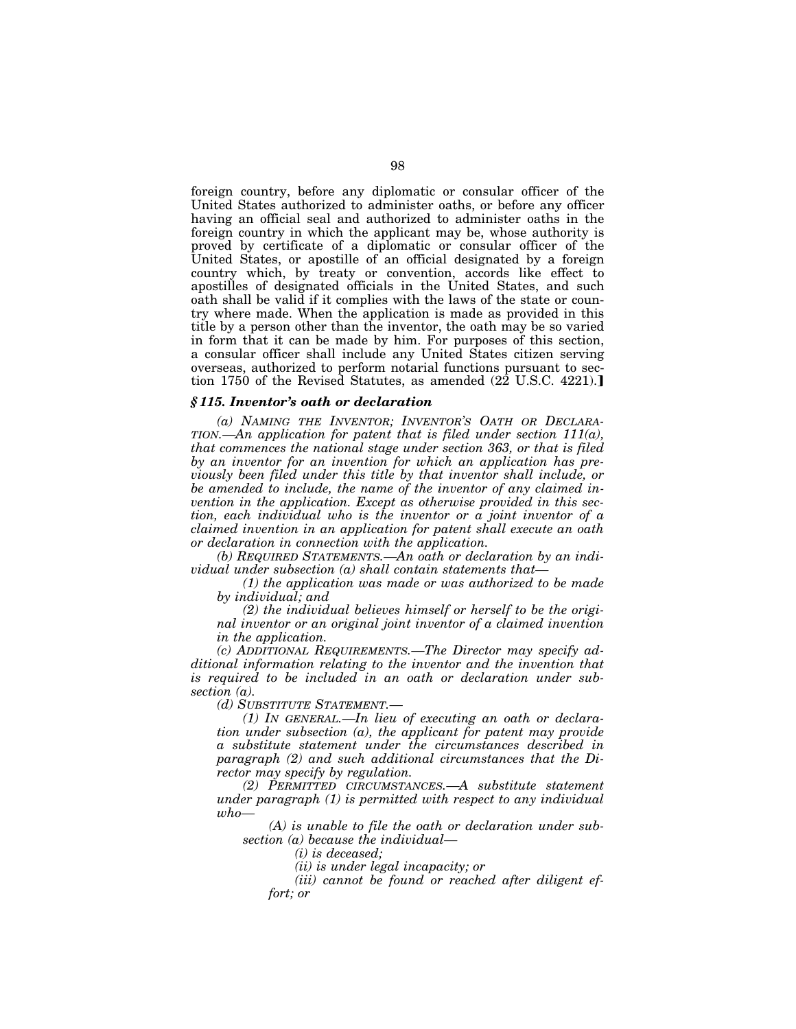foreign country, before any diplomatic or consular officer of the United States authorized to administer oaths, or before any officer having an official seal and authorized to administer oaths in the foreign country in which the applicant may be, whose authority is proved by certificate of a diplomatic or consular officer of the United States, or apostille of an official designated by a foreign country which, by treaty or convention, accords like effect to apostilles of designated officials in the United States, and such oath shall be valid if it complies with the laws of the state or country where made. When the application is made as provided in this title by a person other than the inventor, the oath may be so varied in form that it can be made by him. For purposes of this section, a consular officer shall include any United States citizen serving overseas, authorized to perform notarial functions pursuant to section 1750 of the Revised Statutes, as amended (22 U.S.C. 4221).]

### *§ 115. Inventor's oath or declaration*

*(a) NAMING THE INVENTOR; INVENTOR'S OATH OR DECLARATION.—An application for patent that is filed under section 111(a), that commences the national stage under section 363, or that is filed by an inventor for an invention for which an application has previously been filed under this title by that inventor shall include, or be amended to include, the name of the inventor of any claimed invention in the application. Except as otherwise provided in this section, each individual who is the inventor or a joint inventor of a claimed invention in an application for patent shall execute an oath or declaration in connection with the application.*

*(b) REQUIRED STATEMENTS.—An oath or declaration by an individual under subsection (a) shall contain statements that—*

*(1) the application was made or was authorized to be made by individual; and*

*(2) the individual believes himself or herself to be the original inventor or an original joint inventor of a claimed invention in the application.*

*(c) ADDITIONAL REQUIREMENTS.—The Director may specify additional information relating to the inventor and the invention that is required to be included in an oath or declaration under subsection (a).*

*(d) SUBSTITUTE STATEMENT.—*

*(1) IN GENERAL.—In lieu of executing an oath or declaration under subsection (a), the applicant for patent may provide a substitute statement under the circumstances described in paragraph (2) and such additional circumstances that the Director may specify by regulation.*

*(2) PERMITTED CIRCUMSTANCES.—A substitute statement under paragraph (1) is permitted with respect to any individual who—*

*(A) is unable to file the oath or declaration under subsection (a) because the individual—*

*(i) is deceased;*

*(ii) is under legal incapacity; or*

*(iii) cannot be found or reached after diligent effort; or*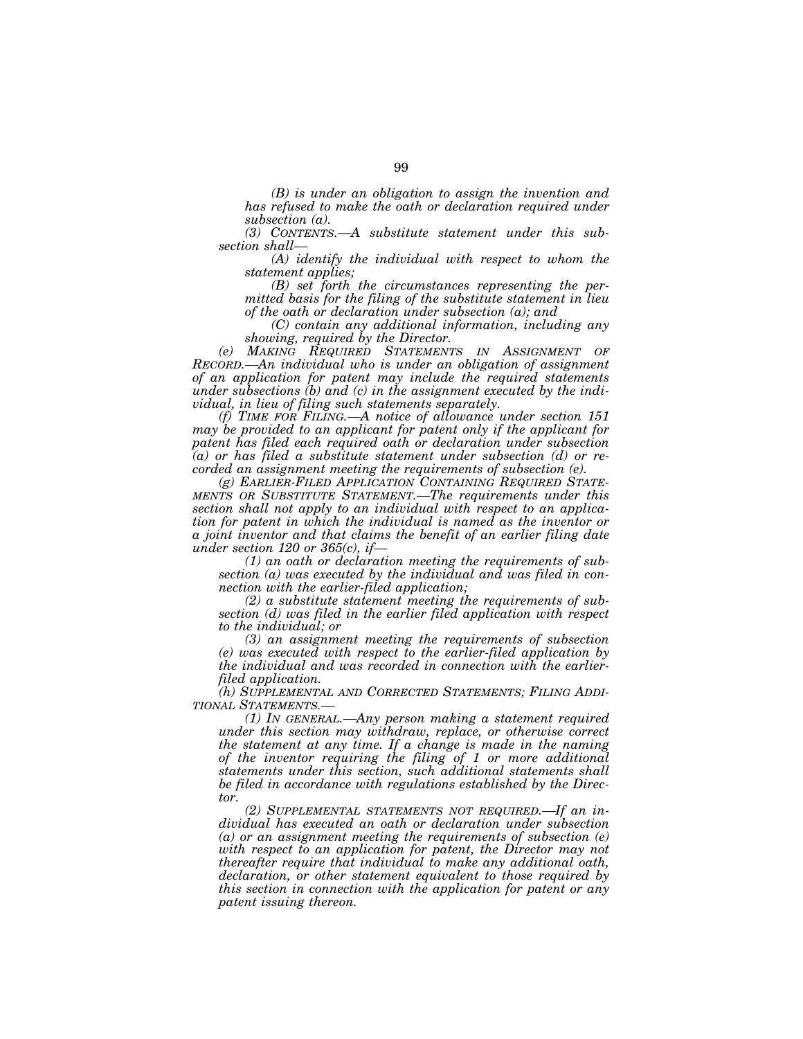*(B) is under an obligation to assign the invention and has refused to make the oath or declaration required under subsection (a).*

*(3) CONTENTS.—A substitute statement under this subsection shall—*

*(A) identify the individual with respect to whom the statement applies;*

*(B) set forth the circumstances representing the permitted basis for the filing of the substitute statement in lieu of the oath or declaration under subsection (a); and*

*(C) contain any additional information, including any showing, required by the Director.*

*(e) MAKING REQUIRED STATEMENTS IN ASSIGNMENT OF RECORD.—An individual who is under an obligation of assignment of an application for patent may include the required statements under subsections (b) and (c) in the assignment executed by the individual, in lieu of filing such statements separately.*

*(f) TIME FOR FILING.—A notice of allowance under section 151 may be provided to an applicant for patent only if the applicant for patent has filed each required oath or declaration under subsection (a) or has filed a substitute statement under subsection (d) or recorded an assignment meeting the requirements of subsection (e).*

*(g) EARLIER-FILED APPLICATION CONTAINING REQUIRED STATEMENTS OR SUBSTITUTE STATEMENT.—The requirements under this section shall not apply to an individual with respect to an application for patent in which the individual is named as the inventor or a joint inventor and that claims the benefit of an earlier filing date under section 120 or 365(c), if—*

*(1) an oath or declaration meeting the requirements of subsection (a) was executed by the individual and was filed in connection with the earlier-filed application;*

*(2) a substitute statement meeting the requirements of subsection (d) was filed in the earlier filed application with respect to the individual; or*

*(3) an assignment meeting the requirements of subsection (e) was executed with respect to the earlier-filed application by the individual and was recorded in connection with the earlier-filed application.*

*(h) SUPPLEMENTAL AND CORRECTED STATEMENTS; FILING ADDITIONAL STATEMENTS.—*

*(1) IN GENERAL.—Any person making a statement required under this section may withdraw, replace, or otherwise correct the statement at any time. If a change is made in the naming of the inventor requiring the filing of 1 or more additional statements under this section, such additional statements shall be filed in accordance with regulations established by the Director.*

*(2) SUPPLEMENTAL STATEMENTS NOT REQUIRED.—If an individual has executed an oath or declaration under subsection (a) or an assignment meeting the requirements of subsection (e) with respect to an application for patent, the Director may not thereafter require that individual to make any additional oath, declaration, or other statement equivalent to those required by this section in connection with the application for patent or any patent issuing thereon.*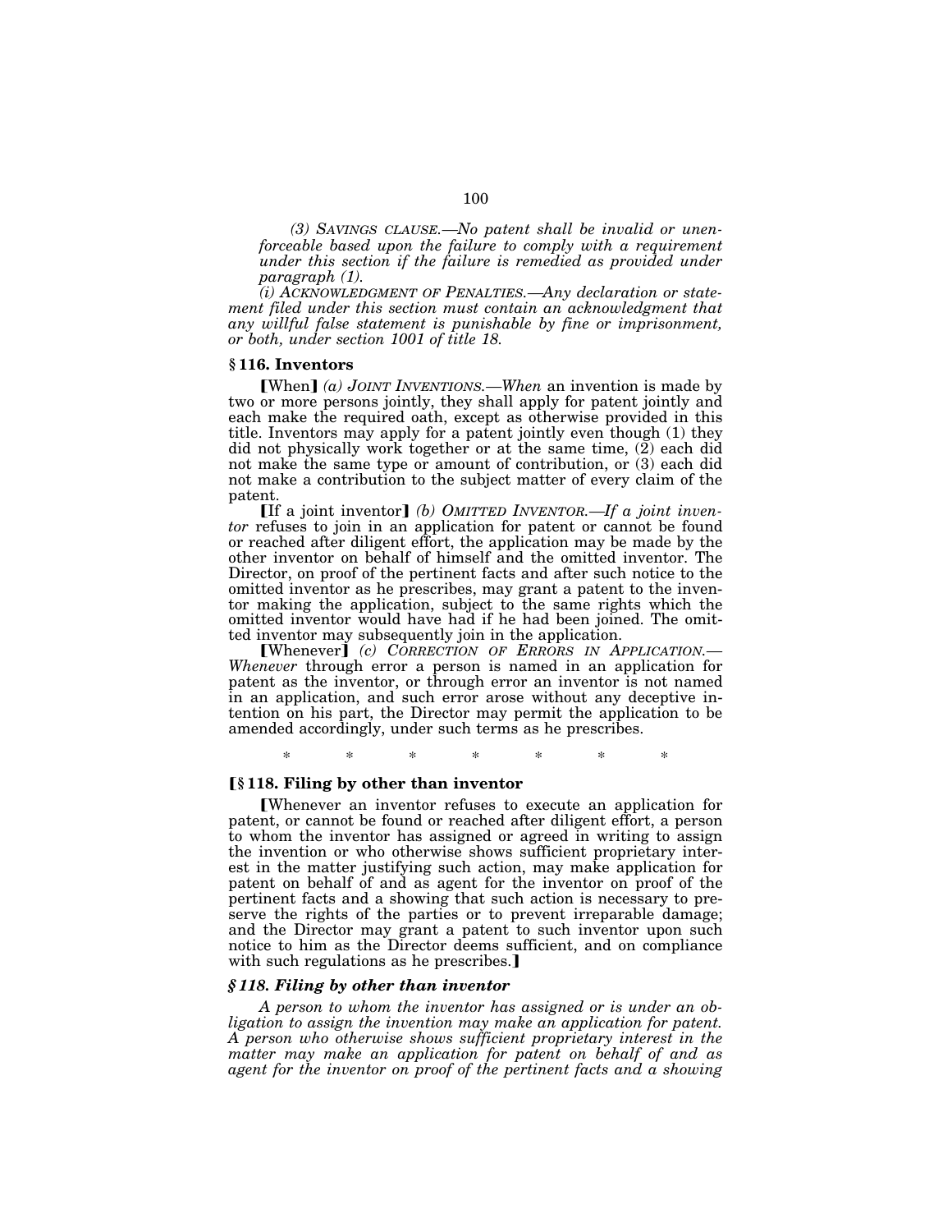*(3) SAVINGS CLAUSE.—No patent shall be invalid or unenforceable based upon the failure to comply with a requirement under this section if the failure is remedied as provided under paragraph (1).*

*(i) ACKNOWLEDGMENT OF PENALTIES.—Any declaration or statement filed under this section must contain an acknowledgment that any willful false statement is punishable by fine or imprisonment, or both, under section 1001 of title 18.*

**§ 116. Inventors**

[When] *(a) JOINT INVENTIONS.—When* an invention is made by two or more persons jointly, they shall apply for patent jointly and each make the required oath, except as otherwise provided in this title. Inventors may apply for a patent jointly even though (1) they did not physically work together or at the same time, (2) each did not make the same type or amount of contribution, or (3) each did not make a contribution to the subject matter of every claim of the patent.

[If a joint inventor] *(b) OMITTED INVENTOR.—If a joint inventor* refuses to join in an application for patent or cannot be found or reached after diligent effort, the application may be made by the other inventor on behalf of himself and the omitted inventor. The Director, on proof of the pertinent facts and after such notice to the omitted inventor as he prescribes, may grant a patent to the inventor making the application, subject to the same rights which the omitted inventor would have had if he had been joined. The omitted inventor may subsequently join in the application.

[Whenever] *(c) CORRECTION OF ERRORS IN APPLICATION.—Whenever* through error a person is named in an application for patent as the inventor, or through error an inventor is not named in an application, and such error arose without any deceptive intention on his part, the Director may permit the application to be amended accordingly, under such terms as he prescribes.

\* \* \* \* \* \* \*

**[§ 118. Filing by other than inventor**

[Whenever an inventor refuses to execute an application for patent, or cannot be found or reached after diligent effort, a person to whom the inventor has assigned or agreed in writing to assign the invention or who otherwise shows sufficient proprietary interest in the matter justifying such action, may make application for patent on behalf of and as agent for the inventor on proof of the pertinent facts and a showing that such action is necessary to preserve the rights of the parties or to prevent irreparable damage; and the Director may grant a patent to such inventor upon such notice to him as the Director deems sufficient, and on compliance with such regulations as he prescribes.]

***§ 118. Filing by other than inventor***

*A person to whom the inventor has assigned or is under an obligation to assign the invention may make an application for patent. A person who otherwise shows sufficient proprietary interest in the matter may make an application for patent on behalf of and as agent for the inventor on proof of the pertinent facts and a showing*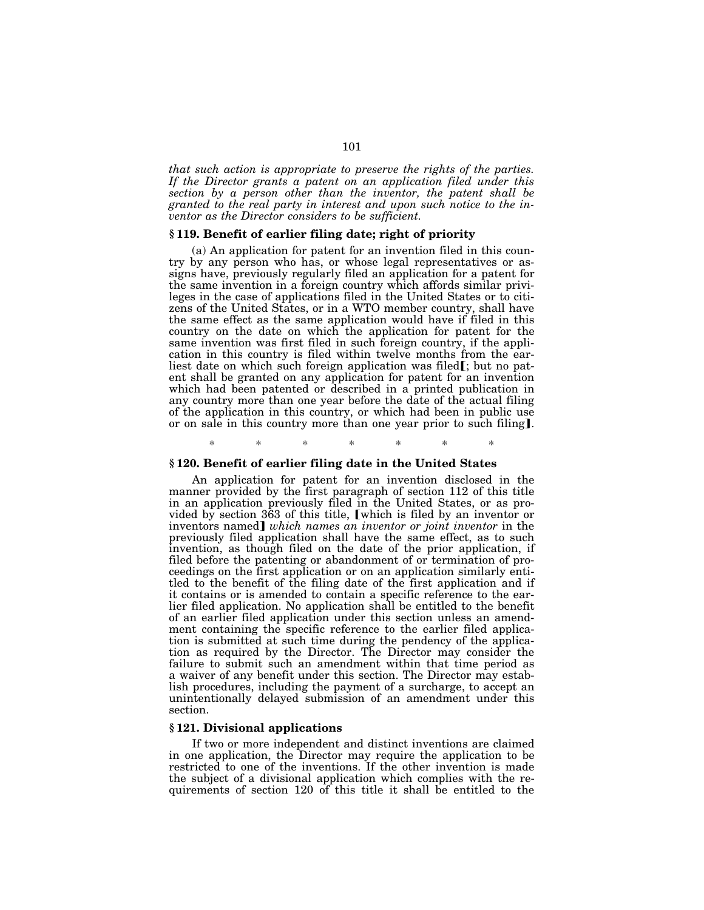*that such action is appropriate to preserve the rights of the parties. If the Director grants a patent on an application filed under this section by a person other than the inventor, the patent shall be granted to the real party in interest and upon such notice to the inventor as the Director considers to be sufficient.*

### § 119. Benefit of earlier filing date; right of priority

(a) An application for patent for an invention filed in this country by any person who has, or whose legal representatives or assigns have, previously regularly filed an application for a patent for the same invention in a foreign country which affords similar privileges in the case of applications filed in the United States or to citizens of the United States, or in a WTO member country, shall have the same effect as the same application would have if filed in this country on the date on which the application for patent for the same invention was first filed in such foreign country, if the application in this country is filed within twelve months from the earliest date on which such foreign application was filed【; but no patent shall be granted on any application for patent for an invention which had been patented or described in a printed publication in any country more than one year before the date of the actual filing of the application in this country, or which had been in public use or on sale in this country more than one year prior to such filing】.

\* \* \* \* \* \* \*

### § 120. Benefit of earlier filing date in the United States

An application for patent for an invention disclosed in the manner provided by the first paragraph of section 112 of this title in an application previously filed in the United States, or as provided by section 363 of this title, 【which is filed by an inventor or inventors named】 *which names an inventor or joint inventor* in the previously filed application shall have the same effect, as to such invention, as though filed on the date of the prior application, if filed before the patenting or abandonment of or termination of proceedings on the first application or on an application similarly entitled to the benefit of the filing date of the first application and if it contains or is amended to contain a specific reference to the earlier filed application. No application shall be entitled to the benefit of an earlier filed application under this section unless an amendment containing the specific reference to the earlier filed application is submitted at such time during the pendency of the application as required by the Director. The Director may consider the failure to submit such an amendment within that time period as a waiver of any benefit under this section. The Director may establish procedures, including the payment of a surcharge, to accept an unintentionally delayed submission of an amendment under this section.

### § 121. Divisional applications

If two or more independent and distinct inventions are claimed in one application, the Director may require the application to be restricted to one of the inventions. If the other invention is made the subject of a divisional application which complies with the requirements of section 120 of this title it shall be entitled to the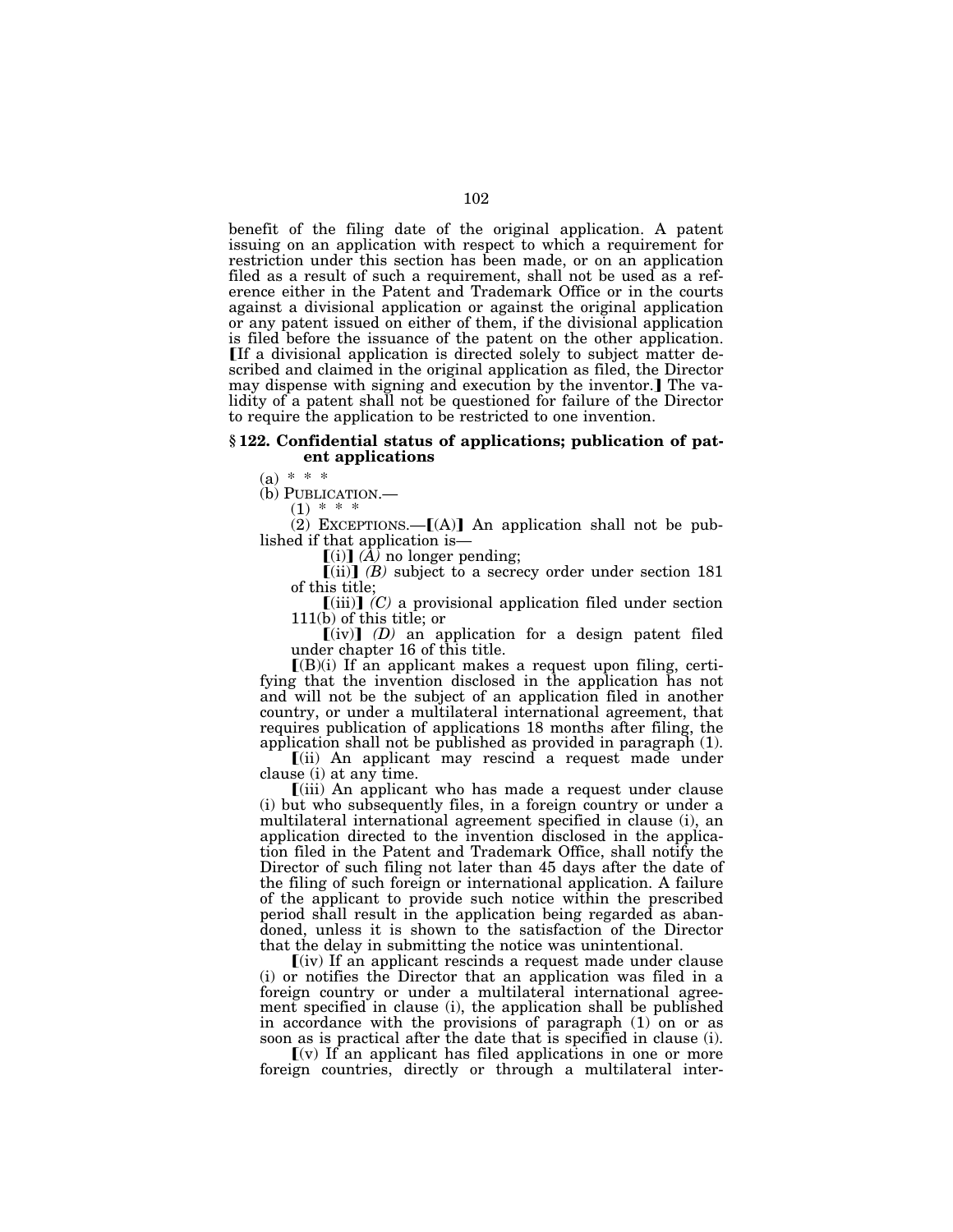benefit of the filing date of the original application. A patent issuing on an application with respect to which a requirement for restriction under this section has been made, or on an application filed as a result of such a requirement, shall not be used as a reference either in the Patent and Trademark Office or in the courts against a divisional application or against the original application or any patent issued on either of them, if the divisional application is filed before the issuance of the patent on the other application. ⟦If a divisional application is directed solely to subject matter described and claimed in the original application as filed, the Director may dispense with signing and execution by the inventor.⟧ The validity of a patent shall not be questioned for failure of the Director to require the application to be restricted to one invention.

### § 122. Confidential status of applications; publication of patent applications

(a) * * *

(b) PUBLICATION.—

(1) * * *

(2) EXCEPTIONS.—⟦(A)⟧ An application shall not be published if that application is—

⟦(i)⟧ *(A)* no longer pending;

⟦(ii)⟧ *(B)* subject to a secrecy order under section 181 of this title;

⟦(iii)⟧ *(C)* a provisional application filed under section 111(b) of this title; or

⟦(iv)⟧ *(D)* an application for a design patent filed under chapter 16 of this title.

⟦(B)(i) If an applicant makes a request upon filing, certifying that the invention disclosed in the application has not and will not be the subject of an application filed in another country, or under a multilateral international agreement, that requires publication of applications 18 months after filing, the application shall not be published as provided in paragraph (1).

⟦(ii) An applicant may rescind a request made under clause (i) at any time.

⟦(iii) An applicant who has made a request under clause (i) but who subsequently files, in a foreign country or under a multilateral international agreement specified in clause (i), an application directed to the invention disclosed in the application filed in the Patent and Trademark Office, shall notify the Director of such filing not later than 45 days after the date of the filing of such foreign or international application. A failure of the applicant to provide such notice within the prescribed period shall result in the application being regarded as abandoned, unless it is shown to the satisfaction of the Director that the delay in submitting the notice was unintentional.

⟦(iv) If an applicant rescinds a request made under clause (i) or notifies the Director that an application was filed in a foreign country or under a multilateral international agreement specified in clause (i), the application shall be published in accordance with the provisions of paragraph (1) on or as soon as is practical after the date that is specified in clause (i).

⟦(v) If an applicant has filed applications in one or more foreign countries, directly or through a multilateral inter-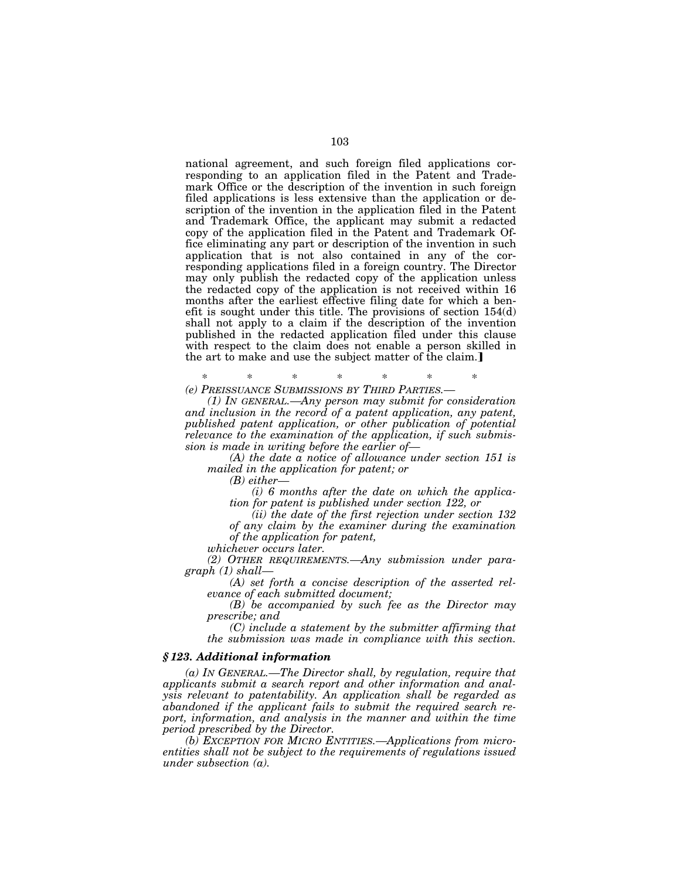national agreement, and such foreign filed applications corresponding to an application filed in the Patent and Trademark Office or the description of the invention in such foreign filed applications is less extensive than the application or description of the invention in the application filed in the Patent and Trademark Office, the applicant may submit a redacted copy of the application filed in the Patent and Trademark Office eliminating any part or description of the invention in such application that is not also contained in any of the corresponding applications filed in a foreign country. The Director may only publish the redacted copy of the application unless the redacted copy of the application is not received within 16 months after the earliest effective filing date for which a benefit is sought under this title. The provisions of section 154(d) shall not apply to a claim if the description of the invention published in the redacted application filed under this clause with respect to the claim does not enable a person skilled in the art to make and use the subject matter of the claim.]

\* \* \* \* \* \* \*

*(e) PREISSUANCE SUBMISSIONS BY THIRD PARTIES.—*

*(1) IN GENERAL.—Any person may submit for consideration and inclusion in the record of a patent application, any patent, published patent application, or other publication of potential relevance to the examination of the application, if such submission is made in writing before the earlier of—*

*(A) the date a notice of allowance under section 151 is mailed in the application for patent; or*

*(B) either—*

*(i) 6 months after the date on which the application for patent is published under section 122, or*

*(ii) the date of the first rejection under section 132 of any claim by the examiner during the examination of the application for patent,*

*whichever occurs later.*

*(2) OTHER REQUIREMENTS.—Any submission under paragraph (1) shall—*

*(A) set forth a concise description of the asserted relevance of each submitted document;*

*(B) be accompanied by such fee as the Director may prescribe; and*

*(C) include a statement by the submitter affirming that the submission was made in compliance with this section.*

### *§ 123. Additional information*

*(a) IN GENERAL.—The Director shall, by regulation, require that applicants submit a search report and other information and analysis relevant to patentability. An application shall be regarded as abandoned if the applicant fails to submit the required search report, information, and analysis in the manner and within the time period prescribed by the Director.*

*(b) EXCEPTION FOR MICRO ENTITIES.—Applications from micro-entities shall not be subject to the requirements of regulations issued under subsection (a).*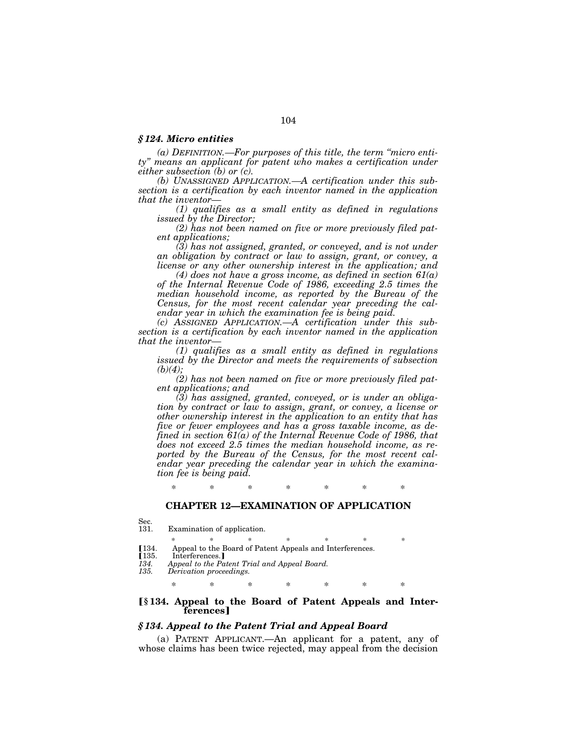### *§ 124. Micro entities*

*(a) DEFINITION.—For purposes of this title, the term "micro entity" means an applicant for patent who makes a certification under either subsection (b) or (c).*

*(b) UNASSIGNED APPLICATION.—A certification under this subsection is a certification by each inventor named in the application that the inventor—*

*(1) qualifies as a small entity as defined in regulations issued by the Director;*

*(2) has not been named on five or more previously filed patent applications;*

*(3) has not assigned, granted, or conveyed, and is not under an obligation by contract or law to assign, grant, or convey, a license or any other ownership interest in the application; and*

*(4) does not have a gross income, as defined in section 61(a) of the Internal Revenue Code of 1986, exceeding 2.5 times the median household income, as reported by the Bureau of the Census, for the most recent calendar year preceding the calendar year in which the examination fee is being paid.*

*(c) ASSIGNED APPLICATION.—A certification under this subsection is a certification by each inventor named in the application that the inventor—*

*(1) qualifies as a small entity as defined in regulations issued by the Director and meets the requirements of subsection (b)(4);*

*(2) has not been named on five or more previously filed patent applications; and*

*(3) has assigned, granted, conveyed, or is under an obligation by contract or law to assign, grant, or convey, a license or other ownership interest in the application to an entity that has five or fewer employees and has a gross taxable income, as defined in section 61(a) of the Internal Revenue Code of 1986, that does not exceed 2.5 times the median household income, as reported by the Bureau of the Census, for the most recent calendar year preceding the calendar year in which the examination fee is being paid.*

\* \* \* \* \* \* \*

## CHAPTER 12—EXAMINATION OF APPLICATION

Sec.
131. Examination of application.

\* \* \* \* \* \* \*

【134. Appeal to the Board of Patent Appeals and Interferences.
【135. Interferences.】
*134. Appeal to the Patent Trial and Appeal Board.*
*135. Derivation proceedings.*

\* \* \* \* \* \* \*

### 【§ 134. Appeal to the Board of Patent Appeals and Interferences】

### *§ 134. Appeal to the Patent Trial and Appeal Board*

(a) PATENT APPLICANT.—An applicant for a patent, any of whose claims has been twice rejected, may appeal from the decision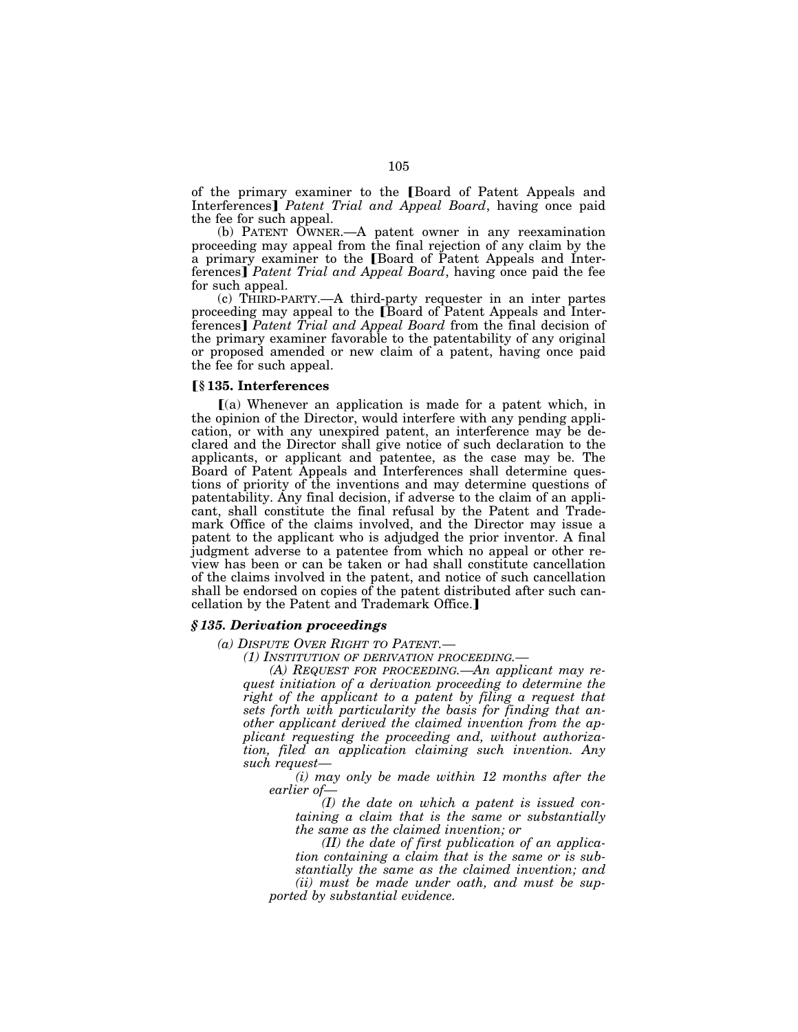of the primary examiner to the ⟦Board of Patent Appeals and Interferences⟧ *Patent Trial and Appeal Board*, having once paid the fee for such appeal.

(b) PATENT OWNER.—A patent owner in any reexamination proceeding may appeal from the final rejection of any claim by the a primary examiner to the ⟦Board of Patent Appeals and Interferences⟧ *Patent Trial and Appeal Board*, having once paid the fee for such appeal.

(c) THIRD-PARTY.—A third-party requester in an inter partes proceeding may appeal to the ⟦Board of Patent Appeals and Interferences⟧ *Patent Trial and Appeal Board* from the final decision of the primary examiner favorable to the patentability of any original or proposed amended or new claim of a patent, having once paid the fee for such appeal.

### ⟦§ 135. Interferences

⟦(a) Whenever an application is made for a patent which, in the opinion of the Director, would interfere with any pending application, or with any unexpired patent, an interference may be declared and the Director shall give notice of such declaration to the applicants, or applicant and patentee, as the case may be. The Board of Patent Appeals and Interferences shall determine questions of priority of the inventions and may determine questions of patentability. Any final decision, if adverse to the claim of an applicant, shall constitute the final refusal by the Patent and Trademark Office of the claims involved, and the Director may issue a patent to the applicant who is adjudged the prior inventor. A final judgment adverse to a patentee from which no appeal or other review has been or can be taken or had shall constitute cancellation of the claims involved in the patent, and notice of such cancellation shall be endorsed on copies of the patent distributed after such cancellation by the Patent and Trademark Office.⟧

### *§ 135. Derivation proceedings*

*(a) DISPUTE OVER RIGHT TO PATENT.—*

*(1) INSTITUTION OF DERIVATION PROCEEDING.—*

*(A) REQUEST FOR PROCEEDING.—An applicant may request initiation of a derivation proceeding to determine the right of the applicant to a patent by filing a request that sets forth with particularity the basis for finding that another applicant derived the claimed invention from the applicant requesting the proceeding and, without authorization, filed an application claiming such invention. Any such request—*

*(i) may only be made within 12 months after the earlier of—*

*(I) the date on which a patent is issued containing a claim that is the same or substantially the same as the claimed invention; or*

*(II) the date of first publication of an application containing a claim that is the same or is substantially the same as the claimed invention; and*

*(ii) must be made under oath, and must be supported by substantial evidence.*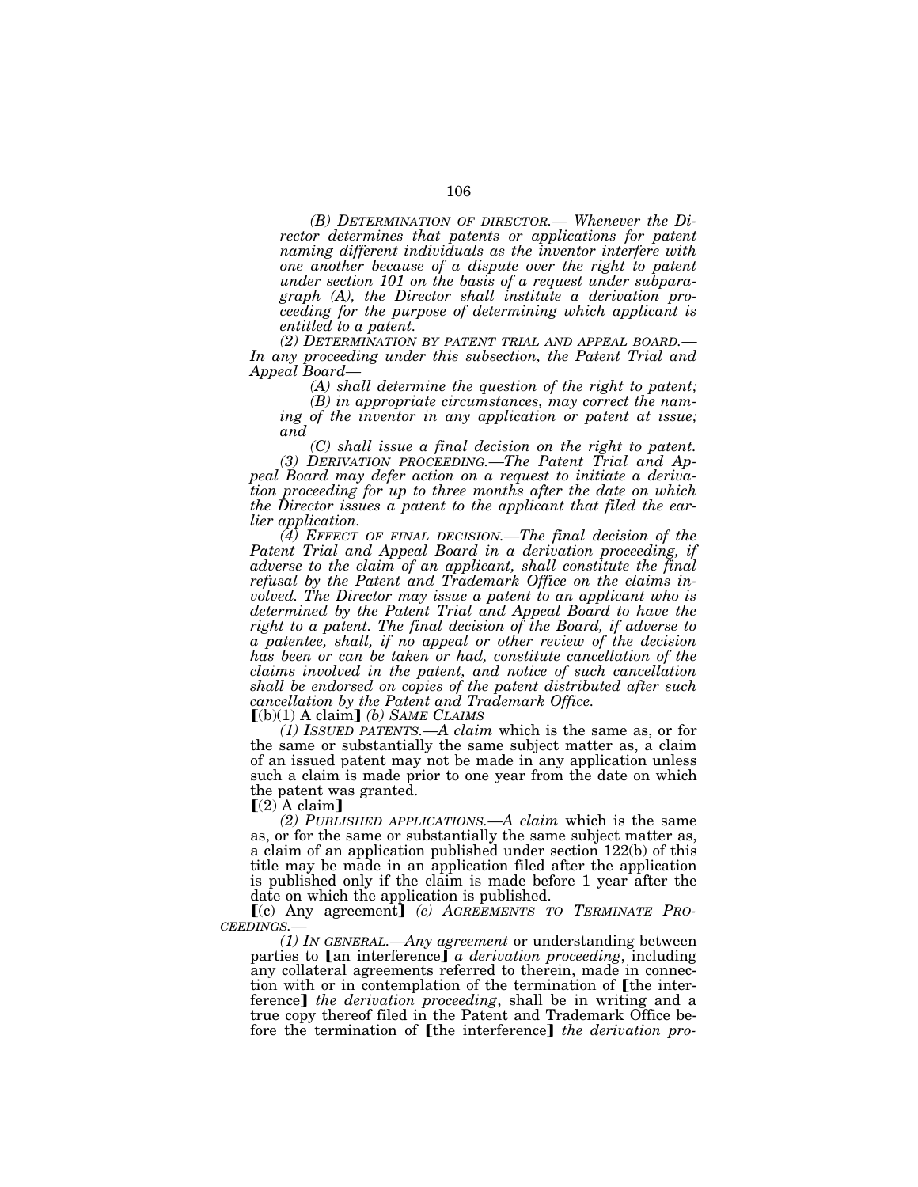*(B) DETERMINATION OF DIRECTOR.— Whenever the Director determines that patents or applications for patent naming different individuals as the inventor interfere with one another because of a dispute over the right to patent under section 101 on the basis of a request under subparagraph (A), the Director shall institute a derivation proceeding for the purpose of determining which applicant is entitled to a patent.*

*(2) DETERMINATION BY PATENT TRIAL AND APPEAL BOARD.— In any proceeding under this subsection, the Patent Trial and Appeal Board—*

*(A) shall determine the question of the right to patent;*

*(B) in appropriate circumstances, may correct the naming of the inventor in any application or patent at issue; and*

*(C) shall issue a final decision on the right to patent.*

*(3) DERIVATION PROCEEDING.—The Patent Trial and Appeal Board may defer action on a request to initiate a derivation proceeding for up to three months after the date on which the Director issues a patent to the applicant that filed the earlier application.*

*(4) EFFECT OF FINAL DECISION.—The final decision of the Patent Trial and Appeal Board in a derivation proceeding, if adverse to the claim of an applicant, shall constitute the final refusal by the Patent and Trademark Office on the claims involved. The Director may issue a patent to an applicant who is determined by the Patent Trial and Appeal Board to have the right to a patent. The final decision of the Board, if adverse to a patentee, shall, if no appeal or other review of the decision has been or can be taken or had, constitute cancellation of the claims involved in the patent, and notice of such cancellation shall be endorsed on copies of the patent distributed after such cancellation by the Patent and Trademark Office.*

【(b)(1) A claim】 *(b) SAME CLAIMS*

*(1) ISSUED PATENTS.—A claim* which is the same as, or for the same or substantially the same subject matter as, a claim of an issued patent may not be made in any application unless such a claim is made prior to one year from the date on which the patent was granted.

【(2) A claim】

*(2) PUBLISHED APPLICATIONS.—A claim* which is the same as, or for the same or substantially the same subject matter as, a claim of an application published under section 122(b) of this title may be made in an application filed after the application is published only if the claim is made before 1 year after the date on which the application is published.

【(c) Any agreement】 *(c) AGREEMENTS TO TERMINATE PROCEEDINGS.—*

*(1) IN GENERAL.—Any agreement* or understanding between parties to 【an interference】 *a derivation proceeding*, including any collateral agreements referred to therein, made in connection with or in contemplation of the termination of 【the interference】 *the derivation proceeding*, shall be in writing and a true copy thereof filed in the Patent and Trademark Office before the termination of 【the interference】 *the derivation pro-*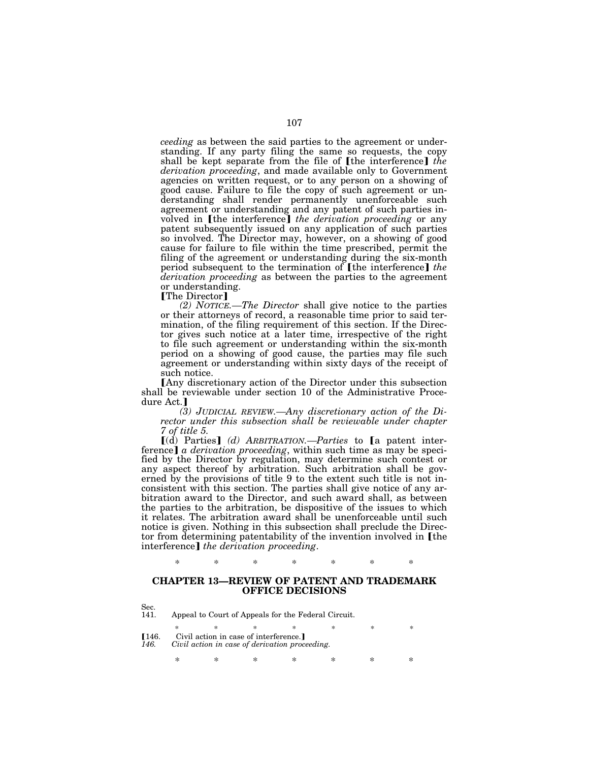*ceeding* as between the said parties to the agreement or understanding. If any party filing the same so requests, the copy shall be kept separate from the file of ⟦the interference⟧ *the derivation proceeding*, and made available only to Government agencies on written request, or to any person on a showing of good cause. Failure to file the copy of such agreement or understanding shall render permanently unenforceable such agreement or understanding and any patent of such parties involved in ⟦the interference⟧ *the derivation proceeding* or any patent subsequently issued on any application of such parties so involved. The Director may, however, on a showing of good cause for failure to file within the time prescribed, permit the filing of the agreement or understanding during the six-month period subsequent to the termination of ⟦the interference⟧ *the derivation proceeding* as between the parties to the agreement or understanding.

⟦The Director⟧

*(2) NOTICE.—The Director* shall give notice to the parties or their attorneys of record, a reasonable time prior to said termination, of the filing requirement of this section. If the Director gives such notice at a later time, irrespective of the right to file such agreement or understanding within the six-month period on a showing of good cause, the parties may file such agreement or understanding within sixty days of the receipt of such notice.

⟦Any discretionary action of the Director under this subsection shall be reviewable under section 10 of the Administrative Procedure Act.⟧

*(3) JUDICIAL REVIEW.—Any discretionary action of the Director under this subsection shall be reviewable under chapter 7 of title 5.*

⟦(d) Parties⟧ *(d) ARBITRATION.—Parties* to ⟦a patent interference⟧ *a derivation proceeding*, within such time as may be specified by the Director by regulation, may determine such contest or any aspect thereof by arbitration. Such arbitration shall be governed by the provisions of title 9 to the extent such title is not inconsistent with this section. The parties shall give notice of any arbitration award to the Director, and such award shall, as between the parties to the arbitration, be dispositive of the issues to which it relates. The arbitration award shall be unenforceable until such notice is given. Nothing in this subsection shall preclude the Director from determining patentability of the invention involved in ⟦the interference⟧ *the derivation proceeding*.

\* \* \* \* \* \* \*

## CHAPTER 13—REVIEW OF PATENT AND TRADEMARK OFFICE DECISIONS

Sec.
141. Appeal to Court of Appeals for the Federal Circuit.

\* \* \* \* \* \* \*

⟦146. Civil action in case of interference.⟧
*146. Civil action in case of derivation proceeding.*

\* \* \* \* \* \* \*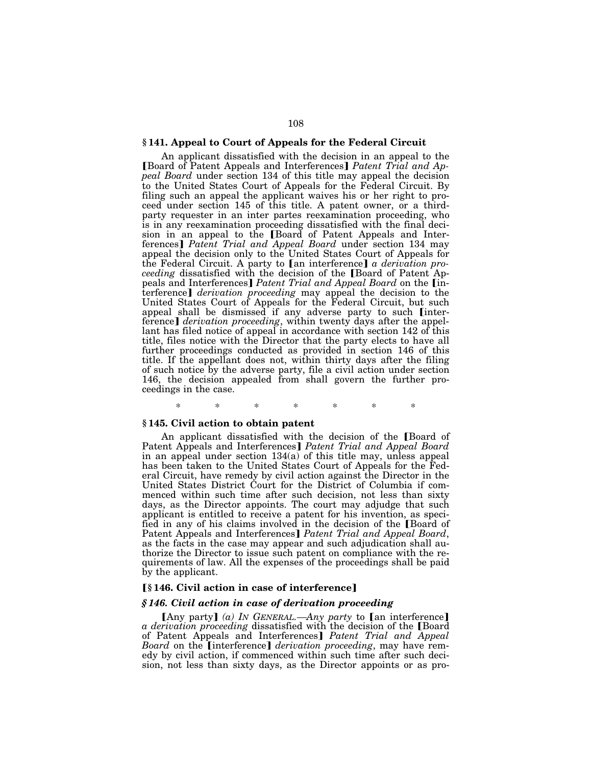### § 141. Appeal to Court of Appeals for the Federal Circuit

An applicant dissatisfied with the decision in an appeal to the 【Board of Patent Appeals and Interferences】 *Patent Trial and Appeal Board* under section 134 of this title may appeal the decision to the United States Court of Appeals for the Federal Circuit. By filing such an appeal the applicant waives his or her right to proceed under section 145 of this title. A patent owner, or a third-party requester in an inter partes reexamination proceeding, who is in any reexamination proceeding dissatisfied with the final decision in an appeal to the 【Board of Patent Appeals and Interferences】 *Patent Trial and Appeal Board* under section 134 may appeal the decision only to the United States Court of Appeals for the Federal Circuit. A party to 【an interference】 *a derivation proceeding* dissatisfied with the decision of the 【Board of Patent Appeals and Interferences】 *Patent Trial and Appeal Board* on the 【interference】 *derivation proceeding* may appeal the decision to the United States Court of Appeals for the Federal Circuit, but such appeal shall be dismissed if any adverse party to such 【interference】 *derivation proceeding*, within twenty days after the appellant has filed notice of appeal in accordance with section 142 of this title, files notice with the Director that the party elects to have all further proceedings conducted as provided in section 146 of this title. If the appellant does not, within thirty days after the filing of such notice by the adverse party, file a civil action under section 146, the decision appealed from shall govern the further proceedings in the case.

\* \* \* \* \* \* \*

### § 145. Civil action to obtain patent

An applicant dissatisfied with the decision of the 【Board of Patent Appeals and Interferences】 *Patent Trial and Appeal Board* in an appeal under section 134(a) of this title may, unless appeal has been taken to the United States Court of Appeals for the Federal Circuit, have remedy by civil action against the Director in the United States District Court for the District of Columbia if commenced within such time after such decision, not less than sixty days, as the Director appoints. The court may adjudge that such applicant is entitled to receive a patent for his invention, as specified in any of his claims involved in the decision of the 【Board of Patent Appeals and Interferences】 *Patent Trial and Appeal Board*, as the facts in the case may appear and such adjudication shall authorize the Director to issue such patent on compliance with the requirements of law. All the expenses of the proceedings shall be paid by the applicant.

### 【§ 146. Civil action in case of interference】

### *§ 146. Civil action in case of derivation proceeding*

【Any party】 *(a) IN GENERAL.—Any party* to 【an interference】 *a derivation proceeding* dissatisfied with the decision of the 【Board of Patent Appeals and Interferences】 *Patent Trial and Appeal Board* on the 【interference】 *derivation proceeding*, may have remedy by civil action, if commenced within such time after such decision, not less than sixty days, as the Director appoints or as pro-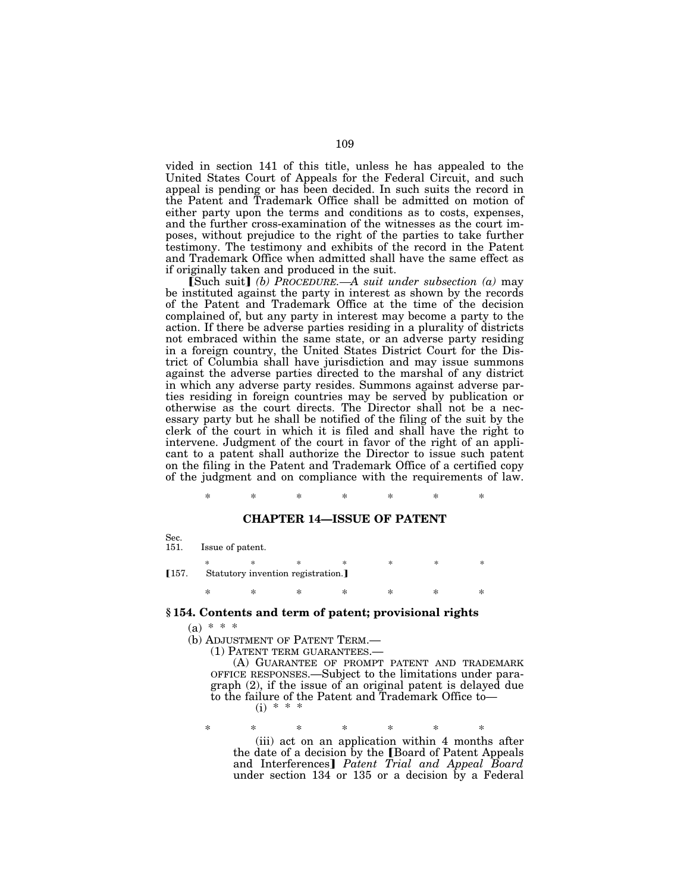vided in section 141 of this title, unless he has appealed to the United States Court of Appeals for the Federal Circuit, and such appeal is pending or has been decided. In such suits the record in the Patent and Trademark Office shall be admitted on motion of either party upon the terms and conditions as to costs, expenses, and the further cross-examination of the witnesses as the court imposes, without prejudice to the right of the parties to take further testimony. The testimony and exhibits of the record in the Patent and Trademark Office when admitted shall have the same effect as if originally taken and produced in the suit.

【Such suit】 *(b) PROCEDURE.—A suit under subsection (a)* may be instituted against the party in interest as shown by the records of the Patent and Trademark Office at the time of the decision complained of, but any party in interest may become a party to the action. If there be adverse parties residing in a plurality of districts not embraced within the same state, or an adverse party residing in a foreign country, the United States District Court for the District of Columbia shall have jurisdiction and may issue summons against the adverse parties directed to the marshal of any district in which any adverse party resides. Summons against adverse parties residing in foreign countries may be served by publication or otherwise as the court directs. The Director shall not be a necessary party but he shall be notified of the filing of the suit by the clerk of the court in which it is filed and shall have the right to intervene. Judgment of the court in favor of the right of an applicant to a patent shall authorize the Director to issue such patent on the filing in the Patent and Trademark Office of a certified copy of the judgment and on compliance with the requirements of law.

\* \* \* \* \* \* \*

## CHAPTER 14—ISSUE OF PATENT

Sec.
151. Issue of patent.

\* \* \* \* \* \* \*

【157. Statutory invention registration.】

\* \* \* \* \* \* \*

### § 154. Contents and term of patent; provisional rights

(a) \* \* \*

(b) ADJUSTMENT OF PATENT TERM.—

(1) PATENT TERM GUARANTEES.—

(A) GUARANTEE OF PROMPT PATENT AND TRADEMARK OFFICE RESPONSES.—Subject to the limitations under paragraph (2), if the issue of an original patent is delayed due to the failure of the Patent and Trademark Office to—

(i) \* \* \*

\* \* \* \* \* \* \*

(iii) act on an application within 4 months after the date of a decision by the 【Board of Patent Appeals and Interferences】 *Patent Trial and Appeal Board* under section 134 or 135 or a decision by a Federal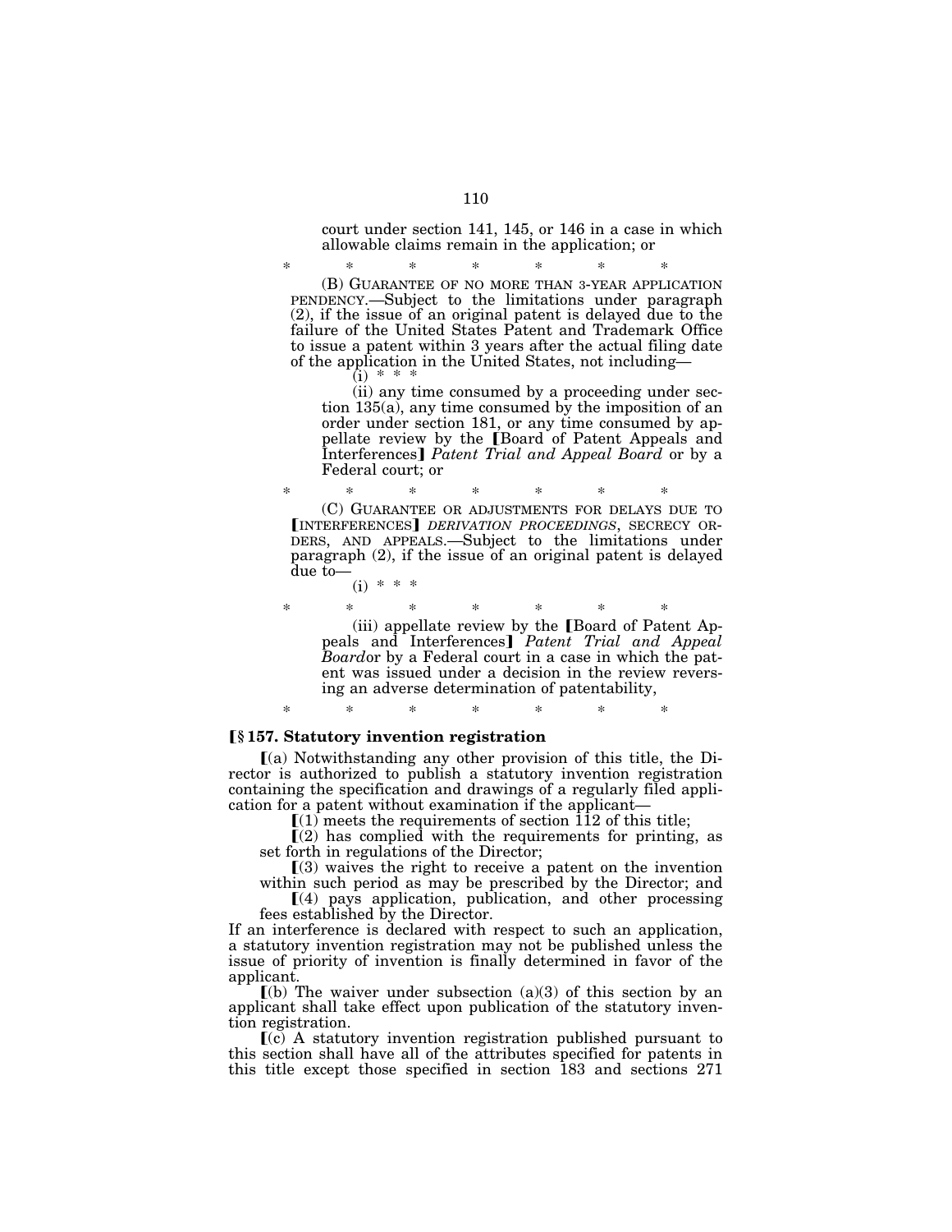court under section 141, 145, or 146 in a case in which allowable claims remain in the application; or

\* \* \* \* \* \* \*

(B) GUARANTEE OF NO MORE THAN 3-YEAR APPLICATION PENDENCY.—Subject to the limitations under paragraph (2), if the issue of an original patent is delayed due to the failure of the United States Patent and Trademark Office to issue a patent within 3 years after the actual filing date of the application in the United States, not including—

(i) \* \* \*

(ii) any time consumed by a proceeding under section 135(a), any time consumed by the imposition of an order under section 181, or any time consumed by appellate review by the ⟦Board of Patent Appeals and Interferences⟧ *Patent Trial and Appeal Board* or by a Federal court; or

\* \* \* \* \* \* \*

(C) GUARANTEE OR ADJUSTMENTS FOR DELAYS DUE TO ⟦INTERFERENCES⟧ *DERIVATION PROCEEDINGS*, SECRECY ORDERS, AND APPEALS.—Subject to the limitations under paragraph (2), if the issue of an original patent is delayed due to—

(i) \* \* \*

\* \* \* \* \* \* \*

(iii) appellate review by the ⟦Board of Patent Appeals and Interferences⟧ *Patent Trial and Appeal Board*or by a Federal court in a case in which the patent was issued under a decision in the review reversing an adverse determination of patentability,

\* \* \* \* \* \* \*

**⟦§ 157. Statutory invention registration**

⟦(a) Notwithstanding any other provision of this title, the Director is authorized to publish a statutory invention registration containing the specification and drawings of a regularly filed application for a patent without examination if the applicant—

⟦(1) meets the requirements of section 112 of this title;

⟦(2) has complied with the requirements for printing, as set forth in regulations of the Director;

⟦(3) waives the right to receive a patent on the invention within such period as may be prescribed by the Director; and

⟦(4) pays application, publication, and other processing fees established by the Director.

If an interference is declared with respect to such an application, a statutory invention registration may not be published unless the issue of priority of invention is finally determined in favor of the applicant.

⟦(b) The waiver under subsection (a)(3) of this section by an applicant shall take effect upon publication of the statutory invention registration.

⟦(c) A statutory invention registration published pursuant to this section shall have all of the attributes specified for patents in this title except those specified in section 183 and sections 271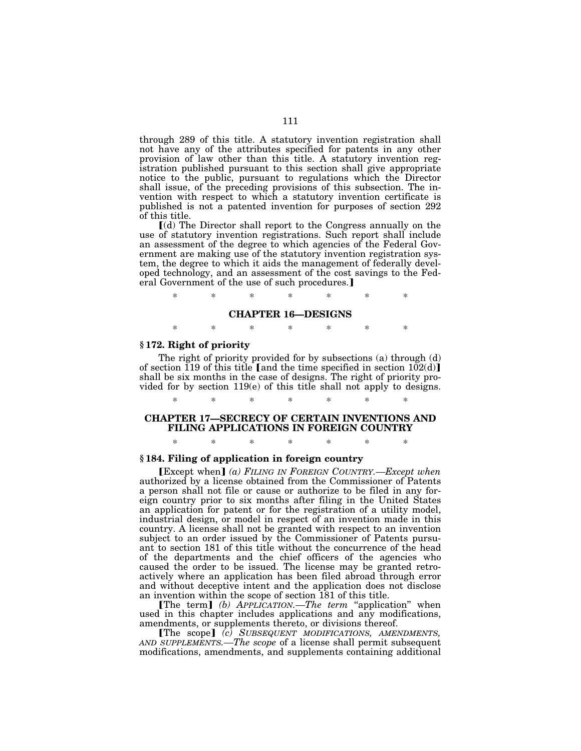through 289 of this title. A statutory invention registration shall not have any of the attributes specified for patents in any other provision of law other than this title. A statutory invention registration published pursuant to this section shall give appropriate notice to the public, pursuant to regulations which the Director shall issue, of the preceding provisions of this subsection. The invention with respect to which a statutory invention certificate is published is not a patented invention for purposes of section 292 of this title.

⟦(d) The Director shall report to the Congress annually on the use of statutory invention registrations. Such report shall include an assessment of the degree to which agencies of the Federal Government are making use of the statutory invention registration system, the degree to which it aids the management of federally developed technology, and an assessment of the cost savings to the Federal Government of the use of such procedures.⟧

\* \* \* \* \* \* \*

## CHAPTER 16—DESIGNS

\* \* \* \* \* \* \*

### § 172. Right of priority

The right of priority provided for by subsections (a) through (d) of section 119 of this title ⟦and the time specified in section 102(d)⟧ shall be six months in the case of designs. The right of priority provided for by section 119(e) of this title shall not apply to designs.

\* \* \* \* \* \* \*

## CHAPTER 17—SECRECY OF CERTAIN INVENTIONS AND FILING APPLICATIONS IN FOREIGN COUNTRY

\* \* \* \* \* \* \*

### § 184. Filing of application in foreign country

⟦Except when⟧ *(a) FILING IN FOREIGN COUNTRY.—Except when* authorized by a license obtained from the Commissioner of Patents a person shall not file or cause or authorize to be filed in any foreign country prior to six months after filing in the United States an application for patent or for the registration of a utility model, industrial design, or model in respect of an invention made in this country. A license shall not be granted with respect to an invention subject to an order issued by the Commissioner of Patents pursuant to section 181 of this title without the concurrence of the head of the departments and the chief officers of the agencies who caused the order to be issued. The license may be granted retroactively where an application has been filed abroad through error and without deceptive intent and the application does not disclose an invention within the scope of section 181 of this title.

⟦The term⟧ *(b) APPLICATION.—The term* "application" when used in this chapter includes applications and any modifications, amendments, or supplements thereto, or divisions thereof.

⟦The scope⟧ *(c) SUBSEQUENT MODIFICATIONS, AMENDMENTS, AND SUPPLEMENTS.—The scope* of a license shall permit subsequent modifications, amendments, and supplements containing additional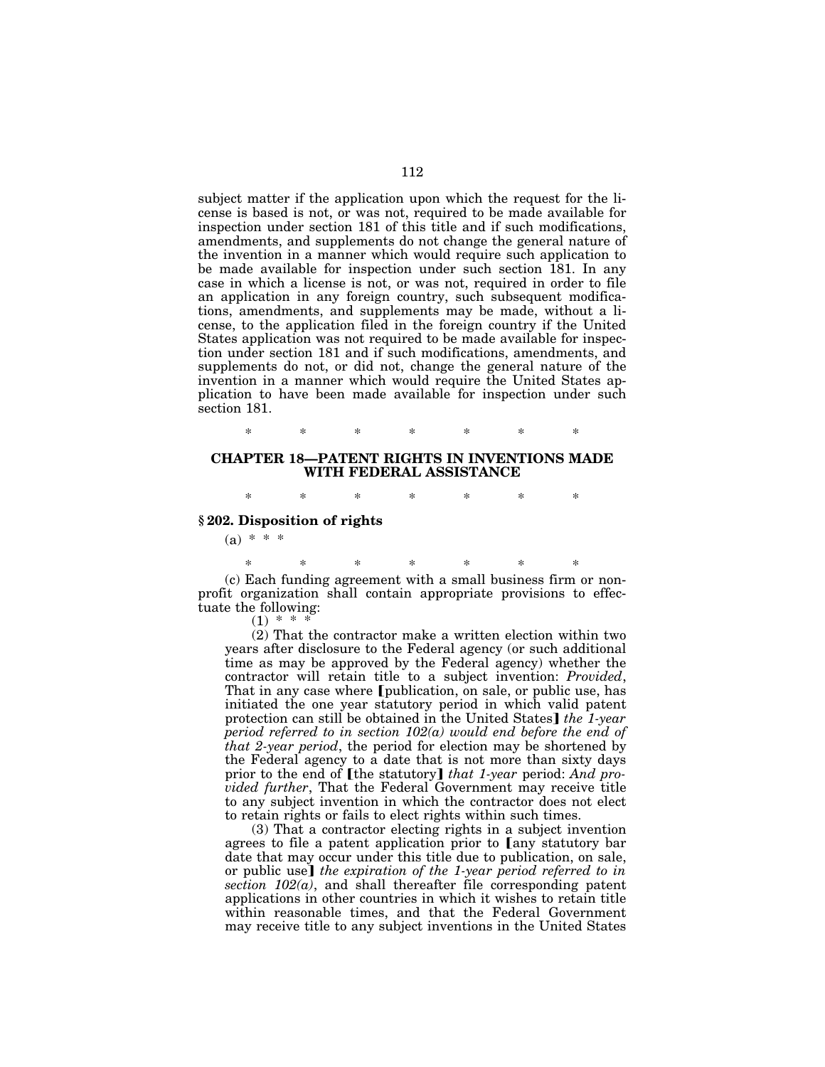subject matter if the application upon which the request for the license is based is not, or was not, required to be made available for inspection under section 181 of this title and if such modifications, amendments, and supplements do not change the general nature of the invention in a manner which would require such application to be made available for inspection under such section 181. In any case in which a license is not, or was not, required in order to file an application in any foreign country, such subsequent modifications, amendments, and supplements may be made, without a license, to the application filed in the foreign country if the United States application was not required to be made available for inspection under section 181 and if such modifications, amendments, and supplements do not, or did not, change the general nature of the invention in a manner which would require the United States application to have been made available for inspection under such section 181.

\* \* \* \* \* \* \*

## CHAPTER 18—PATENT RIGHTS IN INVENTIONS MADE WITH FEDERAL ASSISTANCE

\* \* \* \* \* \* \*

### § 202. Disposition of rights

(a) \* \* \*

\* \* \* \* \* \* \*

(c) Each funding agreement with a small business firm or nonprofit organization shall contain appropriate provisions to effectuate the following:

(1) \* \* \*

(2) That the contractor make a written election within two years after disclosure to the Federal agency (or such additional time as may be approved by the Federal agency) whether the contractor will retain title to a subject invention: *Provided*, That in any case where ⟦publication, on sale, or public use, has initiated the one year statutory period in which valid patent protection can still be obtained in the United States⟧ *the 1-year period referred to in section 102(a) would end before the end of that 2-year period*, the period for election may be shortened by the Federal agency to a date that is not more than sixty days prior to the end of ⟦the statutory⟧ *that 1-year* period: *And provided further*, That the Federal Government may receive title to any subject invention in which the contractor does not elect to retain rights or fails to elect rights within such times.

(3) That a contractor electing rights in a subject invention agrees to file a patent application prior to ⟦any statutory bar date that may occur under this title due to publication, on sale, or public use⟧ *the expiration of the 1-year period referred to in section 102(a)*, and shall thereafter file corresponding patent applications in other countries in which it wishes to retain title within reasonable times, and that the Federal Government may receive title to any subject inventions in the United States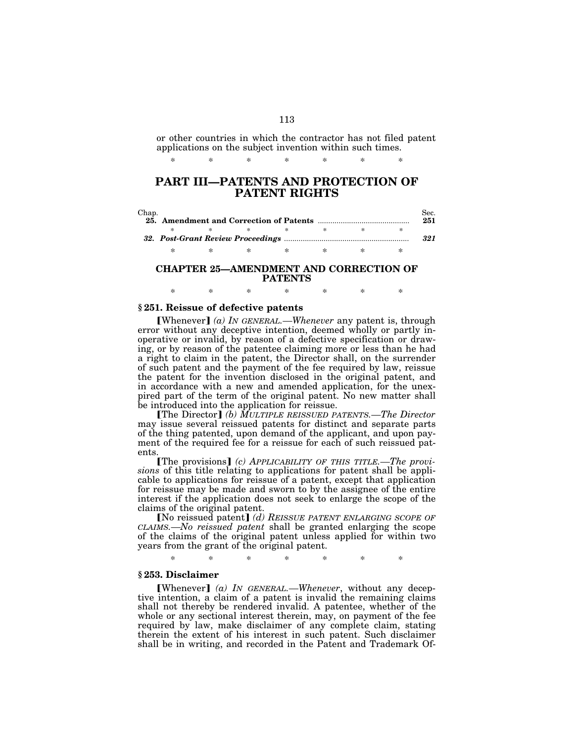or other countries in which the contractor has not filed patent applications on the subject invention within such times.

\* \* \* \* \* \* \*

## PART III—PATENTS AND PROTECTION OF PATENT RIGHTS

| Chap. | | Sec. |
|---|---|---|
| **25.** | **Amendment and Correction of Patents** | **251** |
| \* \* \* \* \* \* \* | | |
| ***32.*** | ***Post-Grant Review Proceedings*** | ***321*** |

\* \* \* \* \* \* \*

### CHAPTER 25—AMENDMENT AND CORRECTION OF PATENTS

\* \* \* \* \* \* \*

**§ 251. Reissue of defective patents**

【Whenever】 *(a) IN GENERAL.—Whenever* any patent is, through error without any deceptive intention, deemed wholly or partly inoperative or invalid, by reason of a defective specification or drawing, or by reason of the patentee claiming more or less than he had a right to claim in the patent, the Director shall, on the surrender of such patent and the payment of the fee required by law, reissue the patent for the invention disclosed in the original patent, and in accordance with a new and amended application, for the unexpired part of the term of the original patent. No new matter shall be introduced into the application for reissue.

【The Director】 *(b) MULTIPLE REISSUED PATENTS.—The Director* may issue several reissued patents for distinct and separate parts of the thing patented, upon demand of the applicant, and upon payment of the required fee for a reissue for each of such reissued patents.

【The provisions】 *(c) APPLICABILITY OF THIS TITLE.—The provisions* of this title relating to applications for patent shall be applicable to applications for reissue of a patent, except that application for reissue may be made and sworn to by the assignee of the entire interest if the application does not seek to enlarge the scope of the claims of the original patent.

【No reissued patent】 *(d) REISSUE PATENT ENLARGING SCOPE OF CLAIMS.—No reissued patent* shall be granted enlarging the scope of the claims of the original patent unless applied for within two years from the grant of the original patent.

\* \* \* \* \* \* \*

**§ 253. Disclaimer**

【Whenever】 *(a) IN GENERAL.—Whenever*, without any deceptive intention, a claim of a patent is invalid the remaining claims shall not thereby be rendered invalid. A patentee, whether of the whole or any sectional interest therein, may, on payment of the fee required by law, make disclaimer of any complete claim, stating therein the extent of his interest in such patent. Such disclaimer shall be in writing, and recorded in the Patent and Trademark Of-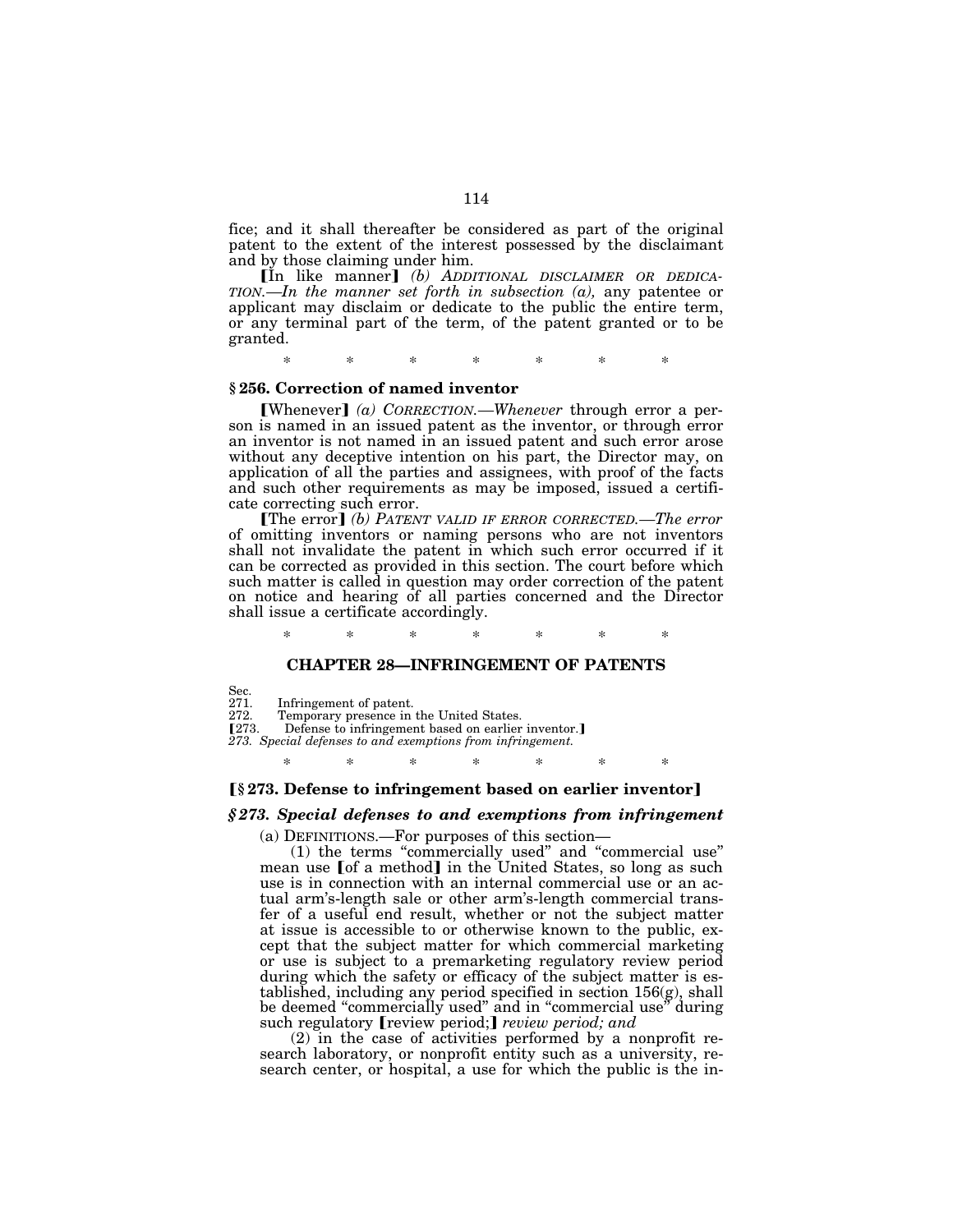fice; and it shall thereafter be considered as part of the original patent to the extent of the interest possessed by the disclaimant and by those claiming under him.

【In like manner】 *(b) ADDITIONAL DISCLAIMER OR DEDICATION.—In the manner set forth in subsection (a),* any patentee or applicant may disclaim or dedicate to the public the entire term, or any terminal part of the term, of the patent granted or to be granted.

\* \* \* \* \* \* \*

### § 256. Correction of named inventor

【Whenever】 *(a) CORRECTION.—Whenever* through error a person is named in an issued patent as the inventor, or through error an inventor is not named in an issued patent and such error arose without any deceptive intention on his part, the Director may, on application of all the parties and assignees, with proof of the facts and such other requirements as may be imposed, issued a certificate correcting such error.

【The error】 *(b) PATENT VALID IF ERROR CORRECTED.—The error* of omitting inventors or naming persons who are not inventors shall not invalidate the patent in which such error occurred if it can be corrected as provided in this section. The court before which such matter is called in question may order correction of the patent on notice and hearing of all parties concerned and the Director shall issue a certificate accordingly.

\* \* \* \* \* \* \*

## CHAPTER 28—INFRINGEMENT OF PATENTS

Sec.
271. Infringement of patent.
272. Temporary presence in the United States.
【273. Defense to infringement based on earlier inventor.】
*273. Special defenses to and exemptions from infringement.*

\* \* \* \* \* \* \*

### 【§ 273. Defense to infringement based on earlier inventor】

### *§ 273. Special defenses to and exemptions from infringement*

(a) DEFINITIONS.—For purposes of this section—

(1) the terms "commercially used" and "commercial use" mean use 【of a method】 in the United States, so long as such use is in connection with an internal commercial use or an actual arm's-length sale or other arm's-length commercial transfer of a useful end result, whether or not the subject matter at issue is accessible to or otherwise known to the public, except that the subject matter for which commercial marketing or use is subject to a premarketing regulatory review period during which the safety or efficacy of the subject matter is established, including any period specified in section 156(g), shall be deemed "commercially used" and in "commercial use" during such regulatory 【review period;】 *review period; and*

(2) in the case of activities performed by a nonprofit research laboratory, or nonprofit entity such as a university, research center, or hospital, a use for which the public is the in-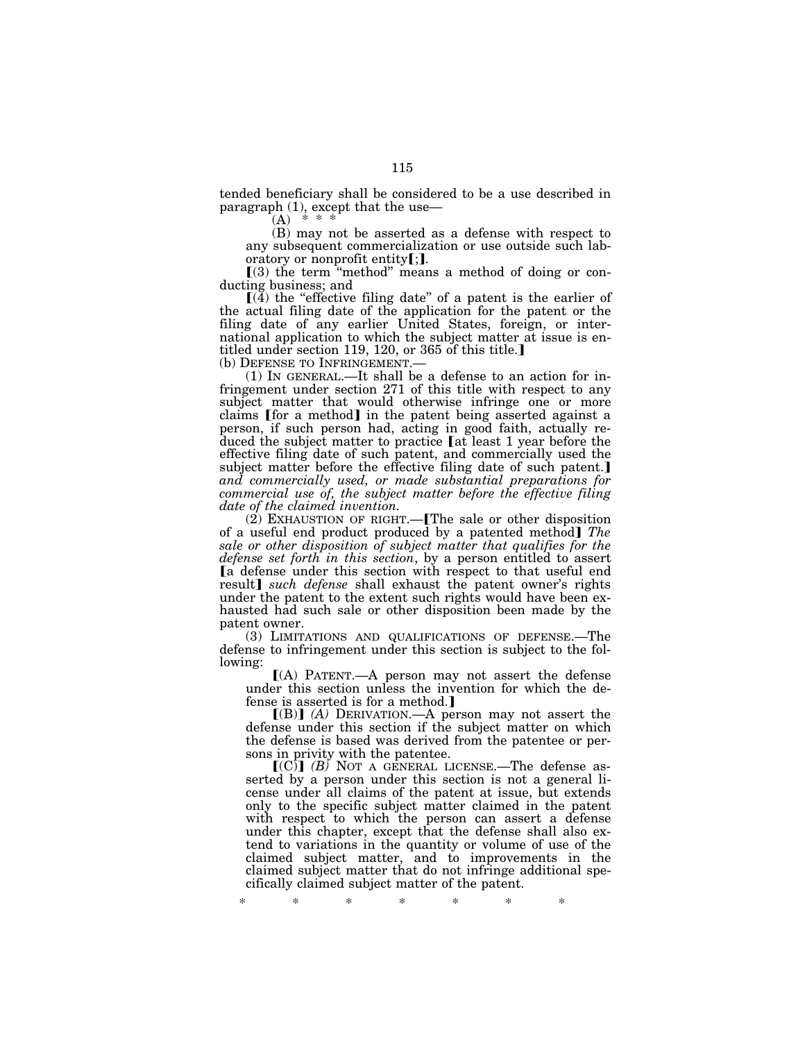tended beneficiary shall be considered to be a use described in paragraph (1), except that the use—

(A) * * *

(B) may not be asserted as a defense with respect to any subsequent commercialization or use outside such laboratory or nonprofit entity【;】.

【(3) the term "method" means a method of doing or conducting business; and

【(4) the "effective filing date" of a patent is the earlier of the actual filing date of the application for the patent or the filing date of any earlier United States, foreign, or international application to which the subject matter at issue is entitled under section 119, 120, or 365 of this title.】

(b) DEFENSE TO INFRINGEMENT.—

(1) IN GENERAL.—It shall be a defense to an action for infringement under section 271 of this title with respect to any subject matter that would otherwise infringe one or more claims 【for a method】 in the patent being asserted against a person, if such person had, acting in good faith, actually reduced the subject matter to practice 【at least 1 year before the effective filing date of such patent, and commercially used the subject matter before the effective filing date of such patent.】 *and commercially used, or made substantial preparations for commercial use of, the subject matter before the effective filing date of the claimed invention.*

(2) EXHAUSTION OF RIGHT.—【The sale or other disposition of a useful end product produced by a patented method】 *The sale or other disposition of subject matter that qualifies for the defense set forth in this section*, by a person entitled to assert 【a defense under this section with respect to that useful end result】 *such defense* shall exhaust the patent owner's rights under the patent to the extent such rights would have been exhausted had such sale or other disposition been made by the patent owner.

(3) LIMITATIONS AND QUALIFICATIONS OF DEFENSE.—The defense to infringement under this section is subject to the following:

【(A) PATENT.—A person may not assert the defense under this section unless the invention for which the defense is asserted is for a method.】

【(B)】 *(A)* DERIVATION.—A person may not assert the defense under this section if the subject matter on which the defense is based was derived from the patentee or persons in privity with the patentee.

【(C)】 *(B)* NOT A GENERAL LICENSE.—The defense asserted by a person under this section is not a general license under all claims of the patent at issue, but extends only to the specific subject matter claimed in the patent with respect to which the person can assert a defense under this chapter, except that the defense shall also extend to variations in the quantity or volume of use of the claimed subject matter, and to improvements in the claimed subject matter that do not infringe additional specifically claimed subject matter of the patent.

\* \* \* \* \* \* \*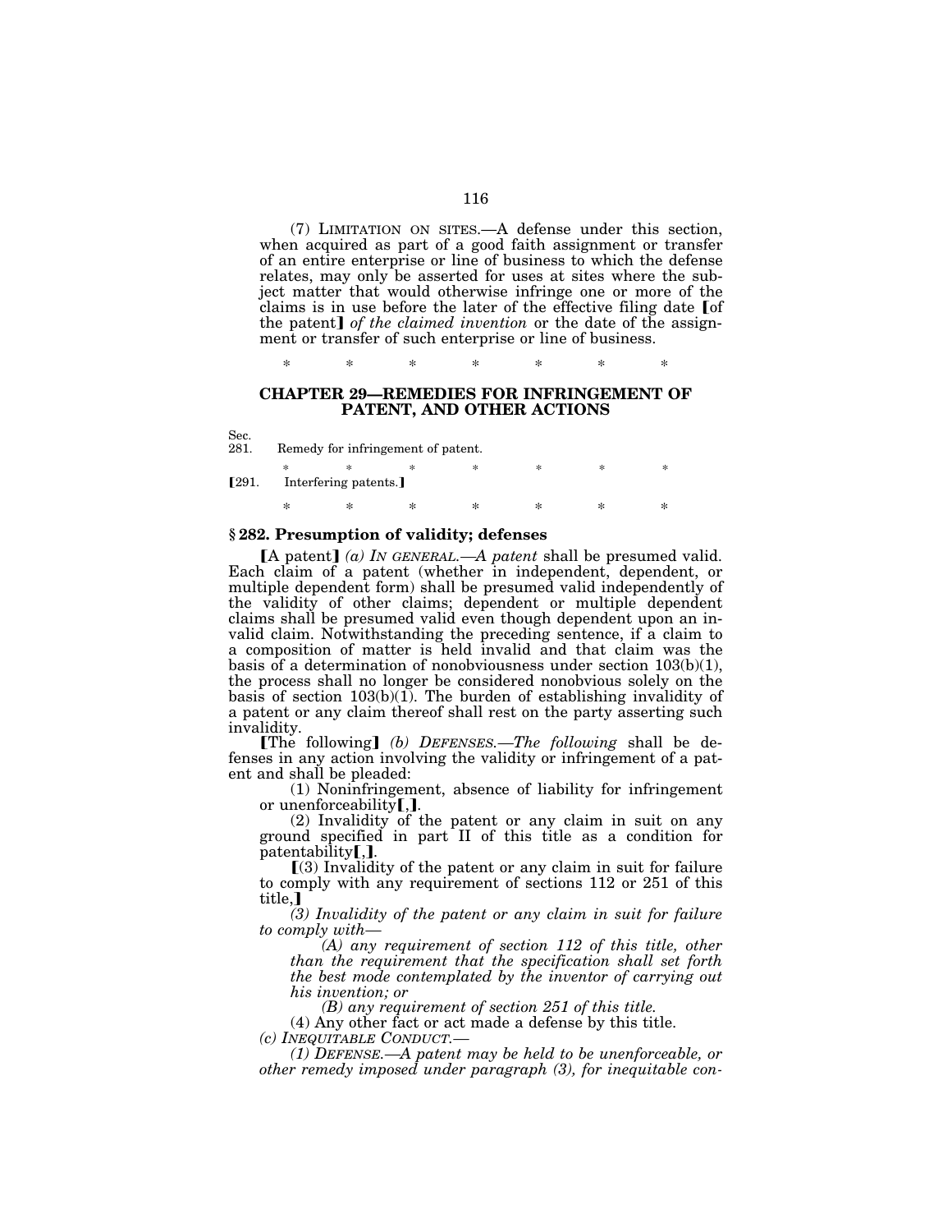(7) LIMITATION ON SITES.—A defense under this section, when acquired as part of a good faith assignment or transfer of an entire enterprise or line of business to which the defense relates, may only be asserted for uses at sites where the subject matter that would otherwise infringe one or more of the claims is in use before the later of the effective filing date [of the patent] *of the claimed invention* or the date of the assignment or transfer of such enterprise or line of business.

\* \* \* \* \* \* \*

## CHAPTER 29—REMEDIES FOR INFRINGEMENT OF PATENT, AND OTHER ACTIONS

Sec.
281. Remedy for infringement of patent.

\* \* \* \* \* \* \*

[291. Interfering patents.]

\* \* \* \* \* \* \*

### § 282. Presumption of validity; defenses

[A patent] *(a) IN GENERAL.—A patent* shall be presumed valid. Each claim of a patent (whether in independent, dependent, or multiple dependent form) shall be presumed valid independently of the validity of other claims; dependent or multiple dependent claims shall be presumed valid even though dependent upon an invalid claim. Notwithstanding the preceding sentence, if a claim to a composition of matter is held invalid and that claim was the basis of a determination of nonobviousness under section 103(b)(1), the process shall no longer be considered nonobvious solely on the basis of section 103(b)(1). The burden of establishing invalidity of a patent or any claim thereof shall rest on the party asserting such invalidity.

[The following] *(b) DEFENSES.—The following* shall be defenses in any action involving the validity or infringement of a patent and shall be pleaded:

(1) Noninfringement, absence of liability for infringement or unenforceability[,].

(2) Invalidity of the patent or any claim in suit on any ground specified in part II of this title as a condition for patentability[,].

[(3) Invalidity of the patent or any claim in suit for failure to comply with any requirement of sections 112 or 251 of this title,]

*(3) Invalidity of the patent or any claim in suit for failure to comply with—*

*(A) any requirement of section 112 of this title, other than the requirement that the specification shall set forth the best mode contemplated by the inventor of carrying out his invention; or*

*(B) any requirement of section 251 of this title.*

(4) Any other fact or act made a defense by this title.

*(c) INEQUITABLE CONDUCT.—*

*(1) DEFENSE.—A patent may be held to be unenforceable, or other remedy imposed under paragraph (3), for inequitable con-*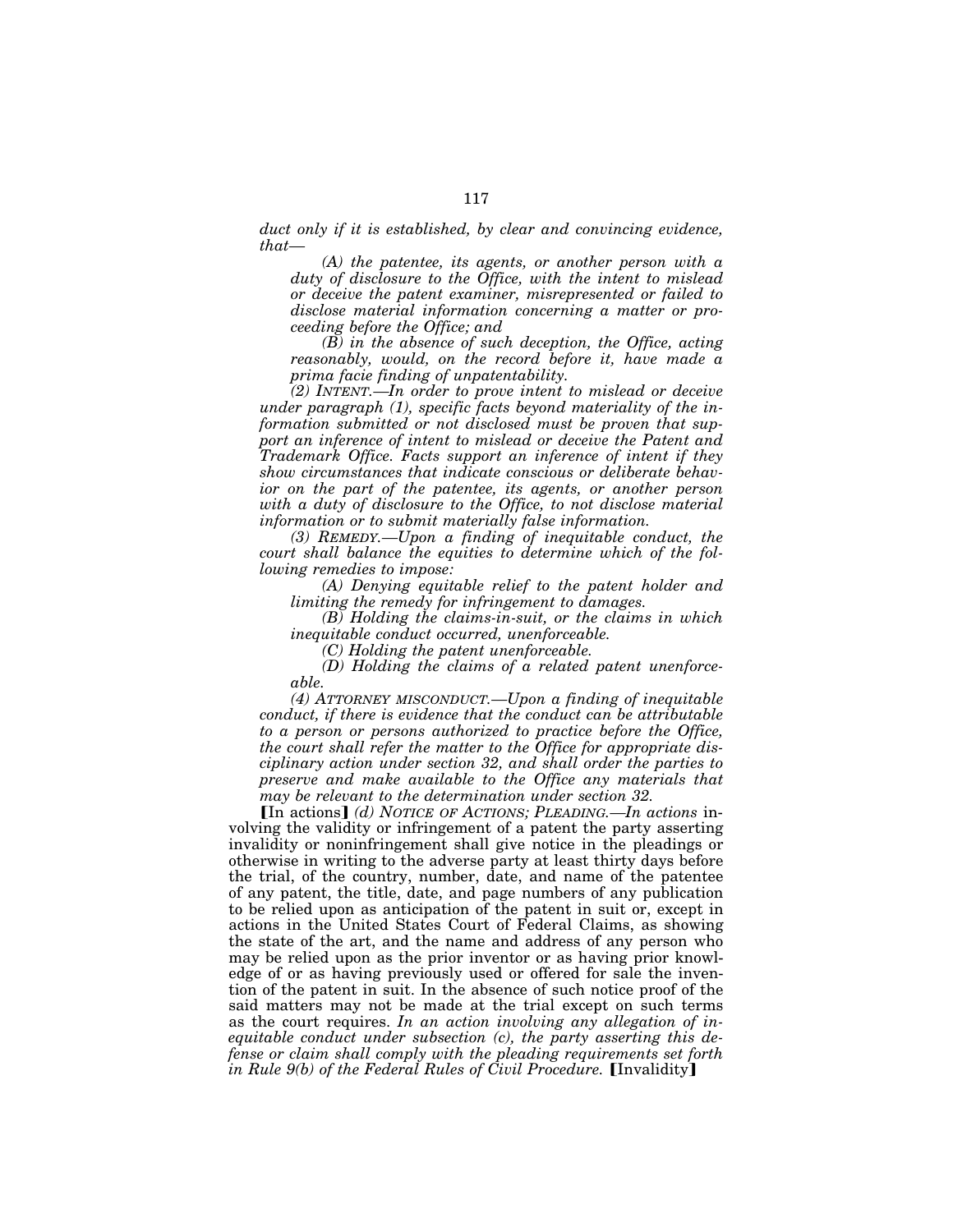*duct only if it is established, by clear and convincing evidence, that—*

*(A) the patentee, its agents, or another person with a duty of disclosure to the Office, with the intent to mislead or deceive the patent examiner, misrepresented or failed to disclose material information concerning a matter or proceeding before the Office; and*

*(B) in the absence of such deception, the Office, acting reasonably, would, on the record before it, have made a prima facie finding of unpatentability.*

*(2) INTENT.—In order to prove intent to mislead or deceive under paragraph (1), specific facts beyond materiality of the information submitted or not disclosed must be proven that support an inference of intent to mislead or deceive the Patent and Trademark Office. Facts support an inference of intent if they show circumstances that indicate conscious or deliberate behavior on the part of the patentee, its agents, or another person with a duty of disclosure to the Office, to not disclose material information or to submit materially false information.*

*(3) REMEDY.—Upon a finding of inequitable conduct, the court shall balance the equities to determine which of the following remedies to impose:*

*(A) Denying equitable relief to the patent holder and limiting the remedy for infringement to damages.*

*(B) Holding the claims-in-suit, or the claims in which inequitable conduct occurred, unenforceable.*

*(C) Holding the patent unenforceable.*

*(D) Holding the claims of a related patent unenforceable.*

*(4) ATTORNEY MISCONDUCT.—Upon a finding of inequitable conduct, if there is evidence that the conduct can be attributable to a person or persons authorized to practice before the Office, the court shall refer the matter to the Office for appropriate disciplinary action under section 32, and shall order the parties to preserve and make available to the Office any materials that may be relevant to the determination under section 32.*

⟦In actions⟧ *(d) NOTICE OF ACTIONS; PLEADING.—In actions* involving the validity or infringement of a patent the party asserting invalidity or noninfringement shall give notice in the pleadings or otherwise in writing to the adverse party at least thirty days before the trial, of the country, number, date, and name of the patentee of any patent, the title, date, and page numbers of any publication to be relied upon as anticipation of the patent in suit or, except in actions in the United States Court of Federal Claims, as showing the state of the art, and the name and address of any person who may be relied upon as the prior inventor or as having prior knowledge of or as having previously used or offered for sale the invention of the patent in suit. In the absence of such notice proof of the said matters may not be made at the trial except on such terms as the court requires. *In an action involving any allegation of inequitable conduct under subsection (c), the party asserting this defense or claim shall comply with the pleading requirements set forth in Rule 9(b) of the Federal Rules of Civil Procedure.* ⟦Invalidity⟧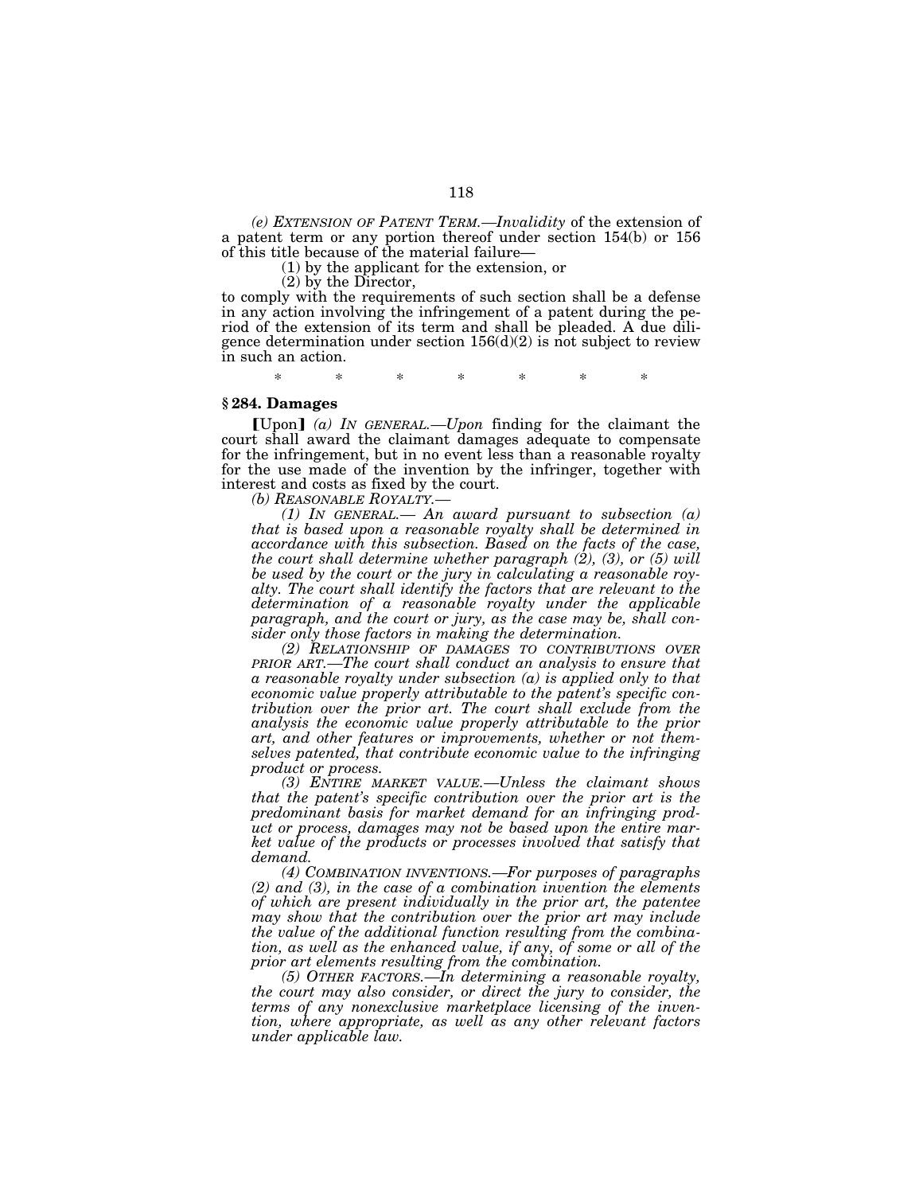*(e) EXTENSION OF PATENT TERM.—Invalidity* of the extension of a patent term or any portion thereof under section 154(b) or 156 of this title because of the material failure—

(1) by the applicant for the extension, or

(2) by the Director,

to comply with the requirements of such section shall be a defense in any action involving the infringement of a patent during the period of the extension of its term and shall be pleaded. A due diligence determination under section 156(d)(2) is not subject to review in such an action.

\* \* \* \* \* \* \*

### § 284. Damages

[Upon] *(a) IN GENERAL.—Upon* finding for the claimant the court shall award the claimant damages adequate to compensate for the infringement, but in no event less than a reasonable royalty for the use made of the invention by the infringer, together with interest and costs as fixed by the court.

*(b) REASONABLE ROYALTY.—*

*(1) IN GENERAL.— An award pursuant to subsection (a) that is based upon a reasonable royalty shall be determined in accordance with this subsection. Based on the facts of the case, the court shall determine whether paragraph (2), (3), or (5) will be used by the court or the jury in calculating a reasonable royalty. The court shall identify the factors that are relevant to the determination of a reasonable royalty under the applicable paragraph, and the court or jury, as the case may be, shall consider only those factors in making the determination.*

*(2) RELATIONSHIP OF DAMAGES TO CONTRIBUTIONS OVER PRIOR ART.—The court shall conduct an analysis to ensure that a reasonable royalty under subsection (a) is applied only to that economic value properly attributable to the patent's specific contribution over the prior art. The court shall exclude from the analysis the economic value properly attributable to the prior art, and other features or improvements, whether or not themselves patented, that contribute economic value to the infringing product or process.*

*(3) ENTIRE MARKET VALUE.—Unless the claimant shows that the patent's specific contribution over the prior art is the predominant basis for market demand for an infringing product or process, damages may not be based upon the entire market value of the products or processes involved that satisfy that demand.*

*(4) COMBINATION INVENTIONS.—For purposes of paragraphs (2) and (3), in the case of a combination invention the elements of which are present individually in the prior art, the patentee may show that the contribution over the prior art may include the value of the additional function resulting from the combination, as well as the enhanced value, if any, of some or all of the prior art elements resulting from the combination.*

*(5) OTHER FACTORS.—In determining a reasonable royalty, the court may also consider, or direct the jury to consider, the terms of any nonexclusive marketplace licensing of the invention, where appropriate, as well as any other relevant factors under applicable law.*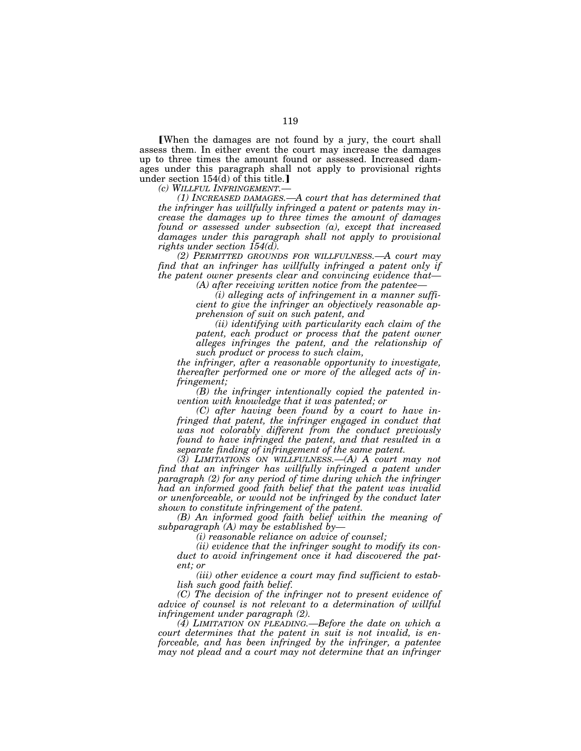[When the damages are not found by a jury, the court shall assess them. In either event the court may increase the damages up to three times the amount found or assessed. Increased damages under this paragraph shall not apply to provisional rights under section 154(d) of this title.]

*(c) WILLFUL INFRINGEMENT.—*

*(1) INCREASED DAMAGES.—A court that has determined that the infringer has willfully infringed a patent or patents may increase the damages up to three times the amount of damages found or assessed under subsection (a), except that increased damages under this paragraph shall not apply to provisional rights under section 154(d).*

*(2) PERMITTED GROUNDS FOR WILLFULNESS.—A court may find that an infringer has willfully infringed a patent only if the patent owner presents clear and convincing evidence that—*

*(A) after receiving written notice from the patentee—*

*(i) alleging acts of infringement in a manner sufficient to give the infringer an objectively reasonable apprehension of suit on such patent, and*

*(ii) identifying with particularity each claim of the patent, each product or process that the patent owner alleges infringes the patent, and the relationship of such product or process to such claim,*

*the infringer, after a reasonable opportunity to investigate, thereafter performed one or more of the alleged acts of infringement;*

*(B) the infringer intentionally copied the patented invention with knowledge that it was patented; or*

*(C) after having been found by a court to have infringed that patent, the infringer engaged in conduct that was not colorably different from the conduct previously found to have infringed the patent, and that resulted in a separate finding of infringement of the same patent.*

*(3) LIMITATIONS ON WILLFULNESS.—(A) A court may not find that an infringer has willfully infringed a patent under paragraph (2) for any period of time during which the infringer had an informed good faith belief that the patent was invalid or unenforceable, or would not be infringed by the conduct later shown to constitute infringement of the patent.*

*(B) An informed good faith belief within the meaning of subparagraph (A) may be established by—*

*(i) reasonable reliance on advice of counsel;*

*(ii) evidence that the infringer sought to modify its conduct to avoid infringement once it had discovered the patent; or*

*(iii) other evidence a court may find sufficient to establish such good faith belief.*

*(C) The decision of the infringer not to present evidence of advice of counsel is not relevant to a determination of willful infringement under paragraph (2).*

*(4) LIMITATION ON PLEADING.—Before the date on which a court determines that the patent in suit is not invalid, is enforceable, and has been infringed by the infringer, a patentee may not plead and a court may not determine that an infringer*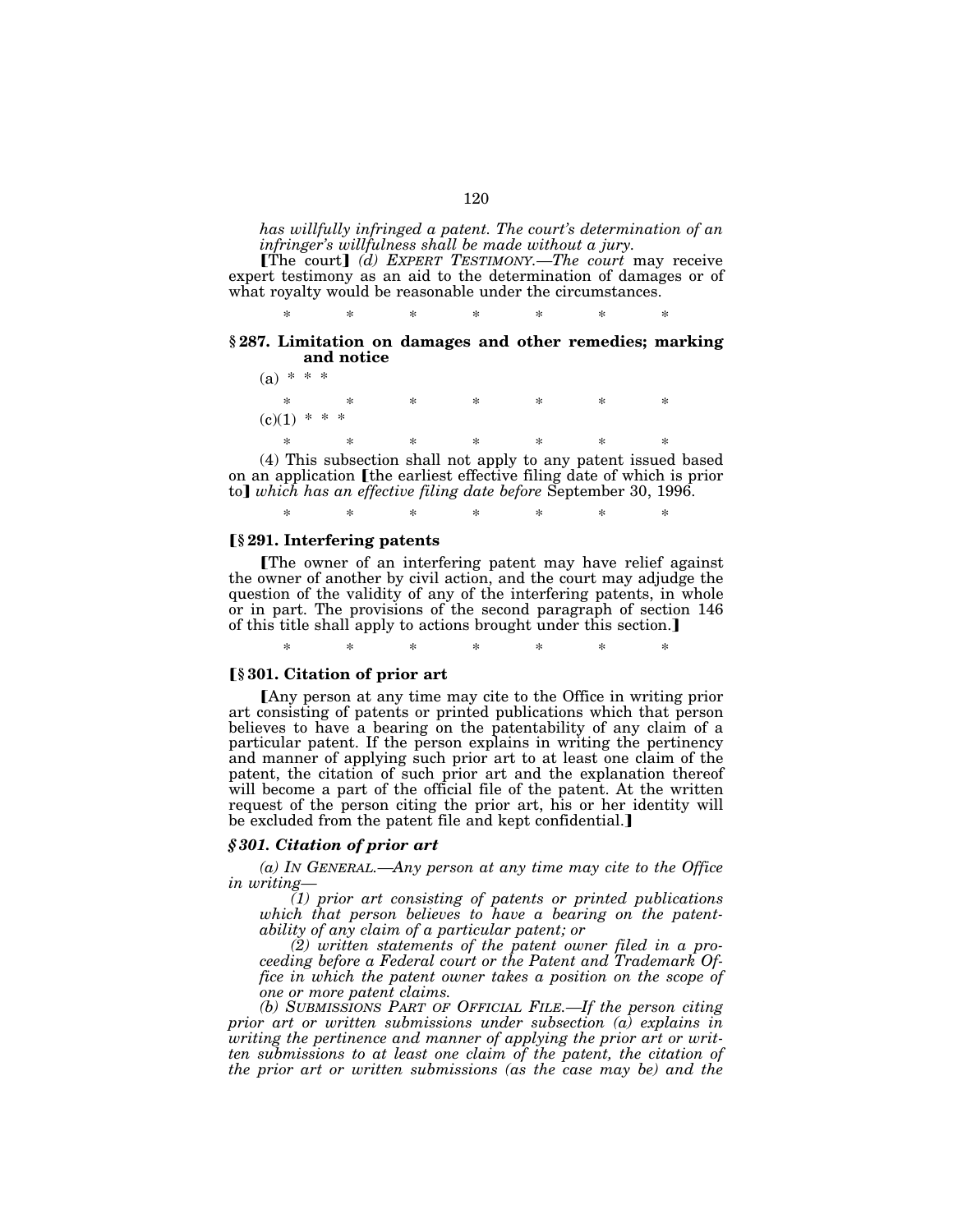*has willfully infringed a patent. The court's determination of an infringer's willfulness shall be made without a jury.*

[The court] *(d) EXPERT TESTIMONY.—The court* may receive expert testimony as an aid to the determination of damages or of what royalty would be reasonable under the circumstances.

\* \* \* \* \* \* \*

**§ 287. Limitation on damages and other remedies; marking and notice**

(a) \* \* \*

\* \* \* \* \* \* \*

(c)(1) \* \* \*

\* \* \* \* \* \* \*

(4) This subsection shall not apply to any patent issued based on an application [the earliest effective filing date of which is prior to] *which has an effective filing date before* September 30, 1996.

\* \* \* \* \* \* \*

**[§ 291. Interfering patents**

[The owner of an interfering patent may have relief against the owner of another by civil action, and the court may adjudge the question of the validity of any of the interfering patents, in whole or in part. The provisions of the second paragraph of section 146 of this title shall apply to actions brought under this section.]

\* \* \* \* \* \* \*

**[§ 301. Citation of prior art**

[Any person at any time may cite to the Office in writing prior art consisting of patents or printed publications which that person believes to have a bearing on the patentability of any claim of a particular patent. If the person explains in writing the pertinency and manner of applying such prior art to at least one claim of the patent, the citation of such prior art and the explanation thereof will become a part of the official file of the patent. At the written request of the person citing the prior art, his or her identity will be excluded from the patent file and kept confidential.]

***§ 301. Citation of prior art***

*(a) IN GENERAL.—Any person at any time may cite to the Office in writing—*

*(1) prior art consisting of patents or printed publications which that person believes to have a bearing on the patentability of any claim of a particular patent; or*

*(2) written statements of the patent owner filed in a proceeding before a Federal court or the Patent and Trademark Office in which the patent owner takes a position on the scope of one or more patent claims.*

*(b) SUBMISSIONS PART OF OFFICIAL FILE.—If the person citing prior art or written submissions under subsection (a) explains in writing the pertinence and manner of applying the prior art or written submissions to at least one claim of the patent, the citation of the prior art or written submissions (as the case may be) and the*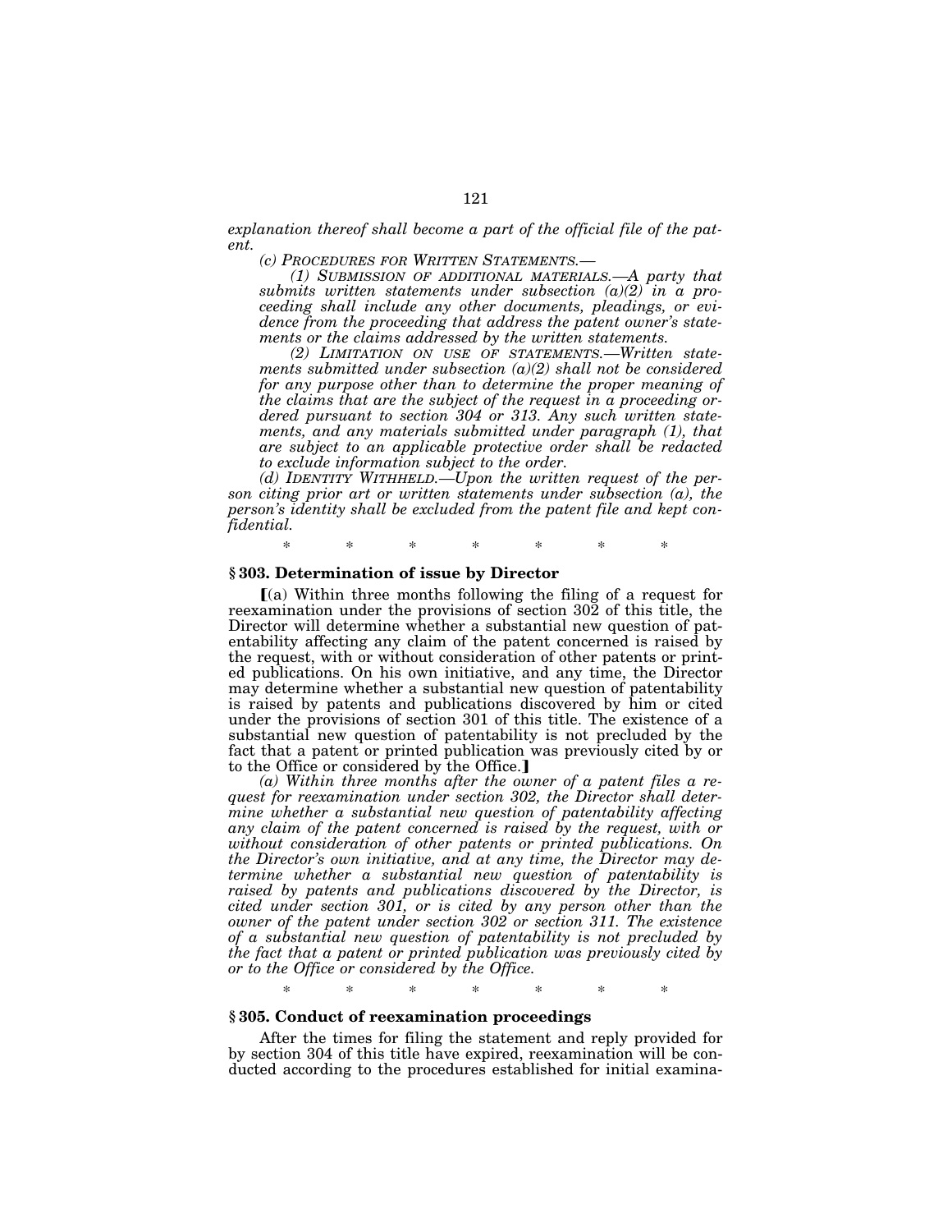*explanation thereof shall become a part of the official file of the patent.*

*(c) PROCEDURES FOR WRITTEN STATEMENTS.—*

*(1) SUBMISSION OF ADDITIONAL MATERIALS.—A party that submits written statements under subsection (a)(2) in a proceeding shall include any other documents, pleadings, or evidence from the proceeding that address the patent owner's statements or the claims addressed by the written statements.*

*(2) LIMITATION ON USE OF STATEMENTS.—Written statements submitted under subsection (a)(2) shall not be considered for any purpose other than to determine the proper meaning of the claims that are the subject of the request in a proceeding ordered pursuant to section 304 or 313. Any such written statements, and any materials submitted under paragraph (1), that are subject to an applicable protective order shall be redacted to exclude information subject to the order.*

*(d) IDENTITY WITHHELD.—Upon the written request of the person citing prior art or written statements under subsection (a), the person's identity shall be excluded from the patent file and kept confidential.*

\* \* \* \* \* \* \*

### § 303. Determination of issue by Director

[(a) Within three months following the filing of a request for reexamination under the provisions of section 302 of this title, the Director will determine whether a substantial new question of patentability affecting any claim of the patent concerned is raised by the request, with or without consideration of other patents or printed publications. On his own initiative, and any time, the Director may determine whether a substantial new question of patentability is raised by patents and publications discovered by him or cited under the provisions of section 301 of this title. The existence of a substantial new question of patentability is not precluded by the fact that a patent or printed publication was previously cited by or to the Office or considered by the Office.]

*(a) Within three months after the owner of a patent files a request for reexamination under section 302, the Director shall determine whether a substantial new question of patentability affecting any claim of the patent concerned is raised by the request, with or without consideration of other patents or printed publications. On the Director's own initiative, and at any time, the Director may determine whether a substantial new question of patentability is raised by patents and publications discovered by the Director, is cited under section 301, or is cited by any person other than the owner of the patent under section 302 or section 311. The existence of a substantial new question of patentability is not precluded by the fact that a patent or printed publication was previously cited by or to the Office or considered by the Office.*

\* \* \* \* \* \* \*

### § 305. Conduct of reexamination proceedings

After the times for filing the statement and reply provided for by section 304 of this title have expired, reexamination will be conducted according to the procedures established for initial examina-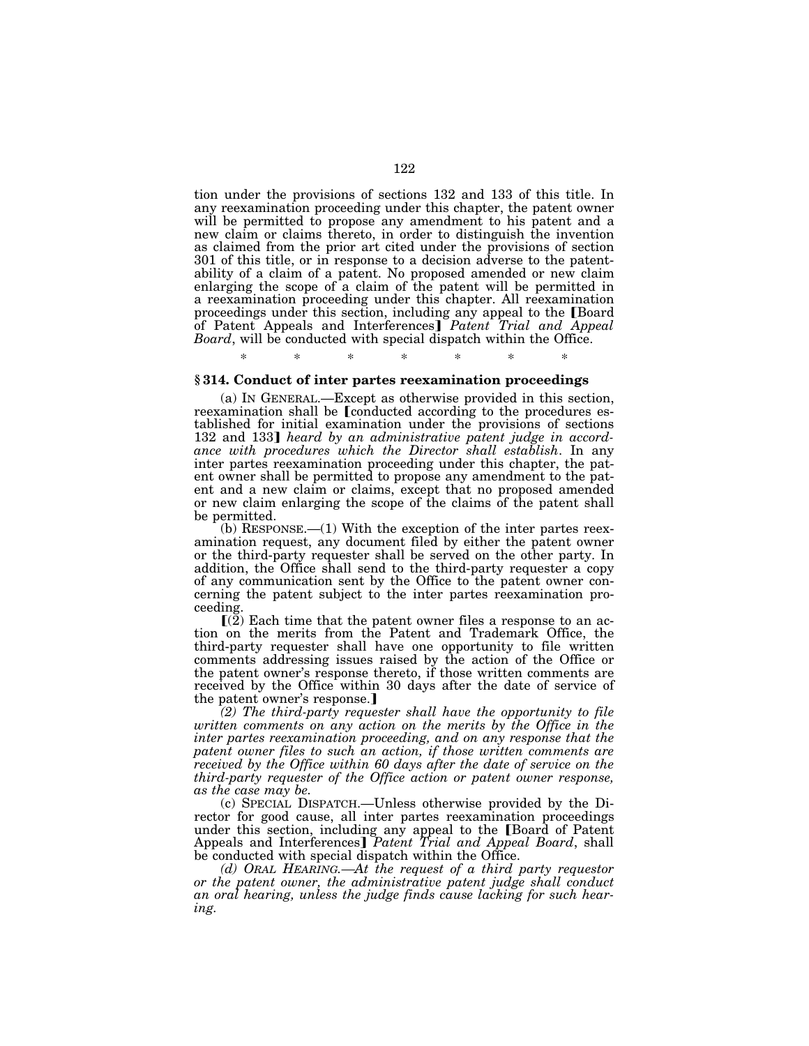tion under the provisions of sections 132 and 133 of this title. In any reexamination proceeding under this chapter, the patent owner will be permitted to propose any amendment to his patent and a new claim or claims thereto, in order to distinguish the invention as claimed from the prior art cited under the provisions of section 301 of this title, or in response to a decision adverse to the patentability of a claim of a patent. No proposed amended or new claim enlarging the scope of a claim of the patent will be permitted in a reexamination proceeding under this chapter. All reexamination proceedings under this section, including any appeal to the ⟦Board of Patent Appeals and Interferences⟧ *Patent Trial and Appeal Board*, will be conducted with special dispatch within the Office.

\* \* \* \* \* \* \*

### § 314. Conduct of inter partes reexamination proceedings

(a) IN GENERAL.—Except as otherwise provided in this section, reexamination shall be ⟦conducted according to the procedures established for initial examination under the provisions of sections 132 and 133⟧ *heard by an administrative patent judge in accordance with procedures which the Director shall establish*. In any inter partes reexamination proceeding under this chapter, the patent owner shall be permitted to propose any amendment to the patent and a new claim or claims, except that no proposed amended or new claim enlarging the scope of the claims of the patent shall be permitted.

(b) RESPONSE.—(1) With the exception of the inter partes reexamination request, any document filed by either the patent owner or the third-party requester shall be served on the other party. In addition, the Office shall send to the third-party requester a copy of any communication sent by the Office to the patent owner concerning the patent subject to the inter partes reexamination proceeding.

⟦(2) Each time that the patent owner files a response to an action on the merits from the Patent and Trademark Office, the third-party requester shall have one opportunity to file written comments addressing issues raised by the action of the Office or the patent owner's response thereto, if those written comments are received by the Office within 30 days after the date of service of the patent owner's response.⟧

*(2) The third-party requester shall have the opportunity to file written comments on any action on the merits by the Office in the inter partes reexamination proceeding, and on any response that the patent owner files to such an action, if those written comments are received by the Office within 60 days after the date of service on the third-party requester of the Office action or patent owner response, as the case may be.*

(c) SPECIAL DISPATCH.—Unless otherwise provided by the Director for good cause, all inter partes reexamination proceedings under this section, including any appeal to the ⟦Board of Patent Appeals and Interferences⟧ *Patent Trial and Appeal Board*, shall be conducted with special dispatch within the Office.

*(d) ORAL HEARING.—At the request of a third party requestor or the patent owner, the administrative patent judge shall conduct an oral hearing, unless the judge finds cause lacking for such hearing.*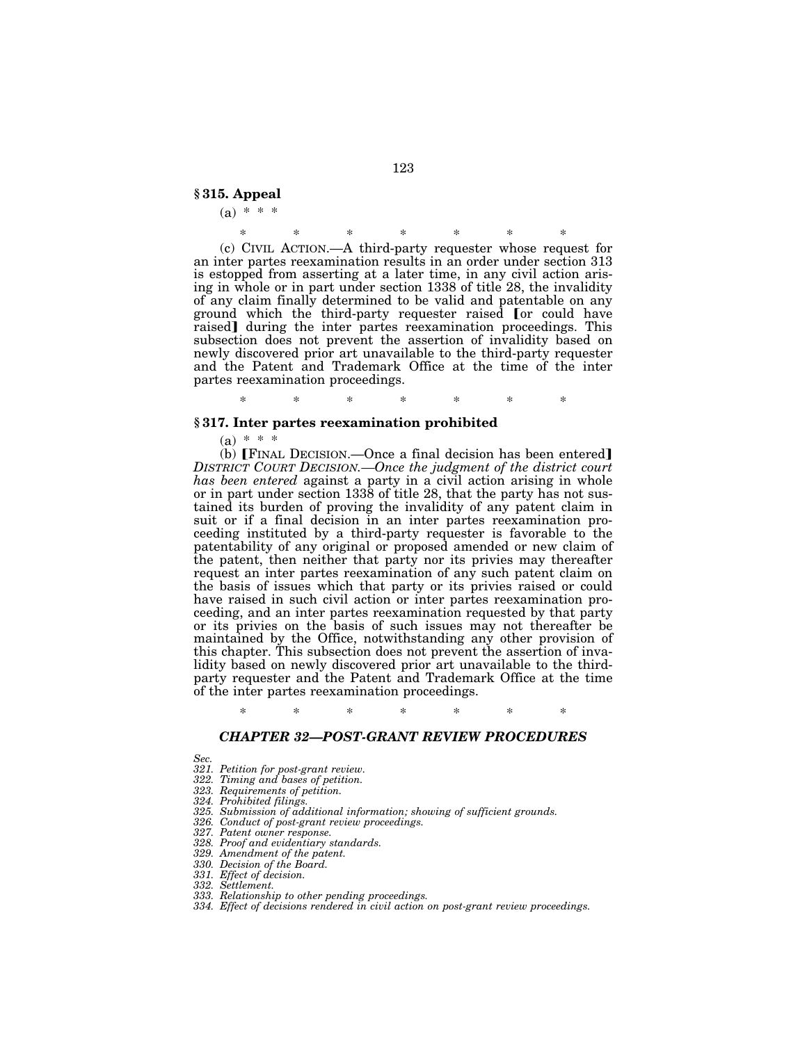**§ 315. Appeal**

(a) * * *

\* \* \* \* \* \* \*

(c) CIVIL ACTION.—A third-party requester whose request for an inter partes reexamination results in an order under section 313 is estopped from asserting at a later time, in any civil action arising in whole or in part under section 1338 of title 28, the invalidity of any claim finally determined to be valid and patentable on any ground which the third-party requester raised 【or could have raised】 during the inter partes reexamination proceedings. This subsection does not prevent the assertion of invalidity based on newly discovered prior art unavailable to the third-party requester and the Patent and Trademark Office at the time of the inter partes reexamination proceedings.

\* \* \* \* \* \* \*

**§ 317. Inter partes reexamination prohibited**

(a) * * *

(b) 【FINAL DECISION.—Once a final decision has been entered】 *DISTRICT COURT DECISION.—Once the judgment of the district court has been entered* against a party in a civil action arising in whole or in part under section 1338 of title 28, that the party has not sustained its burden of proving the invalidity of any patent claim in suit or if a final decision in an inter partes reexamination proceeding instituted by a third-party requester is favorable to the patentability of any original or proposed amended or new claim of the patent, then neither that party nor its privies may thereafter request an inter partes reexamination of any such patent claim on the basis of issues which that party or its privies raised or could have raised in such civil action or inter partes reexamination proceeding, and an inter partes reexamination requested by that party or its privies on the basis of such issues may not thereafter be maintained by the Office, notwithstanding any other provision of this chapter. This subsection does not prevent the assertion of invalidity based on newly discovered prior art unavailable to the third-party requester and the Patent and Trademark Office at the time of the inter partes reexamination proceedings.

\* \* \* \* \* \* \*

### *CHAPTER 32—POST-GRANT REVIEW PROCEDURES*

*Sec.*
*321. Petition for post-grant review.*
*322. Timing and bases of petition.*
*323. Requirements of petition.*
*324. Prohibited filings.*
*325. Submission of additional information; showing of sufficient grounds.*
*326. Conduct of post-grant review proceedings.*
*327. Patent owner response.*
*328. Proof and evidentiary standards.*
*329. Amendment of the patent.*
*330. Decision of the Board.*
*331. Effect of decision.*
*332. Settlement.*
*333. Relationship to other pending proceedings.*
*334. Effect of decisions rendered in civil action on post-grant review proceedings.*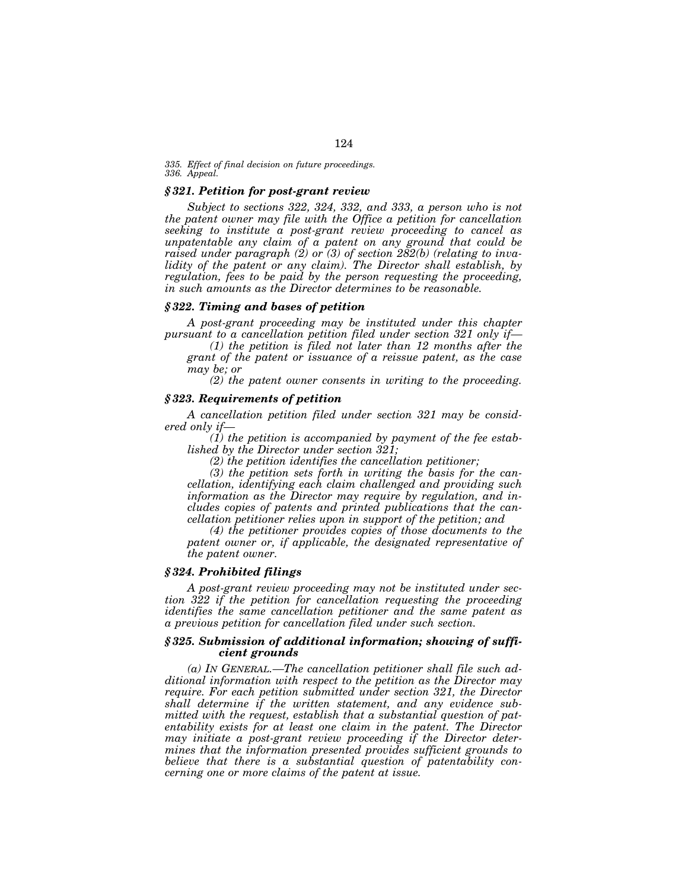*335. Effect of final decision on future proceedings.*
*336. Appeal.*

### *§ 321. Petition for post-grant review*

*Subject to sections 322, 324, 332, and 333, a person who is not the patent owner may file with the Office a petition for cancellation seeking to institute a post-grant review proceeding to cancel as unpatentable any claim of a patent on any ground that could be raised under paragraph (2) or (3) of section 282(b) (relating to invalidity of the patent or any claim). The Director shall establish, by regulation, fees to be paid by the person requesting the proceeding, in such amounts as the Director determines to be reasonable.*

### *§ 322. Timing and bases of petition*

*A post-grant proceeding may be instituted under this chapter pursuant to a cancellation petition filed under section 321 only if—*

*(1) the petition is filed not later than 12 months after the grant of the patent or issuance of a reissue patent, as the case may be; or*

*(2) the patent owner consents in writing to the proceeding.*

### *§ 323. Requirements of petition*

*A cancellation petition filed under section 321 may be considered only if—*

*(1) the petition is accompanied by payment of the fee established by the Director under section 321;*

*(2) the petition identifies the cancellation petitioner;*

*(3) the petition sets forth in writing the basis for the cancellation, identifying each claim challenged and providing such information as the Director may require by regulation, and includes copies of patents and printed publications that the cancellation petitioner relies upon in support of the petition; and*

*(4) the petitioner provides copies of those documents to the patent owner or, if applicable, the designated representative of the patent owner.*

### *§ 324. Prohibited filings*

*A post-grant review proceeding may not be instituted under section 322 if the petition for cancellation requesting the proceeding identifies the same cancellation petitioner and the same patent as a previous petition for cancellation filed under such section.*

### *§ 325. Submission of additional information; showing of sufficient grounds*

*(a) In General.—The cancellation petitioner shall file such additional information with respect to the petition as the Director may require. For each petition submitted under section 321, the Director shall determine if the written statement, and any evidence submitted with the request, establish that a substantial question of patentability exists for at least one claim in the patent. The Director may initiate a post-grant review proceeding if the Director determines that the information presented provides sufficient grounds to believe that there is a substantial question of patentability concerning one or more claims of the patent at issue.*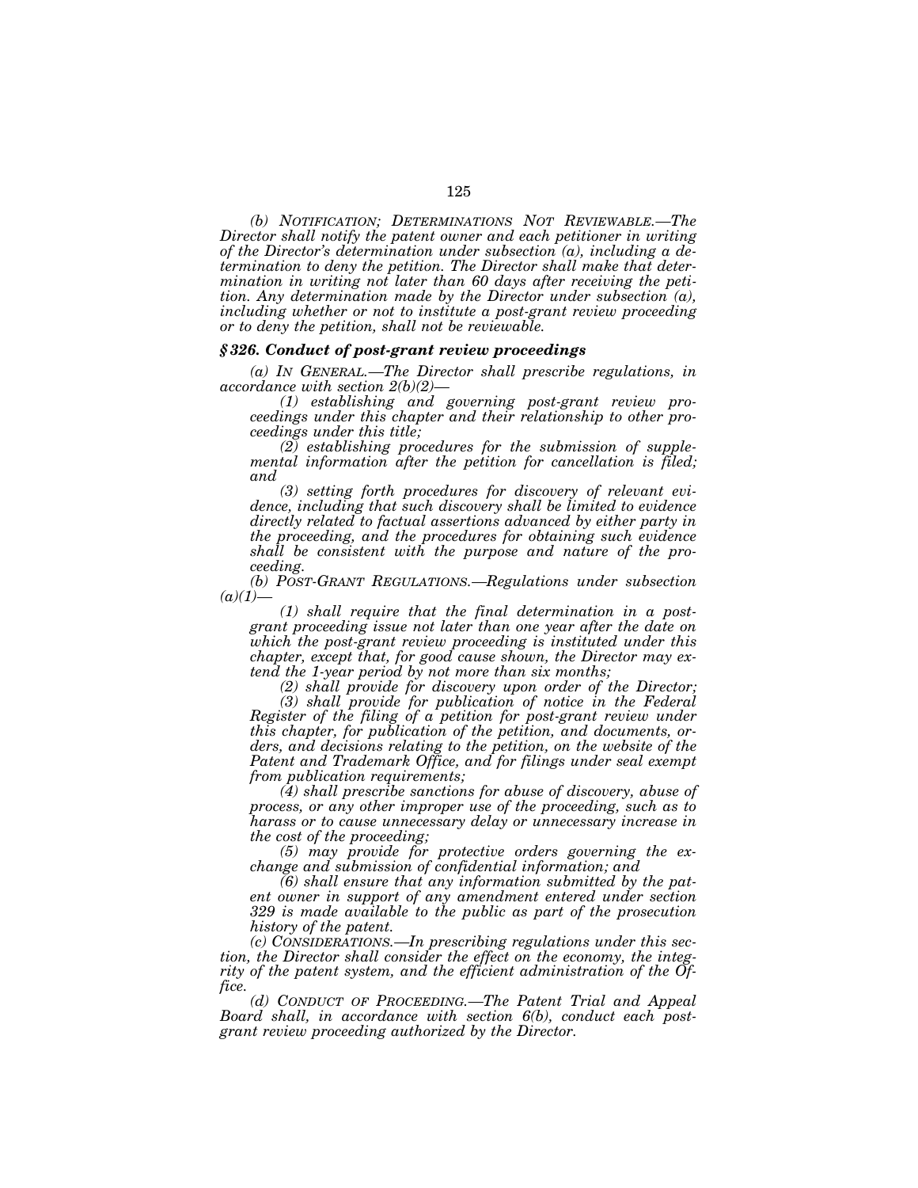*(b) NOTIFICATION; DETERMINATIONS NOT REVIEWABLE.—The Director shall notify the patent owner and each petitioner in writing of the Director's determination under subsection (a), including a determination to deny the petition. The Director shall make that determination in writing not later than 60 days after receiving the petition. Any determination made by the Director under subsection (a), including whether or not to institute a post-grant review proceeding or to deny the petition, shall not be reviewable.*

### *§ 326. Conduct of post-grant review proceedings*

*(a) IN GENERAL.—The Director shall prescribe regulations, in accordance with section 2(b)(2)—*

*(1) establishing and governing post-grant review proceedings under this chapter and their relationship to other proceedings under this title;*

*(2) establishing procedures for the submission of supplemental information after the petition for cancellation is filed; and*

*(3) setting forth procedures for discovery of relevant evidence, including that such discovery shall be limited to evidence directly related to factual assertions advanced by either party in the proceeding, and the procedures for obtaining such evidence shall be consistent with the purpose and nature of the proceeding.*

*(b) POST-GRANT REGULATIONS.—Regulations under subsection (a)(1)—*

*(1) shall require that the final determination in a post-grant proceeding issue not later than one year after the date on which the post-grant review proceeding is instituted under this chapter, except that, for good cause shown, the Director may extend the 1-year period by not more than six months;*

*(2) shall provide for discovery upon order of the Director;*

*(3) shall provide for publication of notice in the Federal Register of the filing of a petition for post-grant review under this chapter, for publication of the petition, and documents, orders, and decisions relating to the petition, on the website of the Patent and Trademark Office, and for filings under seal exempt from publication requirements;*

*(4) shall prescribe sanctions for abuse of discovery, abuse of process, or any other improper use of the proceeding, such as to harass or to cause unnecessary delay or unnecessary increase in the cost of the proceeding;*

*(5) may provide for protective orders governing the exchange and submission of confidential information; and*

*(6) shall ensure that any information submitted by the patent owner in support of any amendment entered under section 329 is made available to the public as part of the prosecution history of the patent.*

*(c) CONSIDERATIONS.—In prescribing regulations under this section, the Director shall consider the effect on the economy, the integrity of the patent system, and the efficient administration of the Office.*

*(d) CONDUCT OF PROCEEDING.—The Patent Trial and Appeal Board shall, in accordance with section 6(b), conduct each post-grant review proceeding authorized by the Director.*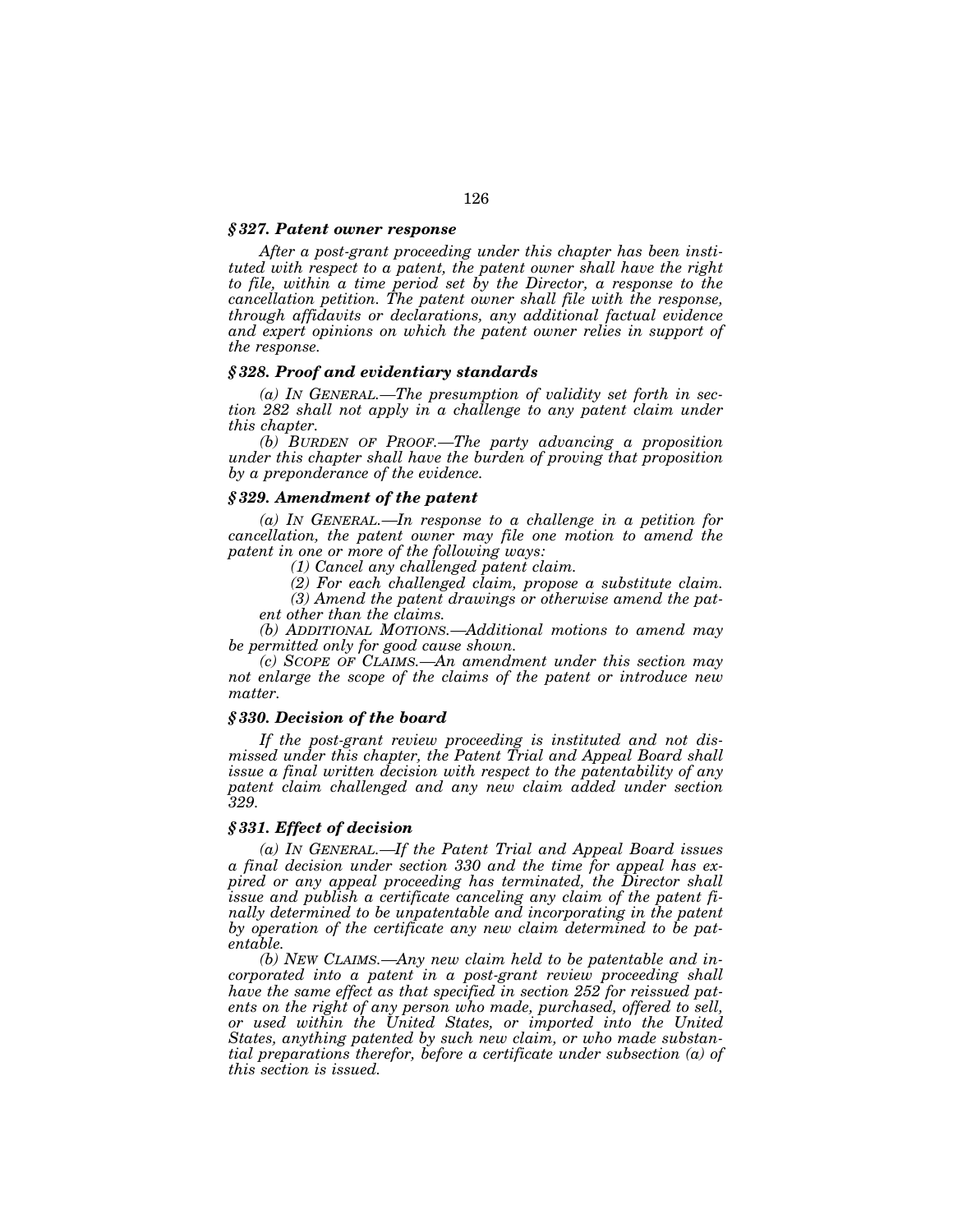### *§ 327. Patent owner response*

*After a post-grant proceeding under this chapter has been instituted with respect to a patent, the patent owner shall have the right to file, within a time period set by the Director, a response to the cancellation petition. The patent owner shall file with the response, through affidavits or declarations, any additional factual evidence and expert opinions on which the patent owner relies in support of the response.*

### *§ 328. Proof and evidentiary standards*

*(a) IN GENERAL.—The presumption of validity set forth in section 282 shall not apply in a challenge to any patent claim under this chapter.*

*(b) BURDEN OF PROOF.—The party advancing a proposition under this chapter shall have the burden of proving that proposition by a preponderance of the evidence.*

### *§ 329. Amendment of the patent*

*(a) IN GENERAL.—In response to a challenge in a petition for cancellation, the patent owner may file one motion to amend the patent in one or more of the following ways:*

*(1) Cancel any challenged patent claim.*

*(2) For each challenged claim, propose a substitute claim.*

*(3) Amend the patent drawings or otherwise amend the patent other than the claims.*

*(b) ADDITIONAL MOTIONS.—Additional motions to amend may be permitted only for good cause shown.*

*(c) SCOPE OF CLAIMS.—An amendment under this section may not enlarge the scope of the claims of the patent or introduce new matter.*

### *§ 330. Decision of the board*

*If the post-grant review proceeding is instituted and not dismissed under this chapter, the Patent Trial and Appeal Board shall issue a final written decision with respect to the patentability of any patent claim challenged and any new claim added under section 329.*

### *§ 331. Effect of decision*

*(a) IN GENERAL.—If the Patent Trial and Appeal Board issues a final decision under section 330 and the time for appeal has expired or any appeal proceeding has terminated, the Director shall issue and publish a certificate canceling any claim of the patent finally determined to be unpatentable and incorporating in the patent by operation of the certificate any new claim determined to be patentable.*

*(b) NEW CLAIMS.—Any new claim held to be patentable and incorporated into a patent in a post-grant review proceeding shall have the same effect as that specified in section 252 for reissued patents on the right of any person who made, purchased, offered to sell, or used within the United States, or imported into the United States, anything patented by such new claim, or who made substantial preparations therefor, before a certificate under subsection (a) of this section is issued.*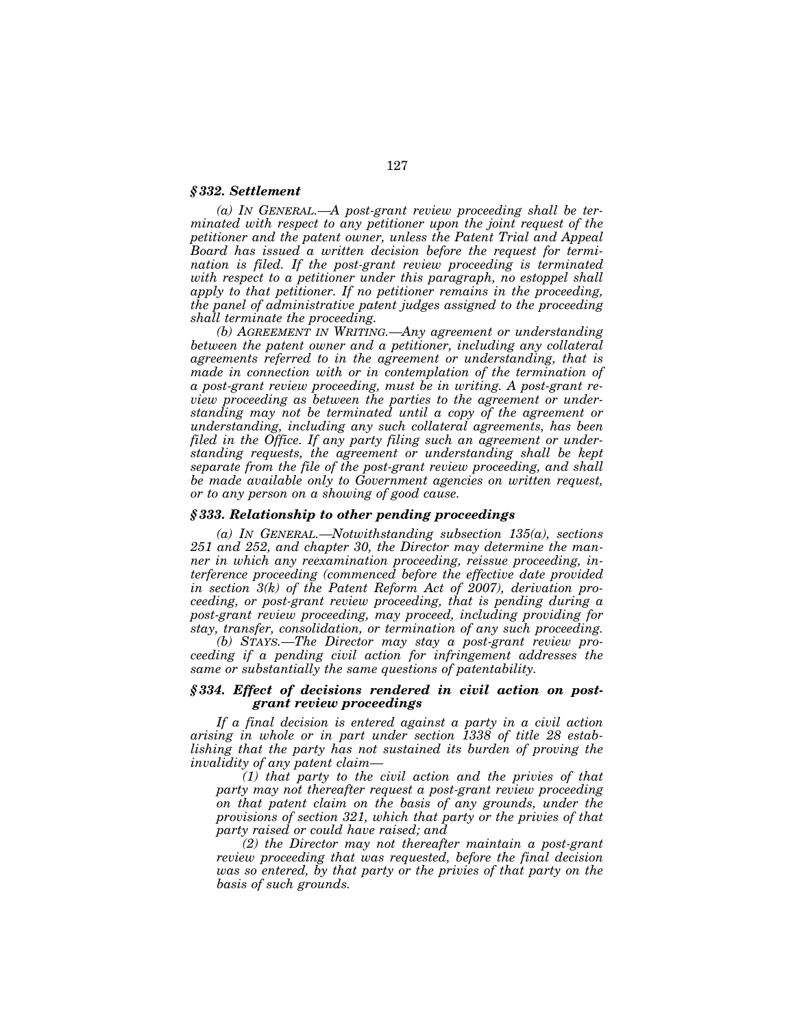### *§ 332. Settlement*

*(a) IN GENERAL.—A post-grant review proceeding shall be terminated with respect to any petitioner upon the joint request of the petitioner and the patent owner, unless the Patent Trial and Appeal Board has issued a written decision before the request for termination is filed. If the post-grant review proceeding is terminated with respect to a petitioner under this paragraph, no estoppel shall apply to that petitioner. If no petitioner remains in the proceeding, the panel of administrative patent judges assigned to the proceeding shall terminate the proceeding.*

*(b) AGREEMENT IN WRITING.—Any agreement or understanding between the patent owner and a petitioner, including any collateral agreements referred to in the agreement or understanding, that is made in connection with or in contemplation of the termination of a post-grant review proceeding, must be in writing. A post-grant review proceeding as between the parties to the agreement or understanding may not be terminated until a copy of the agreement or understanding, including any such collateral agreements, has been filed in the Office. If any party filing such an agreement or understanding requests, the agreement or understanding shall be kept separate from the file of the post-grant review proceeding, and shall be made available only to Government agencies on written request, or to any person on a showing of good cause.*

### *§ 333. Relationship to other pending proceedings*

*(a) IN GENERAL.—Notwithstanding subsection 135(a), sections 251 and 252, and chapter 30, the Director may determine the manner in which any reexamination proceeding, reissue proceeding, interference proceeding (commenced before the effective date provided in section 3(k) of the Patent Reform Act of 2007), derivation proceeding, or post-grant review proceeding, that is pending during a post-grant review proceeding, may proceed, including providing for stay, transfer, consolidation, or termination of any such proceeding.*

*(b) STAYS.—The Director may stay a post-grant review proceeding if a pending civil action for infringement addresses the same or substantially the same questions of patentability.*

### *§ 334. Effect of decisions rendered in civil action on post-grant review proceedings*

*If a final decision is entered against a party in a civil action arising in whole or in part under section 1338 of title 28 establishing that the party has not sustained its burden of proving the invalidity of any patent claim—*

*(1) that party to the civil action and the privies of that party may not thereafter request a post-grant review proceeding on that patent claim on the basis of any grounds, under the provisions of section 321, which that party or the privies of that party raised or could have raised; and*

*(2) the Director may not thereafter maintain a post-grant review proceeding that was requested, before the final decision was so entered, by that party or the privies of that party on the basis of such grounds.*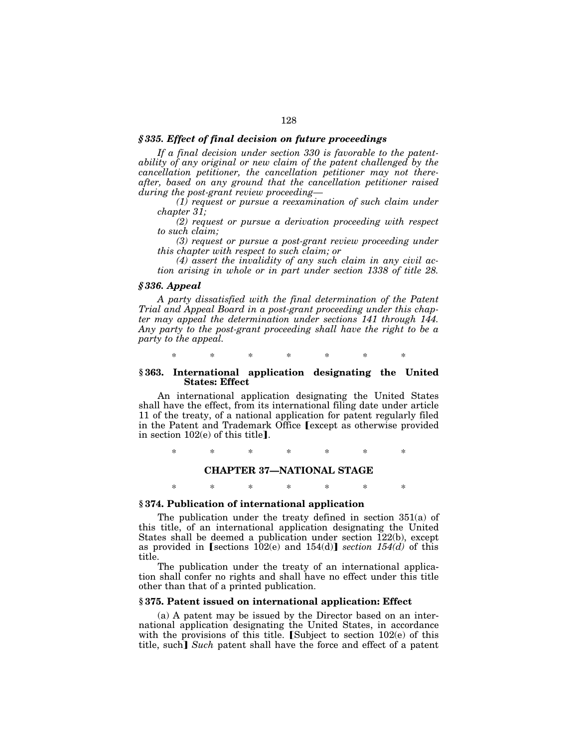### *§ 335. Effect of final decision on future proceedings*

*If a final decision under section 330 is favorable to the patentability of any original or new claim of the patent challenged by the cancellation petitioner, the cancellation petitioner may not thereafter, based on any ground that the cancellation petitioner raised during the post-grant review proceeding—*

*(1) request or pursue a reexamination of such claim under chapter 31;*

*(2) request or pursue a derivation proceeding with respect to such claim;*

*(3) request or pursue a post-grant review proceeding under this chapter with respect to such claim; or*

*(4) assert the invalidity of any such claim in any civil action arising in whole or in part under section 1338 of title 28.*

### *§ 336. Appeal*

*A party dissatisfied with the final determination of the Patent Trial and Appeal Board in a post-grant proceeding under this chapter may appeal the determination under sections 141 through 144. Any party to the post-grant proceeding shall have the right to be a party to the appeal.*

\* \* \* \* \* \* \*

### § 363. International application designating the United States: Effect

An international application designating the United States shall have the effect, from its international filing date under article 11 of the treaty, of a national application for patent regularly filed in the Patent and Trademark Office [except as otherwise provided in section 102(e) of this title].

\* \* \* \* \* \* \*

## CHAPTER 37—NATIONAL STAGE

\* \* \* \* \* \* \*

### § 374. Publication of international application

The publication under the treaty defined in section 351(a) of this title, of an international application designating the United States shall be deemed a publication under section 122(b), except as provided in [sections 102(e) and 154(d)] *section 154(d)* of this title.

The publication under the treaty of an international application shall confer no rights and shall have no effect under this title other than that of a printed publication.

### § 375. Patent issued on international application: Effect

(a) A patent may be issued by the Director based on an international application designating the United States, in accordance with the provisions of this title. [Subject to section 102(e) of this title, such] *Such* patent shall have the force and effect of a patent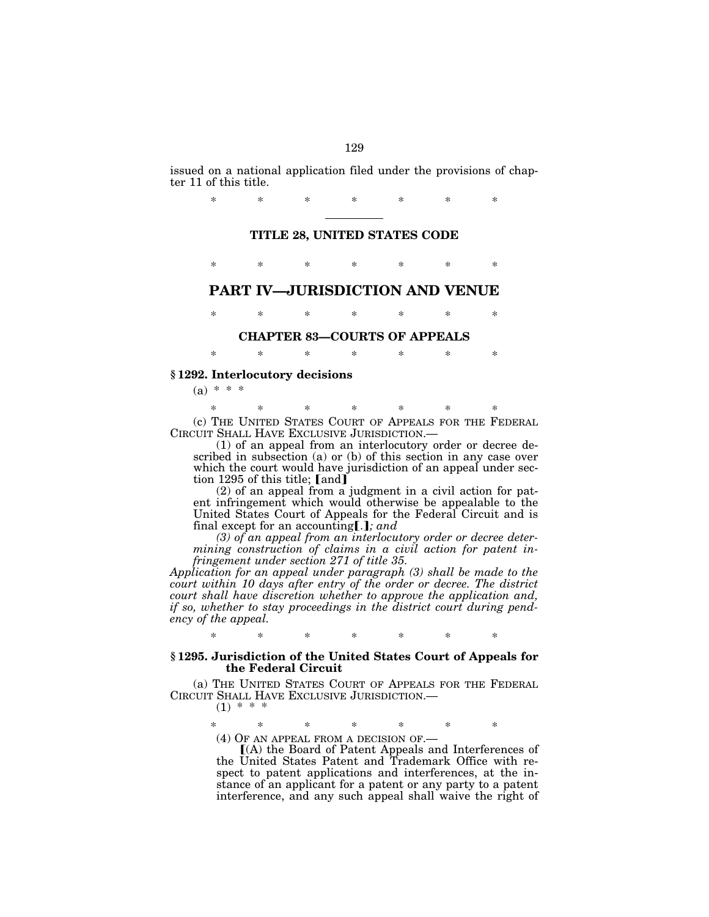issued on a national application filed under the provisions of chapter 11 of this title.

\* \* \* \* \* \* \*

---

**TITLE 28, UNITED STATES CODE**

\* \* \* \* \* \* \*

# PART IV—JURISDICTION AND VENUE

\* \* \* \* \* \* \*

## CHAPTER 83—COURTS OF APPEALS

\* \* \* \* \* \* \*

### § 1292. Interlocutory decisions

(a) * * *

\* \* \* \* \* \* \*

(c) THE UNITED STATES COURT OF APPEALS FOR THE FEDERAL CIRCUIT SHALL HAVE EXCLUSIVE JURISDICTION.—

(1) of an appeal from an interlocutory order or decree described in subsection (a) or (b) of this section in any case over which the court would have jurisdiction of an appeal under section 1295 of this title; ⟦and⟧

(2) of an appeal from a judgment in a civil action for patent infringement which would otherwise be appealable to the United States Court of Appeals for the Federal Circuit and is final except for an accounting⟦.⟧*; and*

*(3) of an appeal from an interlocutory order or decree determining construction of claims in a civil action for patent infringement under section 271 of title 35.*

*Application for an appeal under paragraph (3) shall be made to the court within 10 days after entry of the order or decree. The district court shall have discretion whether to approve the application and, if so, whether to stay proceedings in the district court during pendency of the appeal.*

\* \* \* \* \* \* \*

### § 1295. Jurisdiction of the United States Court of Appeals for the Federal Circuit

(a) THE UNITED STATES COURT OF APPEALS FOR THE FEDERAL CIRCUIT SHALL HAVE EXCLUSIVE JURISDICTION.—

(1) * * *

\* \* \* \* \* \* \*

(4) OF AN APPEAL FROM A DECISION OF.—

⟦(A) the Board of Patent Appeals and Interferences of the United States Patent and Trademark Office with respect to patent applications and interferences, at the instance of an applicant for a patent or any party to a patent interference, and any such appeal shall waive the right of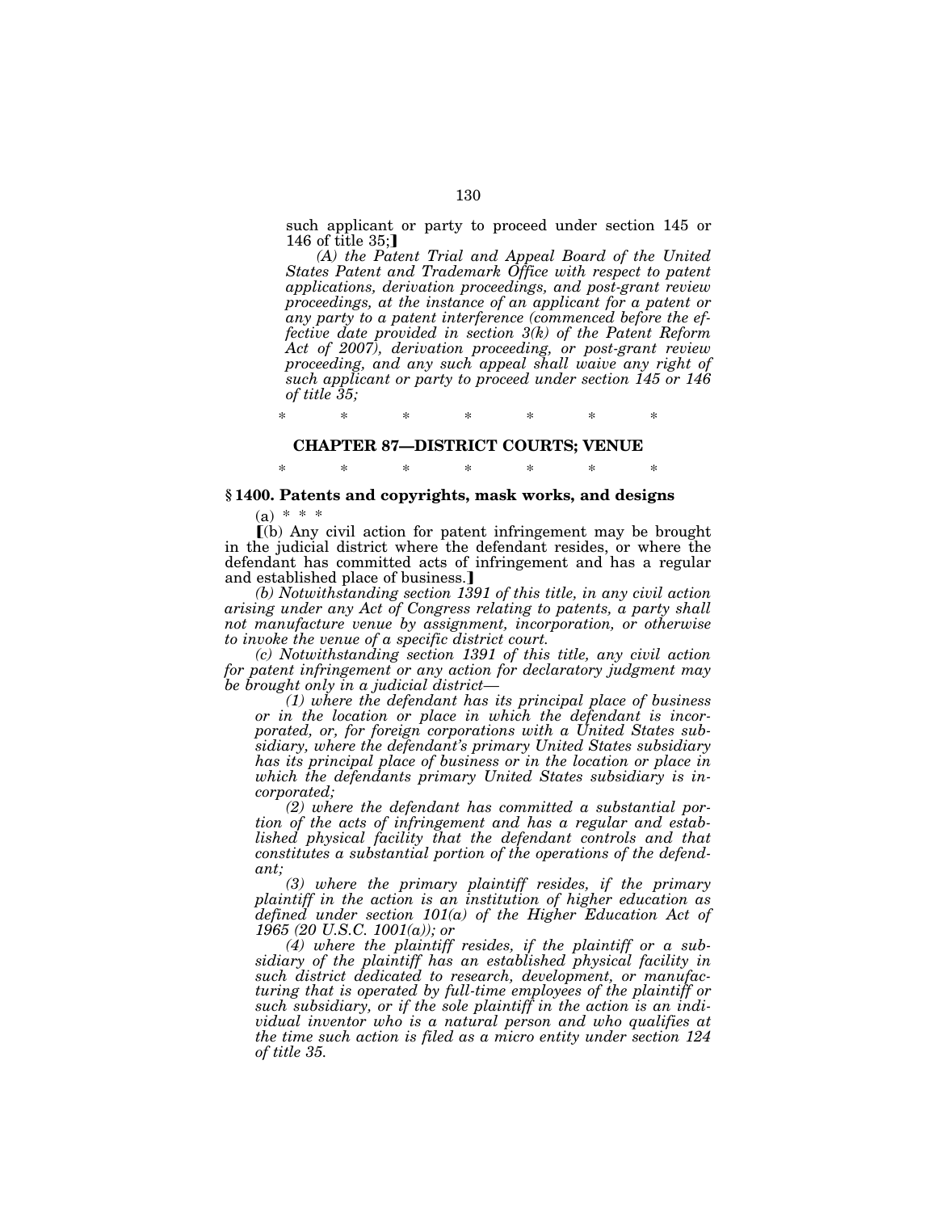such applicant or party to proceed under section 145 or 146 of title 35;】

*(A) the Patent Trial and Appeal Board of the United States Patent and Trademark Office with respect to patent applications, derivation proceedings, and post-grant review proceedings, at the instance of an applicant for a patent or any party to a patent interference (commenced before the effective date provided in section 3(k) of the Patent Reform Act of 2007), derivation proceeding, or post-grant review proceeding, and any such appeal shall waive any right of such applicant or party to proceed under section 145 or 146 of title 35;*

\* \* \* \* \* \* \*

## CHAPTER 87—DISTRICT COURTS; VENUE

\* \* \* \* \* \* \*

### § 1400. Patents and copyrights, mask works, and designs

(a) \* \* \*

【(b) Any civil action for patent infringement may be brought in the judicial district where the defendant resides, or where the defendant has committed acts of infringement and has a regular and established place of business.】

*(b) Notwithstanding section 1391 of this title, in any civil action arising under any Act of Congress relating to patents, a party shall not manufacture venue by assignment, incorporation, or otherwise to invoke the venue of a specific district court.*

*(c) Notwithstanding section 1391 of this title, any civil action for patent infringement or any action for declaratory judgment may be brought only in a judicial district—*

*(1) where the defendant has its principal place of business or in the location or place in which the defendant is incorporated, or, for foreign corporations with a United States subsidiary, where the defendant's primary United States subsidiary has its principal place of business or in the location or place in which the defendants primary United States subsidiary is incorporated;*

*(2) where the defendant has committed a substantial portion of the acts of infringement and has a regular and established physical facility that the defendant controls and that constitutes a substantial portion of the operations of the defendant;*

*(3) where the primary plaintiff resides, if the primary plaintiff in the action is an institution of higher education as defined under section 101(a) of the Higher Education Act of 1965 (20 U.S.C. 1001(a)); or*

*(4) where the plaintiff resides, if the plaintiff or a subsidiary of the plaintiff has an established physical facility in such district dedicated to research, development, or manufacturing that is operated by full-time employees of the plaintiff or such subsidiary, or if the sole plaintiff in the action is an individual inventor who is a natural person and who qualifies at the time such action is filed as a micro entity under section 124 of title 35.*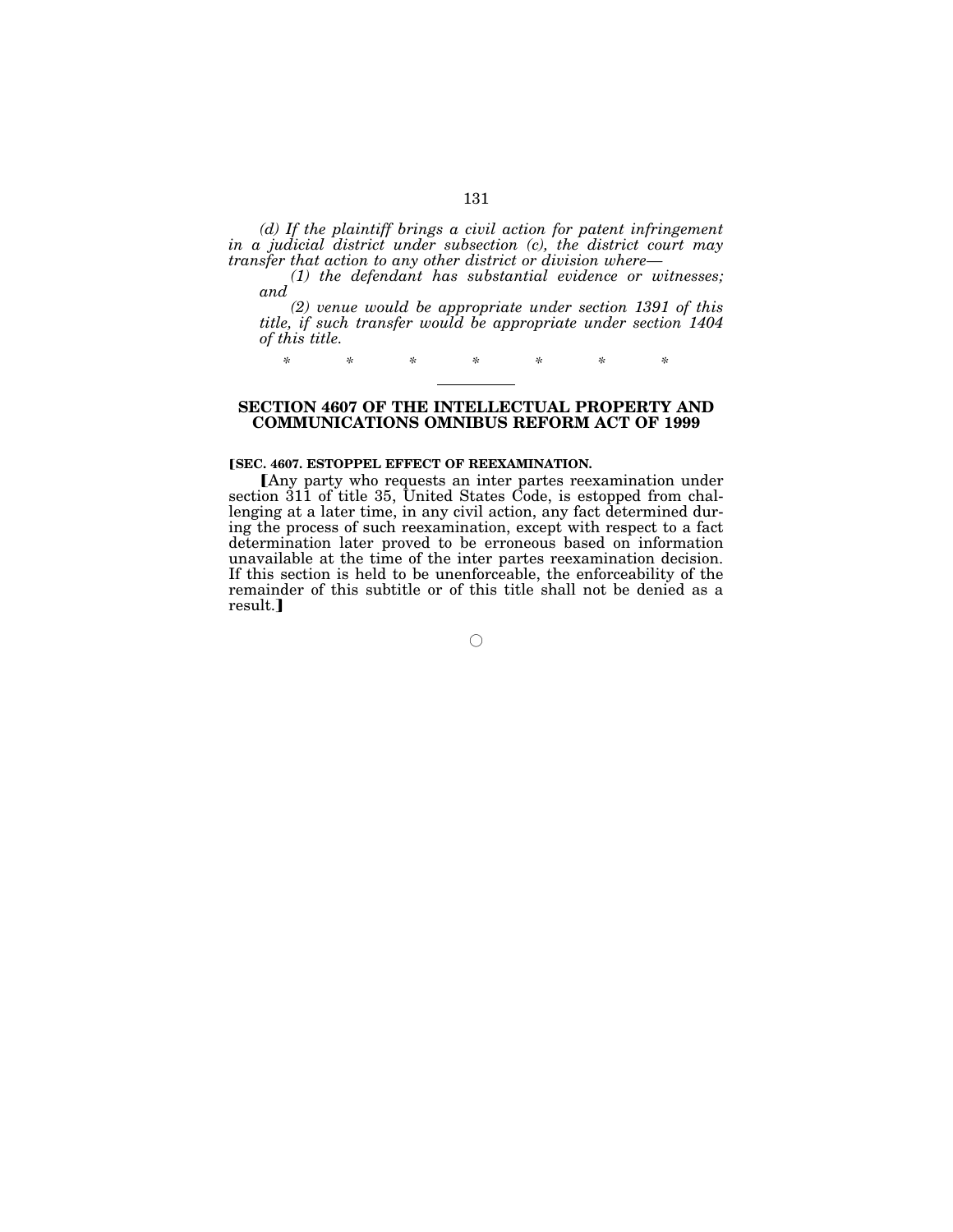*(d) If the plaintiff brings a civil action for patent infringement in a judicial district under subsection (c), the district court may transfer that action to any other district or division where—*

*(1) the defendant has substantial evidence or witnesses; and*

*(2) venue would be appropriate under section 1391 of this title, if such transfer would be appropriate under section 1404 of this title.*

\* \* \* \* \* \* \*

---

## SECTION 4607 OF THE INTELLECTUAL PROPERTY AND COMMUNICATIONS OMNIBUS REFORM ACT OF 1999

**[SEC. 4607. ESTOPPEL EFFECT OF REEXAMINATION.**

[Any party who requests an inter partes reexamination under section 311 of title 35, United States Code, is estopped from challenging at a later time, in any civil action, any fact determined during the process of such reexamination, except with respect to a fact determination later proved to be erroneous based on information unavailable at the time of the inter partes reexamination decision. If this section is held to be unenforceable, the enforceability of the remainder of this subtitle or of this title shall not be denied as a result.]

○